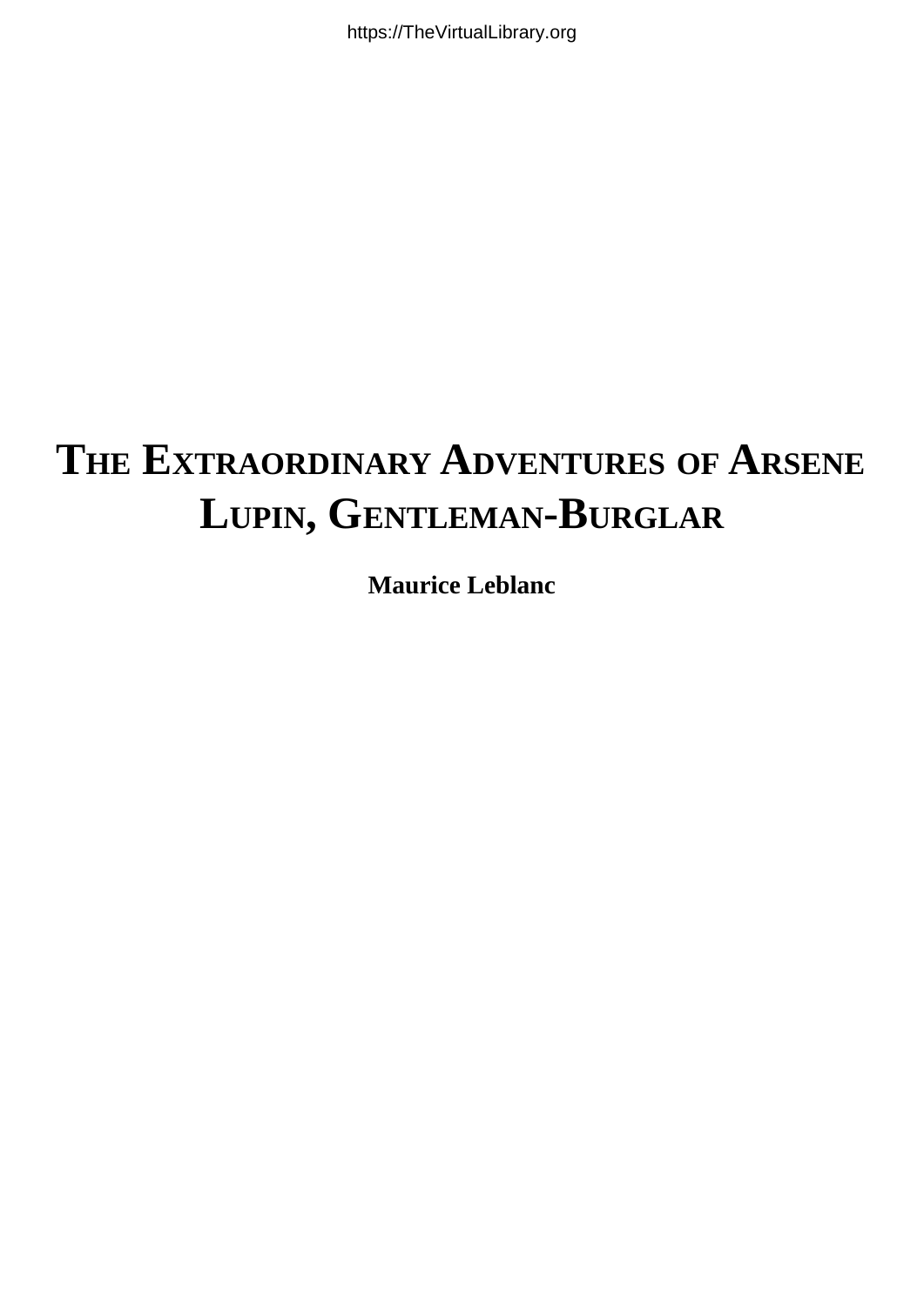# THE EXTRAORDINARY ADVENTURES OF ARSENE LUPIN, GENTLEMAN-BURGLAR

**Maurice Leblanc**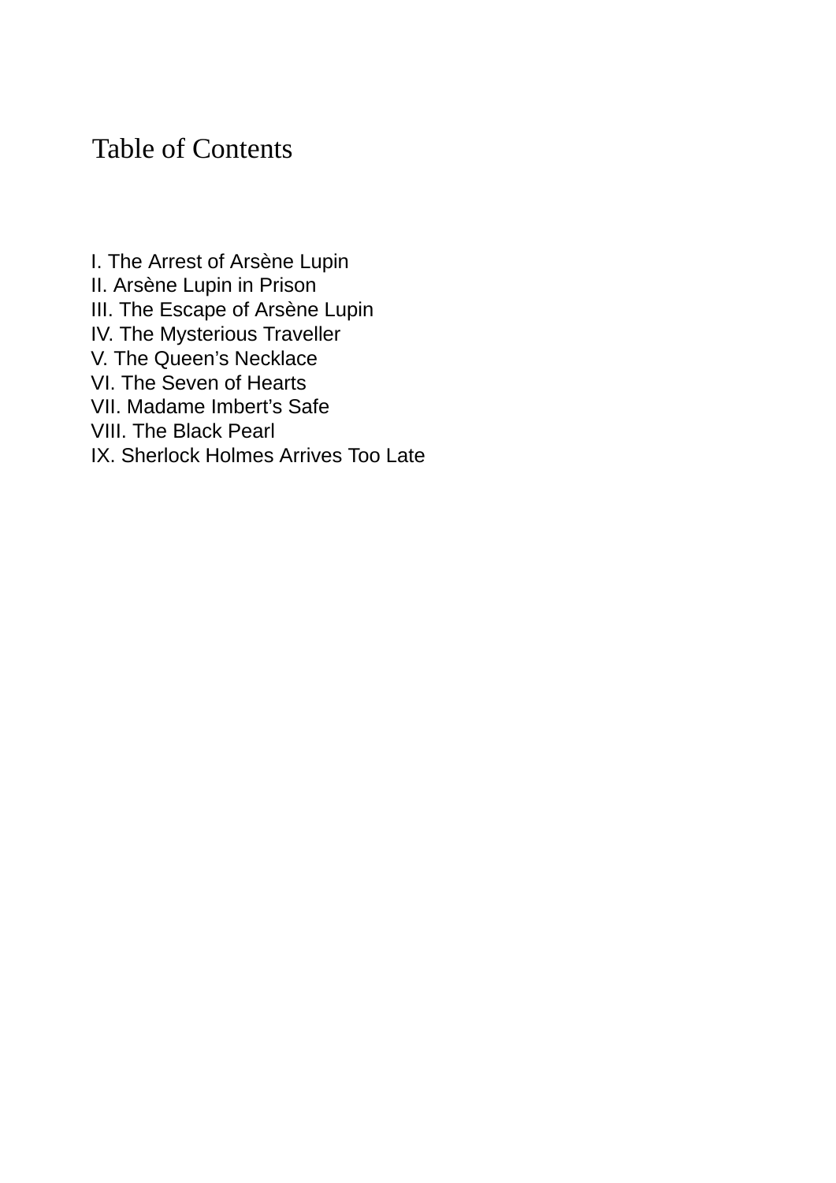# Table of Contents

I. The Arrest of Arsène Lupin
II. Arsène Lupin in Prison
III. The Escape of Arsène Lupin
IV. The Mysterious Traveller
V. The Queen’s Necklace
VI. The Seven of Hearts
VII. Madame Imbert’s Safe
VIII. The Black Pearl
IX. Sherlock Holmes Arrives Too Late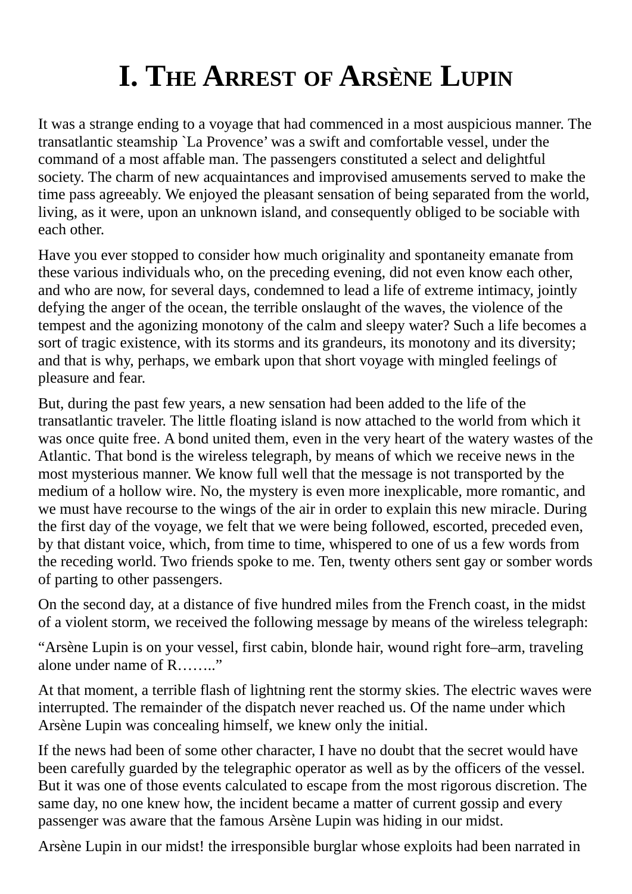# I. The Arrest of Arsène Lupin

It was a strange ending to a voyage that had commenced in a most auspicious manner. The transatlantic steamship `La Provence' was a swift and comfortable vessel, under the command of a most affable man. The passengers constituted a select and delightful society. The charm of new acquaintances and improvised amusements served to make the time pass agreeably. We enjoyed the pleasant sensation of being separated from the world, living, as it were, upon an unknown island, and consequently obliged to be sociable with each other.

Have you ever stopped to consider how much originality and spontaneity emanate from these various individuals who, on the preceding evening, did not even know each other, and who are now, for several days, condemned to lead a life of extreme intimacy, jointly defying the anger of the ocean, the terrible onslaught of the waves, the violence of the tempest and the agonizing monotony of the calm and sleepy water? Such a life becomes a sort of tragic existence, with its storms and its grandeurs, its monotony and its diversity; and that is why, perhaps, we embark upon that short voyage with mingled feelings of pleasure and fear.

But, during the past few years, a new sensation had been added to the life of the transatlantic traveler. The little floating island is now attached to the world from which it was once quite free. A bond united them, even in the very heart of the watery wastes of the Atlantic. That bond is the wireless telegraph, by means of which we receive news in the most mysterious manner. We know full well that the message is not transported by the medium of a hollow wire. No, the mystery is even more inexplicable, more romantic, and we must have recourse to the wings of the air in order to explain this new miracle. During the first day of the voyage, we felt that we were being followed, escorted, preceded even, by that distant voice, which, from time to time, whispered to one of us a few words from the receding world. Two friends spoke to me. Ten, twenty others sent gay or somber words of parting to other passengers.

On the second day, at a distance of five hundred miles from the French coast, in the midst of a violent storm, we received the following message by means of the wireless telegraph:

"Arsène Lupin is on your vessel, first cabin, blonde hair, wound right fore–arm, traveling alone under name of R…….."

At that moment, a terrible flash of lightning rent the stormy skies. The electric waves were interrupted. The remainder of the dispatch never reached us. Of the name under which Arsène Lupin was concealing himself, we knew only the initial.

If the news had been of some other character, I have no doubt that the secret would have been carefully guarded by the telegraphic operator as well as by the officers of the vessel. But it was one of those events calculated to escape from the most rigorous discretion. The same day, no one knew how, the incident became a matter of current gossip and every passenger was aware that the famous Arsène Lupin was hiding in our midst.

Arsène Lupin in our midst! the irresponsible burglar whose exploits had been narrated in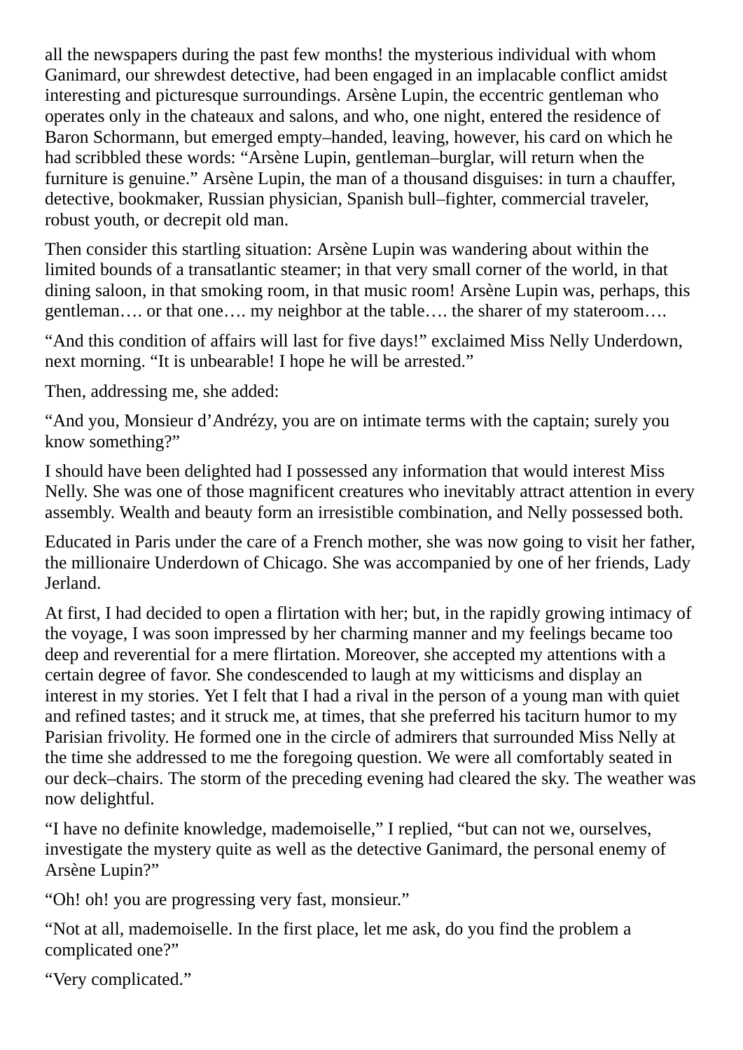all the newspapers during the past few months! the mysterious individual with whom Ganimard, our shrewdest detective, had been engaged in an implacable conflict amidst interesting and picturesque surroundings. Arsène Lupin, the eccentric gentleman who operates only in the chateaux and salons, and who, one night, entered the residence of Baron Schormann, but emerged empty–handed, leaving, however, his card on which he had scribbled these words: "Arsène Lupin, gentleman–burglar, will return when the furniture is genuine." Arsène Lupin, the man of a thousand disguises: in turn a chauffer, detective, bookmaker, Russian physician, Spanish bull–fighter, commercial traveler, robust youth, or decrepit old man.

Then consider this startling situation: Arsène Lupin was wandering about within the limited bounds of a transatlantic steamer; in that very small corner of the world, in that dining saloon, in that smoking room, in that music room! Arsène Lupin was, perhaps, this gentleman…. or that one…. my neighbor at the table…. the sharer of my stateroom….

"And this condition of affairs will last for five days!" exclaimed Miss Nelly Underdown, next morning. "It is unbearable! I hope he will be arrested."

Then, addressing me, she added:

"And you, Monsieur d'Andrézy, you are on intimate terms with the captain; surely you know something?"

I should have been delighted had I possessed any information that would interest Miss Nelly. She was one of those magnificent creatures who inevitably attract attention in every assembly. Wealth and beauty form an irresistible combination, and Nelly possessed both.

Educated in Paris under the care of a French mother, she was now going to visit her father, the millionaire Underdown of Chicago. She was accompanied by one of her friends, Lady Jerland.

At first, I had decided to open a flirtation with her; but, in the rapidly growing intimacy of the voyage, I was soon impressed by her charming manner and my feelings became too deep and reverential for a mere flirtation. Moreover, she accepted my attentions with a certain degree of favor. She condescended to laugh at my witticisms and display an interest in my stories. Yet I felt that I had a rival in the person of a young man with quiet and refined tastes; and it struck me, at times, that she preferred his taciturn humor to my Parisian frivolity. He formed one in the circle of admirers that surrounded Miss Nelly at the time she addressed to me the foregoing question. We were all comfortably seated in our deck–chairs. The storm of the preceding evening had cleared the sky. The weather was now delightful.

"I have no definite knowledge, mademoiselle," I replied, "but can not we, ourselves, investigate the mystery quite as well as the detective Ganimard, the personal enemy of Arsène Lupin?"

"Oh! oh! you are progressing very fast, monsieur."

"Not at all, mademoiselle. In the first place, let me ask, do you find the problem a complicated one?"

"Very complicated."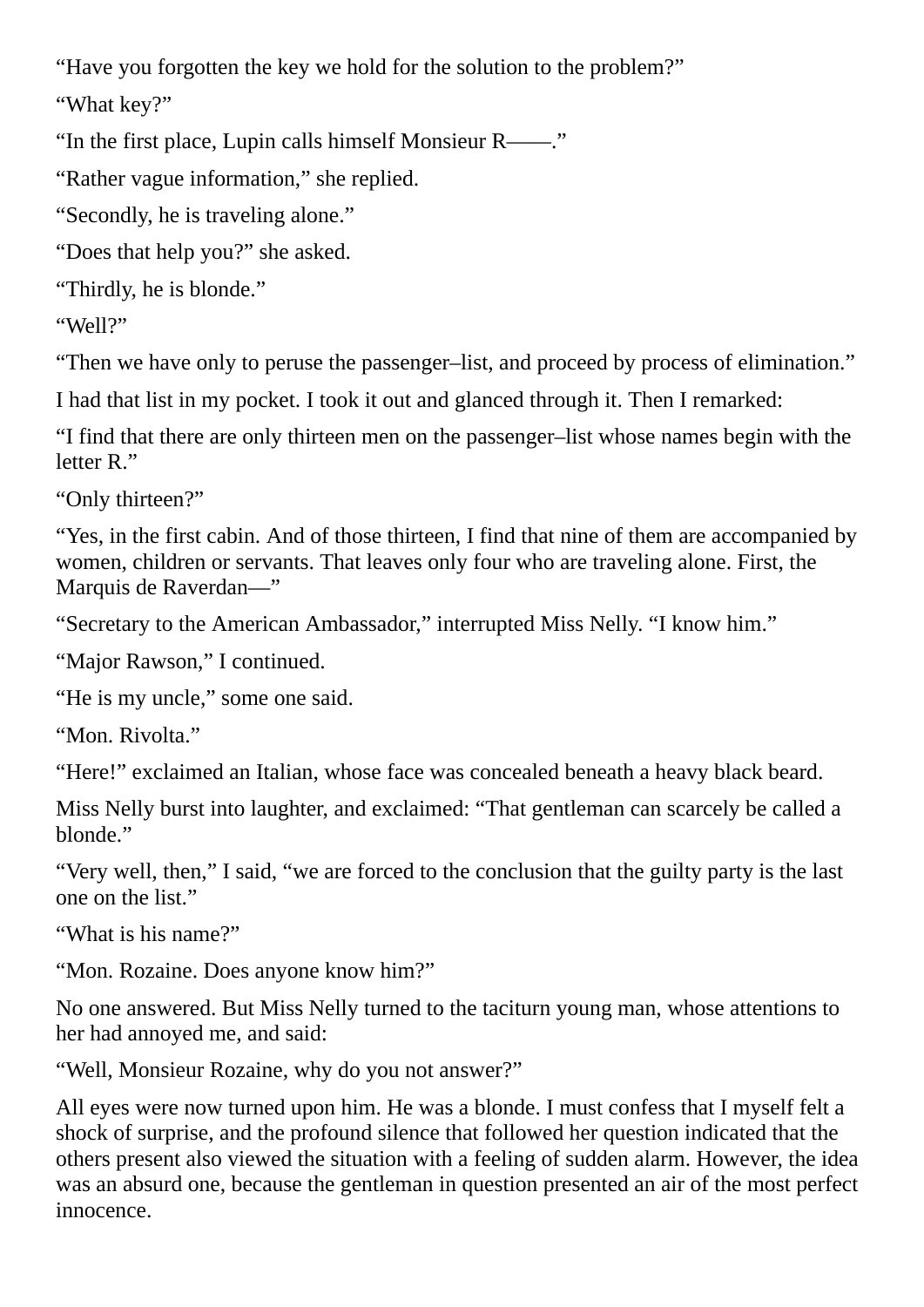"Have you forgotten the key we hold for the solution to the problem?"

"What key?"

"In the first place, Lupin calls himself Monsieur R——."

"Rather vague information," she replied.

"Secondly, he is traveling alone."

"Does that help you?" she asked.

"Thirdly, he is blonde."

"Well?"

"Then we have only to peruse the passenger–list, and proceed by process of elimination."

I had that list in my pocket. I took it out and glanced through it. Then I remarked:

"I find that there are only thirteen men on the passenger–list whose names begin with the letter R."

"Only thirteen?"

"Yes, in the first cabin. And of those thirteen, I find that nine of them are accompanied by women, children or servants. That leaves only four who are traveling alone. First, the Marquis de Raverdan—"

"Secretary to the American Ambassador," interrupted Miss Nelly. "I know him."

"Major Rawson," I continued.

"He is my uncle," some one said.

"Mon. Rivolta."

"Here!" exclaimed an Italian, whose face was concealed beneath a heavy black beard.

Miss Nelly burst into laughter, and exclaimed: "That gentleman can scarcely be called a blonde."

"Very well, then," I said, "we are forced to the conclusion that the guilty party is the last one on the list."

"What is his name?"

"Mon. Rozaine. Does anyone know him?"

No one answered. But Miss Nelly turned to the taciturn young man, whose attentions to her had annoyed me, and said:

"Well, Monsieur Rozaine, why do you not answer?"

All eyes were now turned upon him. He was a blonde. I must confess that I myself felt a shock of surprise, and the profound silence that followed her question indicated that the others present also viewed the situation with a feeling of sudden alarm. However, the idea was an absurd one, because the gentleman in question presented an air of the most perfect innocence.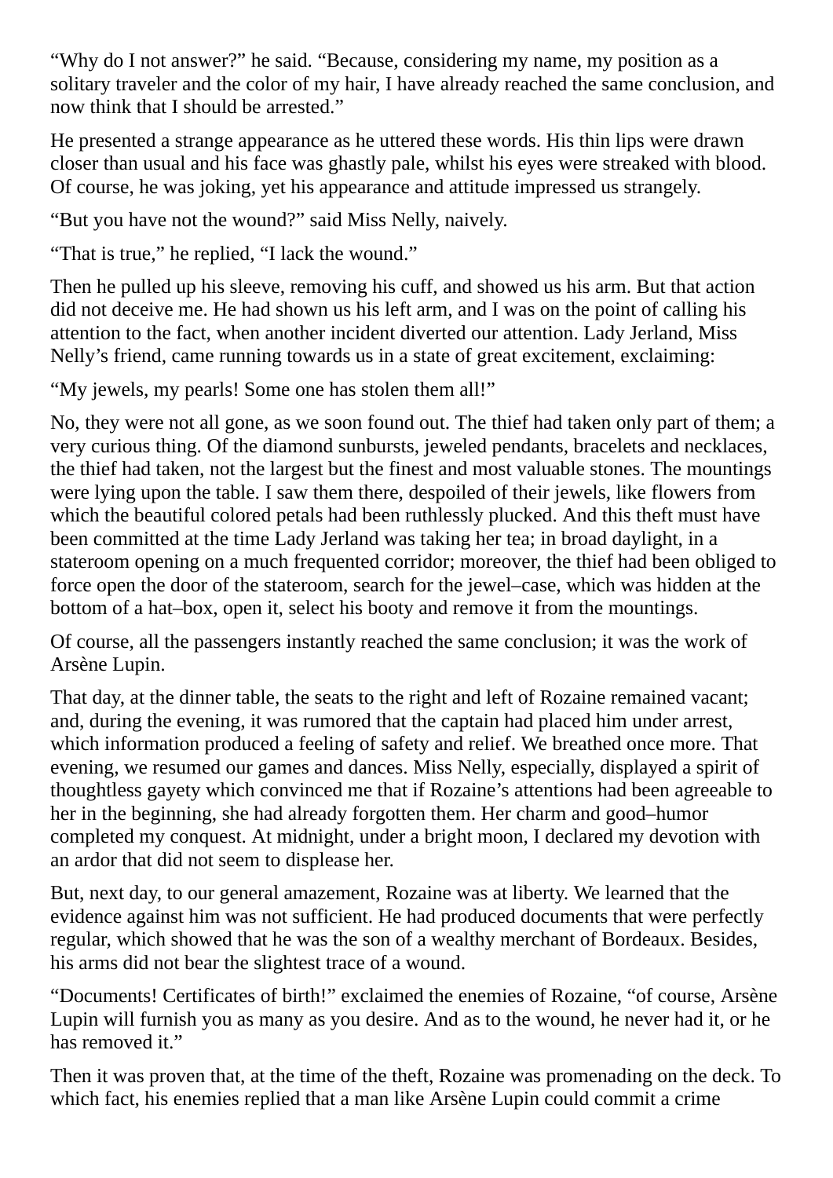"Why do I not answer?" he said. "Because, considering my name, my position as a solitary traveler and the color of my hair, I have already reached the same conclusion, and now think that I should be arrested."

He presented a strange appearance as he uttered these words. His thin lips were drawn closer than usual and his face was ghastly pale, whilst his eyes were streaked with blood. Of course, he was joking, yet his appearance and attitude impressed us strangely.

"But you have not the wound?" said Miss Nelly, naively.

"That is true," he replied, "I lack the wound."

Then he pulled up his sleeve, removing his cuff, and showed us his arm. But that action did not deceive me. He had shown us his left arm, and I was on the point of calling his attention to the fact, when another incident diverted our attention. Lady Jerland, Miss Nelly's friend, came running towards us in a state of great excitement, exclaiming:

"My jewels, my pearls! Some one has stolen them all!"

No, they were not all gone, as we soon found out. The thief had taken only part of them; a very curious thing. Of the diamond sunbursts, jeweled pendants, bracelets and necklaces, the thief had taken, not the largest but the finest and most valuable stones. The mountings were lying upon the table. I saw them there, despoiled of their jewels, like flowers from which the beautiful colored petals had been ruthlessly plucked. And this theft must have been committed at the time Lady Jerland was taking her tea; in broad daylight, in a stateroom opening on a much frequented corridor; moreover, the thief had been obliged to force open the door of the stateroom, search for the jewel–case, which was hidden at the bottom of a hat–box, open it, select his booty and remove it from the mountings.

Of course, all the passengers instantly reached the same conclusion; it was the work of Arsène Lupin.

That day, at the dinner table, the seats to the right and left of Rozaine remained vacant; and, during the evening, it was rumored that the captain had placed him under arrest, which information produced a feeling of safety and relief. We breathed once more. That evening, we resumed our games and dances. Miss Nelly, especially, displayed a spirit of thoughtless gayety which convinced me that if Rozaine's attentions had been agreeable to her in the beginning, she had already forgotten them. Her charm and good–humor completed my conquest. At midnight, under a bright moon, I declared my devotion with an ardor that did not seem to displease her.

But, next day, to our general amazement, Rozaine was at liberty. We learned that the evidence against him was not sufficient. He had produced documents that were perfectly regular, which showed that he was the son of a wealthy merchant of Bordeaux. Besides, his arms did not bear the slightest trace of a wound.

"Documents! Certificates of birth!" exclaimed the enemies of Rozaine, "of course, Arsène Lupin will furnish you as many as you desire. And as to the wound, he never had it, or he has removed it."

Then it was proven that, at the time of the theft, Rozaine was promenading on the deck. To which fact, his enemies replied that a man like Arsène Lupin could commit a crime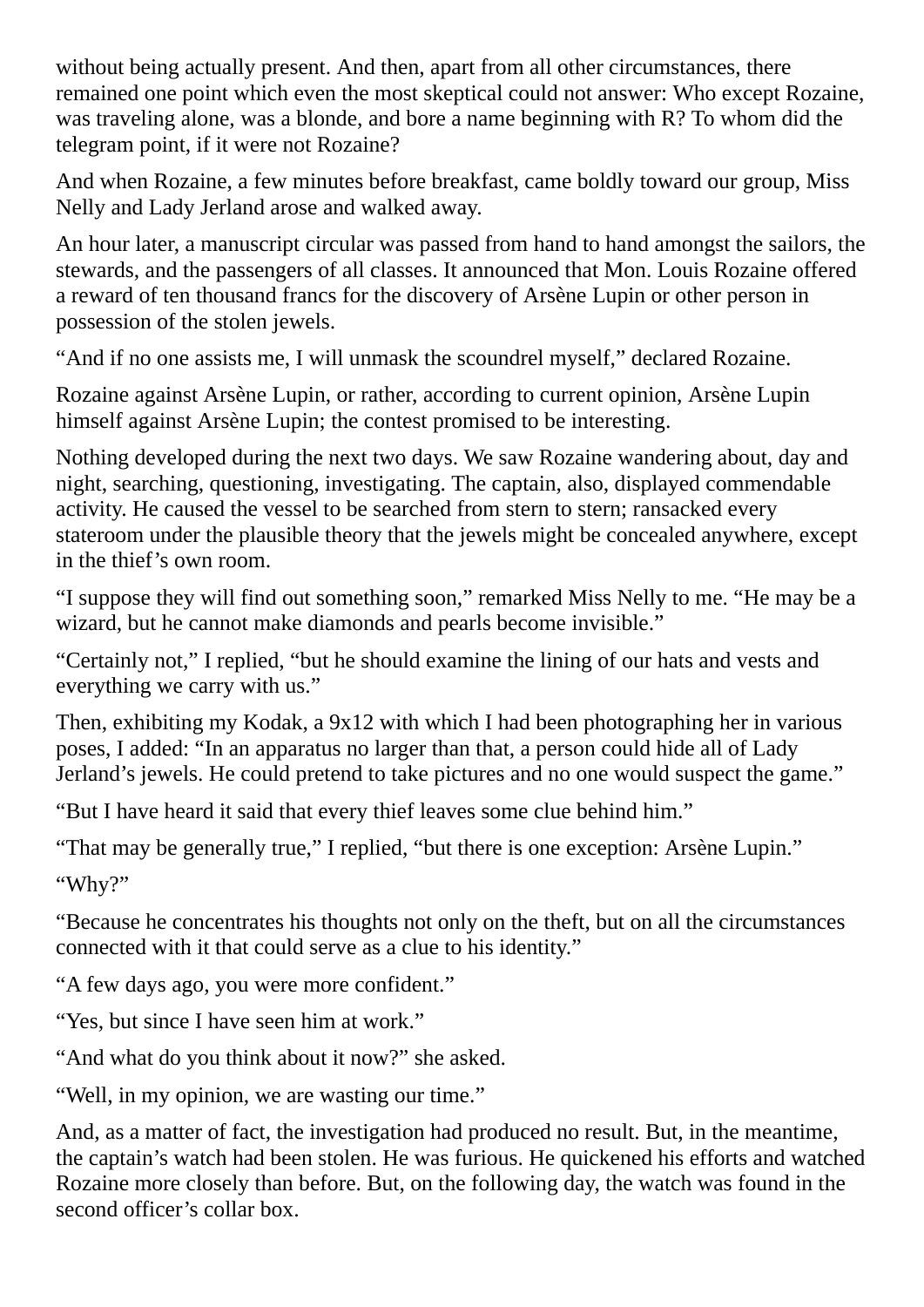without being actually present. And then, apart from all other circumstances, there remained one point which even the most skeptical could not answer: Who except Rozaine, was traveling alone, was a blonde, and bore a name beginning with R? To whom did the telegram point, if it were not Rozaine?

And when Rozaine, a few minutes before breakfast, came boldly toward our group, Miss Nelly and Lady Jerland arose and walked away.

An hour later, a manuscript circular was passed from hand to hand amongst the sailors, the stewards, and the passengers of all classes. It announced that Mon. Louis Rozaine offered a reward of ten thousand francs for the discovery of Arsène Lupin or other person in possession of the stolen jewels.

“And if no one assists me, I will unmask the scoundrel myself,” declared Rozaine.

Rozaine against Arsène Lupin, or rather, according to current opinion, Arsène Lupin himself against Arsène Lupin; the contest promised to be interesting.

Nothing developed during the next two days. We saw Rozaine wandering about, day and night, searching, questioning, investigating. The captain, also, displayed commendable activity. He caused the vessel to be searched from stern to stern; ransacked every stateroom under the plausible theory that the jewels might be concealed anywhere, except in the thief’s own room.

“I suppose they will find out something soon,” remarked Miss Nelly to me. “He may be a wizard, but he cannot make diamonds and pearls become invisible.”

“Certainly not,” I replied, “but he should examine the lining of our hats and vests and everything we carry with us.”

Then, exhibiting my Kodak, a 9x12 with which I had been photographing her in various poses, I added: “In an apparatus no larger than that, a person could hide all of Lady Jerland’s jewels. He could pretend to take pictures and no one would suspect the game.”

“But I have heard it said that every thief leaves some clue behind him.”

“That may be generally true,” I replied, “but there is one exception: Arsène Lupin.”

“Why?”

“Because he concentrates his thoughts not only on the theft, but on all the circumstances connected with it that could serve as a clue to his identity.”

“A few days ago, you were more confident.”

“Yes, but since I have seen him at work.”

“And what do you think about it now?” she asked.

“Well, in my opinion, we are wasting our time.”

And, as a matter of fact, the investigation had produced no result. But, in the meantime, the captain’s watch had been stolen. He was furious. He quickened his efforts and watched Rozaine more closely than before. But, on the following day, the watch was found in the second officer’s collar box.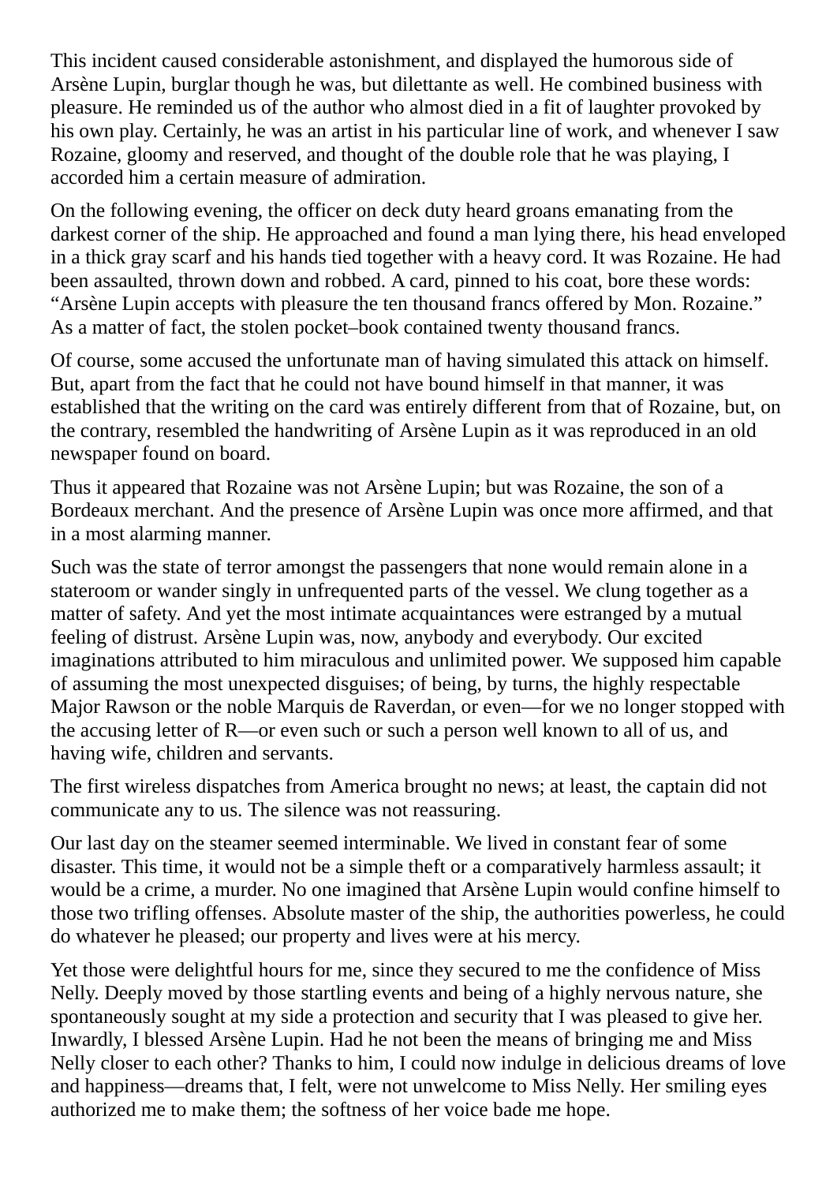This incident caused considerable astonishment, and displayed the humorous side of Arsène Lupin, burglar though he was, but dilettante as well. He combined business with pleasure. He reminded us of the author who almost died in a fit of laughter provoked by his own play. Certainly, he was an artist in his particular line of work, and whenever I saw Rozaine, gloomy and reserved, and thought of the double role that he was playing, I accorded him a certain measure of admiration.

On the following evening, the officer on deck duty heard groans emanating from the darkest corner of the ship. He approached and found a man lying there, his head enveloped in a thick gray scarf and his hands tied together with a heavy cord. It was Rozaine. He had been assaulted, thrown down and robbed. A card, pinned to his coat, bore these words: "Arsène Lupin accepts with pleasure the ten thousand francs offered by Mon. Rozaine." As a matter of fact, the stolen pocket–book contained twenty thousand francs.

Of course, some accused the unfortunate man of having simulated this attack on himself. But, apart from the fact that he could not have bound himself in that manner, it was established that the writing on the card was entirely different from that of Rozaine, but, on the contrary, resembled the handwriting of Arsène Lupin as it was reproduced in an old newspaper found on board.

Thus it appeared that Rozaine was not Arsène Lupin; but was Rozaine, the son of a Bordeaux merchant. And the presence of Arsène Lupin was once more affirmed, and that in a most alarming manner.

Such was the state of terror amongst the passengers that none would remain alone in a stateroom or wander singly in unfrequented parts of the vessel. We clung together as a matter of safety. And yet the most intimate acquaintances were estranged by a mutual feeling of distrust. Arsène Lupin was, now, anybody and everybody. Our excited imaginations attributed to him miraculous and unlimited power. We supposed him capable of assuming the most unexpected disguises; of being, by turns, the highly respectable Major Rawson or the noble Marquis de Raverdan, or even—for we no longer stopped with the accusing letter of R—or even such or such a person well known to all of us, and having wife, children and servants.

The first wireless dispatches from America brought no news; at least, the captain did not communicate any to us. The silence was not reassuring.

Our last day on the steamer seemed interminable. We lived in constant fear of some disaster. This time, it would not be a simple theft or a comparatively harmless assault; it would be a crime, a murder. No one imagined that Arsène Lupin would confine himself to those two trifling offenses. Absolute master of the ship, the authorities powerless, he could do whatever he pleased; our property and lives were at his mercy.

Yet those were delightful hours for me, since they secured to me the confidence of Miss Nelly. Deeply moved by those startling events and being of a highly nervous nature, she spontaneously sought at my side a protection and security that I was pleased to give her. Inwardly, I blessed Arsène Lupin. Had he not been the means of bringing me and Miss Nelly closer to each other? Thanks to him, I could now indulge in delicious dreams of love and happiness—dreams that, I felt, were not unwelcome to Miss Nelly. Her smiling eyes authorized me to make them; the softness of her voice bade me hope.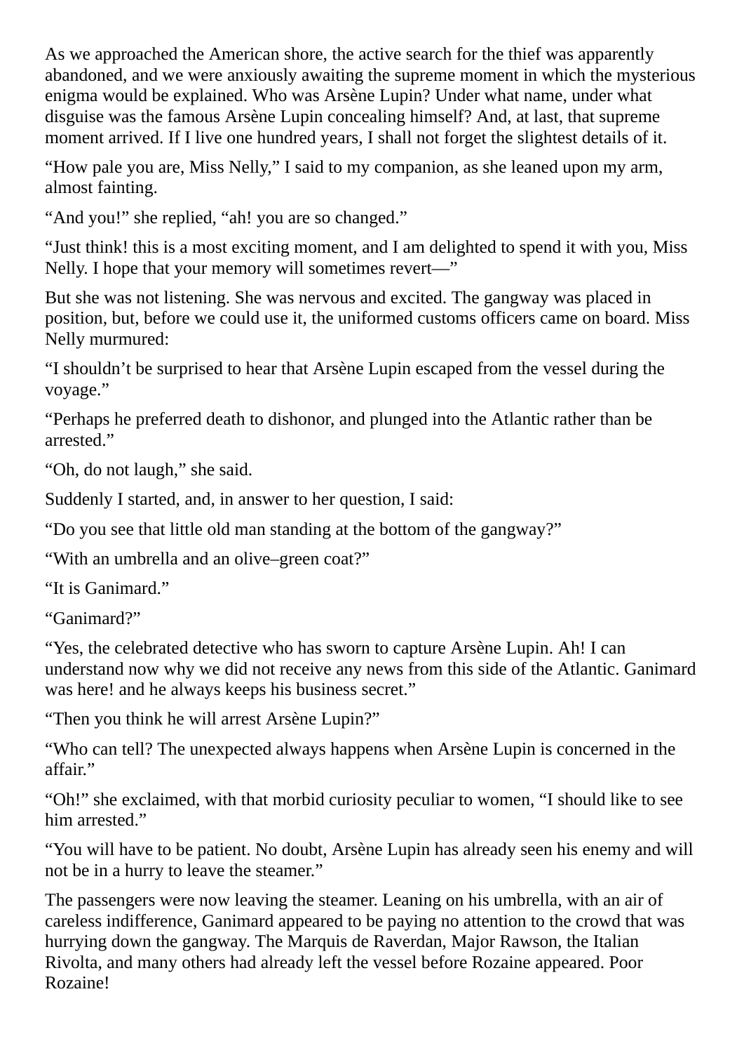As we approached the American shore, the active search for the thief was apparently abandoned, and we were anxiously awaiting the supreme moment in which the mysterious enigma would be explained. Who was Arsène Lupin? Under what name, under what disguise was the famous Arsène Lupin concealing himself? And, at last, that supreme moment arrived. If I live one hundred years, I shall not forget the slightest details of it.

“How pale you are, Miss Nelly,” I said to my companion, as she leaned upon my arm, almost fainting.

“And you!” she replied, “ah! you are so changed.”

“Just think! this is a most exciting moment, and I am delighted to spend it with you, Miss Nelly. I hope that your memory will sometimes revert—”

But she was not listening. She was nervous and excited. The gangway was placed in position, but, before we could use it, the uniformed customs officers came on board. Miss Nelly murmured:

“I shouldn’t be surprised to hear that Arsène Lupin escaped from the vessel during the voyage.”

“Perhaps he preferred death to dishonor, and plunged into the Atlantic rather than be arrested.”

“Oh, do not laugh,” she said.

Suddenly I started, and, in answer to her question, I said:

“Do you see that little old man standing at the bottom of the gangway?”

“With an umbrella and an olive–green coat?”

“It is Ganimard.”

“Ganimard?”

“Yes, the celebrated detective who has sworn to capture Arsène Lupin. Ah! I can understand now why we did not receive any news from this side of the Atlantic. Ganimard was here! and he always keeps his business secret.”

“Then you think he will arrest Arsène Lupin?”

“Who can tell? The unexpected always happens when Arsène Lupin is concerned in the affair.”

“Oh!” she exclaimed, with that morbid curiosity peculiar to women, “I should like to see him arrested.”

“You will have to be patient. No doubt, Arsène Lupin has already seen his enemy and will not be in a hurry to leave the steamer.”

The passengers were now leaving the steamer. Leaning on his umbrella, with an air of careless indifference, Ganimard appeared to be paying no attention to the crowd that was hurrying down the gangway. The Marquis de Raverdan, Major Rawson, the Italian Rivolta, and many others had already left the vessel before Rozaine appeared. Poor Rozaine!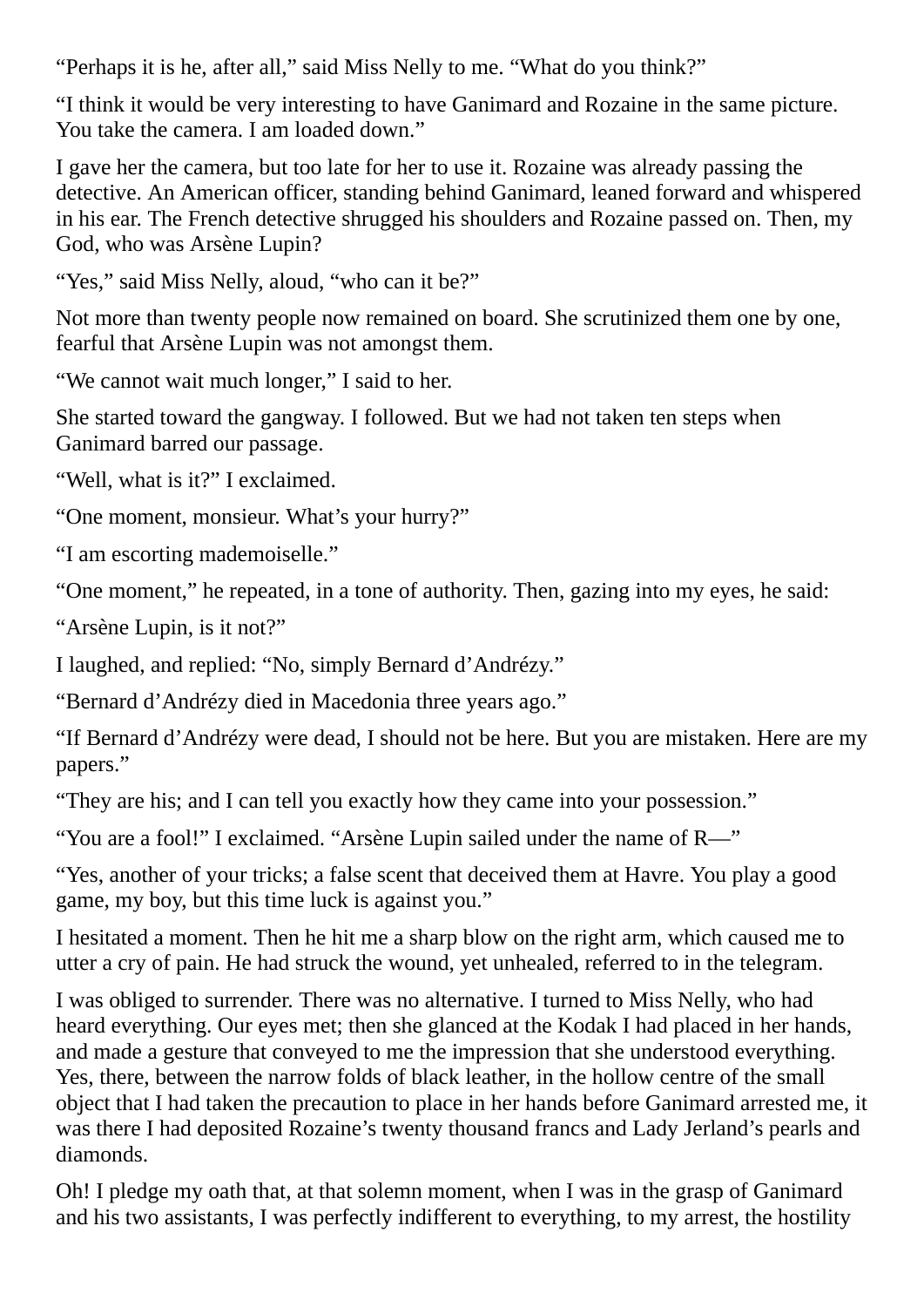"Perhaps it is he, after all," said Miss Nelly to me. "What do you think?"

"I think it would be very interesting to have Ganimard and Rozaine in the same picture. You take the camera. I am loaded down."

I gave her the camera, but too late for her to use it. Rozaine was already passing the detective. An American officer, standing behind Ganimard, leaned forward and whispered in his ear. The French detective shrugged his shoulders and Rozaine passed on. Then, my God, who was Arsène Lupin?

"Yes," said Miss Nelly, aloud, "who can it be?"

Not more than twenty people now remained on board. She scrutinized them one by one, fearful that Arsène Lupin was not amongst them.

"We cannot wait much longer," I said to her.

She started toward the gangway. I followed. But we had not taken ten steps when Ganimard barred our passage.

"Well, what is it?" I exclaimed.

"One moment, monsieur. What's your hurry?"

"I am escorting mademoiselle."

"One moment," he repeated, in a tone of authority. Then, gazing into my eyes, he said:

"Arsène Lupin, is it not?"

I laughed, and replied: "No, simply Bernard d'Andrézy."

"Bernard d'Andrézy died in Macedonia three years ago."

"If Bernard d'Andrézy were dead, I should not be here. But you are mistaken. Here are my papers."

"They are his; and I can tell you exactly how they came into your possession."

"You are a fool!" I exclaimed. "Arsène Lupin sailed under the name of R—"

"Yes, another of your tricks; a false scent that deceived them at Havre. You play a good game, my boy, but this time luck is against you."

I hesitated a moment. Then he hit me a sharp blow on the right arm, which caused me to utter a cry of pain. He had struck the wound, yet unhealed, referred to in the telegram.

I was obliged to surrender. There was no alternative. I turned to Miss Nelly, who had heard everything. Our eyes met; then she glanced at the Kodak I had placed in her hands, and made a gesture that conveyed to me the impression that she understood everything. Yes, there, between the narrow folds of black leather, in the hollow centre of the small object that I had taken the precaution to place in her hands before Ganimard arrested me, it was there I had deposited Rozaine's twenty thousand francs and Lady Jerland's pearls and diamonds.

Oh! I pledge my oath that, at that solemn moment, when I was in the grasp of Ganimard and his two assistants, I was perfectly indifferent to everything, to my arrest, the hostility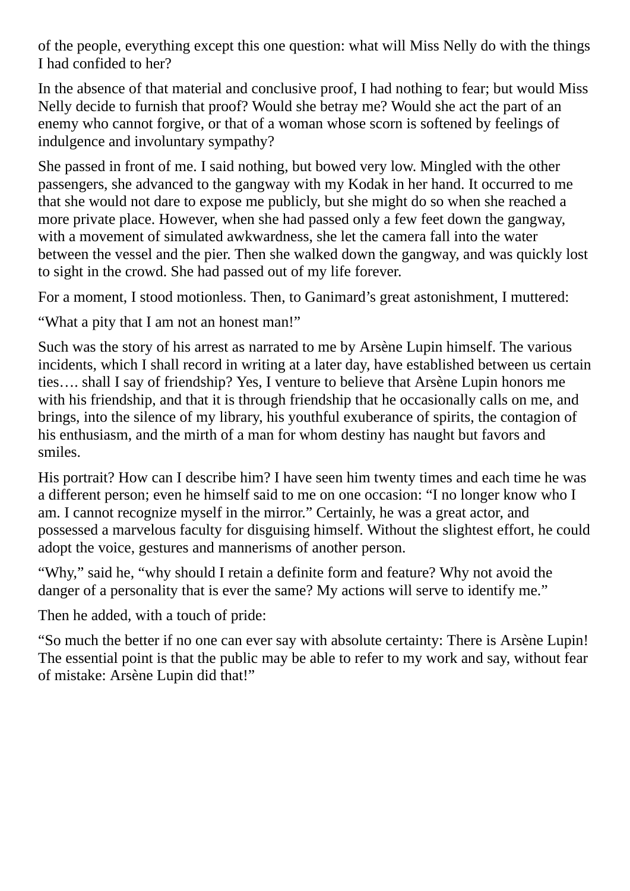of the people, everything except this one question: what will Miss Nelly do with the things I had confided to her?

In the absence of that material and conclusive proof, I had nothing to fear; but would Miss Nelly decide to furnish that proof? Would she betray me? Would she act the part of an enemy who cannot forgive, or that of a woman whose scorn is softened by feelings of indulgence and involuntary sympathy?

She passed in front of me. I said nothing, but bowed very low. Mingled with the other passengers, she advanced to the gangway with my Kodak in her hand. It occurred to me that she would not dare to expose me publicly, but she might do so when she reached a more private place. However, when she had passed only a few feet down the gangway, with a movement of simulated awkwardness, she let the camera fall into the water between the vessel and the pier. Then she walked down the gangway, and was quickly lost to sight in the crowd. She had passed out of my life forever.

For a moment, I stood motionless. Then, to Ganimard's great astonishment, I muttered:

"What a pity that I am not an honest man!"

Such was the story of his arrest as narrated to me by Arsène Lupin himself. The various incidents, which I shall record in writing at a later day, have established between us certain ties…. shall I say of friendship? Yes, I venture to believe that Arsène Lupin honors me with his friendship, and that it is through friendship that he occasionally calls on me, and brings, into the silence of my library, his youthful exuberance of spirits, the contagion of his enthusiasm, and the mirth of a man for whom destiny has naught but favors and smiles.

His portrait? How can I describe him? I have seen him twenty times and each time he was a different person; even he himself said to me on one occasion: "I no longer know who I am. I cannot recognize myself in the mirror." Certainly, he was a great actor, and possessed a marvelous faculty for disguising himself. Without the slightest effort, he could adopt the voice, gestures and mannerisms of another person.

"Why," said he, "why should I retain a definite form and feature? Why not avoid the danger of a personality that is ever the same? My actions will serve to identify me."

Then he added, with a touch of pride:

"So much the better if no one can ever say with absolute certainty: There is Arsène Lupin! The essential point is that the public may be able to refer to my work and say, without fear of mistake: Arsène Lupin did that!"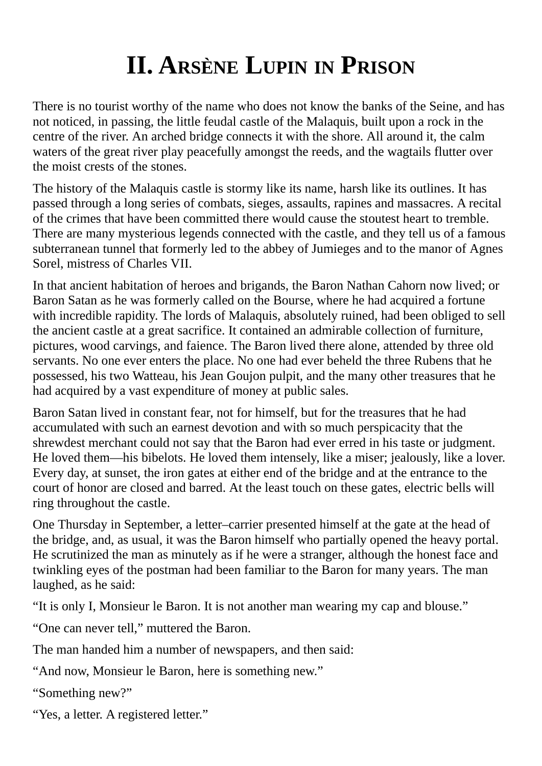# II. Arsène Lupin in Prison

There is no tourist worthy of the name who does not know the banks of the Seine, and has not noticed, in passing, the little feudal castle of the Malaquis, built upon a rock in the centre of the river. An arched bridge connects it with the shore. All around it, the calm waters of the great river play peacefully amongst the reeds, and the wagtails flutter over the moist crests of the stones.

The history of the Malaquis castle is stormy like its name, harsh like its outlines. It has passed through a long series of combats, sieges, assaults, rapines and massacres. A recital of the crimes that have been committed there would cause the stoutest heart to tremble. There are many mysterious legends connected with the castle, and they tell us of a famous subterranean tunnel that formerly led to the abbey of Jumieges and to the manor of Agnes Sorel, mistress of Charles VII.

In that ancient habitation of heroes and brigands, the Baron Nathan Cahorn now lived; or Baron Satan as he was formerly called on the Bourse, where he had acquired a fortune with incredible rapidity. The lords of Malaquis, absolutely ruined, had been obliged to sell the ancient castle at a great sacrifice. It contained an admirable collection of furniture, pictures, wood carvings, and faience. The Baron lived there alone, attended by three old servants. No one ever enters the place. No one had ever beheld the three Rubens that he possessed, his two Watteau, his Jean Goujon pulpit, and the many other treasures that he had acquired by a vast expenditure of money at public sales.

Baron Satan lived in constant fear, not for himself, but for the treasures that he had accumulated with such an earnest devotion and with so much perspicacity that the shrewdest merchant could not say that the Baron had ever erred in his taste or judgment. He loved them—his bibelots. He loved them intensely, like a miser; jealously, like a lover. Every day, at sunset, the iron gates at either end of the bridge and at the entrance to the court of honor are closed and barred. At the least touch on these gates, electric bells will ring throughout the castle.

One Thursday in September, a letter–carrier presented himself at the gate at the head of the bridge, and, as usual, it was the Baron himself who partially opened the heavy portal. He scrutinized the man as minutely as if he were a stranger, although the honest face and twinkling eyes of the postman had been familiar to the Baron for many years. The man laughed, as he said:

"It is only I, Monsieur le Baron. It is not another man wearing my cap and blouse."

"One can never tell," muttered the Baron.

The man handed him a number of newspapers, and then said:

"And now, Monsieur le Baron, here is something new."

"Something new?"

"Yes, a letter. A registered letter."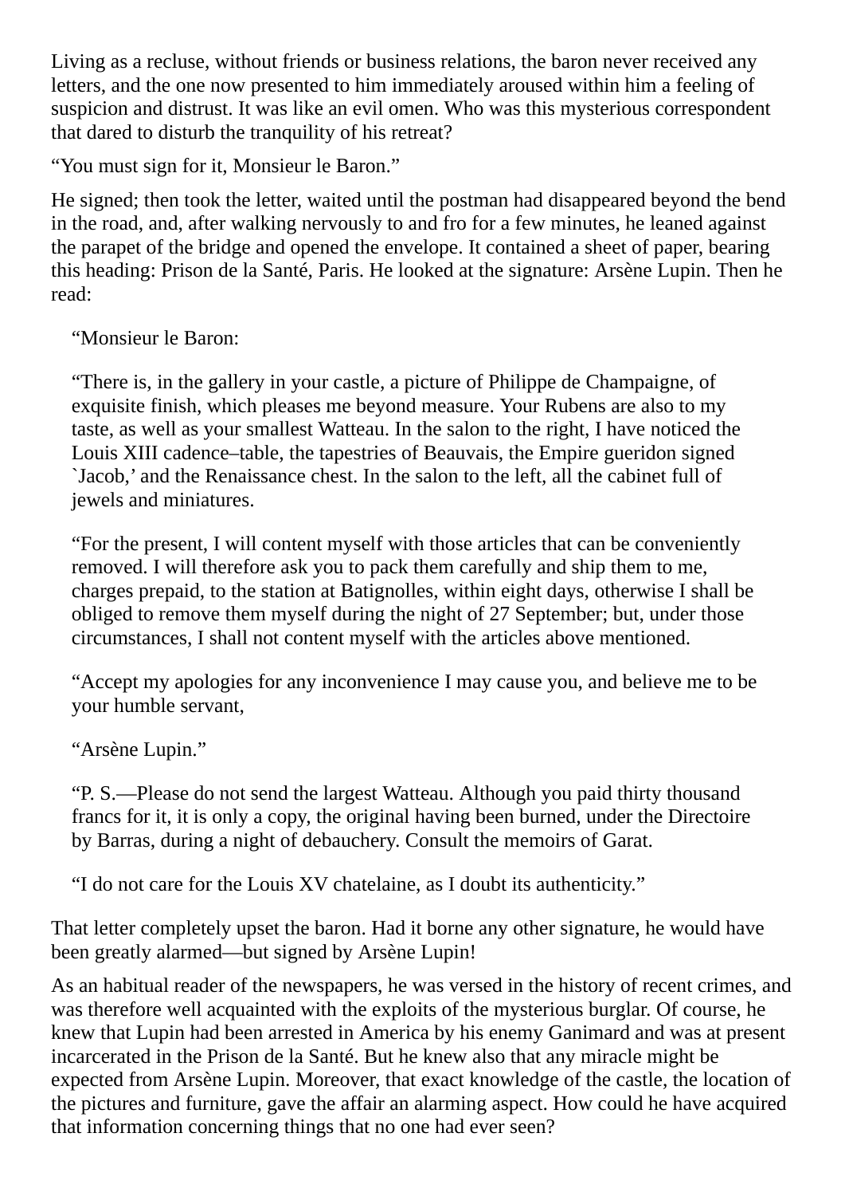Living as a recluse, without friends or business relations, the baron never received any letters, and the one now presented to him immediately aroused within him a feeling of suspicion and distrust. It was like an evil omen. Who was this mysterious correspondent that dared to disturb the tranquility of his retreat?

"You must sign for it, Monsieur le Baron."

He signed; then took the letter, waited until the postman had disappeared beyond the bend in the road, and, after walking nervously to and fro for a few minutes, he leaned against the parapet of the bridge and opened the envelope. It contained a sheet of paper, bearing this heading: Prison de la Santé, Paris. He looked at the signature: Arsène Lupin. Then he read:

> "Monsieur le Baron:
>
> "There is, in the gallery in your castle, a picture of Philippe de Champaigne, of exquisite finish, which pleases me beyond measure. Your Rubens are also to my taste, as well as your smallest Watteau. In the salon to the right, I have noticed the Louis XIII cadence–table, the tapestries of Beauvais, the Empire gueridon signed `Jacob,' and the Renaissance chest. In the salon to the left, all the cabinet full of jewels and miniatures.
>
> "For the present, I will content myself with those articles that can be conveniently removed. I will therefore ask you to pack them carefully and ship them to me, charges prepaid, to the station at Batignolles, within eight days, otherwise I shall be obliged to remove them myself during the night of 27 September; but, under those circumstances, I shall not content myself with the articles above mentioned.
>
> "Accept my apologies for any inconvenience I may cause you, and believe me to be your humble servant,
>
> "Arsène Lupin."
>
> "P. S.—Please do not send the largest Watteau. Although you paid thirty thousand francs for it, it is only a copy, the original having been burned, under the Directoire by Barras, during a night of debauchery. Consult the memoirs of Garat.
>
> "I do not care for the Louis XV chatelaine, as I doubt its authenticity."

That letter completely upset the baron. Had it borne any other signature, he would have been greatly alarmed—but signed by Arsène Lupin!

As an habitual reader of the newspapers, he was versed in the history of recent crimes, and was therefore well acquainted with the exploits of the mysterious burglar. Of course, he knew that Lupin had been arrested in America by his enemy Ganimard and was at present incarcerated in the Prison de la Santé. But he knew also that any miracle might be expected from Arsène Lupin. Moreover, that exact knowledge of the castle, the location of the pictures and furniture, gave the affair an alarming aspect. How could he have acquired that information concerning things that no one had ever seen?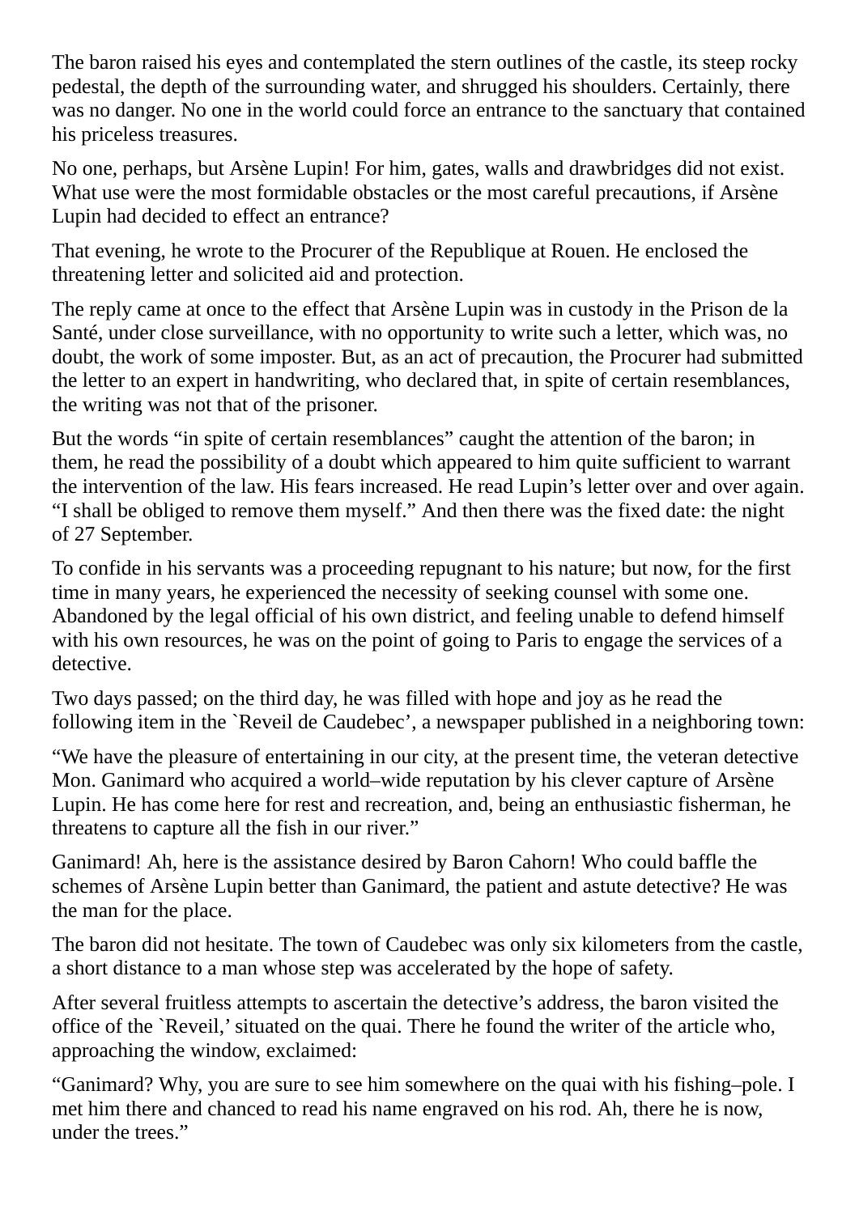The baron raised his eyes and contemplated the stern outlines of the castle, its steep rocky pedestal, the depth of the surrounding water, and shrugged his shoulders. Certainly, there was no danger. No one in the world could force an entrance to the sanctuary that contained his priceless treasures.

No one, perhaps, but Arsène Lupin! For him, gates, walls and drawbridges did not exist. What use were the most formidable obstacles or the most careful precautions, if Arsène Lupin had decided to effect an entrance?

That evening, he wrote to the Procurer of the Republique at Rouen. He enclosed the threatening letter and solicited aid and protection.

The reply came at once to the effect that Arsène Lupin was in custody in the Prison de la Santé, under close surveillance, with no opportunity to write such a letter, which was, no doubt, the work of some imposter. But, as an act of precaution, the Procurer had submitted the letter to an expert in handwriting, who declared that, in spite of certain resemblances, the writing was not that of the prisoner.

But the words "in spite of certain resemblances" caught the attention of the baron; in them, he read the possibility of a doubt which appeared to him quite sufficient to warrant the intervention of the law. His fears increased. He read Lupin's letter over and over again. "I shall be obliged to remove them myself." And then there was the fixed date: the night of 27 September.

To confide in his servants was a proceeding repugnant to his nature; but now, for the first time in many years, he experienced the necessity of seeking counsel with some one. Abandoned by the legal official of his own district, and feeling unable to defend himself with his own resources, he was on the point of going to Paris to engage the services of a detective.

Two days passed; on the third day, he was filled with hope and joy as he read the following item in the `Reveil de Caudebec', a newspaper published in a neighboring town:

"We have the pleasure of entertaining in our city, at the present time, the veteran detective Mon. Ganimard who acquired a world–wide reputation by his clever capture of Arsène Lupin. He has come here for rest and recreation, and, being an enthusiastic fisherman, he threatens to capture all the fish in our river."

Ganimard! Ah, here is the assistance desired by Baron Cahorn! Who could baffle the schemes of Arsène Lupin better than Ganimard, the patient and astute detective? He was the man for the place.

The baron did not hesitate. The town of Caudebec was only six kilometers from the castle, a short distance to a man whose step was accelerated by the hope of safety.

After several fruitless attempts to ascertain the detective's address, the baron visited the office of the `Reveil,' situated on the quai. There he found the writer of the article who, approaching the window, exclaimed:

"Ganimard? Why, you are sure to see him somewhere on the quai with his fishing–pole. I met him there and chanced to read his name engraved on his rod. Ah, there he is now, under the trees."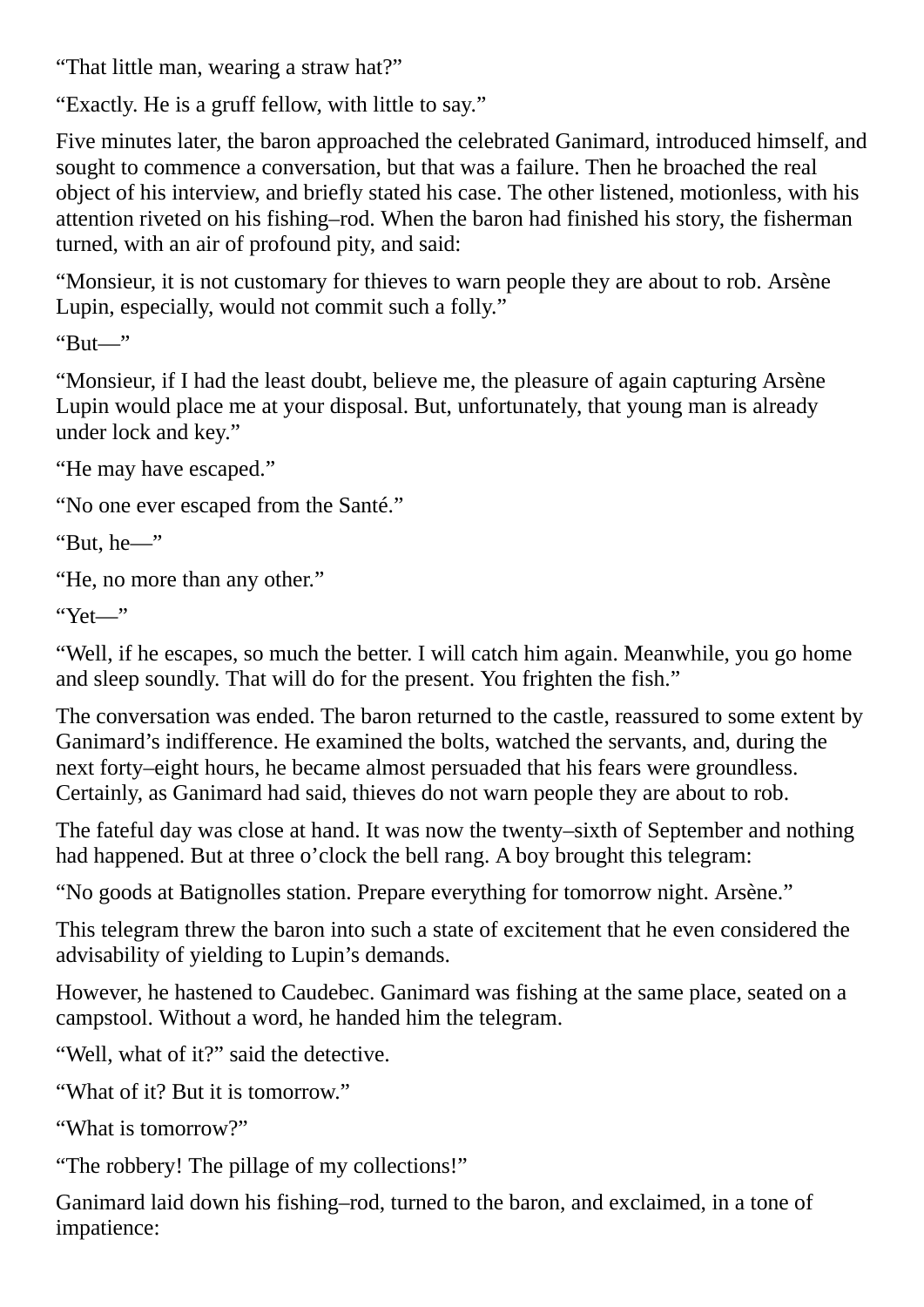"That little man, wearing a straw hat?"

"Exactly. He is a gruff fellow, with little to say."

Five minutes later, the baron approached the celebrated Ganimard, introduced himself, and sought to commence a conversation, but that was a failure. Then he broached the real object of his interview, and briefly stated his case. The other listened, motionless, with his attention riveted on his fishing–rod. When the baron had finished his story, the fisherman turned, with an air of profound pity, and said:

"Monsieur, it is not customary for thieves to warn people they are about to rob. Arsène Lupin, especially, would not commit such a folly."

"But—"

"Monsieur, if I had the least doubt, believe me, the pleasure of again capturing Arsène Lupin would place me at your disposal. But, unfortunately, that young man is already under lock and key."

"He may have escaped."

"No one ever escaped from the Santé."

"But, he—"

"He, no more than any other."

"Yet—"

"Well, if he escapes, so much the better. I will catch him again. Meanwhile, you go home and sleep soundly. That will do for the present. You frighten the fish."

The conversation was ended. The baron returned to the castle, reassured to some extent by Ganimard's indifference. He examined the bolts, watched the servants, and, during the next forty–eight hours, he became almost persuaded that his fears were groundless. Certainly, as Ganimard had said, thieves do not warn people they are about to rob.

The fateful day was close at hand. It was now the twenty–sixth of September and nothing had happened. But at three o'clock the bell rang. A boy brought this telegram:

"No goods at Batignolles station. Prepare everything for tomorrow night. Arsène."

This telegram threw the baron into such a state of excitement that he even considered the advisability of yielding to Lupin's demands.

However, he hastened to Caudebec. Ganimard was fishing at the same place, seated on a campstool. Without a word, he handed him the telegram.

"Well, what of it?" said the detective.

"What of it? But it is tomorrow."

"What is tomorrow?"

"The robbery! The pillage of my collections!"

Ganimard laid down his fishing–rod, turned to the baron, and exclaimed, in a tone of impatience: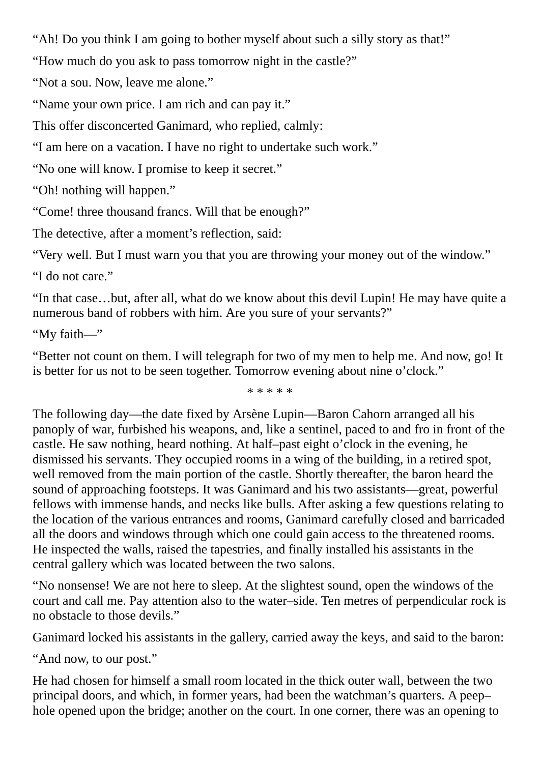“Ah! Do you think I am going to bother myself about such a silly story as that!”

“How much do you ask to pass tomorrow night in the castle?”

“Not a sou. Now, leave me alone.”

“Name your own price. I am rich and can pay it.”

This offer disconcerted Ganimard, who replied, calmly:

“I am here on a vacation. I have no right to undertake such work.”

“No one will know. I promise to keep it secret.”

“Oh! nothing will happen.”

“Come! three thousand francs. Will that be enough?”

The detective, after a moment’s reflection, said:

“Very well. But I must warn you that you are throwing your money out of the window.”

“I do not care.”

“In that case…but, after all, what do we know about this devil Lupin! He may have quite a numerous band of robbers with him. Are you sure of your servants?”

“My faith—”

“Better not count on them. I will telegraph for two of my men to help me. And now, go! It is better for us not to be seen together. Tomorrow evening about nine o’clock.”

\* \* \* \* \*

The following day—the date fixed by Arsène Lupin—Baron Cahorn arranged all his panoply of war, furbished his weapons, and, like a sentinel, paced to and fro in front of the castle. He saw nothing, heard nothing. At half–past eight o’clock in the evening, he dismissed his servants. They occupied rooms in a wing of the building, in a retired spot, well removed from the main portion of the castle. Shortly thereafter, the baron heard the sound of approaching footsteps. It was Ganimard and his two assistants—great, powerful fellows with immense hands, and necks like bulls. After asking a few questions relating to the location of the various entrances and rooms, Ganimard carefully closed and barricaded all the doors and windows through which one could gain access to the threatened rooms. He inspected the walls, raised the tapestries, and finally installed his assistants in the central gallery which was located between the two salons.

“No nonsense! We are not here to sleep. At the slightest sound, open the windows of the court and call me. Pay attention also to the water–side. Ten metres of perpendicular rock is no obstacle to those devils.”

Ganimard locked his assistants in the gallery, carried away the keys, and said to the baron:

“And now, to our post.”

He had chosen for himself a small room located in the thick outer wall, between the two principal doors, and which, in former years, had been the watchman’s quarters. A peep–hole opened upon the bridge; another on the court. In one corner, there was an opening to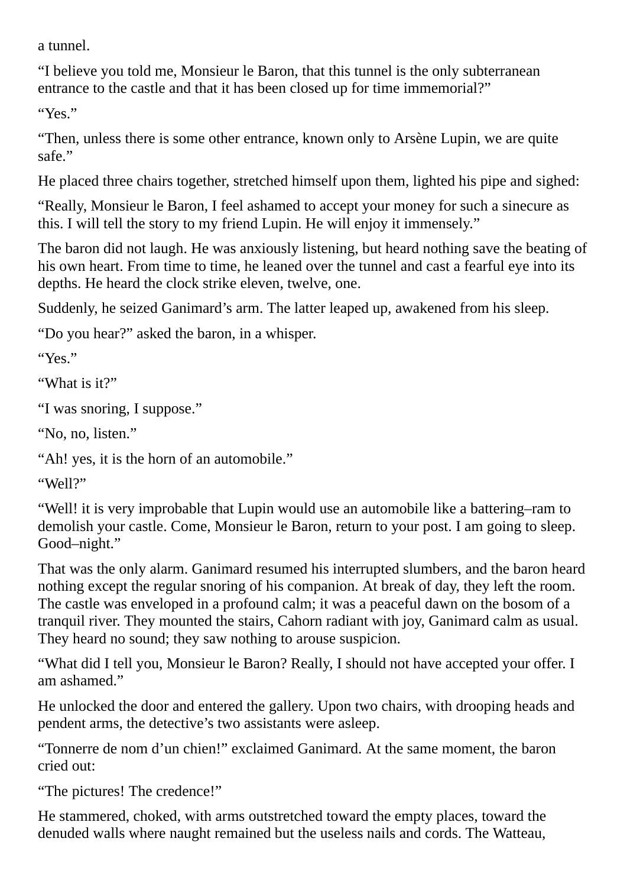a tunnel.

“I believe you told me, Monsieur le Baron, that this tunnel is the only subterranean entrance to the castle and that it has been closed up for time immemorial?”

“Yes.”

“Then, unless there is some other entrance, known only to Arsène Lupin, we are quite safe.”

He placed three chairs together, stretched himself upon them, lighted his pipe and sighed:

“Really, Monsieur le Baron, I feel ashamed to accept your money for such a sinecure as this. I will tell the story to my friend Lupin. He will enjoy it immensely.”

The baron did not laugh. He was anxiously listening, but heard nothing save the beating of his own heart. From time to time, he leaned over the tunnel and cast a fearful eye into its depths. He heard the clock strike eleven, twelve, one.

Suddenly, he seized Ganimard’s arm. The latter leaped up, awakened from his sleep.

“Do you hear?” asked the baron, in a whisper.

“Yes.”

“What is it?”

“I was snoring, I suppose.”

“No, no, listen.”

“Ah! yes, it is the horn of an automobile.”

“Well?”

“Well! it is very improbable that Lupin would use an automobile like a battering–ram to demolish your castle. Come, Monsieur le Baron, return to your post. I am going to sleep. Good–night.”

That was the only alarm. Ganimard resumed his interrupted slumbers, and the baron heard nothing except the regular snoring of his companion. At break of day, they left the room. The castle was enveloped in a profound calm; it was a peaceful dawn on the bosom of a tranquil river. They mounted the stairs, Cahorn radiant with joy, Ganimard calm as usual. They heard no sound; they saw nothing to arouse suspicion.

“What did I tell you, Monsieur le Baron? Really, I should not have accepted your offer. I am ashamed.”

He unlocked the door and entered the gallery. Upon two chairs, with drooping heads and pendent arms, the detective’s two assistants were asleep.

“Tonnerre de nom d’un chien!” exclaimed Ganimard. At the same moment, the baron cried out:

“The pictures! The credence!”

He stammered, choked, with arms outstretched toward the empty places, toward the denuded walls where naught remained but the useless nails and cords. The Watteau,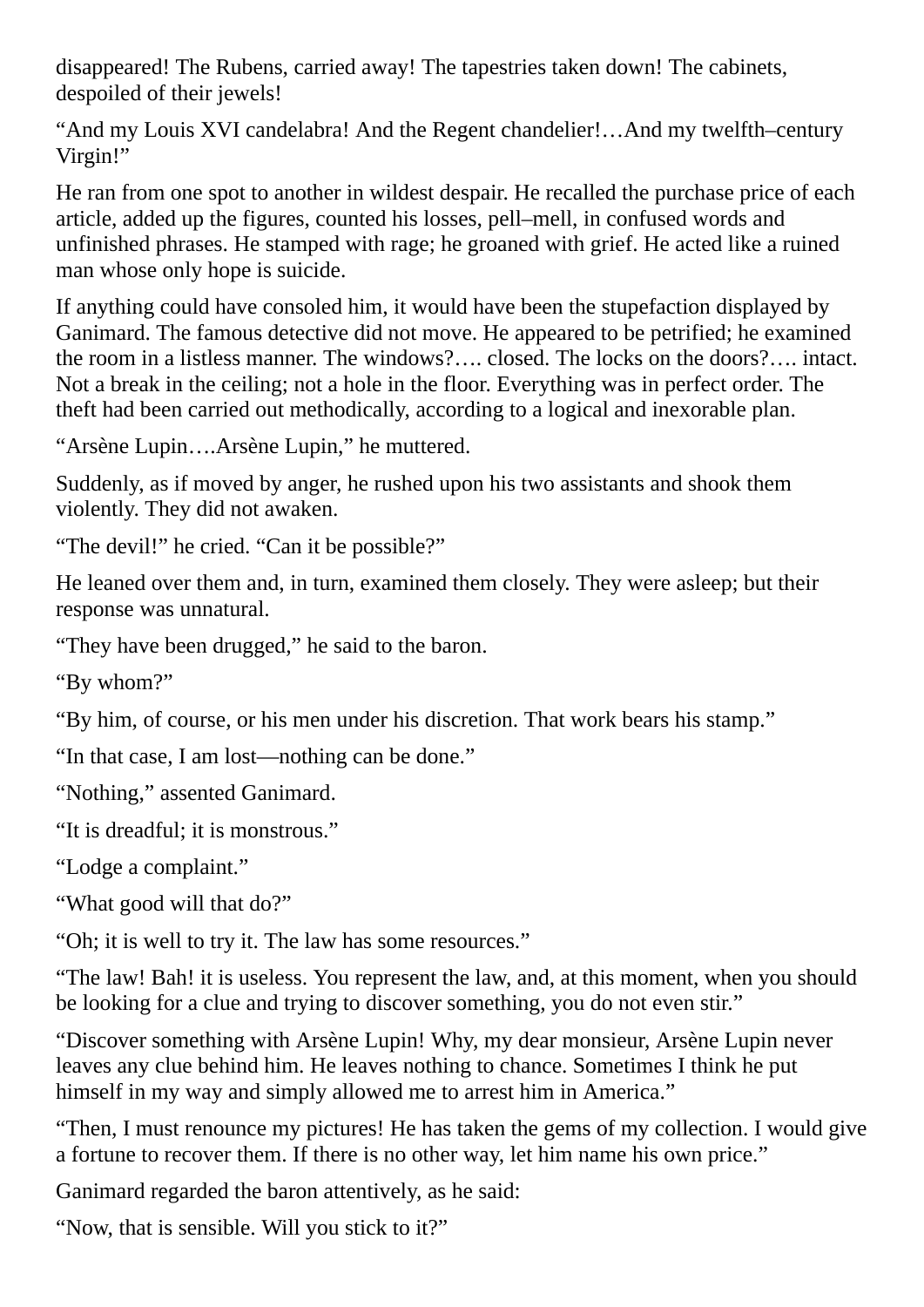disappeared! The Rubens, carried away! The tapestries taken down! The cabinets, despoiled of their jewels!

“And my Louis XVI candelabra! And the Regent chandelier!…And my twelfth–century Virgin!”

He ran from one spot to another in wildest despair. He recalled the purchase price of each article, added up the figures, counted his losses, pell–mell, in confused words and unfinished phrases. He stamped with rage; he groaned with grief. He acted like a ruined man whose only hope is suicide.

If anything could have consoled him, it would have been the stupefaction displayed by Ganimard. The famous detective did not move. He appeared to be petrified; he examined the room in a listless manner. The windows?…. closed. The locks on the doors?…. intact. Not a break in the ceiling; not a hole in the floor. Everything was in perfect order. The theft had been carried out methodically, according to a logical and inexorable plan.

“Arsène Lupin….Arsène Lupin,” he muttered.

Suddenly, as if moved by anger, he rushed upon his two assistants and shook them violently. They did not awaken.

“The devil!” he cried. “Can it be possible?”

He leaned over them and, in turn, examined them closely. They were asleep; but their response was unnatural.

“They have been drugged,” he said to the baron.

“By whom?”

“By him, of course, or his men under his discretion. That work bears his stamp.”

“In that case, I am lost—nothing can be done.”

“Nothing,” assented Ganimard.

“It is dreadful; it is monstrous.”

“Lodge a complaint.”

“What good will that do?”

“Oh; it is well to try it. The law has some resources.”

“The law! Bah! it is useless. You represent the law, and, at this moment, when you should be looking for a clue and trying to discover something, you do not even stir.”

“Discover something with Arsène Lupin! Why, my dear monsieur, Arsène Lupin never leaves any clue behind him. He leaves nothing to chance. Sometimes I think he put himself in my way and simply allowed me to arrest him in America.”

“Then, I must renounce my pictures! He has taken the gems of my collection. I would give a fortune to recover them. If there is no other way, let him name his own price.”

Ganimard regarded the baron attentively, as he said:

“Now, that is sensible. Will you stick to it?”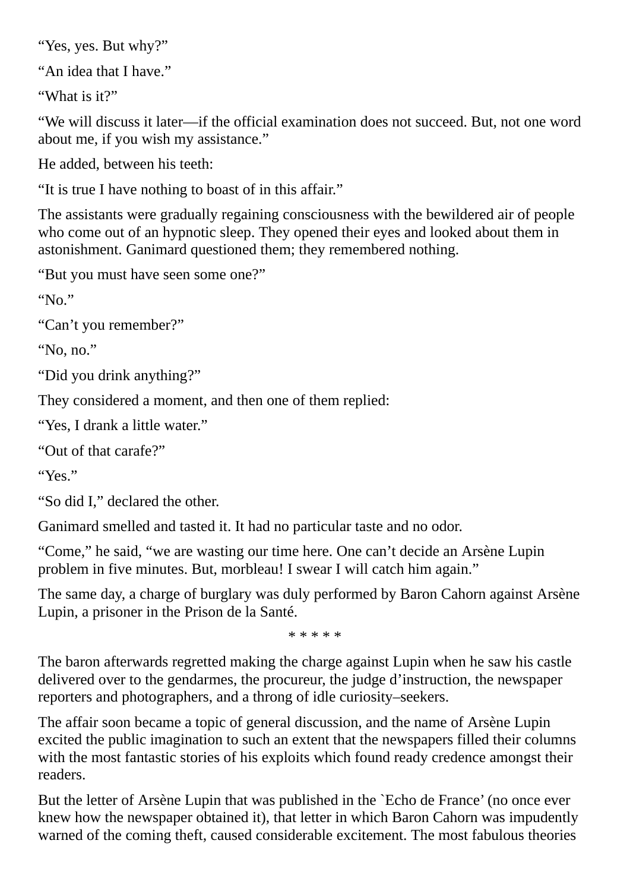“Yes, yes. But why?”

“An idea that I have.”

“What is it?”

“We will discuss it later—if the official examination does not succeed. But, not one word about me, if you wish my assistance.”

He added, between his teeth:

“It is true I have nothing to boast of in this affair.”

The assistants were gradually regaining consciousness with the bewildered air of people who come out of an hypnotic sleep. They opened their eyes and looked about them in astonishment. Ganimard questioned them; they remembered nothing.

“But you must have seen some one?”

“No.”

“Can’t you remember?”

“No, no.”

“Did you drink anything?”

They considered a moment, and then one of them replied:

“Yes, I drank a little water.”

“Out of that carafe?”

“Yes.”

“So did I,” declared the other.

Ganimard smelled and tasted it. It had no particular taste and no odor.

“Come,” he said, “we are wasting our time here. One can’t decide an Arsène Lupin problem in five minutes. But, morbleau! I swear I will catch him again.”

The same day, a charge of burglary was duly performed by Baron Cahorn against Arsène Lupin, a prisoner in the Prison de la Santé.

* * * * *

The baron afterwards regretted making the charge against Lupin when he saw his castle delivered over to the gendarmes, the procureur, the judge d’instruction, the newspaper reporters and photographers, and a throng of idle curiosity–seekers.

The affair soon became a topic of general discussion, and the name of Arsène Lupin excited the public imagination to such an extent that the newspapers filled their columns with the most fantastic stories of his exploits which found ready credence amongst their readers.

But the letter of Arsène Lupin that was published in the `Echo de France’ (no once ever knew how the newspaper obtained it), that letter in which Baron Cahorn was impudently warned of the coming theft, caused considerable excitement. The most fabulous theories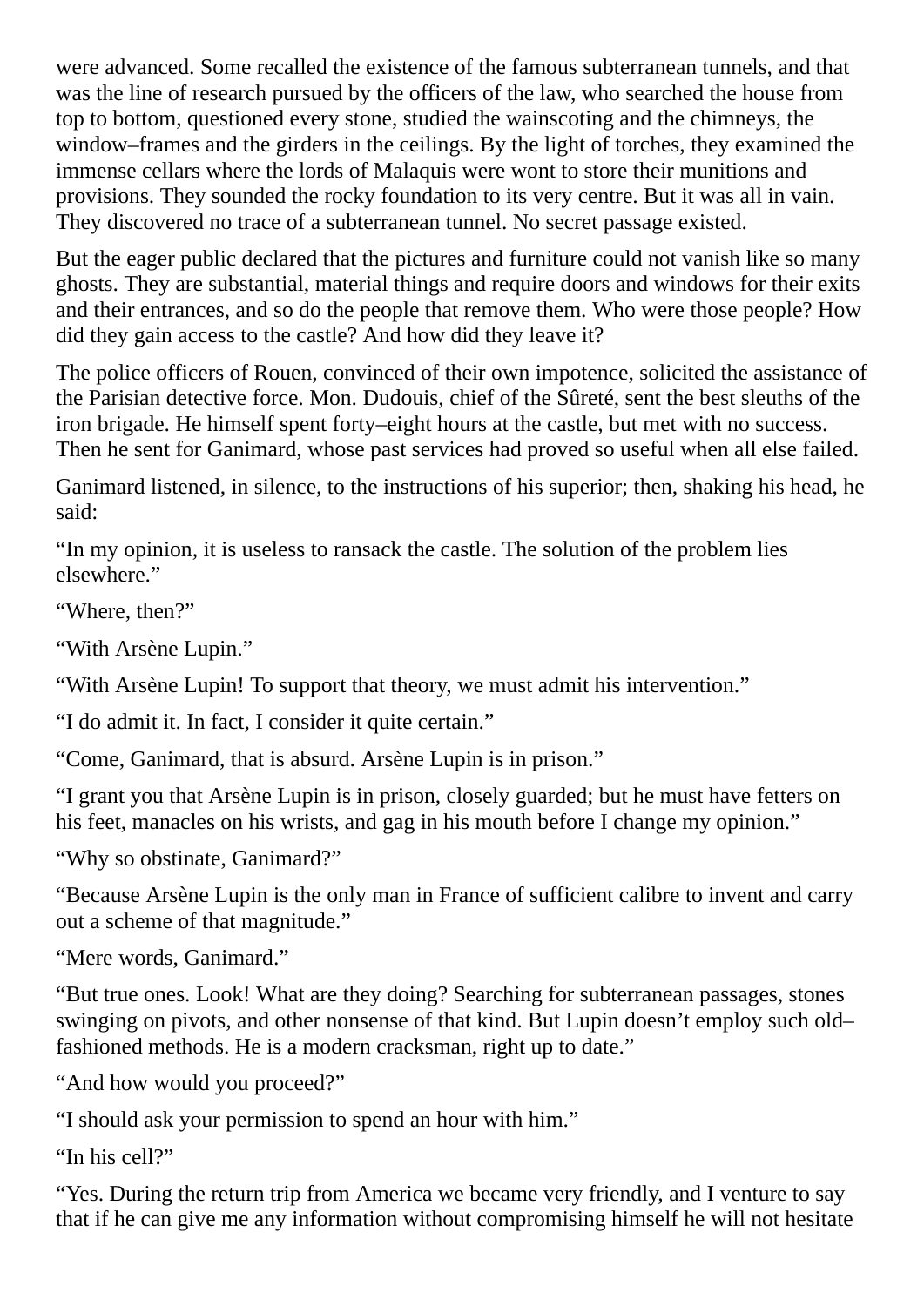were advanced. Some recalled the existence of the famous subterranean tunnels, and that was the line of research pursued by the officers of the law, who searched the house from top to bottom, questioned every stone, studied the wainscoting and the chimneys, the window–frames and the girders in the ceilings. By the light of torches, they examined the immense cellars where the lords of Malaquis were wont to store their munitions and provisions. They sounded the rocky foundation to its very centre. But it was all in vain. They discovered no trace of a subterranean tunnel. No secret passage existed.

But the eager public declared that the pictures and furniture could not vanish like so many ghosts. They are substantial, material things and require doors and windows for their exits and their entrances, and so do the people that remove them. Who were those people? How did they gain access to the castle? And how did they leave it?

The police officers of Rouen, convinced of their own impotence, solicited the assistance of the Parisian detective force. Mon. Dudouis, chief of the Sûreté, sent the best sleuths of the iron brigade. He himself spent forty–eight hours at the castle, but met with no success. Then he sent for Ganimard, whose past services had proved so useful when all else failed.

Ganimard listened, in silence, to the instructions of his superior; then, shaking his head, he said:

“In my opinion, it is useless to ransack the castle. The solution of the problem lies elsewhere.”

“Where, then?”

“With Arsène Lupin.”

“With Arsène Lupin! To support that theory, we must admit his intervention.”

“I do admit it. In fact, I consider it quite certain.”

“Come, Ganimard, that is absurd. Arsène Lupin is in prison.”

“I grant you that Arsène Lupin is in prison, closely guarded; but he must have fetters on his feet, manacles on his wrists, and gag in his mouth before I change my opinion.”

“Why so obstinate, Ganimard?”

“Because Arsène Lupin is the only man in France of sufficient calibre to invent and carry out a scheme of that magnitude.”

“Mere words, Ganimard.”

“But true ones. Look! What are they doing? Searching for subterranean passages, stones swinging on pivots, and other nonsense of that kind. But Lupin doesn’t employ such old–fashioned methods. He is a modern cracksman, right up to date.”

“And how would you proceed?”

“I should ask your permission to spend an hour with him.”

“In his cell?”

“Yes. During the return trip from America we became very friendly, and I venture to say that if he can give me any information without compromising himself he will not hesitate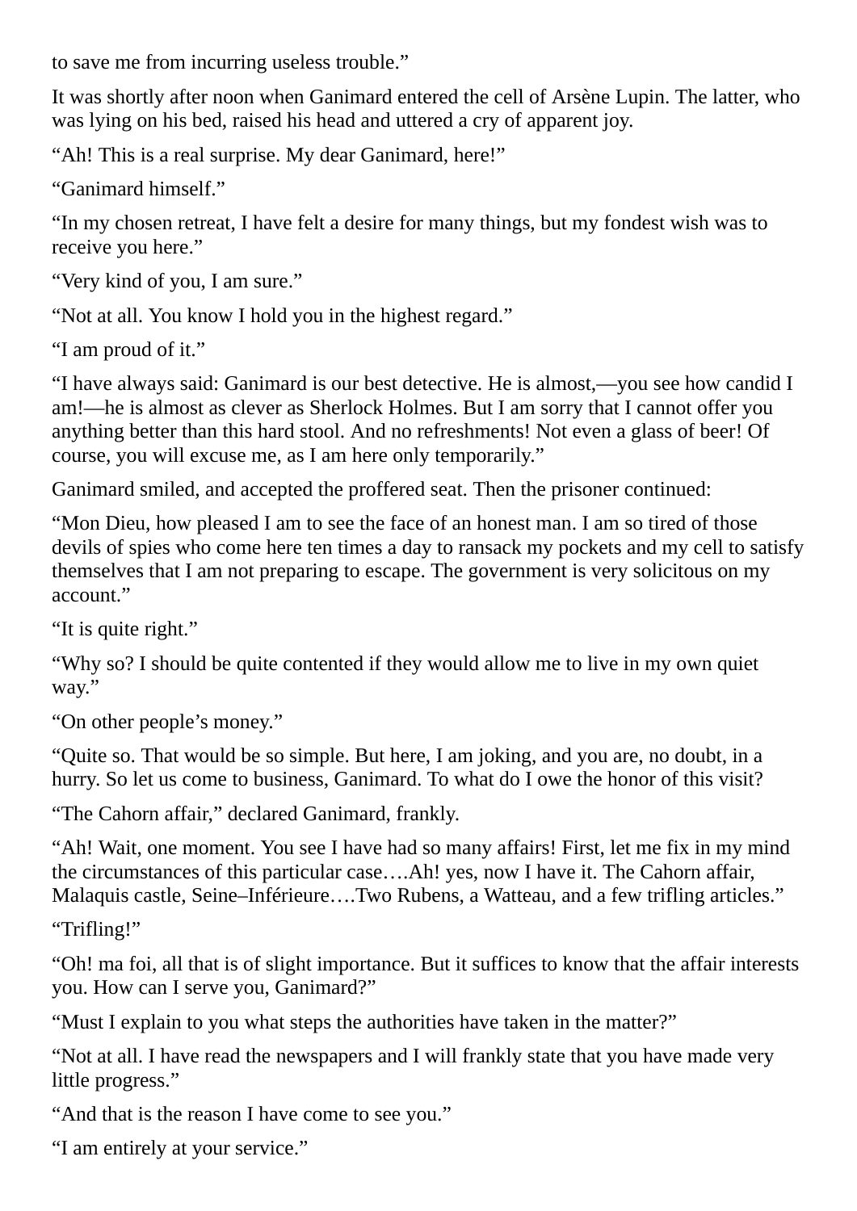to save me from incurring useless trouble.”

It was shortly after noon when Ganimard entered the cell of Arsène Lupin. The latter, who was lying on his bed, raised his head and uttered a cry of apparent joy.

“Ah! This is a real surprise. My dear Ganimard, here!”

“Ganimard himself.”

“In my chosen retreat, I have felt a desire for many things, but my fondest wish was to receive you here.”

“Very kind of you, I am sure.”

“Not at all. You know I hold you in the highest regard.”

“I am proud of it.”

“I have always said: Ganimard is our best detective. He is almost,—you see how candid I am!—he is almost as clever as Sherlock Holmes. But I am sorry that I cannot offer you anything better than this hard stool. And no refreshments! Not even a glass of beer! Of course, you will excuse me, as I am here only temporarily.”

Ganimard smiled, and accepted the proffered seat. Then the prisoner continued:

“Mon Dieu, how pleased I am to see the face of an honest man. I am so tired of those devils of spies who come here ten times a day to ransack my pockets and my cell to satisfy themselves that I am not preparing to escape. The government is very solicitous on my account.”

“It is quite right.”

“Why so? I should be quite contented if they would allow me to live in my own quiet way.”

“On other people’s money.”

“Quite so. That would be so simple. But here, I am joking, and you are, no doubt, in a hurry. So let us come to business, Ganimard. To what do I owe the honor of this visit?

“The Cahorn affair,” declared Ganimard, frankly.

“Ah! Wait, one moment. You see I have had so many affairs! First, let me fix in my mind the circumstances of this particular case….Ah! yes, now I have it. The Cahorn affair, Malaquis castle, Seine–Inférieure….Two Rubens, a Watteau, and a few trifling articles.”

“Trifling!”

“Oh! ma foi, all that is of slight importance. But it suffices to know that the affair interests you. How can I serve you, Ganimard?”

“Must I explain to you what steps the authorities have taken in the matter?”

“Not at all. I have read the newspapers and I will frankly state that you have made very little progress.”

“And that is the reason I have come to see you.”

“I am entirely at your service.”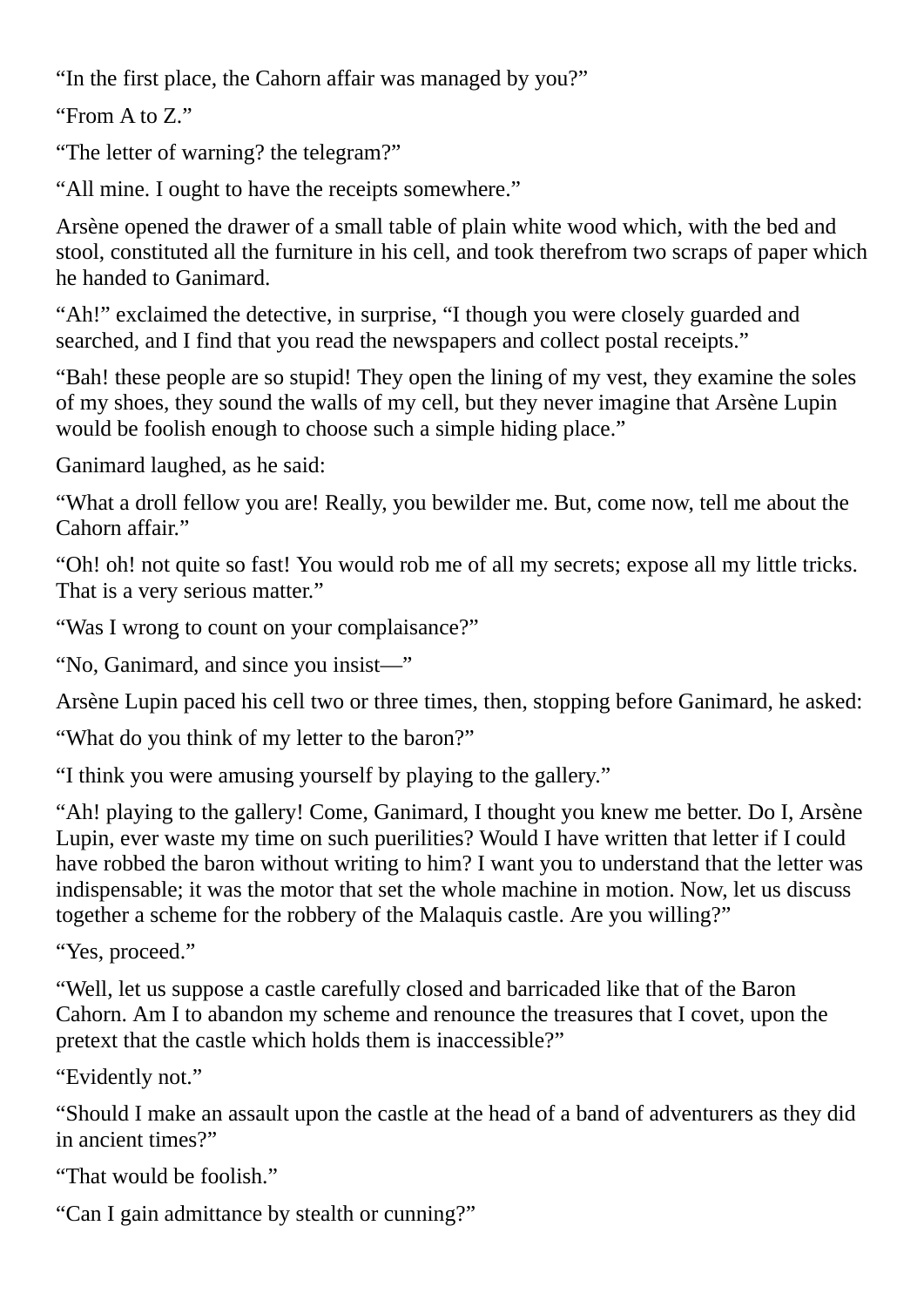"In the first place, the Cahorn affair was managed by you?"

"From A to Z."

"The letter of warning? the telegram?"

"All mine. I ought to have the receipts somewhere."

Arsène opened the drawer of a small table of plain white wood which, with the bed and stool, constituted all the furniture in his cell, and took therefrom two scraps of paper which he handed to Ganimard.

"Ah!" exclaimed the detective, in surprise, "I though you were closely guarded and searched, and I find that you read the newspapers and collect postal receipts."

"Bah! these people are so stupid! They open the lining of my vest, they examine the soles of my shoes, they sound the walls of my cell, but they never imagine that Arsène Lupin would be foolish enough to choose such a simple hiding place."

Ganimard laughed, as he said:

"What a droll fellow you are! Really, you bewilder me. But, come now, tell me about the Cahorn affair."

"Oh! oh! not quite so fast! You would rob me of all my secrets; expose all my little tricks. That is a very serious matter."

"Was I wrong to count on your complaisance?"

"No, Ganimard, and since you insist—"

Arsène Lupin paced his cell two or three times, then, stopping before Ganimard, he asked:

"What do you think of my letter to the baron?"

"I think you were amusing yourself by playing to the gallery."

"Ah! playing to the gallery! Come, Ganimard, I thought you knew me better. Do I, Arsène Lupin, ever waste my time on such puerilities? Would I have written that letter if I could have robbed the baron without writing to him? I want you to understand that the letter was indispensable; it was the motor that set the whole machine in motion. Now, let us discuss together a scheme for the robbery of the Malaquis castle. Are you willing?"

"Yes, proceed."

"Well, let us suppose a castle carefully closed and barricaded like that of the Baron Cahorn. Am I to abandon my scheme and renounce the treasures that I covet, upon the pretext that the castle which holds them is inaccessible?"

"Evidently not."

"Should I make an assault upon the castle at the head of a band of adventurers as they did in ancient times?"

"That would be foolish."

"Can I gain admittance by stealth or cunning?"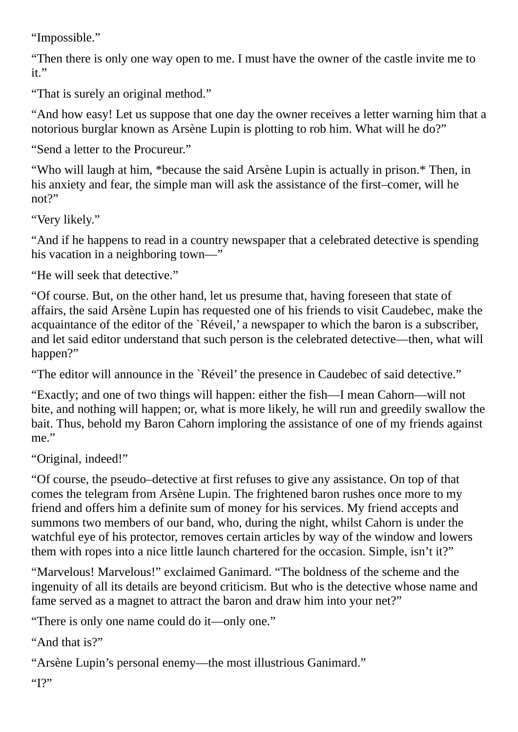“Impossible.”

“Then there is only one way open to me. I must have the owner of the castle invite me to it.”

“That is surely an original method.”

“And how easy! Let us suppose that one day the owner receives a letter warning him that a notorious burglar known as Arsène Lupin is plotting to rob him. What will he do?”

“Send a letter to the Procureur.”

“Who will laugh at him, *because the said Arsène Lupin is actually in prison.* Then, in his anxiety and fear, the simple man will ask the assistance of the first–comer, will he not?”

“Very likely.”

“And if he happens to read in a country newspaper that a celebrated detective is spending his vacation in a neighboring town—”

“He will seek that detective.”

“Of course. But, on the other hand, let us presume that, having foreseen that state of affairs, the said Arsène Lupin has requested one of his friends to visit Caudebec, make the acquaintance of the editor of the `Réveil,’ a newspaper to which the baron is a subscriber, and let said editor understand that such person is the celebrated detective—then, what will happen?”

“The editor will announce in the `Réveil’ the presence in Caudebec of said detective.”

“Exactly; and one of two things will happen: either the fish—I mean Cahorn—will not bite, and nothing will happen; or, what is more likely, he will run and greedily swallow the bait. Thus, behold my Baron Cahorn imploring the assistance of one of my friends against me.”

“Original, indeed!”

“Of course, the pseudo–detective at first refuses to give any assistance. On top of that comes the telegram from Arsène Lupin. The frightened baron rushes once more to my friend and offers him a definite sum of money for his services. My friend accepts and summons two members of our band, who, during the night, whilst Cahorn is under the watchful eye of his protector, removes certain articles by way of the window and lowers them with ropes into a nice little launch chartered for the occasion. Simple, isn’t it?”

“Marvelous! Marvelous!” exclaimed Ganimard. “The boldness of the scheme and the ingenuity of all its details are beyond criticism. But who is the detective whose name and fame served as a magnet to attract the baron and draw him into your net?”

“There is only one name could do it—only one.”

“And that is?”

“Arsène Lupin’s personal enemy—the most illustrious Ganimard.”

“I?”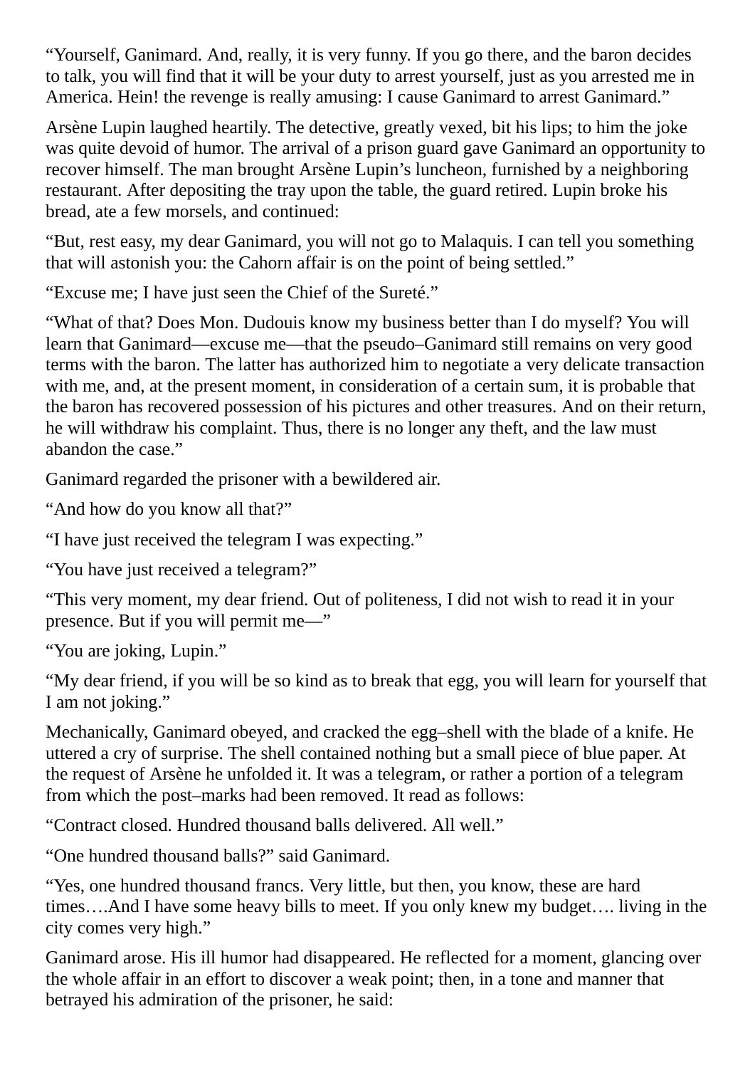"Yourself, Ganimard. And, really, it is very funny. If you go there, and the baron decides to talk, you will find that it will be your duty to arrest yourself, just as you arrested me in America. Hein! the revenge is really amusing: I cause Ganimard to arrest Ganimard."

Arsène Lupin laughed heartily. The detective, greatly vexed, bit his lips; to him the joke was quite devoid of humor. The arrival of a prison guard gave Ganimard an opportunity to recover himself. The man brought Arsène Lupin's luncheon, furnished by a neighboring restaurant. After depositing the tray upon the table, the guard retired. Lupin broke his bread, ate a few morsels, and continued:

"But, rest easy, my dear Ganimard, you will not go to Malaquis. I can tell you something that will astonish you: the Cahorn affair is on the point of being settled."

"Excuse me; I have just seen the Chief of the Sureté."

"What of that? Does Mon. Dudouis know my business better than I do myself? You will learn that Ganimard—excuse me—that the pseudo–Ganimard still remains on very good terms with the baron. The latter has authorized him to negotiate a very delicate transaction with me, and, at the present moment, in consideration of a certain sum, it is probable that the baron has recovered possession of his pictures and other treasures. And on their return, he will withdraw his complaint. Thus, there is no longer any theft, and the law must abandon the case."

Ganimard regarded the prisoner with a bewildered air.

"And how do you know all that?"

"I have just received the telegram I was expecting."

"You have just received a telegram?"

"This very moment, my dear friend. Out of politeness, I did not wish to read it in your presence. But if you will permit me—"

"You are joking, Lupin."

"My dear friend, if you will be so kind as to break that egg, you will learn for yourself that I am not joking."

Mechanically, Ganimard obeyed, and cracked the egg–shell with the blade of a knife. He uttered a cry of surprise. The shell contained nothing but a small piece of blue paper. At the request of Arsène he unfolded it. It was a telegram, or rather a portion of a telegram from which the post–marks had been removed. It read as follows:

"Contract closed. Hundred thousand balls delivered. All well."

"One hundred thousand balls?" said Ganimard.

"Yes, one hundred thousand francs. Very little, but then, you know, these are hard times….And I have some heavy bills to meet. If you only knew my budget…. living in the city comes very high."

Ganimard arose. His ill humor had disappeared. He reflected for a moment, glancing over the whole affair in an effort to discover a weak point; then, in a tone and manner that betrayed his admiration of the prisoner, he said: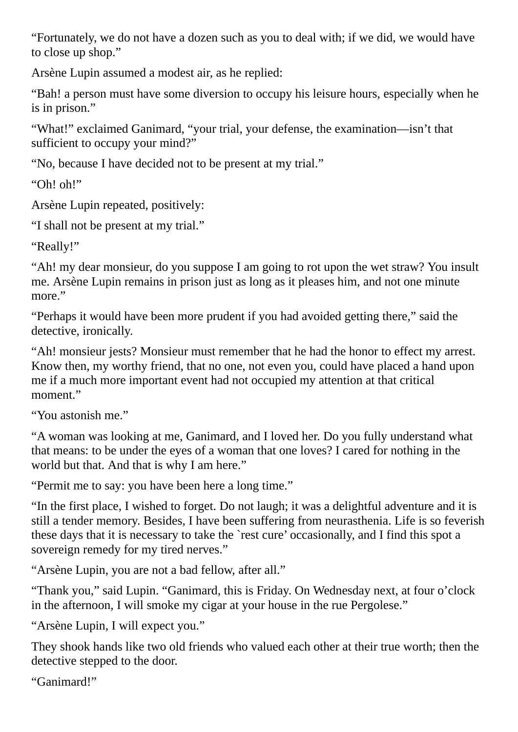“Fortunately, we do not have a dozen such as you to deal with; if we did, we would have to close up shop.”

Arsène Lupin assumed a modest air, as he replied:

“Bah! a person must have some diversion to occupy his leisure hours, especially when he is in prison.”

“What!” exclaimed Ganimard, “your trial, your defense, the examination—isn’t that sufficient to occupy your mind?”

“No, because I have decided not to be present at my trial.”

“Oh! oh!”

Arsène Lupin repeated, positively:

“I shall not be present at my trial.”

“Really!”

“Ah! my dear monsieur, do you suppose I am going to rot upon the wet straw? You insult me. Arsène Lupin remains in prison just as long as it pleases him, and not one minute more.”

“Perhaps it would have been more prudent if you had avoided getting there,” said the detective, ironically.

“Ah! monsieur jests? Monsieur must remember that he had the honor to effect my arrest. Know then, my worthy friend, that no one, not even you, could have placed a hand upon me if a much more important event had not occupied my attention at that critical moment.”

“You astonish me.”

“A woman was looking at me, Ganimard, and I loved her. Do you fully understand what that means: to be under the eyes of a woman that one loves? I cared for nothing in the world but that. And that is why I am here.”

“Permit me to say: you have been here a long time.”

“In the first place, I wished to forget. Do not laugh; it was a delightful adventure and it is still a tender memory. Besides, I have been suffering from neurasthenia. Life is so feverish these days that it is necessary to take the `rest cure’ occasionally, and I find this spot a sovereign remedy for my tired nerves.”

“Arsène Lupin, you are not a bad fellow, after all.”

“Thank you,” said Lupin. “Ganimard, this is Friday. On Wednesday next, at four o’clock in the afternoon, I will smoke my cigar at your house in the rue Pergolese.”

“Arsène Lupin, I will expect you.”

They shook hands like two old friends who valued each other at their true worth; then the detective stepped to the door.

“Ganimard!”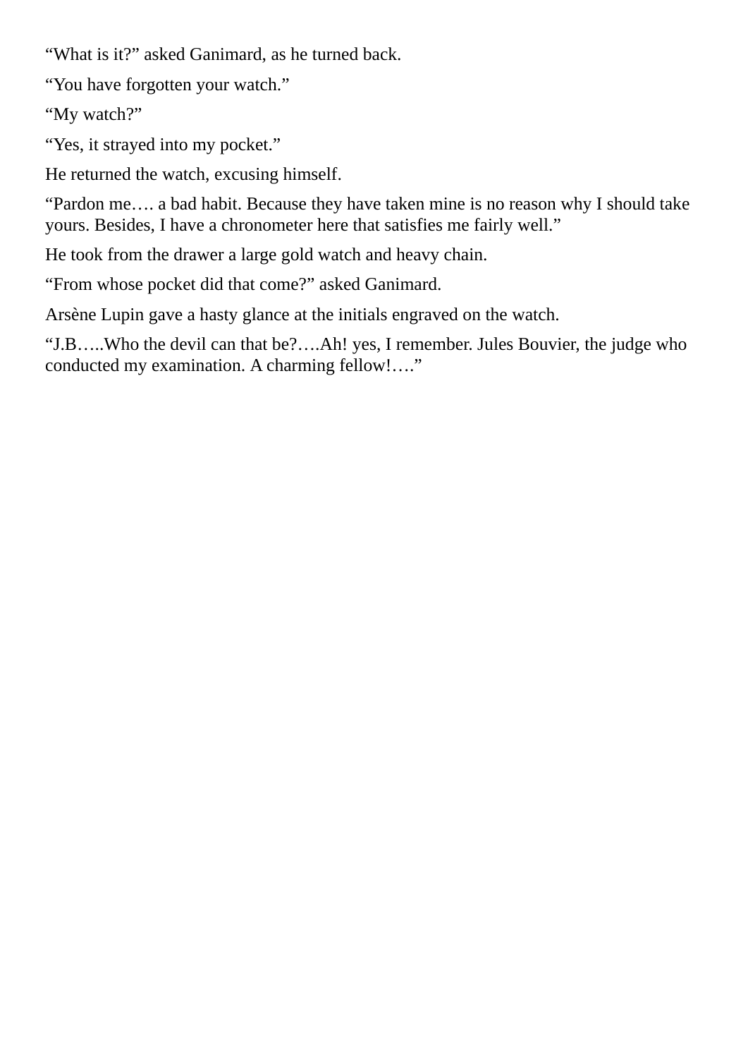“What is it?” asked Ganimard, as he turned back.

“You have forgotten your watch.”

“My watch?”

“Yes, it strayed into my pocket.”

He returned the watch, excusing himself.

“Pardon me…. a bad habit. Because they have taken mine is no reason why I should take yours. Besides, I have a chronometer here that satisfies me fairly well.”

He took from the drawer a large gold watch and heavy chain.

“From whose pocket did that come?” asked Ganimard.

Arsène Lupin gave a hasty glance at the initials engraved on the watch.

“J.B…..Who the devil can that be?….Ah! yes, I remember. Jules Bouvier, the judge who conducted my examination. A charming fellow!….”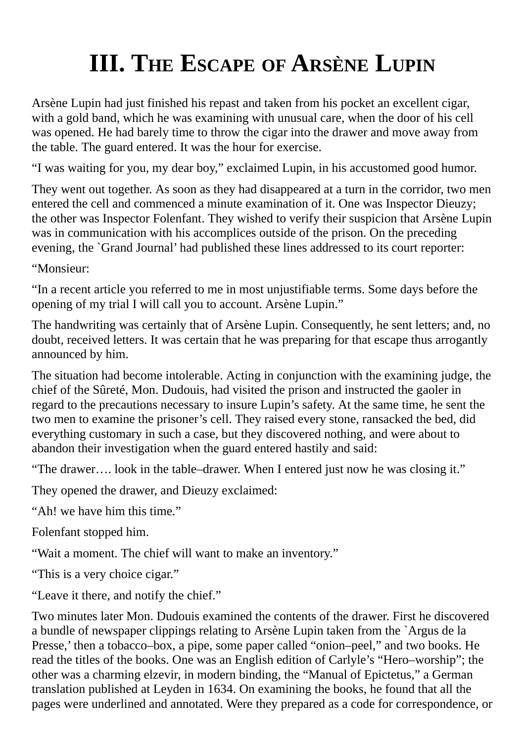# III. The Escape of Arsène Lupin

Arsène Lupin had just finished his repast and taken from his pocket an excellent cigar, with a gold band, which he was examining with unusual care, when the door of his cell was opened. He had barely time to throw the cigar into the drawer and move away from the table. The guard entered. It was the hour for exercise.

“I was waiting for you, my dear boy,” exclaimed Lupin, in his accustomed good humor.

They went out together. As soon as they had disappeared at a turn in the corridor, two men entered the cell and commenced a minute examination of it. One was Inspector Dieuzy; the other was Inspector Folenfant. They wished to verify their suspicion that Arsène Lupin was in communication with his accomplices outside of the prison. On the preceding evening, the `Grand Journal’ had published these lines addressed to its court reporter:

“Monsieur:

“In a recent article you referred to me in most unjustifiable terms. Some days before the opening of my trial I will call you to account. Arsène Lupin.”

The handwriting was certainly that of Arsène Lupin. Consequently, he sent letters; and, no doubt, received letters. It was certain that he was preparing for that escape thus arrogantly announced by him.

The situation had become intolerable. Acting in conjunction with the examining judge, the chief of the Sûreté, Mon. Dudouis, had visited the prison and instructed the gaoler in regard to the precautions necessary to insure Lupin’s safety. At the same time, he sent the two men to examine the prisoner’s cell. They raised every stone, ransacked the bed, did everything customary in such a case, but they discovered nothing, and were about to abandon their investigation when the guard entered hastily and said:

“The drawer…. look in the table–drawer. When I entered just now he was closing it.”

They opened the drawer, and Dieuzy exclaimed:

“Ah! we have him this time.”

Folenfant stopped him.

“Wait a moment. The chief will want to make an inventory.”

“This is a very choice cigar.”

“Leave it there, and notify the chief.”

Two minutes later Mon. Dudouis examined the contents of the drawer. First he discovered a bundle of newspaper clippings relating to Arsène Lupin taken from the `Argus de la Presse,’ then a tobacco–box, a pipe, some paper called “onion–peel,” and two books. He read the titles of the books. One was an English edition of Carlyle’s “Hero–worship”; the other was a charming elzevir, in modern binding, the “Manual of Epictetus,” a German translation published at Leyden in 1634. On examining the books, he found that all the pages were underlined and annotated. Were they prepared as a code for correspondence, or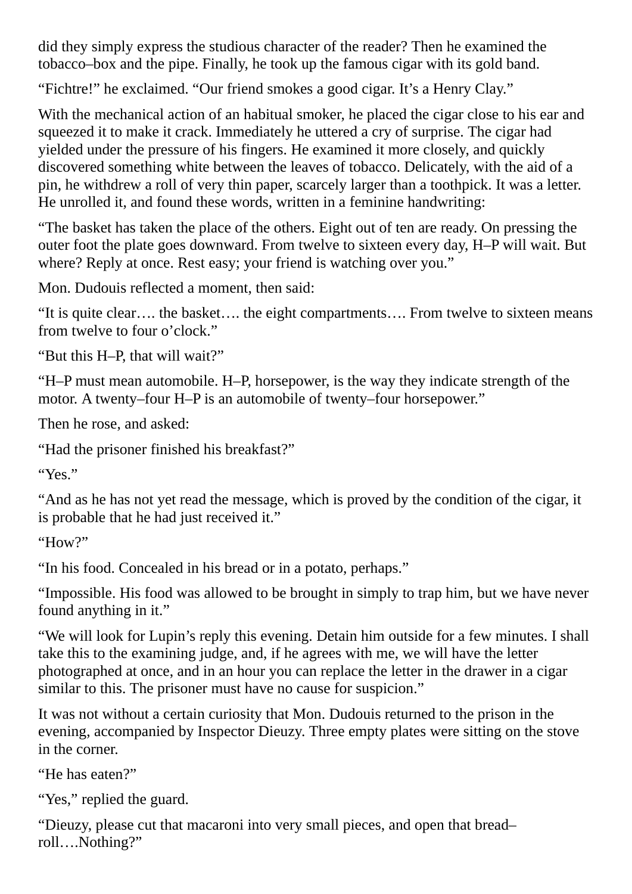did they simply express the studious character of the reader? Then he examined the tobacco–box and the pipe. Finally, he took up the famous cigar with its gold band.

“Fichtre!” he exclaimed. “Our friend smokes a good cigar. It’s a Henry Clay.”

With the mechanical action of an habitual smoker, he placed the cigar close to his ear and squeezed it to make it crack. Immediately he uttered a cry of surprise. The cigar had yielded under the pressure of his fingers. He examined it more closely, and quickly discovered something white between the leaves of tobacco. Delicately, with the aid of a pin, he withdrew a roll of very thin paper, scarcely larger than a toothpick. It was a letter. He unrolled it, and found these words, written in a feminine handwriting:

“The basket has taken the place of the others. Eight out of ten are ready. On pressing the outer foot the plate goes downward. From twelve to sixteen every day, H–P will wait. But where? Reply at once. Rest easy; your friend is watching over you.”

Mon. Dudouis reflected a moment, then said:

“It is quite clear…. the basket…. the eight compartments…. From twelve to sixteen means from twelve to four o’clock.”

“But this H–P, that will wait?”

“H–P must mean automobile. H–P, horsepower, is the way they indicate strength of the motor. A twenty–four H–P is an automobile of twenty–four horsepower.”

Then he rose, and asked:

“Had the prisoner finished his breakfast?”

“Yes.”

“And as he has not yet read the message, which is proved by the condition of the cigar, it is probable that he had just received it.”

“How?”

“In his food. Concealed in his bread or in a potato, perhaps.”

“Impossible. His food was allowed to be brought in simply to trap him, but we have never found anything in it.”

“We will look for Lupin’s reply this evening. Detain him outside for a few minutes. I shall take this to the examining judge, and, if he agrees with me, we will have the letter photographed at once, and in an hour you can replace the letter in the drawer in a cigar similar to this. The prisoner must have no cause for suspicion.”

It was not without a certain curiosity that Mon. Dudouis returned to the prison in the evening, accompanied by Inspector Dieuzy. Three empty plates were sitting on the stove in the corner.

“He has eaten?”

“Yes,” replied the guard.

“Dieuzy, please cut that macaroni into very small pieces, and open that bread–roll….Nothing?”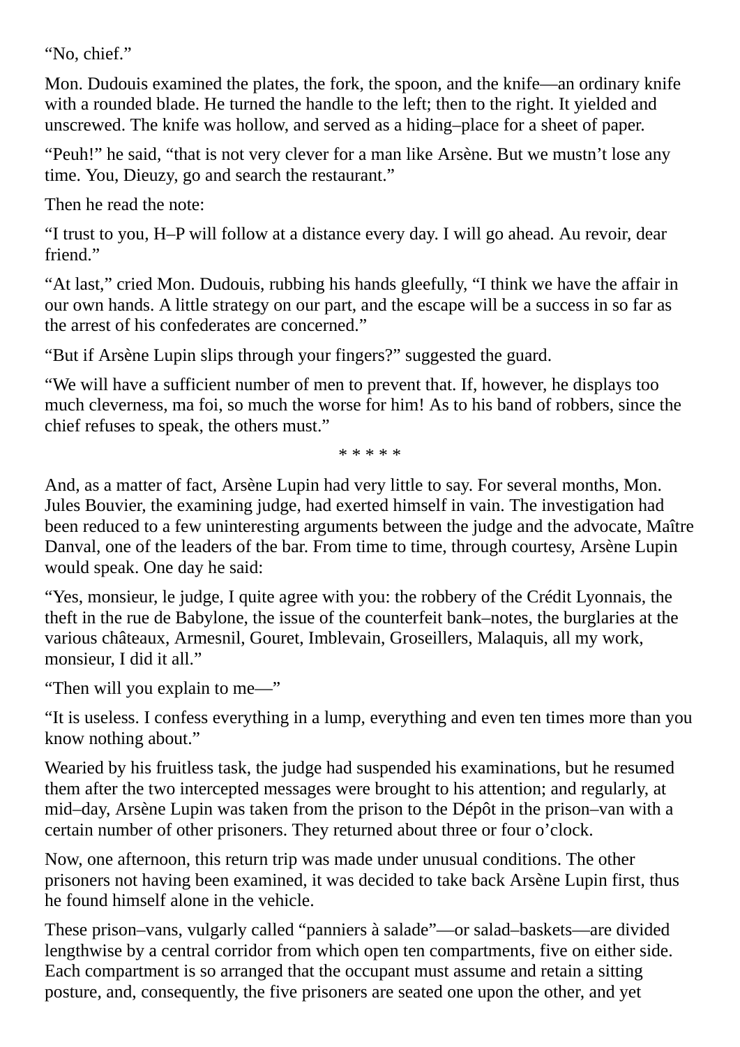"No, chief."

Mon. Dudouis examined the plates, the fork, the spoon, and the knife—an ordinary knife with a rounded blade. He turned the handle to the left; then to the right. It yielded and unscrewed. The knife was hollow, and served as a hiding–place for a sheet of paper.

"Peuh!" he said, "that is not very clever for a man like Arsène. But we mustn't lose any time. You, Dieuzy, go and search the restaurant."

Then he read the note:

"I trust to you, H–P will follow at a distance every day. I will go ahead. Au revoir, dear friend."

"At last," cried Mon. Dudouis, rubbing his hands gleefully, "I think we have the affair in our own hands. A little strategy on our part, and the escape will be a success in so far as the arrest of his confederates are concerned."

"But if Arsène Lupin slips through your fingers?" suggested the guard.

"We will have a sufficient number of men to prevent that. If, however, he displays too much cleverness, ma foi, so much the worse for him! As to his band of robbers, since the chief refuses to speak, the others must."

\* \* \* \* \*

And, as a matter of fact, Arsène Lupin had very little to say. For several months, Mon. Jules Bouvier, the examining judge, had exerted himself in vain. The investigation had been reduced to a few uninteresting arguments between the judge and the advocate, Maître Danval, one of the leaders of the bar. From time to time, through courtesy, Arsène Lupin would speak. One day he said:

"Yes, monsieur, le judge, I quite agree with you: the robbery of the Crédit Lyonnais, the theft in the rue de Babylone, the issue of the counterfeit bank–notes, the burglaries at the various châteaux, Armesnil, Gouret, Imblevain, Groseillers, Malaquis, all my work, monsieur, I did it all."

"Then will you explain to me—"

"It is useless. I confess everything in a lump, everything and even ten times more than you know nothing about."

Wearied by his fruitless task, the judge had suspended his examinations, but he resumed them after the two intercepted messages were brought to his attention; and regularly, at mid–day, Arsène Lupin was taken from the prison to the Dépôt in the prison–van with a certain number of other prisoners. They returned about three or four o'clock.

Now, one afternoon, this return trip was made under unusual conditions. The other prisoners not having been examined, it was decided to take back Arsène Lupin first, thus he found himself alone in the vehicle.

These prison–vans, vulgarly called "panniers à salade"—or salad–baskets—are divided lengthwise by a central corridor from which open ten compartments, five on either side. Each compartment is so arranged that the occupant must assume and retain a sitting posture, and, consequently, the five prisoners are seated one upon the other, and yet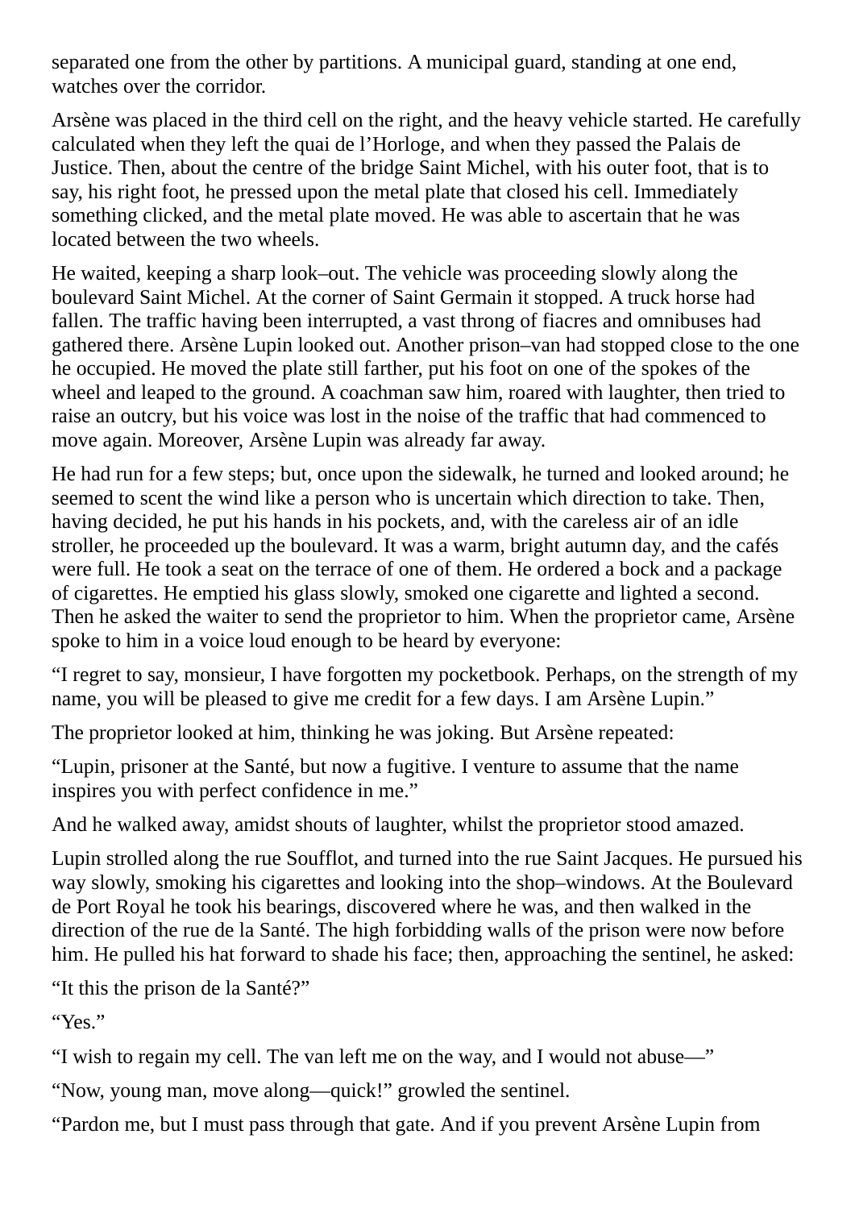separated one from the other by partitions. A municipal guard, standing at one end, watches over the corridor.

Arsène was placed in the third cell on the right, and the heavy vehicle started. He carefully calculated when they left the quai de l'Horloge, and when they passed the Palais de Justice. Then, about the centre of the bridge Saint Michel, with his outer foot, that is to say, his right foot, he pressed upon the metal plate that closed his cell. Immediately something clicked, and the metal plate moved. He was able to ascertain that he was located between the two wheels.

He waited, keeping a sharp look–out. The vehicle was proceeding slowly along the boulevard Saint Michel. At the corner of Saint Germain it stopped. A truck horse had fallen. The traffic having been interrupted, a vast throng of fiacres and omnibuses had gathered there. Arsène Lupin looked out. Another prison–van had stopped close to the one he occupied. He moved the plate still farther, put his foot on one of the spokes of the wheel and leaped to the ground. A coachman saw him, roared with laughter, then tried to raise an outcry, but his voice was lost in the noise of the traffic that had commenced to move again. Moreover, Arsène Lupin was already far away.

He had run for a few steps; but, once upon the sidewalk, he turned and looked around; he seemed to scent the wind like a person who is uncertain which direction to take. Then, having decided, he put his hands in his pockets, and, with the careless air of an idle stroller, he proceeded up the boulevard. It was a warm, bright autumn day, and the cafés were full. He took a seat on the terrace of one of them. He ordered a bock and a package of cigarettes. He emptied his glass slowly, smoked one cigarette and lighted a second. Then he asked the waiter to send the proprietor to him. When the proprietor came, Arsène spoke to him in a voice loud enough to be heard by everyone:

"I regret to say, monsieur, I have forgotten my pocketbook. Perhaps, on the strength of my name, you will be pleased to give me credit for a few days. I am Arsène Lupin."

The proprietor looked at him, thinking he was joking. But Arsène repeated:

"Lupin, prisoner at the Santé, but now a fugitive. I venture to assume that the name inspires you with perfect confidence in me."

And he walked away, amidst shouts of laughter, whilst the proprietor stood amazed.

Lupin strolled along the rue Soufflot, and turned into the rue Saint Jacques. He pursued his way slowly, smoking his cigarettes and looking into the shop–windows. At the Boulevard de Port Royal he took his bearings, discovered where he was, and then walked in the direction of the rue de la Santé. The high forbidding walls of the prison were now before him. He pulled his hat forward to shade his face; then, approaching the sentinel, he asked:

"It this the prison de la Santé?"

"Yes."

"I wish to regain my cell. The van left me on the way, and I would not abuse—"

"Now, young man, move along—quick!" growled the sentinel.

"Pardon me, but I must pass through that gate. And if you prevent Arsène Lupin from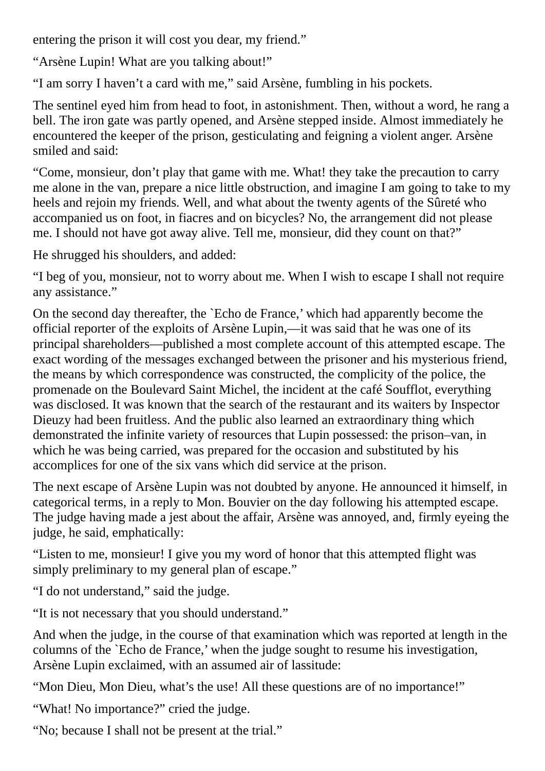entering the prison it will cost you dear, my friend."

"Arsène Lupin! What are you talking about!"

"I am sorry I haven't a card with me," said Arsène, fumbling in his pockets.

The sentinel eyed him from head to foot, in astonishment. Then, without a word, he rang a bell. The iron gate was partly opened, and Arsène stepped inside. Almost immediately he encountered the keeper of the prison, gesticulating and feigning a violent anger. Arsène smiled and said:

"Come, monsieur, don't play that game with me. What! they take the precaution to carry me alone in the van, prepare a nice little obstruction, and imagine I am going to take to my heels and rejoin my friends. Well, and what about the twenty agents of the Sûreté who accompanied us on foot, in fiacres and on bicycles? No, the arrangement did not please me. I should not have got away alive. Tell me, monsieur, did they count on that?"

He shrugged his shoulders, and added:

"I beg of you, monsieur, not to worry about me. When I wish to escape I shall not require any assistance."

On the second day thereafter, the `Echo de France,' which had apparently become the official reporter of the exploits of Arsène Lupin,—it was said that he was one of its principal shareholders—published a most complete account of this attempted escape. The exact wording of the messages exchanged between the prisoner and his mysterious friend, the means by which correspondence was constructed, the complicity of the police, the promenade on the Boulevard Saint Michel, the incident at the café Soufflot, everything was disclosed. It was known that the search of the restaurant and its waiters by Inspector Dieuzy had been fruitless. And the public also learned an extraordinary thing which demonstrated the infinite variety of resources that Lupin possessed: the prison–van, in which he was being carried, was prepared for the occasion and substituted by his accomplices for one of the six vans which did service at the prison.

The next escape of Arsène Lupin was not doubted by anyone. He announced it himself, in categorical terms, in a reply to Mon. Bouvier on the day following his attempted escape. The judge having made a jest about the affair, Arsène was annoyed, and, firmly eyeing the judge, he said, emphatically:

"Listen to me, monsieur! I give you my word of honor that this attempted flight was simply preliminary to my general plan of escape."

"I do not understand," said the judge.

"It is not necessary that you should understand."

And when the judge, in the course of that examination which was reported at length in the columns of the `Echo de France,' when the judge sought to resume his investigation, Arsène Lupin exclaimed, with an assumed air of lassitude:

"Mon Dieu, Mon Dieu, what's the use! All these questions are of no importance!"

"What! No importance?" cried the judge.

"No; because I shall not be present at the trial."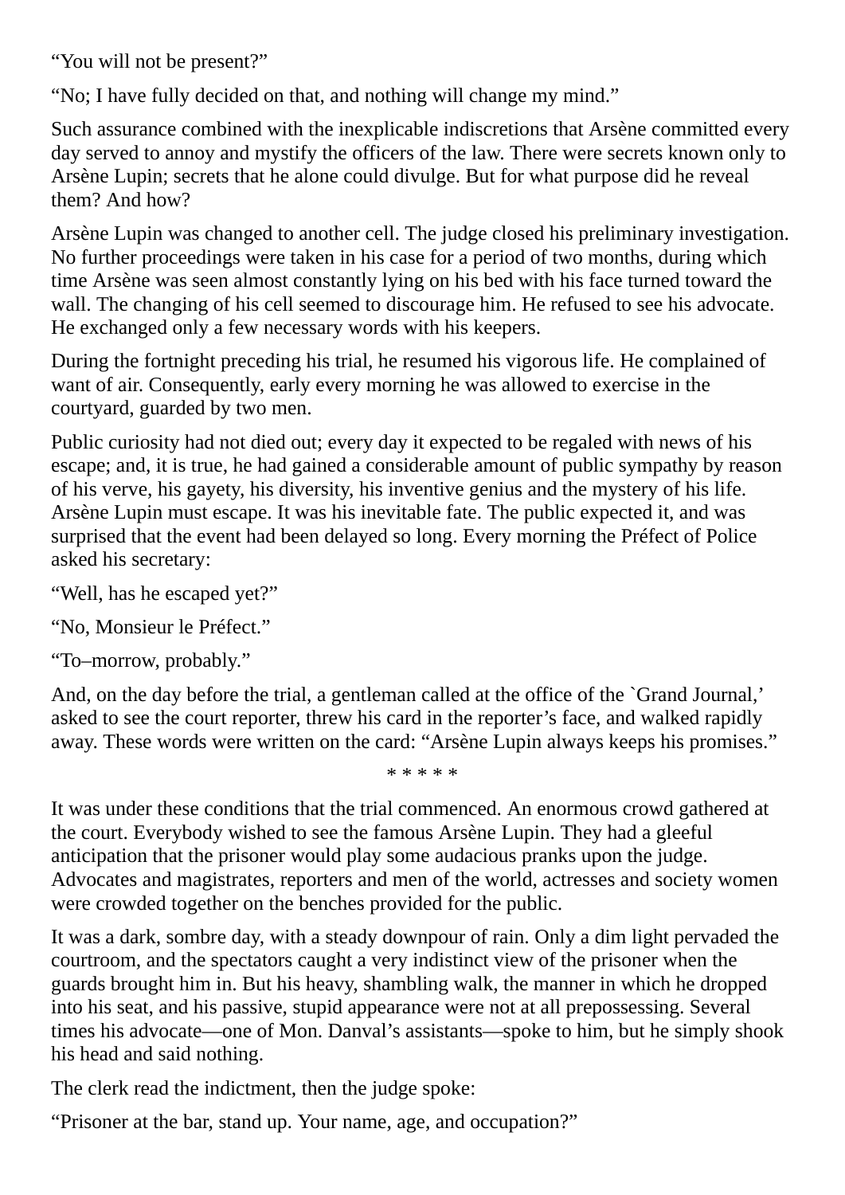“You will not be present?”

“No; I have fully decided on that, and nothing will change my mind.”

Such assurance combined with the inexplicable indiscretions that Arsène committed every day served to annoy and mystify the officers of the law. There were secrets known only to Arsène Lupin; secrets that he alone could divulge. But for what purpose did he reveal them? And how?

Arsène Lupin was changed to another cell. The judge closed his preliminary investigation. No further proceedings were taken in his case for a period of two months, during which time Arsène was seen almost constantly lying on his bed with his face turned toward the wall. The changing of his cell seemed to discourage him. He refused to see his advocate. He exchanged only a few necessary words with his keepers.

During the fortnight preceding his trial, he resumed his vigorous life. He complained of want of air. Consequently, early every morning he was allowed to exercise in the courtyard, guarded by two men.

Public curiosity had not died out; every day it expected to be regaled with news of his escape; and, it is true, he had gained a considerable amount of public sympathy by reason of his verve, his gayety, his diversity, his inventive genius and the mystery of his life. Arsène Lupin must escape. It was his inevitable fate. The public expected it, and was surprised that the event had been delayed so long. Every morning the Préfect of Police asked his secretary:

“Well, has he escaped yet?”

“No, Monsieur le Préfect.”

“To–morrow, probably.”

And, on the day before the trial, a gentleman called at the office of the `Grand Journal,' asked to see the court reporter, threw his card in the reporter’s face, and walked rapidly away. These words were written on the card: “Arsène Lupin always keeps his promises.”

* * * * *

It was under these conditions that the trial commenced. An enormous crowd gathered at the court. Everybody wished to see the famous Arsène Lupin. They had a gleeful anticipation that the prisoner would play some audacious pranks upon the judge. Advocates and magistrates, reporters and men of the world, actresses and society women were crowded together on the benches provided for the public.

It was a dark, sombre day, with a steady downpour of rain. Only a dim light pervaded the courtroom, and the spectators caught a very indistinct view of the prisoner when the guards brought him in. But his heavy, shambling walk, the manner in which he dropped into his seat, and his passive, stupid appearance were not at all prepossessing. Several times his advocate—one of Mon. Danval’s assistants—spoke to him, but he simply shook his head and said nothing.

The clerk read the indictment, then the judge spoke:

“Prisoner at the bar, stand up. Your name, age, and occupation?”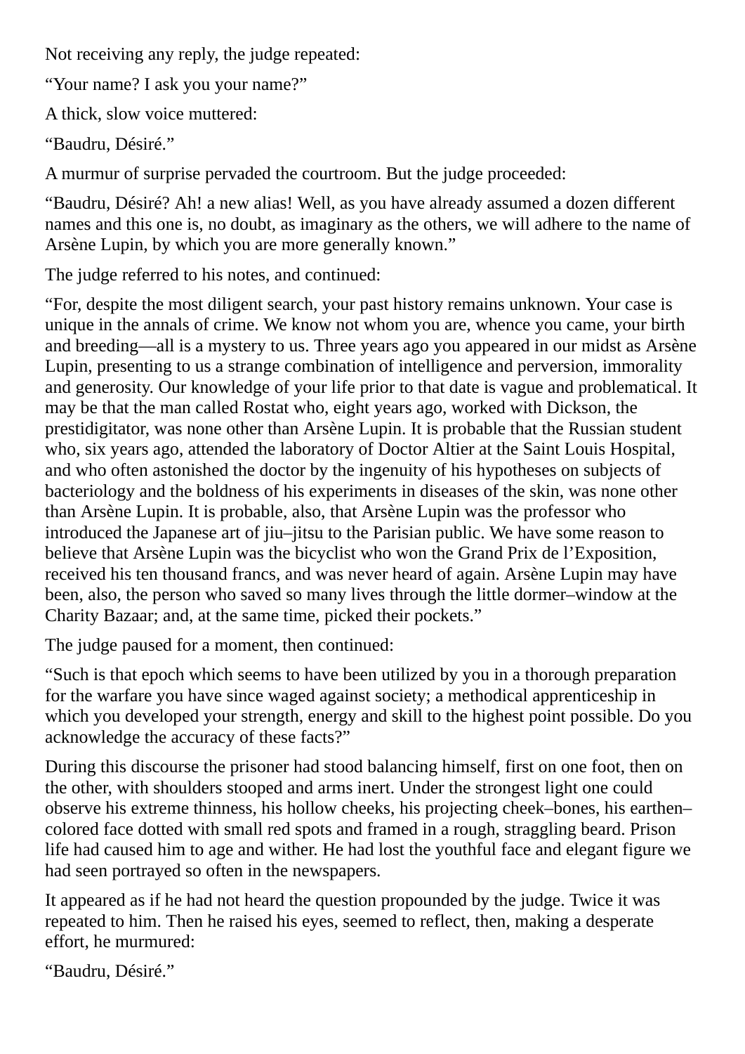Not receiving any reply, the judge repeated:

“Your name? I ask you your name?”

A thick, slow voice muttered:

“Baudru, Désiré.”

A murmur of surprise pervaded the courtroom. But the judge proceeded:

“Baudru, Désiré? Ah! a new alias! Well, as you have already assumed a dozen different names and this one is, no doubt, as imaginary as the others, we will adhere to the name of Arsène Lupin, by which you are more generally known.”

The judge referred to his notes, and continued:

“For, despite the most diligent search, your past history remains unknown. Your case is unique in the annals of crime. We know not whom you are, whence you came, your birth and breeding—all is a mystery to us. Three years ago you appeared in our midst as Arsène Lupin, presenting to us a strange combination of intelligence and perversion, immorality and generosity. Our knowledge of your life prior to that date is vague and problematical. It may be that the man called Rostat who, eight years ago, worked with Dickson, the prestidigitator, was none other than Arsène Lupin. It is probable that the Russian student who, six years ago, attended the laboratory of Doctor Altier at the Saint Louis Hospital, and who often astonished the doctor by the ingenuity of his hypotheses on subjects of bacteriology and the boldness of his experiments in diseases of the skin, was none other than Arsène Lupin. It is probable, also, that Arsène Lupin was the professor who introduced the Japanese art of jiu–jitsu to the Parisian public. We have some reason to believe that Arsène Lupin was the bicyclist who won the Grand Prix de l’Exposition, received his ten thousand francs, and was never heard of again. Arsène Lupin may have been, also, the person who saved so many lives through the little dormer–window at the Charity Bazaar; and, at the same time, picked their pockets.”

The judge paused for a moment, then continued:

“Such is that epoch which seems to have been utilized by you in a thorough preparation for the warfare you have since waged against society; a methodical apprenticeship in which you developed your strength, energy and skill to the highest point possible. Do you acknowledge the accuracy of these facts?”

During this discourse the prisoner had stood balancing himself, first on one foot, then on the other, with shoulders stooped and arms inert. Under the strongest light one could observe his extreme thinness, his hollow cheeks, his projecting cheek–bones, his earthen–colored face dotted with small red spots and framed in a rough, straggling beard. Prison life had caused him to age and wither. He had lost the youthful face and elegant figure we had seen portrayed so often in the newspapers.

It appeared as if he had not heard the question propounded by the judge. Twice it was repeated to him. Then he raised his eyes, seemed to reflect, then, making a desperate effort, he murmured:

“Baudru, Désiré.”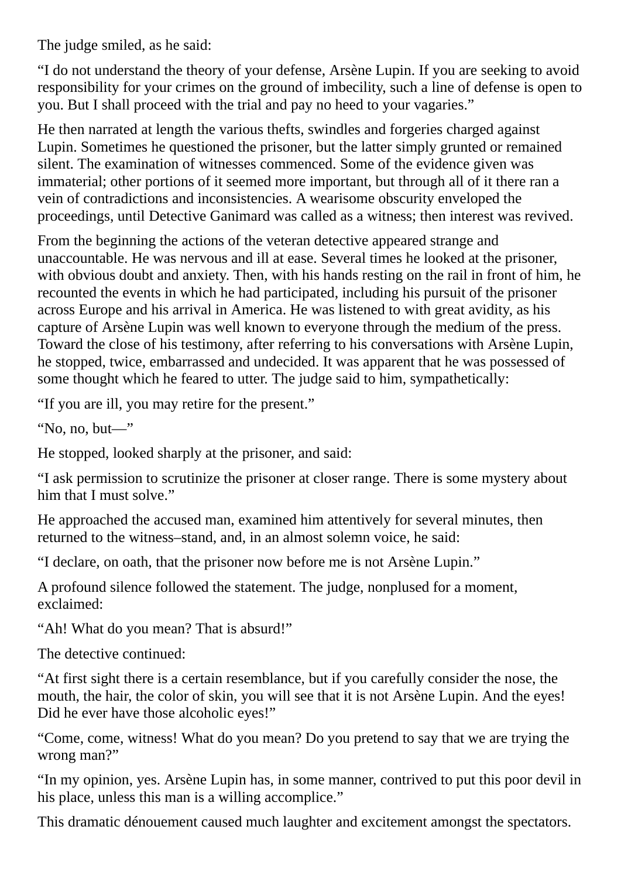The judge smiled, as he said:

“I do not understand the theory of your defense, Arsène Lupin. If you are seeking to avoid responsibility for your crimes on the ground of imbecility, such a line of defense is open to you. But I shall proceed with the trial and pay no heed to your vagaries.”

He then narrated at length the various thefts, swindles and forgeries charged against Lupin. Sometimes he questioned the prisoner, but the latter simply grunted or remained silent. The examination of witnesses commenced. Some of the evidence given was immaterial; other portions of it seemed more important, but through all of it there ran a vein of contradictions and inconsistencies. A wearisome obscurity enveloped the proceedings, until Detective Ganimard was called as a witness; then interest was revived.

From the beginning the actions of the veteran detective appeared strange and unaccountable. He was nervous and ill at ease. Several times he looked at the prisoner, with obvious doubt and anxiety. Then, with his hands resting on the rail in front of him, he recounted the events in which he had participated, including his pursuit of the prisoner across Europe and his arrival in America. He was listened to with great avidity, as his capture of Arsène Lupin was well known to everyone through the medium of the press. Toward the close of his testimony, after referring to his conversations with Arsène Lupin, he stopped, twice, embarrassed and undecided. It was apparent that he was possessed of some thought which he feared to utter. The judge said to him, sympathetically:

“If you are ill, you may retire for the present.”

“No, no, but—”

He stopped, looked sharply at the prisoner, and said:

“I ask permission to scrutinize the prisoner at closer range. There is some mystery about him that I must solve.”

He approached the accused man, examined him attentively for several minutes, then returned to the witness–stand, and, in an almost solemn voice, he said:

“I declare, on oath, that the prisoner now before me is not Arsène Lupin.”

A profound silence followed the statement. The judge, nonplused for a moment, exclaimed:

“Ah! What do you mean? That is absurd!”

The detective continued:

“At first sight there is a certain resemblance, but if you carefully consider the nose, the mouth, the hair, the color of skin, you will see that it is not Arsène Lupin. And the eyes! Did he ever have those alcoholic eyes!”

“Come, come, witness! What do you mean? Do you pretend to say that we are trying the wrong man?”

“In my opinion, yes. Arsène Lupin has, in some manner, contrived to put this poor devil in his place, unless this man is a willing accomplice.”

This dramatic dénouement caused much laughter and excitement amongst the spectators.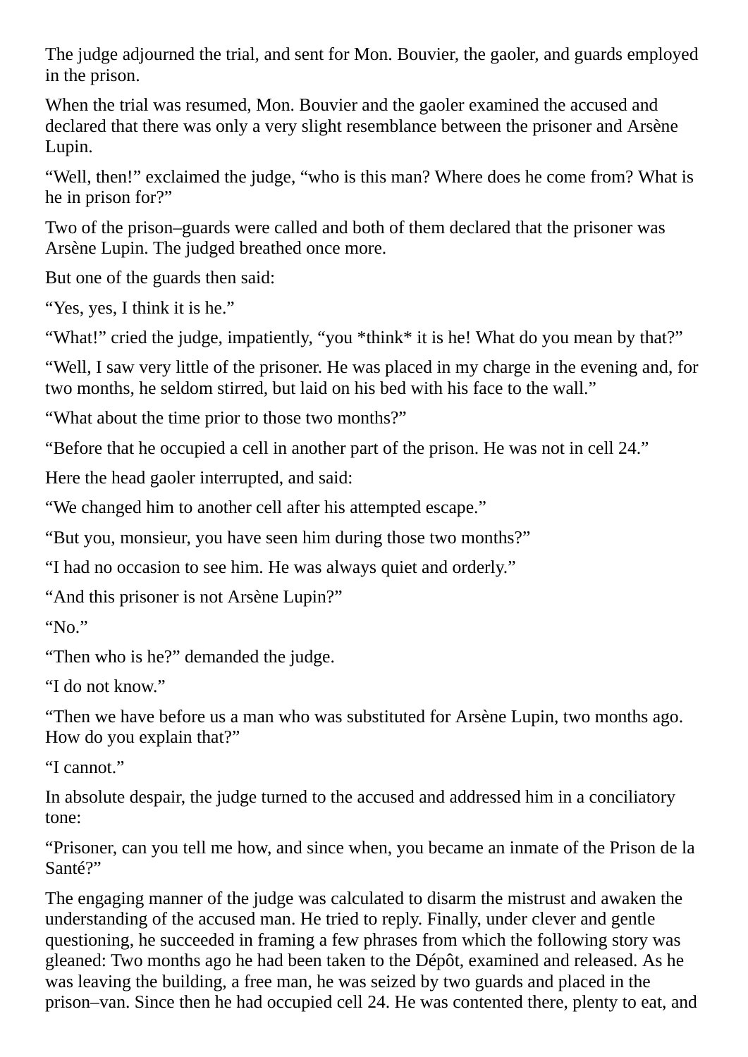The judge adjourned the trial, and sent for Mon. Bouvier, the gaoler, and guards employed in the prison.

When the trial was resumed, Mon. Bouvier and the gaoler examined the accused and declared that there was only a very slight resemblance between the prisoner and Arsène Lupin.

“Well, then!” exclaimed the judge, “who is this man? Where does he come from? What is he in prison for?”

Two of the prison–guards were called and both of them declared that the prisoner was Arsène Lupin. The judged breathed once more.

But one of the guards then said:

“Yes, yes, I think it is he.”

“What!” cried the judge, impatiently, “you *think* it is he! What do you mean by that?”

“Well, I saw very little of the prisoner. He was placed in my charge in the evening and, for two months, he seldom stirred, but laid on his bed with his face to the wall.”

“What about the time prior to those two months?”

“Before that he occupied a cell in another part of the prison. He was not in cell 24.”

Here the head gaoler interrupted, and said:

“We changed him to another cell after his attempted escape.”

“But you, monsieur, you have seen him during those two months?”

“I had no occasion to see him. He was always quiet and orderly.”

“And this prisoner is not Arsène Lupin?”

“No.”

“Then who is he?” demanded the judge.

“I do not know.”

“Then we have before us a man who was substituted for Arsène Lupin, two months ago. How do you explain that?”

“I cannot.”

In absolute despair, the judge turned to the accused and addressed him in a conciliatory tone:

“Prisoner, can you tell me how, and since when, you became an inmate of the Prison de la Santé?”

The engaging manner of the judge was calculated to disarm the mistrust and awaken the understanding of the accused man. He tried to reply. Finally, under clever and gentle questioning, he succeeded in framing a few phrases from which the following story was gleaned: Two months ago he had been taken to the Dépôt, examined and released. As he was leaving the building, a free man, he was seized by two guards and placed in the prison–van. Since then he had occupied cell 24. He was contented there, plenty to eat, and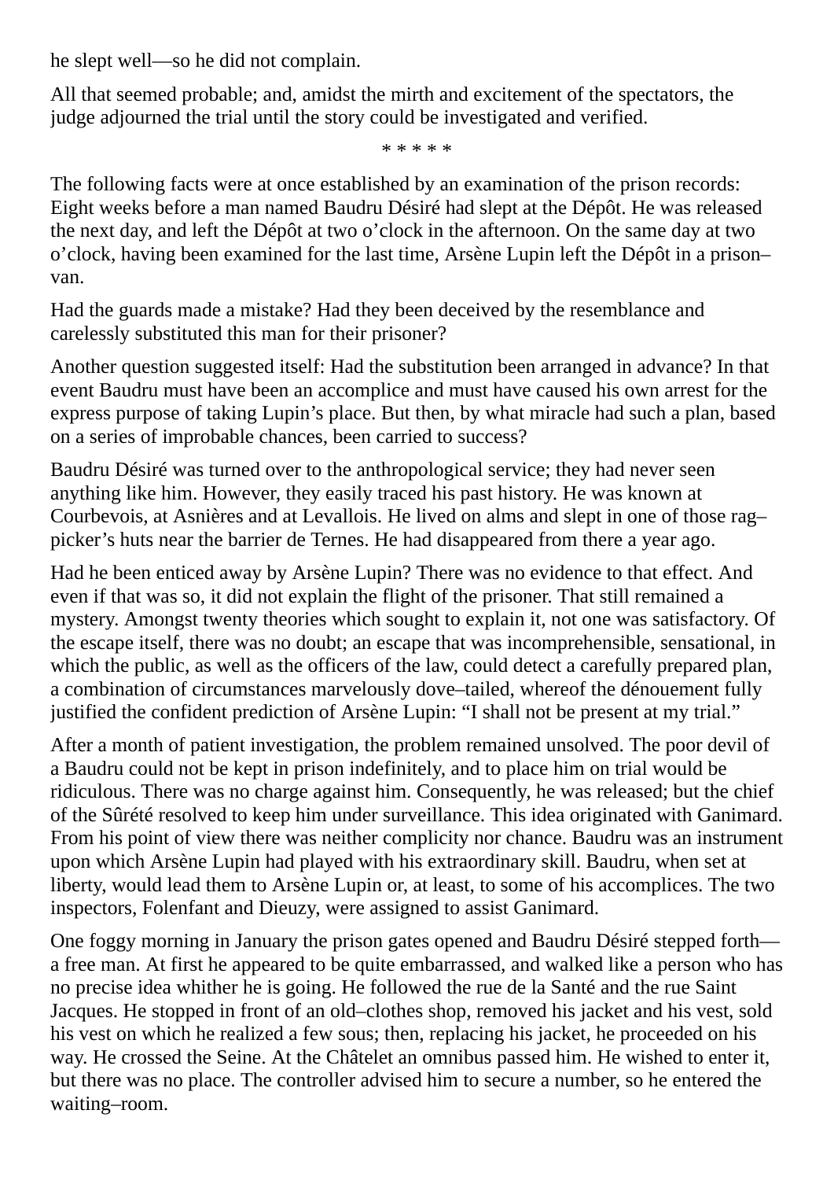he slept well—so he did not complain.

All that seemed probable; and, amidst the mirth and excitement of the spectators, the judge adjourned the trial until the story could be investigated and verified.

* * * * *

The following facts were at once established by an examination of the prison records: Eight weeks before a man named Baudru Désiré had slept at the Dépôt. He was released the next day, and left the Dépôt at two o’clock in the afternoon. On the same day at two o’clock, having been examined for the last time, Arsène Lupin left the Dépôt in a prison–van.

Had the guards made a mistake? Had they been deceived by the resemblance and carelessly substituted this man for their prisoner?

Another question suggested itself: Had the substitution been arranged in advance? In that event Baudru must have been an accomplice and must have caused his own arrest for the express purpose of taking Lupin’s place. But then, by what miracle had such a plan, based on a series of improbable chances, been carried to success?

Baudru Désiré was turned over to the anthropological service; they had never seen anything like him. However, they easily traced his past history. He was known at Courbevois, at Asnières and at Levallois. He lived on alms and slept in one of those rag–picker’s huts near the barrier de Ternes. He had disappeared from there a year ago.

Had he been enticed away by Arsène Lupin? There was no evidence to that effect. And even if that was so, it did not explain the flight of the prisoner. That still remained a mystery. Amongst twenty theories which sought to explain it, not one was satisfactory. Of the escape itself, there was no doubt; an escape that was incomprehensible, sensational, in which the public, as well as the officers of the law, could detect a carefully prepared plan, a combination of circumstances marvelously dove–tailed, whereof the dénouement fully justified the confident prediction of Arsène Lupin: “I shall not be present at my trial.”

After a month of patient investigation, the problem remained unsolved. The poor devil of a Baudru could not be kept in prison indefinitely, and to place him on trial would be ridiculous. There was no charge against him. Consequently, he was released; but the chief of the Sûrété resolved to keep him under surveillance. This idea originated with Ganimard. From his point of view there was neither complicity nor chance. Baudru was an instrument upon which Arsène Lupin had played with his extraordinary skill. Baudru, when set at liberty, would lead them to Arsène Lupin or, at least, to some of his accomplices. The two inspectors, Folenfant and Dieuzy, were assigned to assist Ganimard.

One foggy morning in January the prison gates opened and Baudru Désiré stepped forth—a free man. At first he appeared to be quite embarrassed, and walked like a person who has no precise idea whither he is going. He followed the rue de la Santé and the rue Saint Jacques. He stopped in front of an old–clothes shop, removed his jacket and his vest, sold his vest on which he realized a few sous; then, replacing his jacket, he proceeded on his way. He crossed the Seine. At the Châtelet an omnibus passed him. He wished to enter it, but there was no place. The controller advised him to secure a number, so he entered the waiting–room.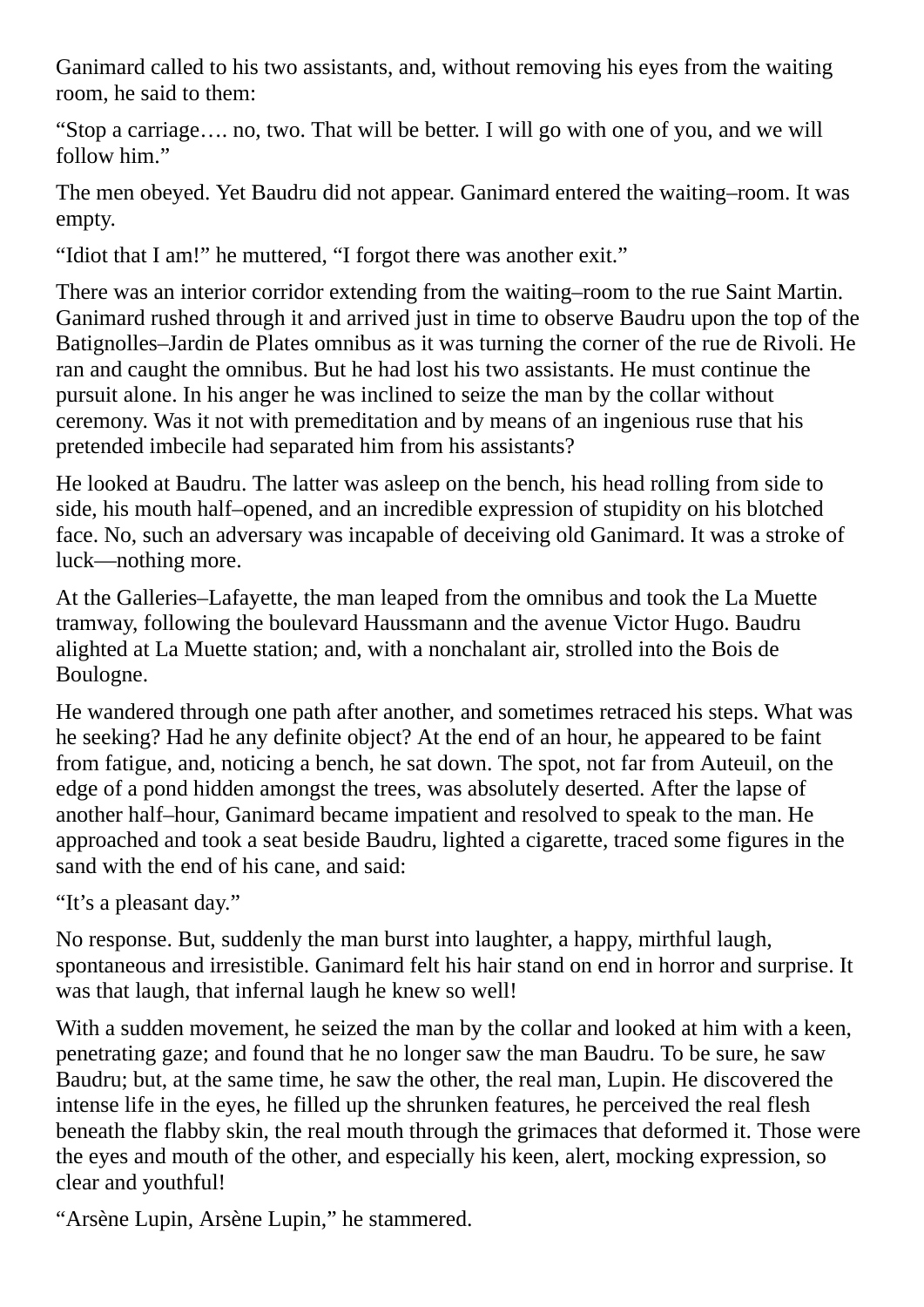Ganimard called to his two assistants, and, without removing his eyes from the waiting room, he said to them:

“Stop a carriage…. no, two. That will be better. I will go with one of you, and we will follow him.”

The men obeyed. Yet Baudru did not appear. Ganimard entered the waiting–room. It was empty.

“Idiot that I am!” he muttered, “I forgot there was another exit.”

There was an interior corridor extending from the waiting–room to the rue Saint Martin. Ganimard rushed through it and arrived just in time to observe Baudru upon the top of the Batignolles–Jardin de Plates omnibus as it was turning the corner of the rue de Rivoli. He ran and caught the omnibus. But he had lost his two assistants. He must continue the pursuit alone. In his anger he was inclined to seize the man by the collar without ceremony. Was it not with premeditation and by means of an ingenious ruse that his pretended imbecile had separated him from his assistants?

He looked at Baudru. The latter was asleep on the bench, his head rolling from side to side, his mouth half–opened, and an incredible expression of stupidity on his blotched face. No, such an adversary was incapable of deceiving old Ganimard. It was a stroke of luck—nothing more.

At the Galleries–Lafayette, the man leaped from the omnibus and took the La Muette tramway, following the boulevard Haussmann and the avenue Victor Hugo. Baudru alighted at La Muette station; and, with a nonchalant air, strolled into the Bois de Boulogne.

He wandered through one path after another, and sometimes retraced his steps. What was he seeking? Had he any definite object? At the end of an hour, he appeared to be faint from fatigue, and, noticing a bench, he sat down. The spot, not far from Auteuil, on the edge of a pond hidden amongst the trees, was absolutely deserted. After the lapse of another half–hour, Ganimard became impatient and resolved to speak to the man. He approached and took a seat beside Baudru, lighted a cigarette, traced some figures in the sand with the end of his cane, and said:

“It’s a pleasant day.”

No response. But, suddenly the man burst into laughter, a happy, mirthful laugh, spontaneous and irresistible. Ganimard felt his hair stand on end in horror and surprise. It was that laugh, that infernal laugh he knew so well!

With a sudden movement, he seized the man by the collar and looked at him with a keen, penetrating gaze; and found that he no longer saw the man Baudru. To be sure, he saw Baudru; but, at the same time, he saw the other, the real man, Lupin. He discovered the intense life in the eyes, he filled up the shrunken features, he perceived the real flesh beneath the flabby skin, the real mouth through the grimaces that deformed it. Those were the eyes and mouth of the other, and especially his keen, alert, mocking expression, so clear and youthful!

“Arsène Lupin, Arsène Lupin,” he stammered.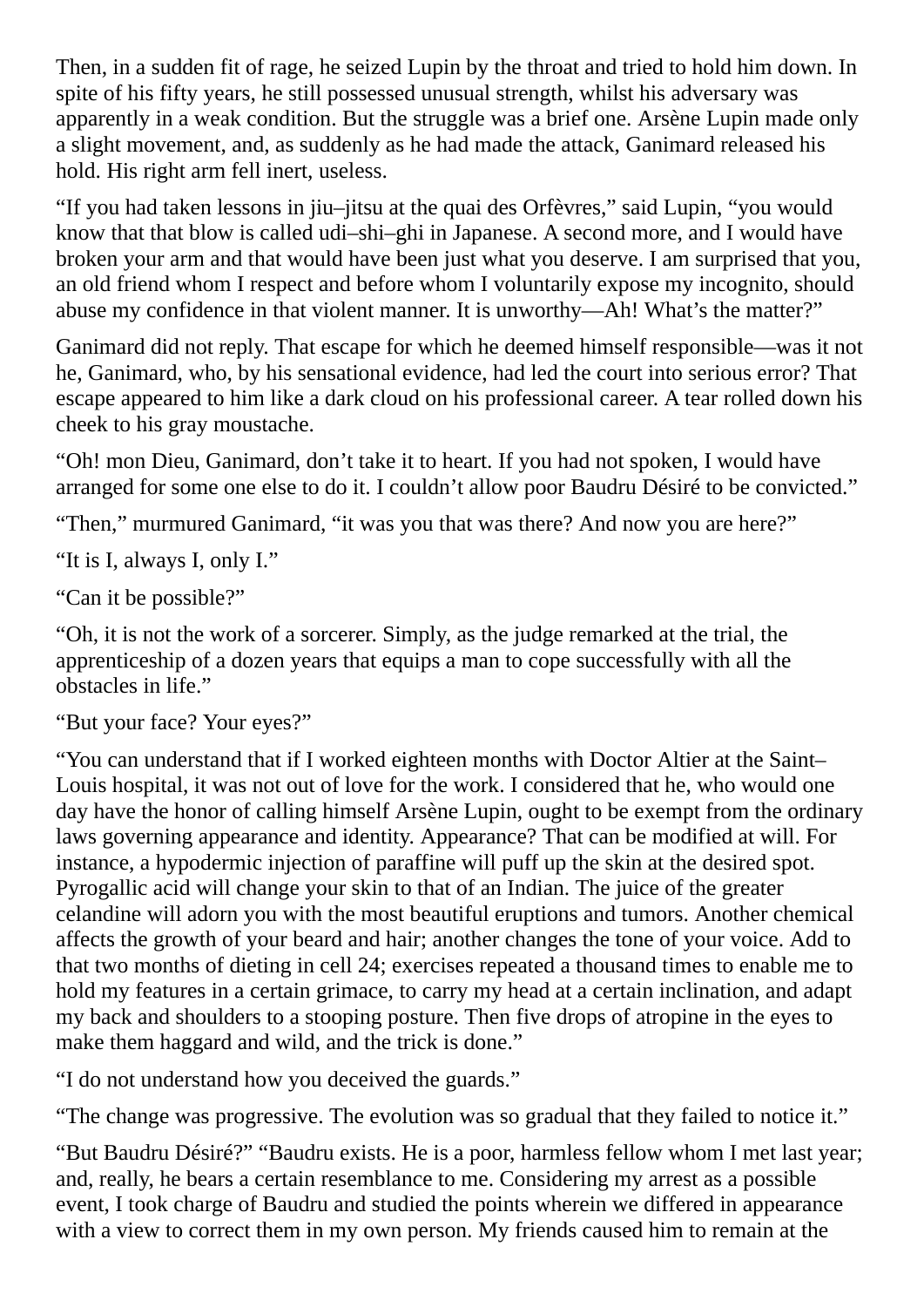Then, in a sudden fit of rage, he seized Lupin by the throat and tried to hold him down. In spite of his fifty years, he still possessed unusual strength, whilst his adversary was apparently in a weak condition. But the struggle was a brief one. Arsène Lupin made only a slight movement, and, as suddenly as he had made the attack, Ganimard released his hold. His right arm fell inert, useless.

“If you had taken lessons in jiu–jitsu at the quai des Orfèvres,” said Lupin, “you would know that that blow is called udi–shi–ghi in Japanese. A second more, and I would have broken your arm and that would have been just what you deserve. I am surprised that you, an old friend whom I respect and before whom I voluntarily expose my incognito, should abuse my confidence in that violent manner. It is unworthy—Ah! What’s the matter?”

Ganimard did not reply. That escape for which he deemed himself responsible—was it not he, Ganimard, who, by his sensational evidence, had led the court into serious error? That escape appeared to him like a dark cloud on his professional career. A tear rolled down his cheek to his gray moustache.

“Oh! mon Dieu, Ganimard, don’t take it to heart. If you had not spoken, I would have arranged for some one else to do it. I couldn’t allow poor Baudru Désiré to be convicted.”

“Then,” murmured Ganimard, “it was you that was there? And now you are here?”

“It is I, always I, only I.”

“Can it be possible?”

“Oh, it is not the work of a sorcerer. Simply, as the judge remarked at the trial, the apprenticeship of a dozen years that equips a man to cope successfully with all the obstacles in life.”

“But your face? Your eyes?”

“You can understand that if I worked eighteen months with Doctor Altier at the Saint–Louis hospital, it was not out of love for the work. I considered that he, who would one day have the honor of calling himself Arsène Lupin, ought to be exempt from the ordinary laws governing appearance and identity. Appearance? That can be modified at will. For instance, a hypodermic injection of paraffine will puff up the skin at the desired spot. Pyrogallic acid will change your skin to that of an Indian. The juice of the greater celandine will adorn you with the most beautiful eruptions and tumors. Another chemical affects the growth of your beard and hair; another changes the tone of your voice. Add to that two months of dieting in cell 24; exercises repeated a thousand times to enable me to hold my features in a certain grimace, to carry my head at a certain inclination, and adapt my back and shoulders to a stooping posture. Then five drops of atropine in the eyes to make them haggard and wild, and the trick is done.”

“I do not understand how you deceived the guards.”

“The change was progressive. The evolution was so gradual that they failed to notice it.”

“But Baudru Désiré?” “Baudru exists. He is a poor, harmless fellow whom I met last year; and, really, he bears a certain resemblance to me. Considering my arrest as a possible event, I took charge of Baudru and studied the points wherein we differed in appearance with a view to correct them in my own person. My friends caused him to remain at the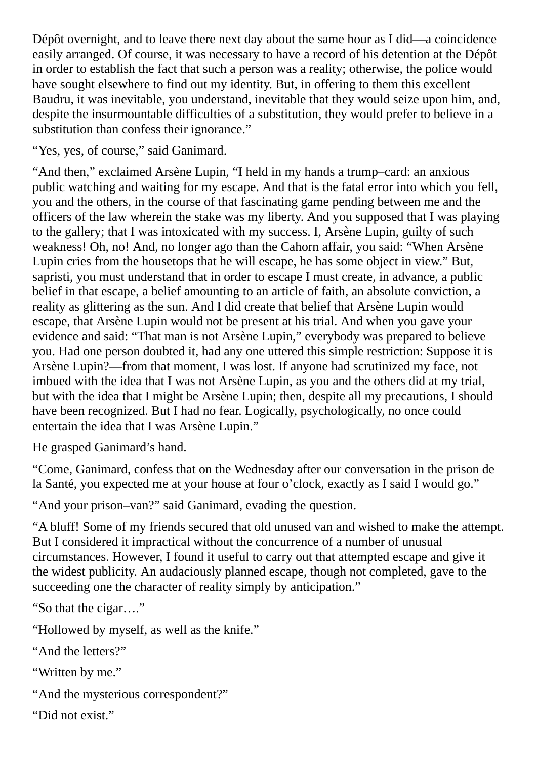Dépôt overnight, and to leave there next day about the same hour as I did—a coincidence easily arranged. Of course, it was necessary to have a record of his detention at the Dépôt in order to establish the fact that such a person was a reality; otherwise, the police would have sought elsewhere to find out my identity. But, in offering to them this excellent Baudru, it was inevitable, you understand, inevitable that they would seize upon him, and, despite the insurmountable difficulties of a substitution, they would prefer to believe in a substitution than confess their ignorance."

"Yes, yes, of course," said Ganimard.

"And then," exclaimed Arsène Lupin, "I held in my hands a trump–card: an anxious public watching and waiting for my escape. And that is the fatal error into which you fell, you and the others, in the course of that fascinating game pending between me and the officers of the law wherein the stake was my liberty. And you supposed that I was playing to the gallery; that I was intoxicated with my success. I, Arsène Lupin, guilty of such weakness! Oh, no! And, no longer ago than the Cahorn affair, you said: "When Arsène Lupin cries from the housetops that he will escape, he has some object in view." But, sapristi, you must understand that in order to escape I must create, in advance, a public belief in that escape, a belief amounting to an article of faith, an absolute conviction, a reality as glittering as the sun. And I did create that belief that Arsène Lupin would escape, that Arsène Lupin would not be present at his trial. And when you gave your evidence and said: "That man is not Arsène Lupin," everybody was prepared to believe you. Had one person doubted it, had any one uttered this simple restriction: Suppose it is Arsène Lupin?—from that moment, I was lost. If anyone had scrutinized my face, not imbued with the idea that I was not Arsène Lupin, as you and the others did at my trial, but with the idea that I might be Arsène Lupin; then, despite all my precautions, I should have been recognized. But I had no fear. Logically, psychologically, no once could entertain the idea that I was Arsène Lupin."

He grasped Ganimard's hand.

"Come, Ganimard, confess that on the Wednesday after our conversation in the prison de la Santé, you expected me at your house at four o'clock, exactly as I said I would go."

"And your prison–van?" said Ganimard, evading the question.

"A bluff! Some of my friends secured that old unused van and wished to make the attempt. But I considered it impractical without the concurrence of a number of unusual circumstances. However, I found it useful to carry out that attempted escape and give it the widest publicity. An audaciously planned escape, though not completed, gave to the succeeding one the character of reality simply by anticipation."

"So that the cigar…."

"Hollowed by myself, as well as the knife."

"And the letters?"

"Written by me."

"And the mysterious correspondent?"

"Did not exist."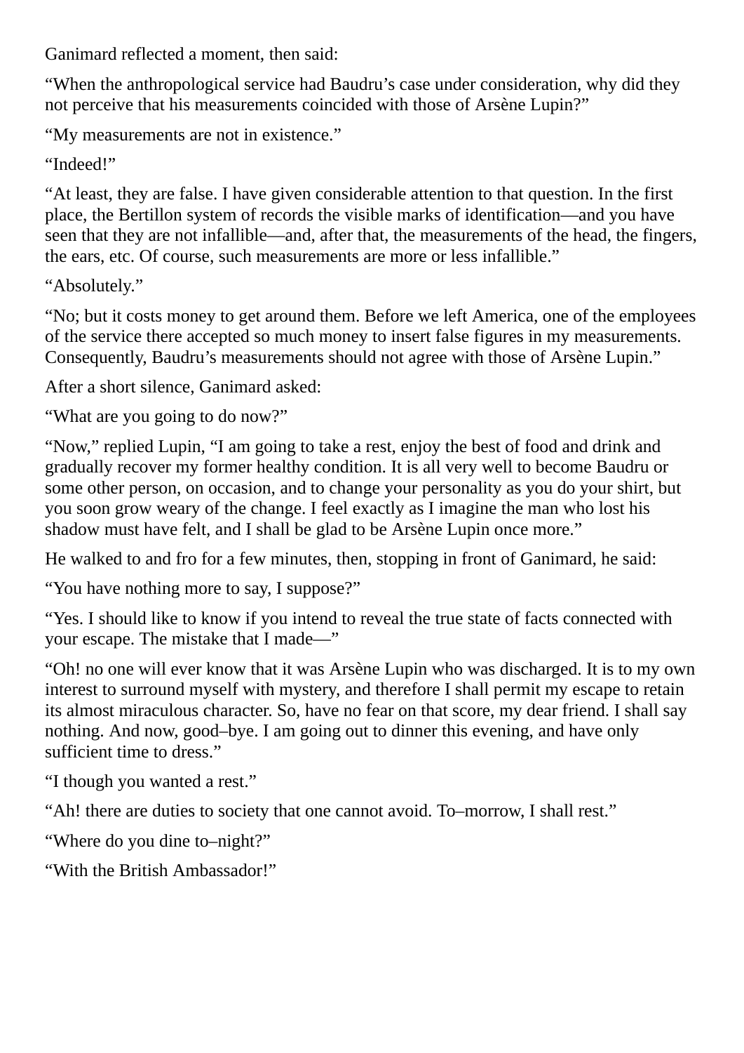Ganimard reflected a moment, then said:

“When the anthropological service had Baudru’s case under consideration, why did they not perceive that his measurements coincided with those of Arsène Lupin?”

“My measurements are not in existence.”

“Indeed!”

“At least, they are false. I have given considerable attention to that question. In the first place, the Bertillon system of records the visible marks of identification—and you have seen that they are not infallible—and, after that, the measurements of the head, the fingers, the ears, etc. Of course, such measurements are more or less infallible.”

“Absolutely.”

“No; but it costs money to get around them. Before we left America, one of the employees of the service there accepted so much money to insert false figures in my measurements. Consequently, Baudru’s measurements should not agree with those of Arsène Lupin.”

After a short silence, Ganimard asked:

“What are you going to do now?”

“Now,” replied Lupin, “I am going to take a rest, enjoy the best of food and drink and gradually recover my former healthy condition. It is all very well to become Baudru or some other person, on occasion, and to change your personality as you do your shirt, but you soon grow weary of the change. I feel exactly as I imagine the man who lost his shadow must have felt, and I shall be glad to be Arsène Lupin once more.”

He walked to and fro for a few minutes, then, stopping in front of Ganimard, he said:

“You have nothing more to say, I suppose?”

“Yes. I should like to know if you intend to reveal the true state of facts connected with your escape. The mistake that I made—”

“Oh! no one will ever know that it was Arsène Lupin who was discharged. It is to my own interest to surround myself with mystery, and therefore I shall permit my escape to retain its almost miraculous character. So, have no fear on that score, my dear friend. I shall say nothing. And now, good–bye. I am going out to dinner this evening, and have only sufficient time to dress.”

“I though you wanted a rest.”

“Ah! there are duties to society that one cannot avoid. To–morrow, I shall rest.”

“Where do you dine to–night?”

“With the British Ambassador!”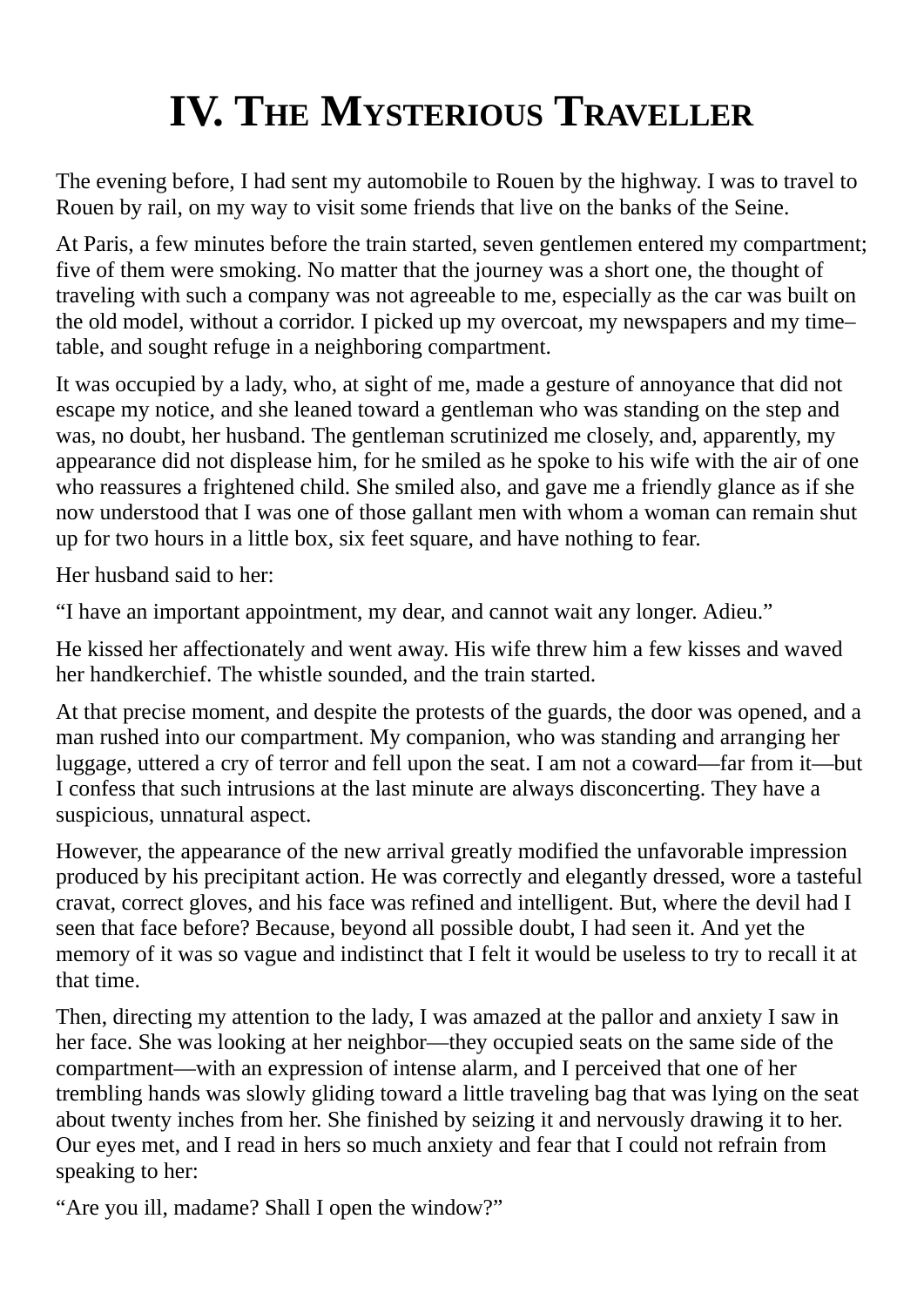# IV. The Mysterious Traveller

The evening before, I had sent my automobile to Rouen by the highway. I was to travel to Rouen by rail, on my way to visit some friends that live on the banks of the Seine.

At Paris, a few minutes before the train started, seven gentlemen entered my compartment; five of them were smoking. No matter that the journey was a short one, the thought of traveling with such a company was not agreeable to me, especially as the car was built on the old model, without a corridor. I picked up my overcoat, my newspapers and my time–table, and sought refuge in a neighboring compartment.

It was occupied by a lady, who, at sight of me, made a gesture of annoyance that did not escape my notice, and she leaned toward a gentleman who was standing on the step and was, no doubt, her husband. The gentleman scrutinized me closely, and, apparently, my appearance did not displease him, for he smiled as he spoke to his wife with the air of one who reassures a frightened child. She smiled also, and gave me a friendly glance as if she now understood that I was one of those gallant men with whom a woman can remain shut up for two hours in a little box, six feet square, and have nothing to fear.

Her husband said to her:

“I have an important appointment, my dear, and cannot wait any longer. Adieu.”

He kissed her affectionately and went away. His wife threw him a few kisses and waved her handkerchief. The whistle sounded, and the train started.

At that precise moment, and despite the protests of the guards, the door was opened, and a man rushed into our compartment. My companion, who was standing and arranging her luggage, uttered a cry of terror and fell upon the seat. I am not a coward—far from it—but I confess that such intrusions at the last minute are always disconcerting. They have a suspicious, unnatural aspect.

However, the appearance of the new arrival greatly modified the unfavorable impression produced by his precipitant action. He was correctly and elegantly dressed, wore a tasteful cravat, correct gloves, and his face was refined and intelligent. But, where the devil had I seen that face before? Because, beyond all possible doubt, I had seen it. And yet the memory of it was so vague and indistinct that I felt it would be useless to try to recall it at that time.

Then, directing my attention to the lady, I was amazed at the pallor and anxiety I saw in her face. She was looking at her neighbor—they occupied seats on the same side of the compartment—with an expression of intense alarm, and I perceived that one of her trembling hands was slowly gliding toward a little traveling bag that was lying on the seat about twenty inches from her. She finished by seizing it and nervously drawing it to her. Our eyes met, and I read in hers so much anxiety and fear that I could not refrain from speaking to her:

“Are you ill, madame? Shall I open the window?”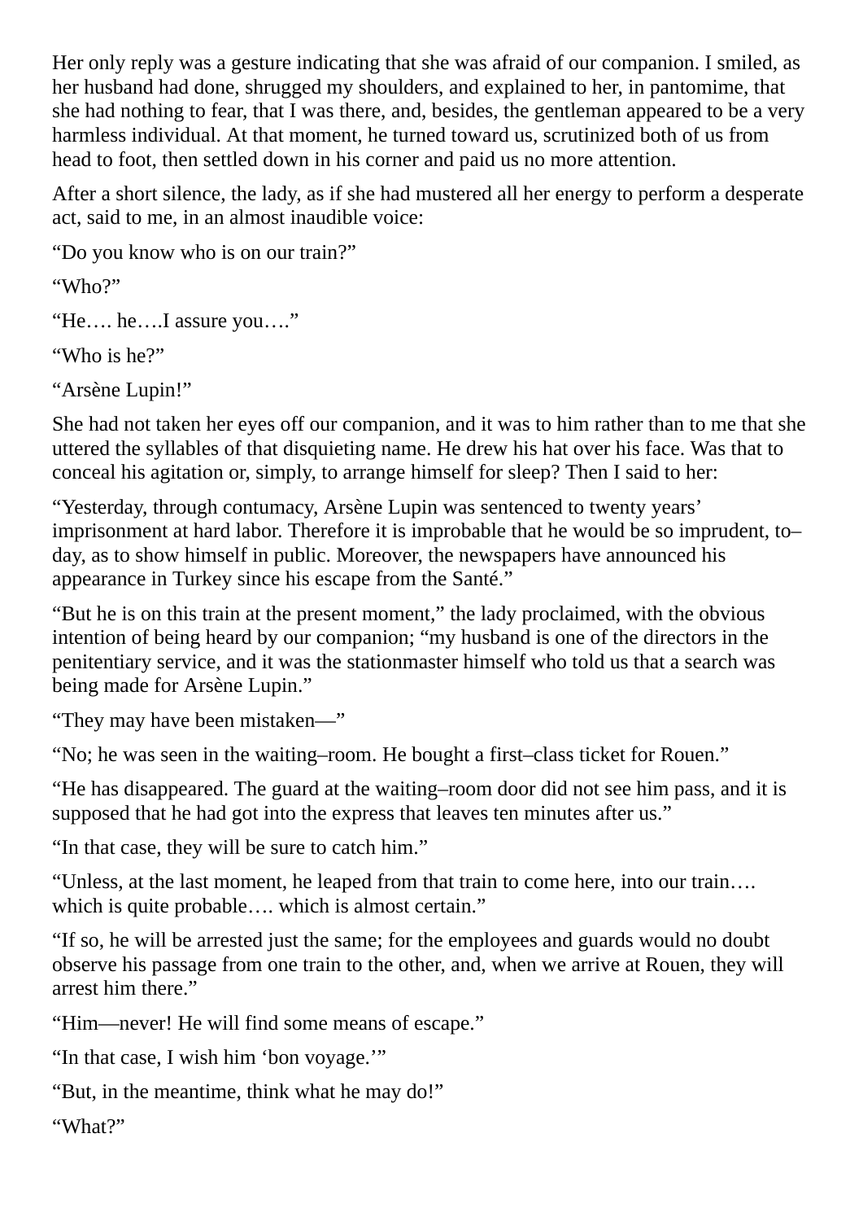Her only reply was a gesture indicating that she was afraid of our companion. I smiled, as her husband had done, shrugged my shoulders, and explained to her, in pantomime, that she had nothing to fear, that I was there, and, besides, the gentleman appeared to be a very harmless individual. At that moment, he turned toward us, scrutinized both of us from head to foot, then settled down in his corner and paid us no more attention.

After a short silence, the lady, as if she had mustered all her energy to perform a desperate act, said to me, in an almost inaudible voice:

“Do you know who is on our train?”

“Who?”

“He…. he….I assure you….”

“Who is he?”

“Arsène Lupin!”

She had not taken her eyes off our companion, and it was to him rather than to me that she uttered the syllables of that disquieting name. He drew his hat over his face. Was that to conceal his agitation or, simply, to arrange himself for sleep? Then I said to her:

“Yesterday, through contumacy, Arsène Lupin was sentenced to twenty years’ imprisonment at hard labor. Therefore it is improbable that he would be so imprudent, to–day, as to show himself in public. Moreover, the newspapers have announced his appearance in Turkey since his escape from the Santé.”

“But he is on this train at the present moment,” the lady proclaimed, with the obvious intention of being heard by our companion; “my husband is one of the directors in the penitentiary service, and it was the stationmaster himself who told us that a search was being made for Arsène Lupin.”

“They may have been mistaken—”

“No; he was seen in the waiting–room. He bought a first–class ticket for Rouen.”

“He has disappeared. The guard at the waiting–room door did not see him pass, and it is supposed that he had got into the express that leaves ten minutes after us.”

“In that case, they will be sure to catch him.”

“Unless, at the last moment, he leaped from that train to come here, into our train…. which is quite probable…. which is almost certain.”

“If so, he will be arrested just the same; for the employees and guards would no doubt observe his passage from one train to the other, and, when we arrive at Rouen, they will arrest him there.”

“Him—never! He will find some means of escape.”

“In that case, I wish him ‘bon voyage.’”

“But, in the meantime, think what he may do!”

“What?”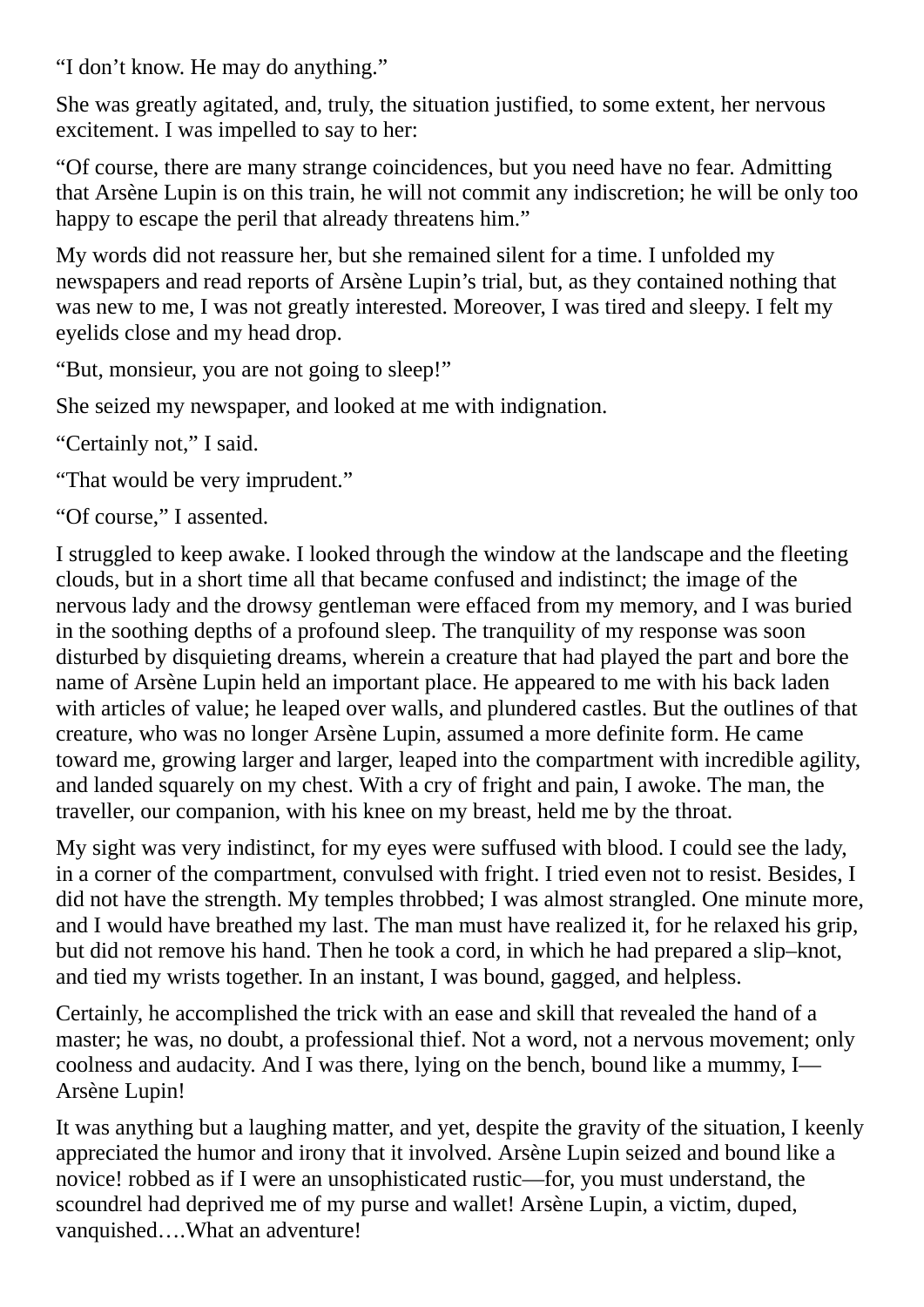“I don’t know. He may do anything.”

She was greatly agitated, and, truly, the situation justified, to some extent, her nervous excitement. I was impelled to say to her:

“Of course, there are many strange coincidences, but you need have no fear. Admitting that Arsène Lupin is on this train, he will not commit any indiscretion; he will be only too happy to escape the peril that already threatens him.”

My words did not reassure her, but she remained silent for a time. I unfolded my newspapers and read reports of Arsène Lupin’s trial, but, as they contained nothing that was new to me, I was not greatly interested. Moreover, I was tired and sleepy. I felt my eyelids close and my head drop.

“But, monsieur, you are not going to sleep!”

She seized my newspaper, and looked at me with indignation.

“Certainly not,” I said.

“That would be very imprudent.”

“Of course,” I assented.

I struggled to keep awake. I looked through the window at the landscape and the fleeting clouds, but in a short time all that became confused and indistinct; the image of the nervous lady and the drowsy gentleman were effaced from my memory, and I was buried in the soothing depths of a profound sleep. The tranquility of my response was soon disturbed by disquieting dreams, wherein a creature that had played the part and bore the name of Arsène Lupin held an important place. He appeared to me with his back laden with articles of value; he leaped over walls, and plundered castles. But the outlines of that creature, who was no longer Arsène Lupin, assumed a more definite form. He came toward me, growing larger and larger, leaped into the compartment with incredible agility, and landed squarely on my chest. With a cry of fright and pain, I awoke. The man, the traveller, our companion, with his knee on my breast, held me by the throat.

My sight was very indistinct, for my eyes were suffused with blood. I could see the lady, in a corner of the compartment, convulsed with fright. I tried even not to resist. Besides, I did not have the strength. My temples throbbed; I was almost strangled. One minute more, and I would have breathed my last. The man must have realized it, for he relaxed his grip, but did not remove his hand. Then he took a cord, in which he had prepared a slip–knot, and tied my wrists together. In an instant, I was bound, gagged, and helpless.

Certainly, he accomplished the trick with an ease and skill that revealed the hand of a master; he was, no doubt, a professional thief. Not a word, not a nervous movement; only coolness and audacity. And I was there, lying on the bench, bound like a mummy, I—Arsène Lupin!

It was anything but a laughing matter, and yet, despite the gravity of the situation, I keenly appreciated the humor and irony that it involved. Arsène Lupin seized and bound like a novice! robbed as if I were an unsophisticated rustic—for, you must understand, the scoundrel had deprived me of my purse and wallet! Arsène Lupin, a victim, duped, vanquished….What an adventure!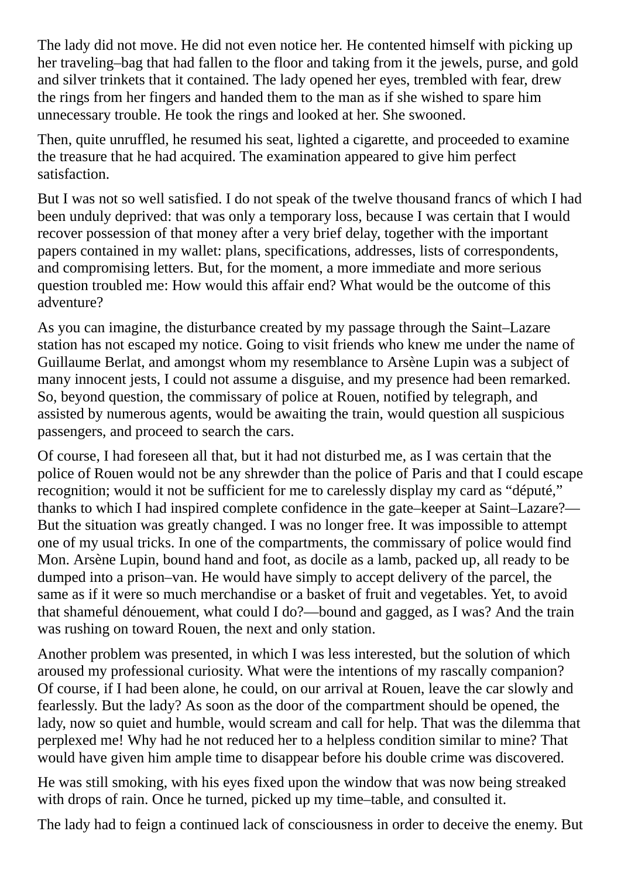The lady did not move. He did not even notice her. He contented himself with picking up her traveling–bag that had fallen to the floor and taking from it the jewels, purse, and gold and silver trinkets that it contained. The lady opened her eyes, trembled with fear, drew the rings from her fingers and handed them to the man as if she wished to spare him unnecessary trouble. He took the rings and looked at her. She swooned.

Then, quite unruffled, he resumed his seat, lighted a cigarette, and proceeded to examine the treasure that he had acquired. The examination appeared to give him perfect satisfaction.

But I was not so well satisfied. I do not speak of the twelve thousand francs of which I had been unduly deprived: that was only a temporary loss, because I was certain that I would recover possession of that money after a very brief delay, together with the important papers contained in my wallet: plans, specifications, addresses, lists of correspondents, and compromising letters. But, for the moment, a more immediate and more serious question troubled me: How would this affair end? What would be the outcome of this adventure?

As you can imagine, the disturbance created by my passage through the Saint–Lazare station has not escaped my notice. Going to visit friends who knew me under the name of Guillaume Berlat, and amongst whom my resemblance to Arsène Lupin was a subject of many innocent jests, I could not assume a disguise, and my presence had been remarked. So, beyond question, the commissary of police at Rouen, notified by telegraph, and assisted by numerous agents, would be awaiting the train, would question all suspicious passengers, and proceed to search the cars.

Of course, I had foreseen all that, but it had not disturbed me, as I was certain that the police of Rouen would not be any shrewder than the police of Paris and that I could escape recognition; would it not be sufficient for me to carelessly display my card as "député," thanks to which I had inspired complete confidence in the gate–keeper at Saint–Lazare?—But the situation was greatly changed. I was no longer free. It was impossible to attempt one of my usual tricks. In one of the compartments, the commissary of police would find Mon. Arsène Lupin, bound hand and foot, as docile as a lamb, packed up, all ready to be dumped into a prison–van. He would have simply to accept delivery of the parcel, the same as if it were so much merchandise or a basket of fruit and vegetables. Yet, to avoid that shameful dénouement, what could I do?—bound and gagged, as I was? And the train was rushing on toward Rouen, the next and only station.

Another problem was presented, in which I was less interested, but the solution of which aroused my professional curiosity. What were the intentions of my rascally companion? Of course, if I had been alone, he could, on our arrival at Rouen, leave the car slowly and fearlessly. But the lady? As soon as the door of the compartment should be opened, the lady, now so quiet and humble, would scream and call for help. That was the dilemma that perplexed me! Why had he not reduced her to a helpless condition similar to mine? That would have given him ample time to disappear before his double crime was discovered.

He was still smoking, with his eyes fixed upon the window that was now being streaked with drops of rain. Once he turned, picked up my time–table, and consulted it.

The lady had to feign a continued lack of consciousness in order to deceive the enemy. But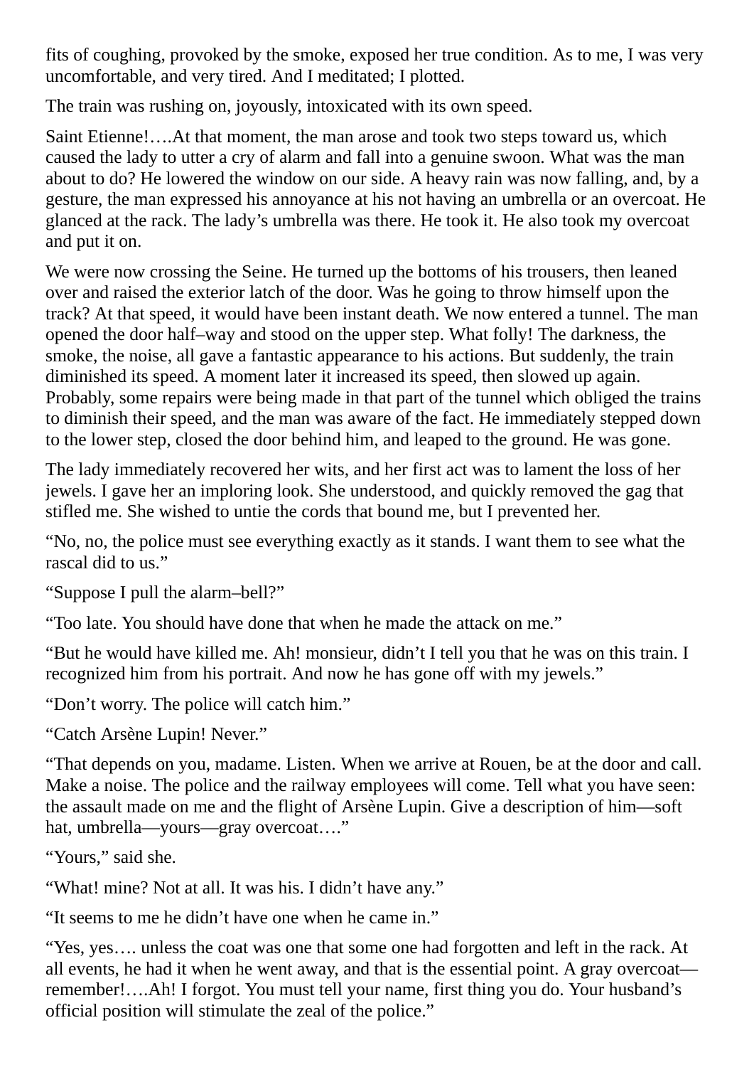fits of coughing, provoked by the smoke, exposed her true condition. As to me, I was very uncomfortable, and very tired. And I meditated; I plotted.

The train was rushing on, joyously, intoxicated with its own speed.

Saint Etienne!….At that moment, the man arose and took two steps toward us, which caused the lady to utter a cry of alarm and fall into a genuine swoon. What was the man about to do? He lowered the window on our side. A heavy rain was now falling, and, by a gesture, the man expressed his annoyance at his not having an umbrella or an overcoat. He glanced at the rack. The lady's umbrella was there. He took it. He also took my overcoat and put it on.

We were now crossing the Seine. He turned up the bottoms of his trousers, then leaned over and raised the exterior latch of the door. Was he going to throw himself upon the track? At that speed, it would have been instant death. We now entered a tunnel. The man opened the door half–way and stood on the upper step. What folly! The darkness, the smoke, the noise, all gave a fantastic appearance to his actions. But suddenly, the train diminished its speed. A moment later it increased its speed, then slowed up again. Probably, some repairs were being made in that part of the tunnel which obliged the trains to diminish their speed, and the man was aware of the fact. He immediately stepped down to the lower step, closed the door behind him, and leaped to the ground. He was gone.

The lady immediately recovered her wits, and her first act was to lament the loss of her jewels. I gave her an imploring look. She understood, and quickly removed the gag that stifled me. She wished to untie the cords that bound me, but I prevented her.

"No, no, the police must see everything exactly as it stands. I want them to see what the rascal did to us."

"Suppose I pull the alarm–bell?"

"Too late. You should have done that when he made the attack on me."

"But he would have killed me. Ah! monsieur, didn't I tell you that he was on this train. I recognized him from his portrait. And now he has gone off with my jewels."

"Don't worry. The police will catch him."

"Catch Arsène Lupin! Never."

"That depends on you, madame. Listen. When we arrive at Rouen, be at the door and call. Make a noise. The police and the railway employees will come. Tell what you have seen: the assault made on me and the flight of Arsène Lupin. Give a description of him—soft hat, umbrella—yours—gray overcoat…."

"Yours," said she.

"What! mine? Not at all. It was his. I didn't have any."

"It seems to me he didn't have one when he came in."

"Yes, yes…. unless the coat was one that some one had forgotten and left in the rack. At all events, he had it when he went away, and that is the essential point. A gray overcoat—remember!….Ah! I forgot. You must tell your name, first thing you do. Your husband's official position will stimulate the zeal of the police."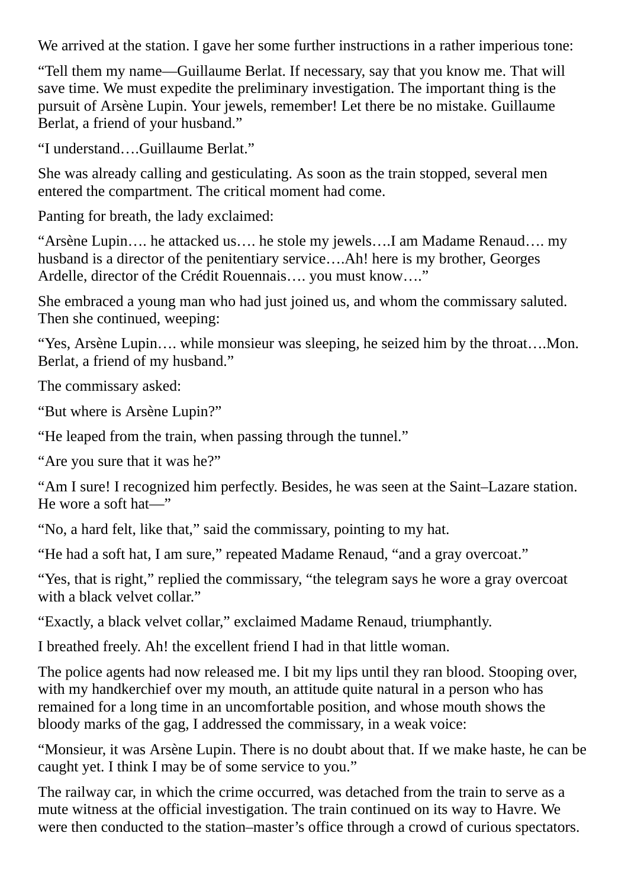We arrived at the station. I gave her some further instructions in a rather imperious tone:

“Tell them my name—Guillaume Berlat. If necessary, say that you know me. That will save time. We must expedite the preliminary investigation. The important thing is the pursuit of Arsène Lupin. Your jewels, remember! Let there be no mistake. Guillaume Berlat, a friend of your husband.”

“I understand….Guillaume Berlat.”

She was already calling and gesticulating. As soon as the train stopped, several men entered the compartment. The critical moment had come.

Panting for breath, the lady exclaimed:

“Arsène Lupin…. he attacked us…. he stole my jewels….I am Madame Renaud…. my husband is a director of the penitentiary service….Ah! here is my brother, Georges Ardelle, director of the Crédit Rouennais…. you must know….”

She embraced a young man who had just joined us, and whom the commissary saluted. Then she continued, weeping:

“Yes, Arsène Lupin…. while monsieur was sleeping, he seized him by the throat….Mon. Berlat, a friend of my husband.”

The commissary asked:

“But where is Arsène Lupin?”

“He leaped from the train, when passing through the tunnel.”

“Are you sure that it was he?”

“Am I sure! I recognized him perfectly. Besides, he was seen at the Saint–Lazare station. He wore a soft hat—”

“No, a hard felt, like that,” said the commissary, pointing to my hat.

“He had a soft hat, I am sure,” repeated Madame Renaud, “and a gray overcoat.”

“Yes, that is right,” replied the commissary, “the telegram says he wore a gray overcoat with a black velvet collar.”

“Exactly, a black velvet collar,” exclaimed Madame Renaud, triumphantly.

I breathed freely. Ah! the excellent friend I had in that little woman.

The police agents had now released me. I bit my lips until they ran blood. Stooping over, with my handkerchief over my mouth, an attitude quite natural in a person who has remained for a long time in an uncomfortable position, and whose mouth shows the bloody marks of the gag, I addressed the commissary, in a weak voice:

“Monsieur, it was Arsène Lupin. There is no doubt about that. If we make haste, he can be caught yet. I think I may be of some service to you.”

The railway car, in which the crime occurred, was detached from the train to serve as a mute witness at the official investigation. The train continued on its way to Havre. We were then conducted to the station–master’s office through a crowd of curious spectators.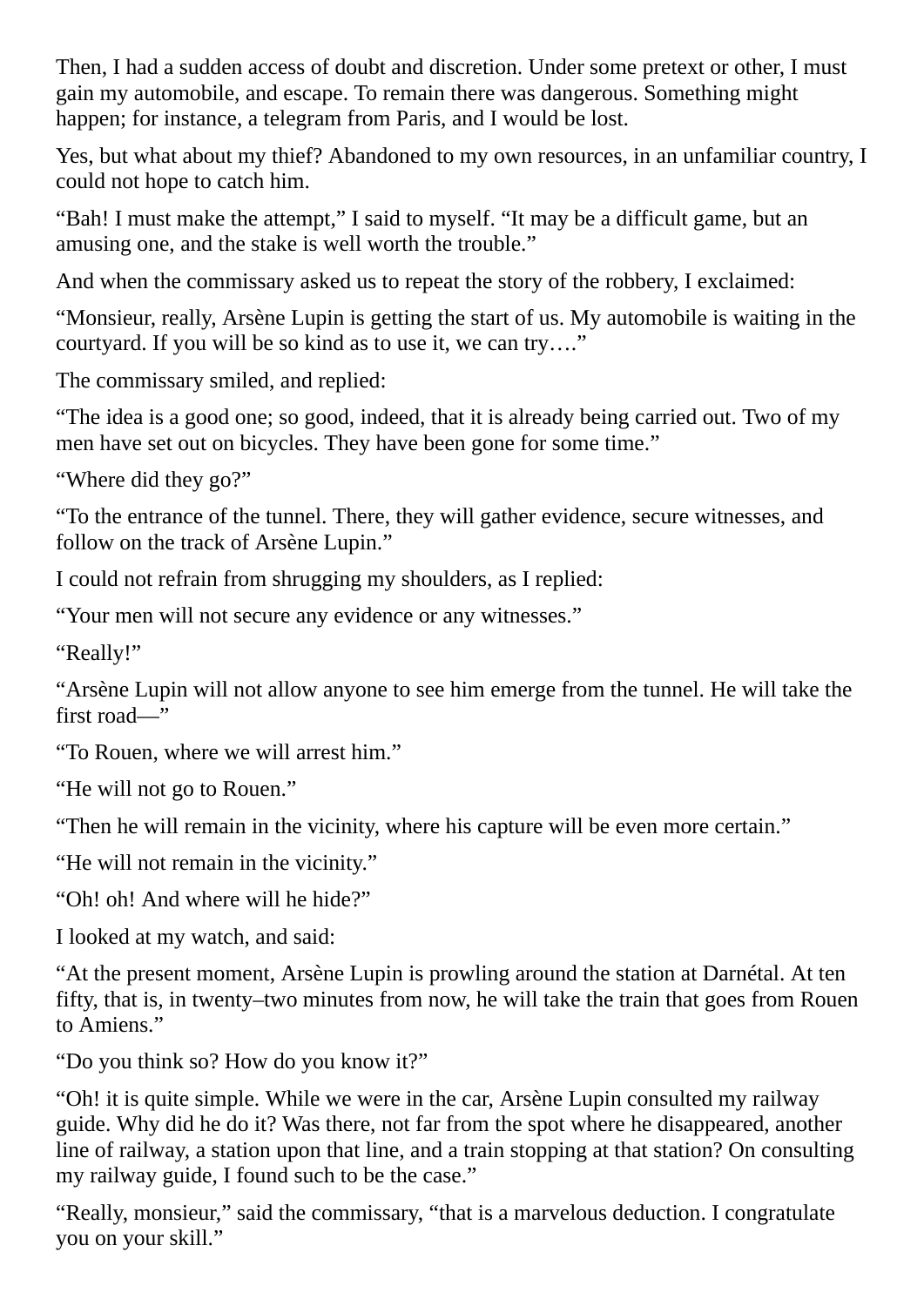Then, I had a sudden access of doubt and discretion. Under some pretext or other, I must gain my automobile, and escape. To remain there was dangerous. Something might happen; for instance, a telegram from Paris, and I would be lost.

Yes, but what about my thief? Abandoned to my own resources, in an unfamiliar country, I could not hope to catch him.

“Bah! I must make the attempt,” I said to myself. “It may be a difficult game, but an amusing one, and the stake is well worth the trouble.”

And when the commissary asked us to repeat the story of the robbery, I exclaimed:

“Monsieur, really, Arsène Lupin is getting the start of us. My automobile is waiting in the courtyard. If you will be so kind as to use it, we can try….”

The commissary smiled, and replied:

“The idea is a good one; so good, indeed, that it is already being carried out. Two of my men have set out on bicycles. They have been gone for some time.”

“Where did they go?”

“To the entrance of the tunnel. There, they will gather evidence, secure witnesses, and follow on the track of Arsène Lupin.”

I could not refrain from shrugging my shoulders, as I replied:

“Your men will not secure any evidence or any witnesses.”

“Really!”

“Arsène Lupin will not allow anyone to see him emerge from the tunnel. He will take the first road—”

“To Rouen, where we will arrest him.”

“He will not go to Rouen.”

“Then he will remain in the vicinity, where his capture will be even more certain.”

“He will not remain in the vicinity.”

“Oh! oh! And where will he hide?”

I looked at my watch, and said:

“At the present moment, Arsène Lupin is prowling around the station at Darnétal. At ten fifty, that is, in twenty–two minutes from now, he will take the train that goes from Rouen to Amiens.”

“Do you think so? How do you know it?”

“Oh! it is quite simple. While we were in the car, Arsène Lupin consulted my railway guide. Why did he do it? Was there, not far from the spot where he disappeared, another line of railway, a station upon that line, and a train stopping at that station? On consulting my railway guide, I found such to be the case.”

“Really, monsieur,” said the commissary, “that is a marvelous deduction. I congratulate you on your skill.”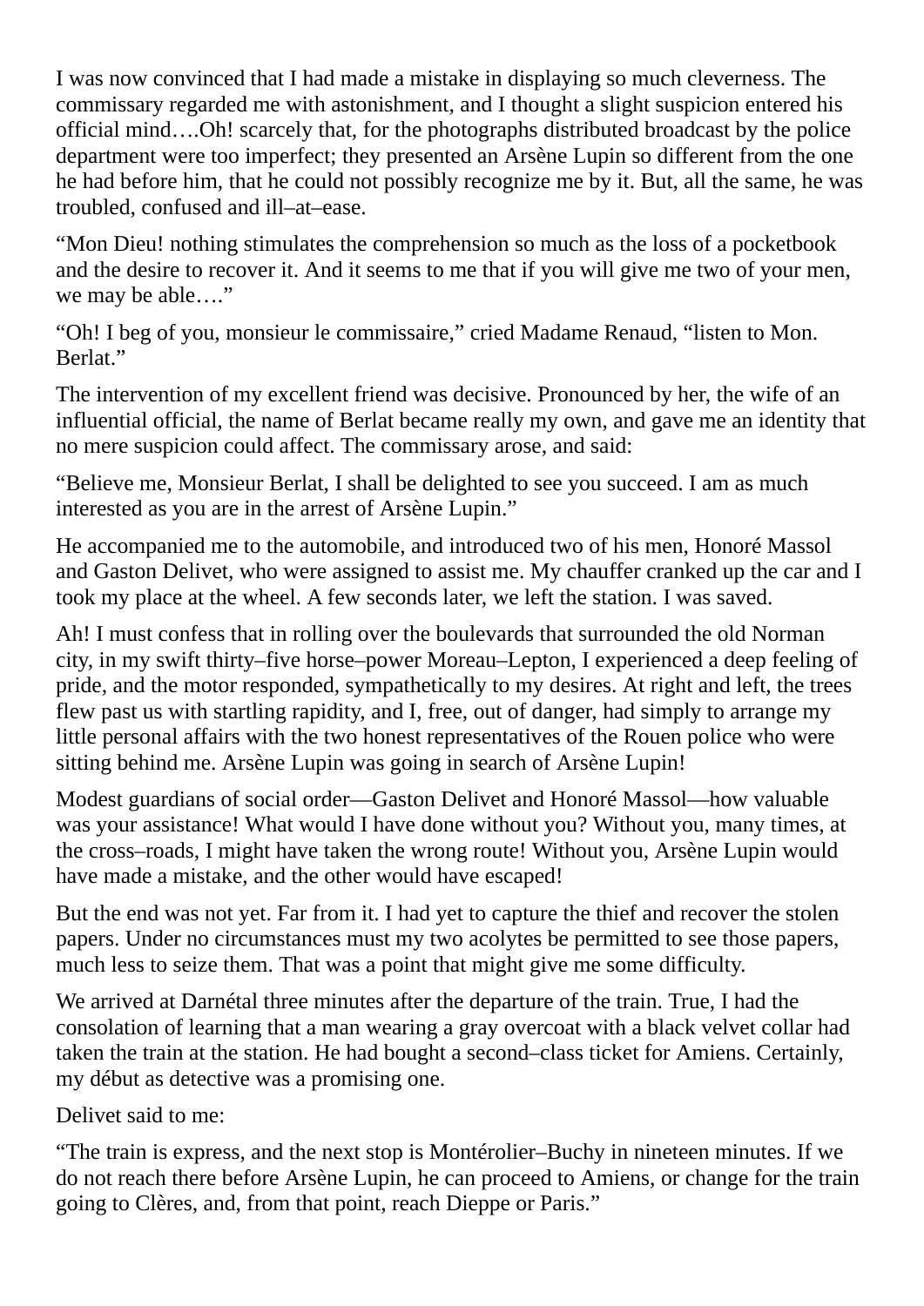I was now convinced that I had made a mistake in displaying so much cleverness. The commissary regarded me with astonishment, and I thought a slight suspicion entered his official mind….Oh! scarcely that, for the photographs distributed broadcast by the police department were too imperfect; they presented an Arsène Lupin so different from the one he had before him, that he could not possibly recognize me by it. But, all the same, he was troubled, confused and ill–at–ease.

“Mon Dieu! nothing stimulates the comprehension so much as the loss of a pocketbook and the desire to recover it. And it seems to me that if you will give me two of your men, we may be able….”

“Oh! I beg of you, monsieur le commissaire,” cried Madame Renaud, “listen to Mon. Berlat.”

The intervention of my excellent friend was decisive. Pronounced by her, the wife of an influential official, the name of Berlat became really my own, and gave me an identity that no mere suspicion could affect. The commissary arose, and said:

“Believe me, Monsieur Berlat, I shall be delighted to see you succeed. I am as much interested as you are in the arrest of Arsène Lupin.”

He accompanied me to the automobile, and introduced two of his men, Honoré Massol and Gaston Delivet, who were assigned to assist me. My chauffer cranked up the car and I took my place at the wheel. A few seconds later, we left the station. I was saved.

Ah! I must confess that in rolling over the boulevards that surrounded the old Norman city, in my swift thirty–five horse–power Moreau–Lepton, I experienced a deep feeling of pride, and the motor responded, sympathetically to my desires. At right and left, the trees flew past us with startling rapidity, and I, free, out of danger, had simply to arrange my little personal affairs with the two honest representatives of the Rouen police who were sitting behind me. Arsène Lupin was going in search of Arsène Lupin!

Modest guardians of social order—Gaston Delivet and Honoré Massol—how valuable was your assistance! What would I have done without you? Without you, many times, at the cross–roads, I might have taken the wrong route! Without you, Arsène Lupin would have made a mistake, and the other would have escaped!

But the end was not yet. Far from it. I had yet to capture the thief and recover the stolen papers. Under no circumstances must my two acolytes be permitted to see those papers, much less to seize them. That was a point that might give me some difficulty.

We arrived at Darnétal three minutes after the departure of the train. True, I had the consolation of learning that a man wearing a gray overcoat with a black velvet collar had taken the train at the station. He had bought a second–class ticket for Amiens. Certainly, my début as detective was a promising one.

Delivet said to me:

“The train is express, and the next stop is Montérolier–Buchy in nineteen minutes. If we do not reach there before Arsène Lupin, he can proceed to Amiens, or change for the train going to Clères, and, from that point, reach Dieppe or Paris.”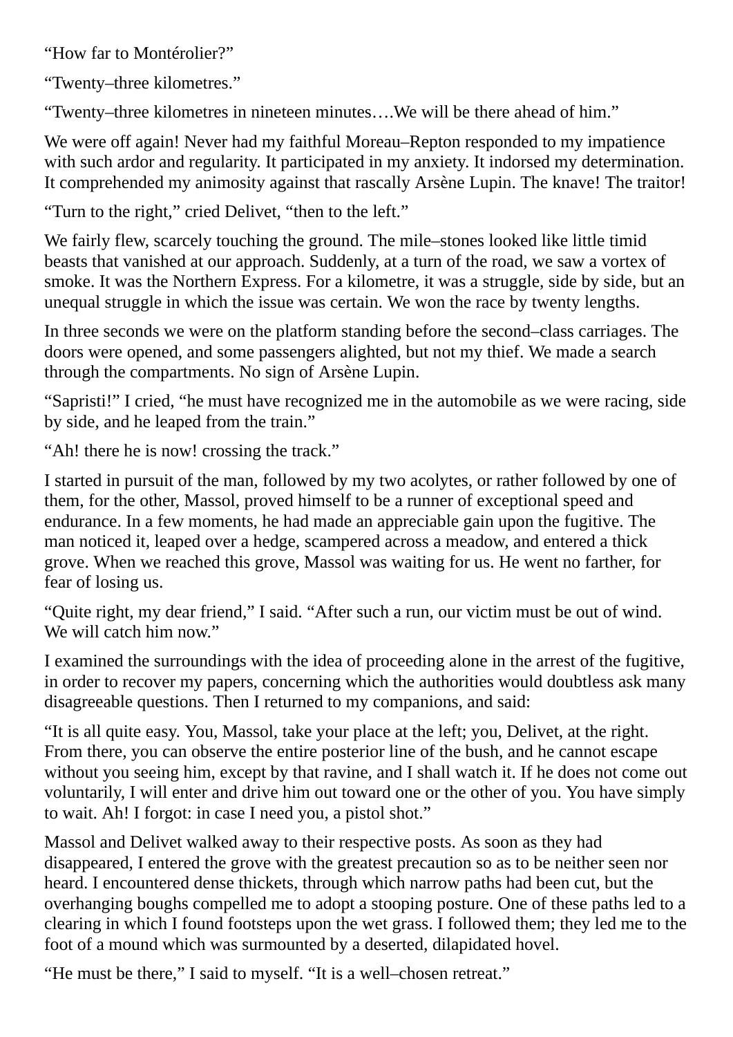“How far to Montérolier?”

“Twenty–three kilometres.”

“Twenty–three kilometres in nineteen minutes….We will be there ahead of him.”

We were off again! Never had my faithful Moreau–Repton responded to my impatience with such ardor and regularity. It participated in my anxiety. It indorsed my determination. It comprehended my animosity against that rascally Arsène Lupin. The knave! The traitor!

“Turn to the right,” cried Delivet, “then to the left.”

We fairly flew, scarcely touching the ground. The mile–stones looked like little timid beasts that vanished at our approach. Suddenly, at a turn of the road, we saw a vortex of smoke. It was the Northern Express. For a kilometre, it was a struggle, side by side, but an unequal struggle in which the issue was certain. We won the race by twenty lengths.

In three seconds we were on the platform standing before the second–class carriages. The doors were opened, and some passengers alighted, but not my thief. We made a search through the compartments. No sign of Arsène Lupin.

“Sapristi!” I cried, “he must have recognized me in the automobile as we were racing, side by side, and he leaped from the train.”

“Ah! there he is now! crossing the track.”

I started in pursuit of the man, followed by my two acolytes, or rather followed by one of them, for the other, Massol, proved himself to be a runner of exceptional speed and endurance. In a few moments, he had made an appreciable gain upon the fugitive. The man noticed it, leaped over a hedge, scampered across a meadow, and entered a thick grove. When we reached this grove, Massol was waiting for us. He went no farther, for fear of losing us.

“Quite right, my dear friend,” I said. “After such a run, our victim must be out of wind. We will catch him now.”

I examined the surroundings with the idea of proceeding alone in the arrest of the fugitive, in order to recover my papers, concerning which the authorities would doubtless ask many disagreeable questions. Then I returned to my companions, and said:

“It is all quite easy. You, Massol, take your place at the left; you, Delivet, at the right. From there, you can observe the entire posterior line of the bush, and he cannot escape without you seeing him, except by that ravine, and I shall watch it. If he does not come out voluntarily, I will enter and drive him out toward one or the other of you. You have simply to wait. Ah! I forgot: in case I need you, a pistol shot.”

Massol and Delivet walked away to their respective posts. As soon as they had disappeared, I entered the grove with the greatest precaution so as to be neither seen nor heard. I encountered dense thickets, through which narrow paths had been cut, but the overhanging boughs compelled me to adopt a stooping posture. One of these paths led to a clearing in which I found footsteps upon the wet grass. I followed them; they led me to the foot of a mound which was surmounted by a deserted, dilapidated hovel.

“He must be there,” I said to myself. “It is a well–chosen retreat.”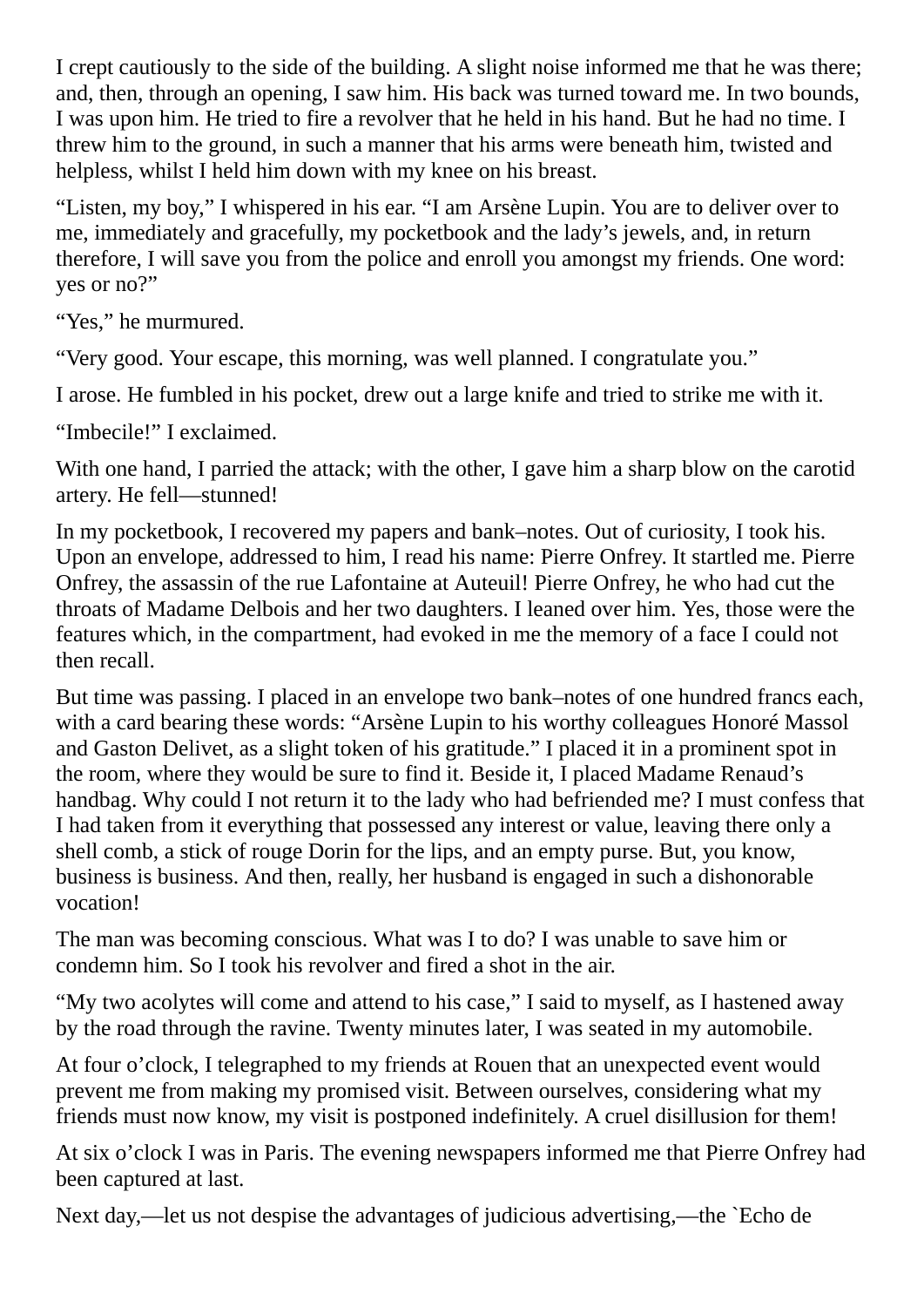I crept cautiously to the side of the building. A slight noise informed me that he was there; and, then, through an opening, I saw him. His back was turned toward me. In two bounds, I was upon him. He tried to fire a revolver that he held in his hand. But he had no time. I threw him to the ground, in such a manner that his arms were beneath him, twisted and helpless, whilst I held him down with my knee on his breast.

“Listen, my boy,” I whispered in his ear. “I am Arsène Lupin. You are to deliver over to me, immediately and gracefully, my pocketbook and the lady’s jewels, and, in return therefore, I will save you from the police and enroll you amongst my friends. One word: yes or no?”

“Yes,” he murmured.

“Very good. Your escape, this morning, was well planned. I congratulate you.”

I arose. He fumbled in his pocket, drew out a large knife and tried to strike me with it.

“Imbecile!” I exclaimed.

With one hand, I parried the attack; with the other, I gave him a sharp blow on the carotid artery. He fell—stunned!

In my pocketbook, I recovered my papers and bank–notes. Out of curiosity, I took his. Upon an envelope, addressed to him, I read his name: Pierre Onfrey. It startled me. Pierre Onfrey, the assassin of the rue Lafontaine at Auteuil! Pierre Onfrey, he who had cut the throats of Madame Delbois and her two daughters. I leaned over him. Yes, those were the features which, in the compartment, had evoked in me the memory of a face I could not then recall.

But time was passing. I placed in an envelope two bank–notes of one hundred francs each, with a card bearing these words: “Arsène Lupin to his worthy colleagues Honoré Massol and Gaston Delivet, as a slight token of his gratitude.” I placed it in a prominent spot in the room, where they would be sure to find it. Beside it, I placed Madame Renaud’s handbag. Why could I not return it to the lady who had befriended me? I must confess that I had taken from it everything that possessed any interest or value, leaving there only a shell comb, a stick of rouge Dorin for the lips, and an empty purse. But, you know, business is business. And then, really, her husband is engaged in such a dishonorable vocation!

The man was becoming conscious. What was I to do? I was unable to save him or condemn him. So I took his revolver and fired a shot in the air.

“My two acolytes will come and attend to his case,” I said to myself, as I hastened away by the road through the ravine. Twenty minutes later, I was seated in my automobile.

At four o’clock, I telegraphed to my friends at Rouen that an unexpected event would prevent me from making my promised visit. Between ourselves, considering what my friends must now know, my visit is postponed indefinitely. A cruel disillusion for them!

At six o’clock I was in Paris. The evening newspapers informed me that Pierre Onfrey had been captured at last.

Next day,—let us not despise the advantages of judicious advertising,—the `Echo de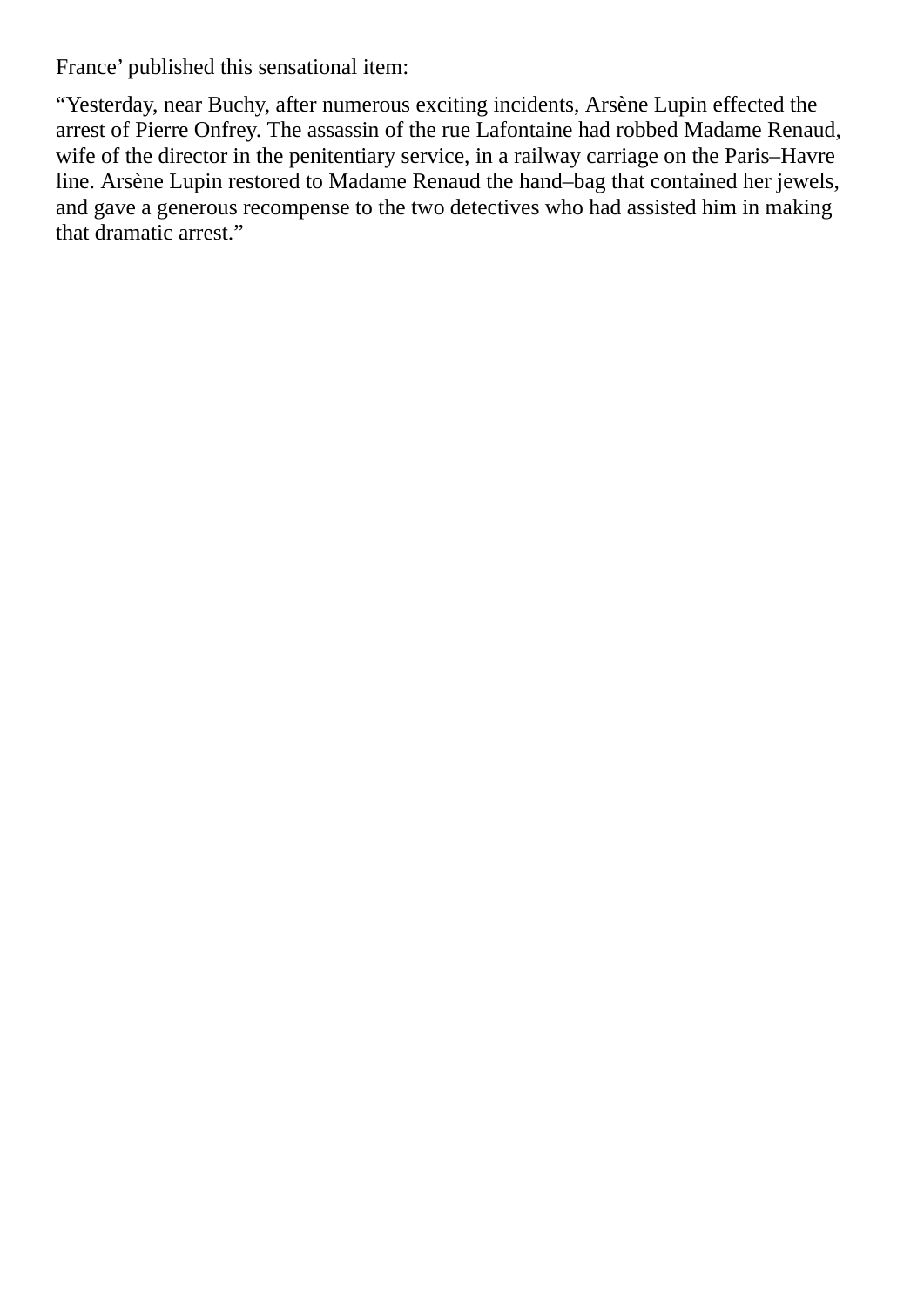France' published this sensational item:

"Yesterday, near Buchy, after numerous exciting incidents, Arsène Lupin effected the arrest of Pierre Onfrey. The assassin of the rue Lafontaine had robbed Madame Renaud, wife of the director in the penitentiary service, in a railway carriage on the Paris–Havre line. Arsène Lupin restored to Madame Renaud the hand–bag that contained her jewels, and gave a generous recompense to the two detectives who had assisted him in making that dramatic arrest."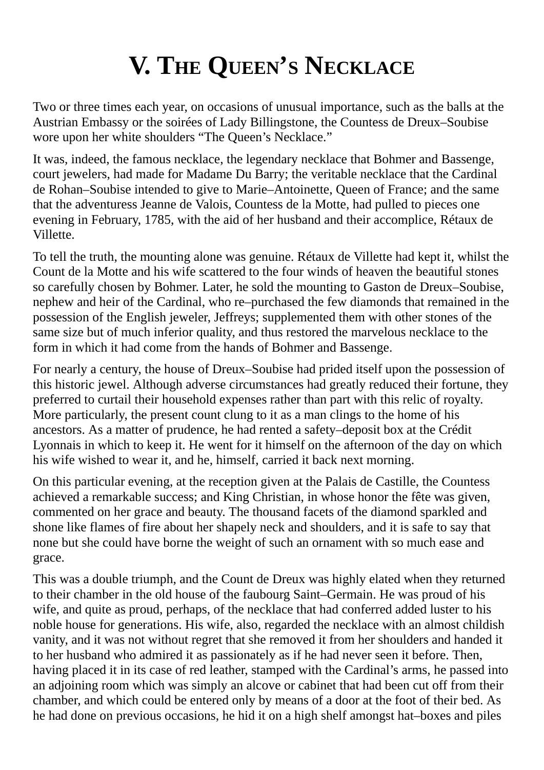# V. The Queen's Necklace

Two or three times each year, on occasions of unusual importance, such as the balls at the Austrian Embassy or the soirées of Lady Billingstone, the Countess de Dreux–Soubise wore upon her white shoulders "The Queen's Necklace."

It was, indeed, the famous necklace, the legendary necklace that Bohmer and Bassenge, court jewelers, had made for Madame Du Barry; the veritable necklace that the Cardinal de Rohan–Soubise intended to give to Marie–Antoinette, Queen of France; and the same that the adventuress Jeanne de Valois, Countess de la Motte, had pulled to pieces one evening in February, 1785, with the aid of her husband and their accomplice, Rétaux de Villette.

To tell the truth, the mounting alone was genuine. Rétaux de Villette had kept it, whilst the Count de la Motte and his wife scattered to the four winds of heaven the beautiful stones so carefully chosen by Bohmer. Later, he sold the mounting to Gaston de Dreux–Soubise, nephew and heir of the Cardinal, who re–purchased the few diamonds that remained in the possession of the English jeweler, Jeffreys; supplemented them with other stones of the same size but of much inferior quality, and thus restored the marvelous necklace to the form in which it had come from the hands of Bohmer and Bassenge.

For nearly a century, the house of Dreux–Soubise had prided itself upon the possession of this historic jewel. Although adverse circumstances had greatly reduced their fortune, they preferred to curtail their household expenses rather than part with this relic of royalty. More particularly, the present count clung to it as a man clings to the home of his ancestors. As a matter of prudence, he had rented a safety–deposit box at the Crédit Lyonnais in which to keep it. He went for it himself on the afternoon of the day on which his wife wished to wear it, and he, himself, carried it back next morning.

On this particular evening, at the reception given at the Palais de Castille, the Countess achieved a remarkable success; and King Christian, in whose honor the fête was given, commented on her grace and beauty. The thousand facets of the diamond sparkled and shone like flames of fire about her shapely neck and shoulders, and it is safe to say that none but she could have borne the weight of such an ornament with so much ease and grace.

This was a double triumph, and the Count de Dreux was highly elated when they returned to their chamber in the old house of the faubourg Saint–Germain. He was proud of his wife, and quite as proud, perhaps, of the necklace that had conferred added luster to his noble house for generations. His wife, also, regarded the necklace with an almost childish vanity, and it was not without regret that she removed it from her shoulders and handed it to her husband who admired it as passionately as if he had never seen it before. Then, having placed it in its case of red leather, stamped with the Cardinal's arms, he passed into an adjoining room which was simply an alcove or cabinet that had been cut off from their chamber, and which could be entered only by means of a door at the foot of their bed. As he had done on previous occasions, he hid it on a high shelf amongst hat–boxes and piles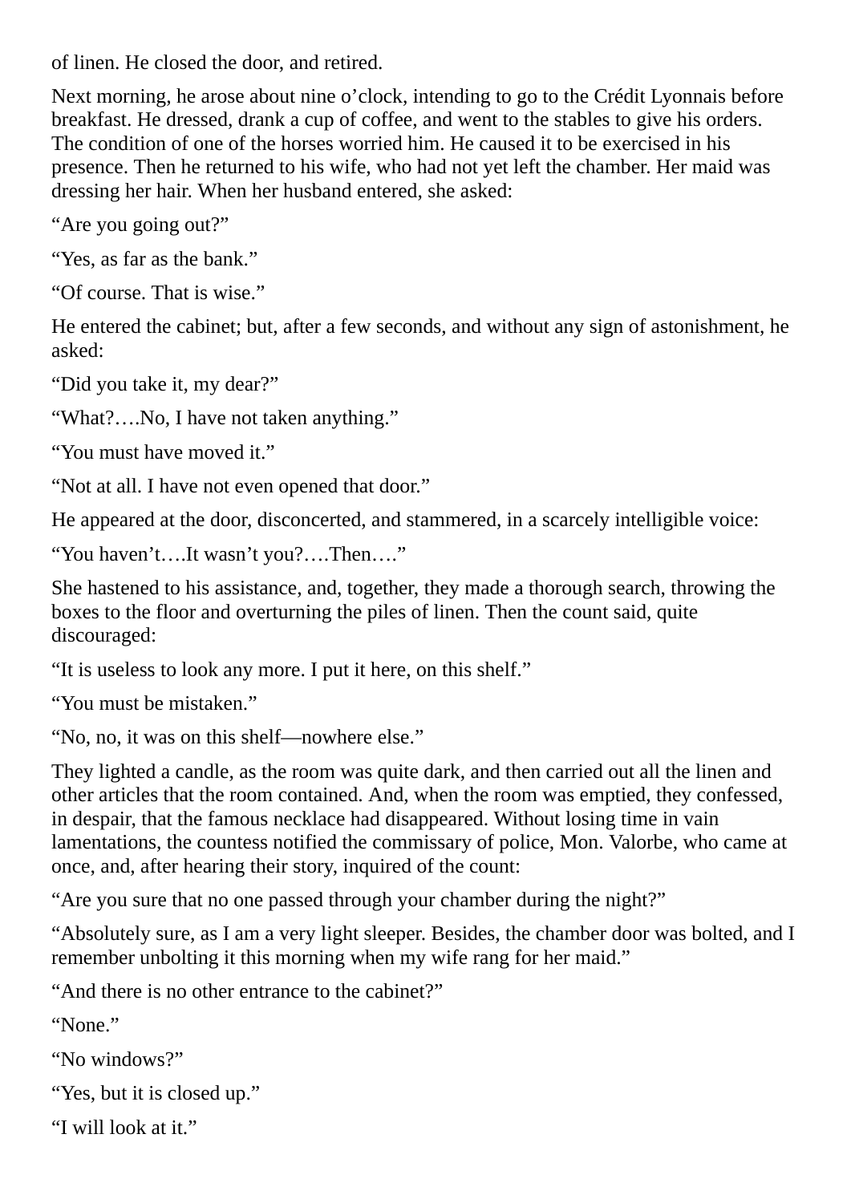of linen. He closed the door, and retired.

Next morning, he arose about nine o’clock, intending to go to the Crédit Lyonnais before breakfast. He dressed, drank a cup of coffee, and went to the stables to give his orders. The condition of one of the horses worried him. He caused it to be exercised in his presence. Then he returned to his wife, who had not yet left the chamber. Her maid was dressing her hair. When her husband entered, she asked:

“Are you going out?”

“Yes, as far as the bank.”

“Of course. That is wise.”

He entered the cabinet; but, after a few seconds, and without any sign of astonishment, he asked:

“Did you take it, my dear?”

“What?….No, I have not taken anything.”

“You must have moved it.”

“Not at all. I have not even opened that door.”

He appeared at the door, disconcerted, and stammered, in a scarcely intelligible voice:

“You haven’t….It wasn’t you?….Then….”

She hastened to his assistance, and, together, they made a thorough search, throwing the boxes to the floor and overturning the piles of linen. Then the count said, quite discouraged:

“It is useless to look any more. I put it here, on this shelf.”

“You must be mistaken.”

“No, no, it was on this shelf—nowhere else.”

They lighted a candle, as the room was quite dark, and then carried out all the linen and other articles that the room contained. And, when the room was emptied, they confessed, in despair, that the famous necklace had disappeared. Without losing time in vain lamentations, the countess notified the commissary of police, Mon. Valorbe, who came at once, and, after hearing their story, inquired of the count:

“Are you sure that no one passed through your chamber during the night?”

“Absolutely sure, as I am a very light sleeper. Besides, the chamber door was bolted, and I remember unbolting it this morning when my wife rang for her maid.”

“And there is no other entrance to the cabinet?”

“None.”

“No windows?”

“Yes, but it is closed up.”

“I will look at it.”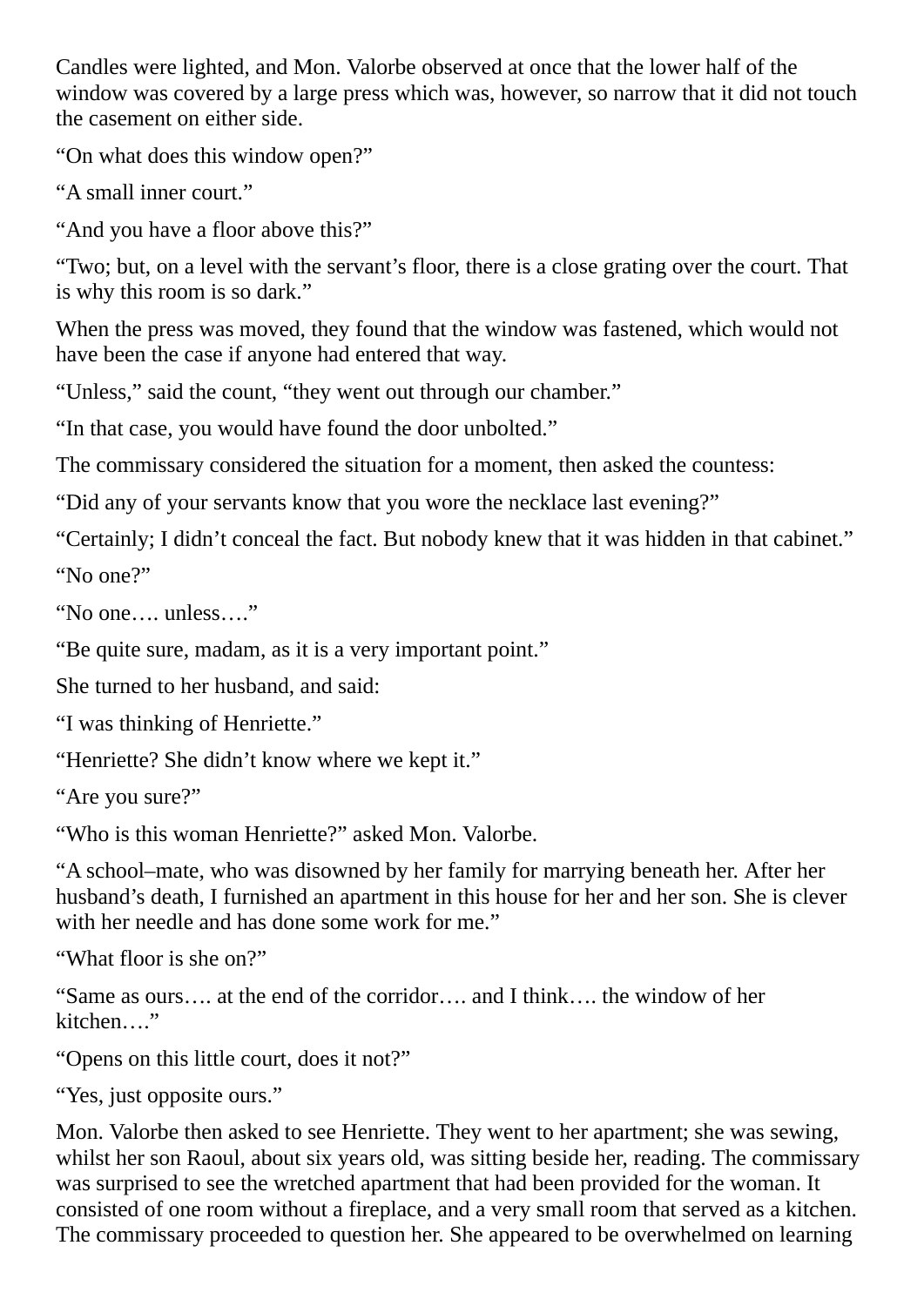Candles were lighted, and Mon. Valorbe observed at once that the lower half of the window was covered by a large press which was, however, so narrow that it did not touch the casement on either side.

“On what does this window open?”

“A small inner court.”

“And you have a floor above this?”

“Two; but, on a level with the servant’s floor, there is a close grating over the court. That is why this room is so dark.”

When the press was moved, they found that the window was fastened, which would not have been the case if anyone had entered that way.

“Unless,” said the count, “they went out through our chamber.”

“In that case, you would have found the door unbolted.”

The commissary considered the situation for a moment, then asked the countess:

“Did any of your servants know that you wore the necklace last evening?”

“Certainly; I didn’t conceal the fact. But nobody knew that it was hidden in that cabinet.”

“No one?”

“No one…. unless….”

“Be quite sure, madam, as it is a very important point.”

She turned to her husband, and said:

“I was thinking of Henriette.”

“Henriette? She didn’t know where we kept it.”

“Are you sure?”

“Who is this woman Henriette?” asked Mon. Valorbe.

“A school–mate, who was disowned by her family for marrying beneath her. After her husband’s death, I furnished an apartment in this house for her and her son. She is clever with her needle and has done some work for me.”

“What floor is she on?”

“Same as ours…. at the end of the corridor…. and I think…. the window of her kitchen….”

“Opens on this little court, does it not?”

“Yes, just opposite ours.”

Mon. Valorbe then asked to see Henriette. They went to her apartment; she was sewing, whilst her son Raoul, about six years old, was sitting beside her, reading. The commissary was surprised to see the wretched apartment that had been provided for the woman. It consisted of one room without a fireplace, and a very small room that served as a kitchen. The commissary proceeded to question her. She appeared to be overwhelmed on learning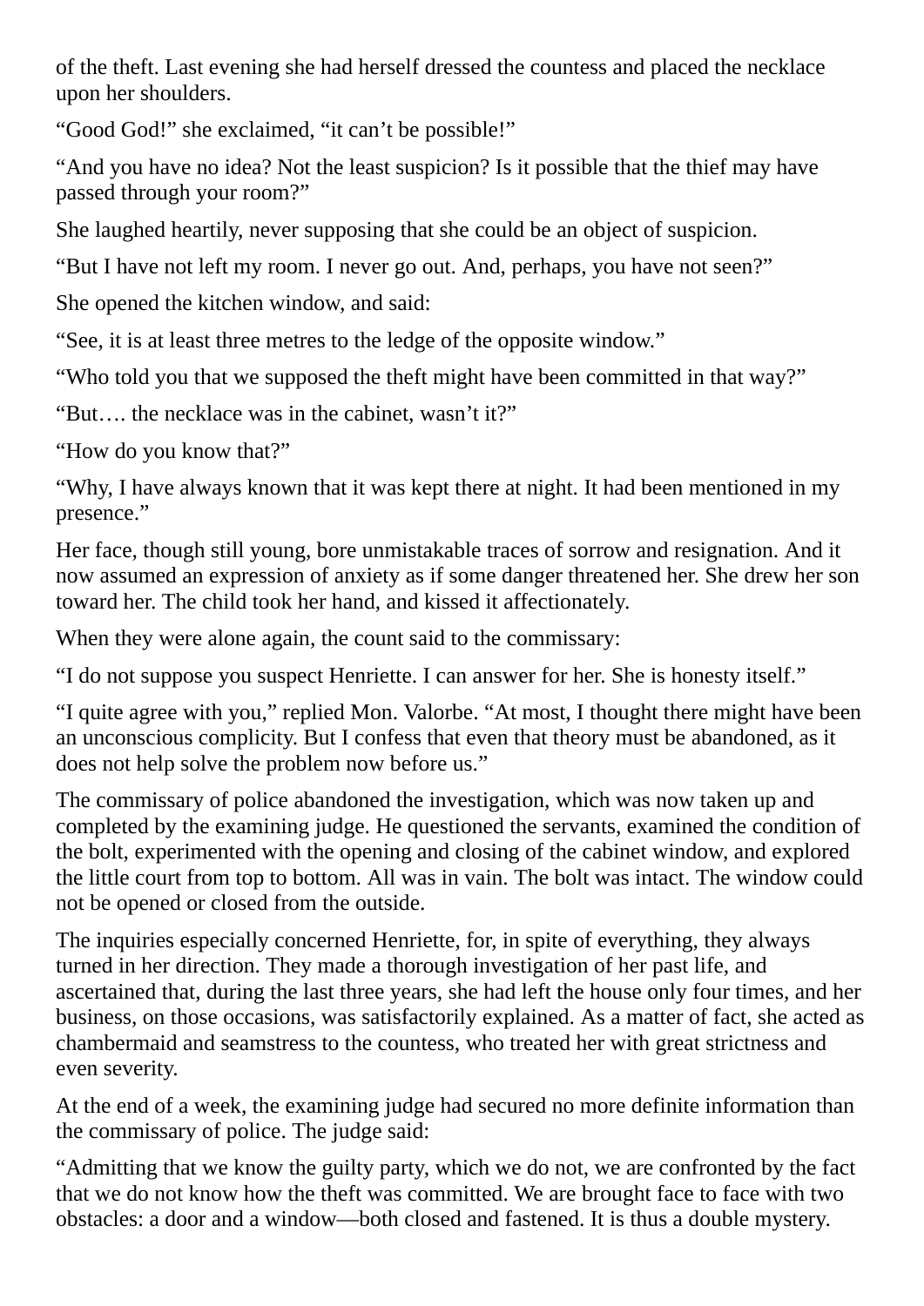of the theft. Last evening she had herself dressed the countess and placed the necklace upon her shoulders.

“Good God!” she exclaimed, “it can’t be possible!”

“And you have no idea? Not the least suspicion? Is it possible that the thief may have passed through your room?”

She laughed heartily, never supposing that she could be an object of suspicion.

“But I have not left my room. I never go out. And, perhaps, you have not seen?”

She opened the kitchen window, and said:

“See, it is at least three metres to the ledge of the opposite window.”

“Who told you that we supposed the theft might have been committed in that way?”

“But…. the necklace was in the cabinet, wasn’t it?”

“How do you know that?”

“Why, I have always known that it was kept there at night. It had been mentioned in my presence.”

Her face, though still young, bore unmistakable traces of sorrow and resignation. And it now assumed an expression of anxiety as if some danger threatened her. She drew her son toward her. The child took her hand, and kissed it affectionately.

When they were alone again, the count said to the commissary:

“I do not suppose you suspect Henriette. I can answer for her. She is honesty itself.”

“I quite agree with you,” replied Mon. Valorbe. “At most, I thought there might have been an unconscious complicity. But I confess that even that theory must be abandoned, as it does not help solve the problem now before us.”

The commissary of police abandoned the investigation, which was now taken up and completed by the examining judge. He questioned the servants, examined the condition of the bolt, experimented with the opening and closing of the cabinet window, and explored the little court from top to bottom. All was in vain. The bolt was intact. The window could not be opened or closed from the outside.

The inquiries especially concerned Henriette, for, in spite of everything, they always turned in her direction. They made a thorough investigation of her past life, and ascertained that, during the last three years, she had left the house only four times, and her business, on those occasions, was satisfactorily explained. As a matter of fact, she acted as chambermaid and seamstress to the countess, who treated her with great strictness and even severity.

At the end of a week, the examining judge had secured no more definite information than the commissary of police. The judge said:

“Admitting that we know the guilty party, which we do not, we are confronted by the fact that we do not know how the theft was committed. We are brought face to face with two obstacles: a door and a window—both closed and fastened. It is thus a double mystery.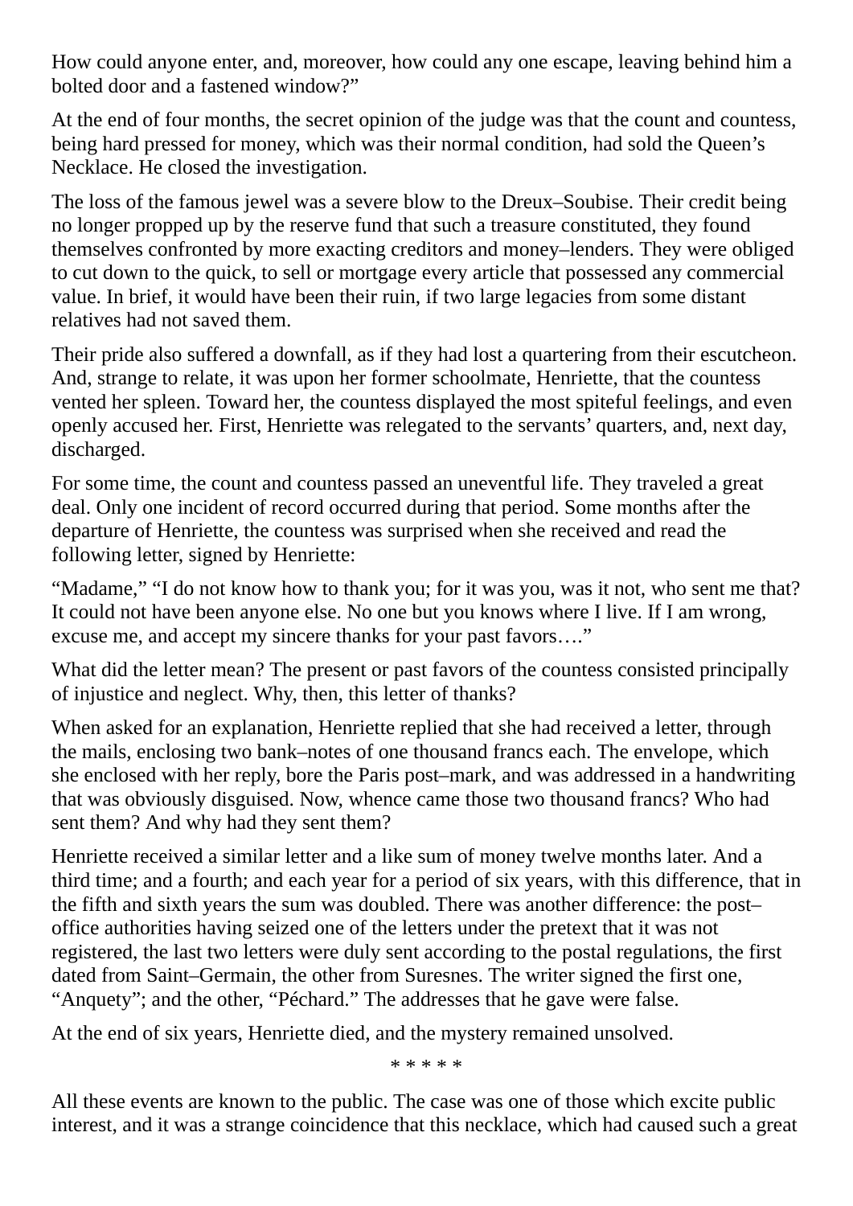How could anyone enter, and, moreover, how could any one escape, leaving behind him a bolted door and a fastened window?"

At the end of four months, the secret opinion of the judge was that the count and countess, being hard pressed for money, which was their normal condition, had sold the Queen's Necklace. He closed the investigation.

The loss of the famous jewel was a severe blow to the Dreux–Soubise. Their credit being no longer propped up by the reserve fund that such a treasure constituted, they found themselves confronted by more exacting creditors and money–lenders. They were obliged to cut down to the quick, to sell or mortgage every article that possessed any commercial value. In brief, it would have been their ruin, if two large legacies from some distant relatives had not saved them.

Their pride also suffered a downfall, as if they had lost a quartering from their escutcheon. And, strange to relate, it was upon her former schoolmate, Henriette, that the countess vented her spleen. Toward her, the countess displayed the most spiteful feelings, and even openly accused her. First, Henriette was relegated to the servants' quarters, and, next day, discharged.

For some time, the count and countess passed an uneventful life. They traveled a great deal. Only one incident of record occurred during that period. Some months after the departure of Henriette, the countess was surprised when she received and read the following letter, signed by Henriette:

"Madame," "I do not know how to thank you; for it was you, was it not, who sent me that? It could not have been anyone else. No one but you knows where I live. If I am wrong, excuse me, and accept my sincere thanks for your past favors…."

What did the letter mean? The present or past favors of the countess consisted principally of injustice and neglect. Why, then, this letter of thanks?

When asked for an explanation, Henriette replied that she had received a letter, through the mails, enclosing two bank–notes of one thousand francs each. The envelope, which she enclosed with her reply, bore the Paris post–mark, and was addressed in a handwriting that was obviously disguised. Now, whence came those two thousand francs? Who had sent them? And why had they sent them?

Henriette received a similar letter and a like sum of money twelve months later. And a third time; and a fourth; and each year for a period of six years, with this difference, that in the fifth and sixth years the sum was doubled. There was another difference: the post–office authorities having seized one of the letters under the pretext that it was not registered, the last two letters were duly sent according to the postal regulations, the first dated from Saint–Germain, the other from Suresnes. The writer signed the first one, "Anquety"; and the other, "Péchard." The addresses that he gave were false.

At the end of six years, Henriette died, and the mystery remained unsolved.

\* \* \* \* \*

All these events are known to the public. The case was one of those which excite public interest, and it was a strange coincidence that this necklace, which had caused such a great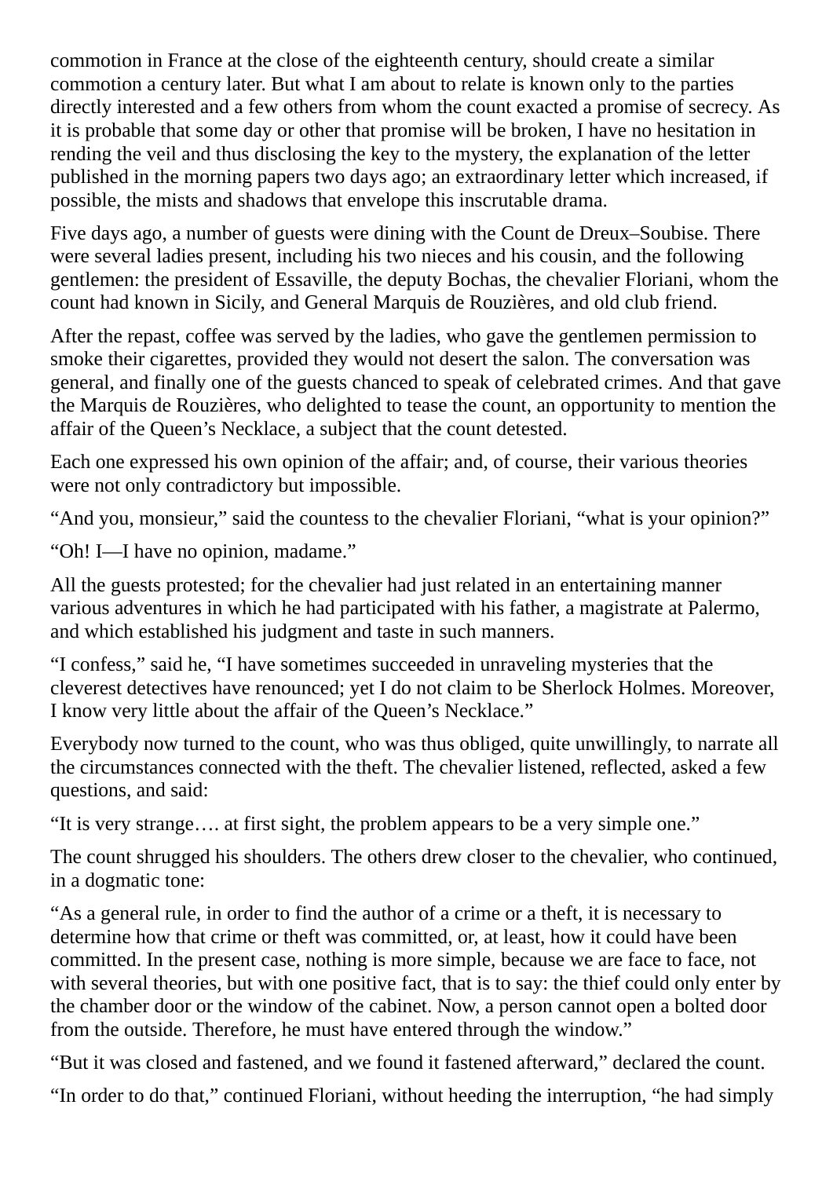commotion in France at the close of the eighteenth century, should create a similar commotion a century later. But what I am about to relate is known only to the parties directly interested and a few others from whom the count exacted a promise of secrecy. As it is probable that some day or other that promise will be broken, I have no hesitation in rending the veil and thus disclosing the key to the mystery, the explanation of the letter published in the morning papers two days ago; an extraordinary letter which increased, if possible, the mists and shadows that envelope this inscrutable drama.

Five days ago, a number of guests were dining with the Count de Dreux–Soubise. There were several ladies present, including his two nieces and his cousin, and the following gentlemen: the president of Essaville, the deputy Bochas, the chevalier Floriani, whom the count had known in Sicily, and General Marquis de Rouzières, and old club friend.

After the repast, coffee was served by the ladies, who gave the gentlemen permission to smoke their cigarettes, provided they would not desert the salon. The conversation was general, and finally one of the guests chanced to speak of celebrated crimes. And that gave the Marquis de Rouzières, who delighted to tease the count, an opportunity to mention the affair of the Queen's Necklace, a subject that the count detested.

Each one expressed his own opinion of the affair; and, of course, their various theories were not only contradictory but impossible.

"And you, monsieur," said the countess to the chevalier Floriani, "what is your opinion?"

"Oh! I—I have no opinion, madame."

All the guests protested; for the chevalier had just related in an entertaining manner various adventures in which he had participated with his father, a magistrate at Palermo, and which established his judgment and taste in such manners.

"I confess," said he, "I have sometimes succeeded in unraveling mysteries that the cleverest detectives have renounced; yet I do not claim to be Sherlock Holmes. Moreover, I know very little about the affair of the Queen's Necklace."

Everybody now turned to the count, who was thus obliged, quite unwillingly, to narrate all the circumstances connected with the theft. The chevalier listened, reflected, asked a few questions, and said:

"It is very strange…. at first sight, the problem appears to be a very simple one."

The count shrugged his shoulders. The others drew closer to the chevalier, who continued, in a dogmatic tone:

"As a general rule, in order to find the author of a crime or a theft, it is necessary to determine how that crime or theft was committed, or, at least, how it could have been committed. In the present case, nothing is more simple, because we are face to face, not with several theories, but with one positive fact, that is to say: the thief could only enter by the chamber door or the window of the cabinet. Now, a person cannot open a bolted door from the outside. Therefore, he must have entered through the window."

"But it was closed and fastened, and we found it fastened afterward," declared the count.

"In order to do that," continued Floriani, without heeding the interruption, "he had simply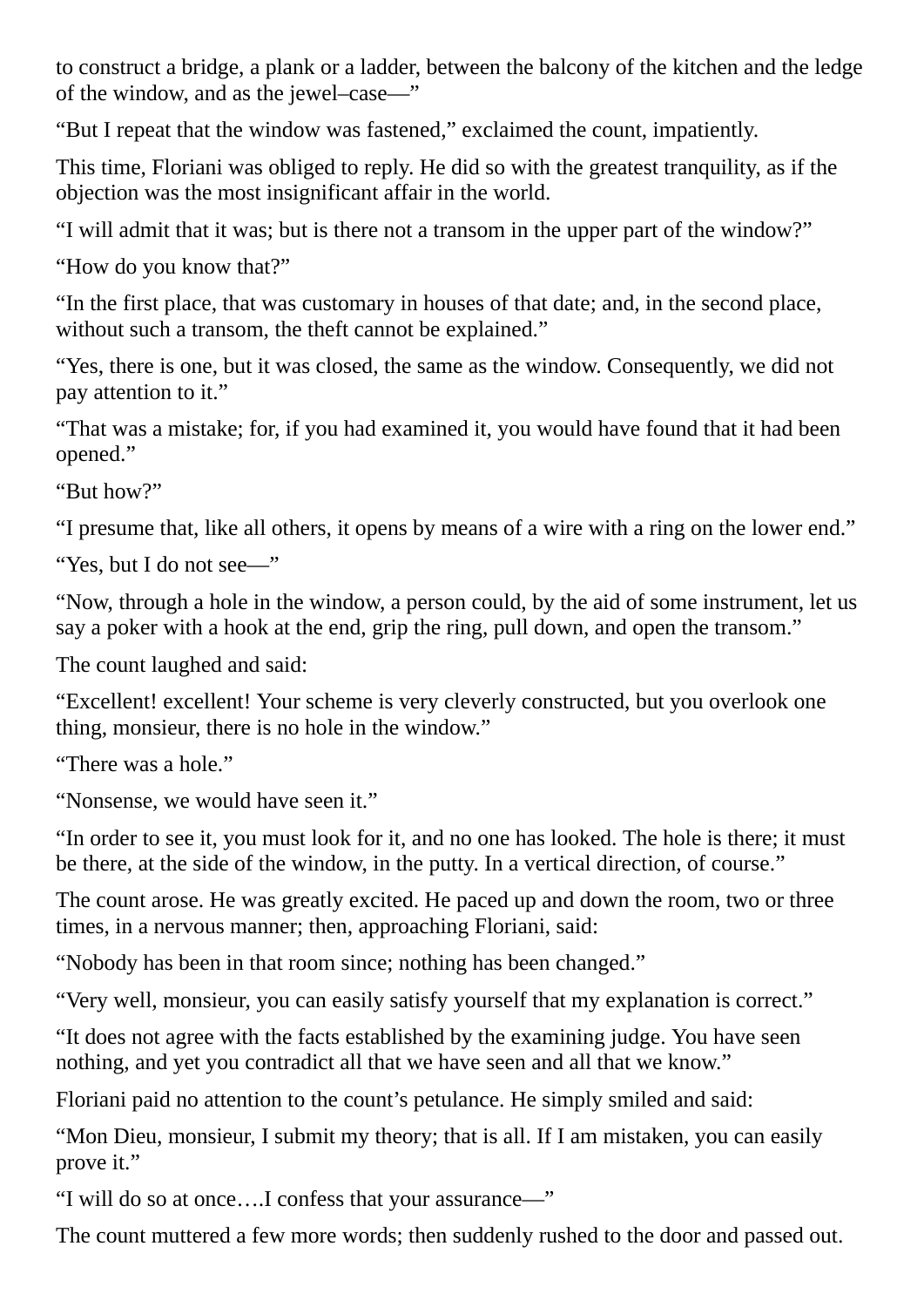to construct a bridge, a plank or a ladder, between the balcony of the kitchen and the ledge of the window, and as the jewel–case—"

"But I repeat that the window was fastened," exclaimed the count, impatiently.

This time, Floriani was obliged to reply. He did so with the greatest tranquility, as if the objection was the most insignificant affair in the world.

"I will admit that it was; but is there not a transom in the upper part of the window?"

"How do you know that?"

"In the first place, that was customary in houses of that date; and, in the second place, without such a transom, the theft cannot be explained."

"Yes, there is one, but it was closed, the same as the window. Consequently, we did not pay attention to it."

"That was a mistake; for, if you had examined it, you would have found that it had been opened."

"But how?"

"I presume that, like all others, it opens by means of a wire with a ring on the lower end."

"Yes, but I do not see—"

"Now, through a hole in the window, a person could, by the aid of some instrument, let us say a poker with a hook at the end, grip the ring, pull down, and open the transom."

The count laughed and said:

"Excellent! excellent! Your scheme is very cleverly constructed, but you overlook one thing, monsieur, there is no hole in the window."

"There was a hole."

"Nonsense, we would have seen it."

"In order to see it, you must look for it, and no one has looked. The hole is there; it must be there, at the side of the window, in the putty. In a vertical direction, of course."

The count arose. He was greatly excited. He paced up and down the room, two or three times, in a nervous manner; then, approaching Floriani, said:

"Nobody has been in that room since; nothing has been changed."

"Very well, monsieur, you can easily satisfy yourself that my explanation is correct."

"It does not agree with the facts established by the examining judge. You have seen nothing, and yet you contradict all that we have seen and all that we know."

Floriani paid no attention to the count's petulance. He simply smiled and said:

"Mon Dieu, monsieur, I submit my theory; that is all. If I am mistaken, you can easily prove it."

"I will do so at once….I confess that your assurance—"

The count muttered a few more words; then suddenly rushed to the door and passed out.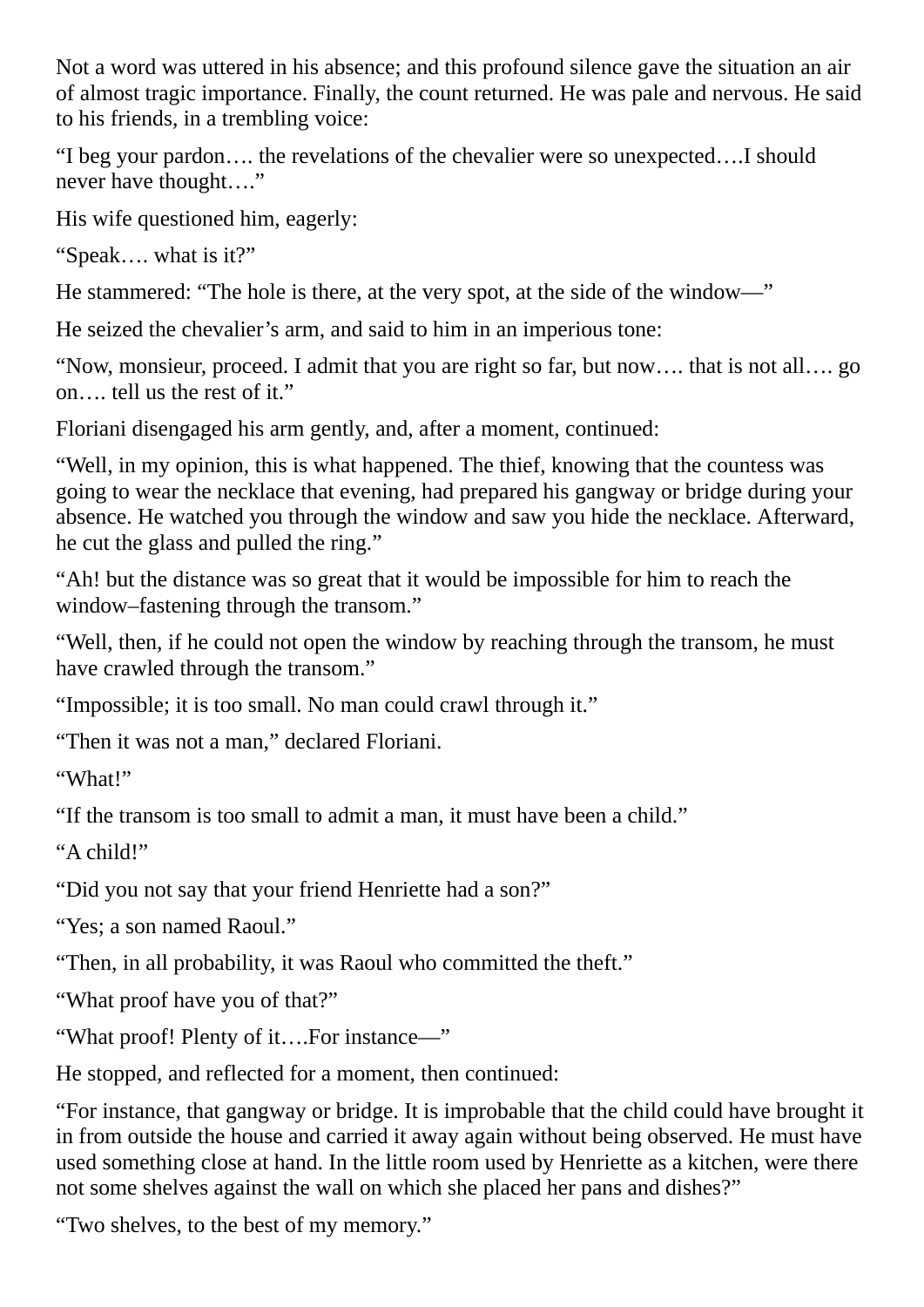Not a word was uttered in his absence; and this profound silence gave the situation an air of almost tragic importance. Finally, the count returned. He was pale and nervous. He said to his friends, in a trembling voice:

“I beg your pardon…. the revelations of the chevalier were so unexpected….I should never have thought….”

His wife questioned him, eagerly:

“Speak…. what is it?”

He stammered: “The hole is there, at the very spot, at the side of the window—”

He seized the chevalier’s arm, and said to him in an imperious tone:

“Now, monsieur, proceed. I admit that you are right so far, but now…. that is not all…. go on…. tell us the rest of it.”

Floriani disengaged his arm gently, and, after a moment, continued:

“Well, in my opinion, this is what happened. The thief, knowing that the countess was going to wear the necklace that evening, had prepared his gangway or bridge during your absence. He watched you through the window and saw you hide the necklace. Afterward, he cut the glass and pulled the ring.”

“Ah! but the distance was so great that it would be impossible for him to reach the window–fastening through the transom.”

“Well, then, if he could not open the window by reaching through the transom, he must have crawled through the transom.”

“Impossible; it is too small. No man could crawl through it.”

“Then it was not a man,” declared Floriani.

“What!”

“If the transom is too small to admit a man, it must have been a child.”

“A child!”

“Did you not say that your friend Henriette had a son?”

“Yes; a son named Raoul.”

“Then, in all probability, it was Raoul who committed the theft.”

“What proof have you of that?”

“What proof! Plenty of it….For instance—”

He stopped, and reflected for a moment, then continued:

“For instance, that gangway or bridge. It is improbable that the child could have brought it in from outside the house and carried it away again without being observed. He must have used something close at hand. In the little room used by Henriette as a kitchen, were there not some shelves against the wall on which she placed her pans and dishes?”

“Two shelves, to the best of my memory.”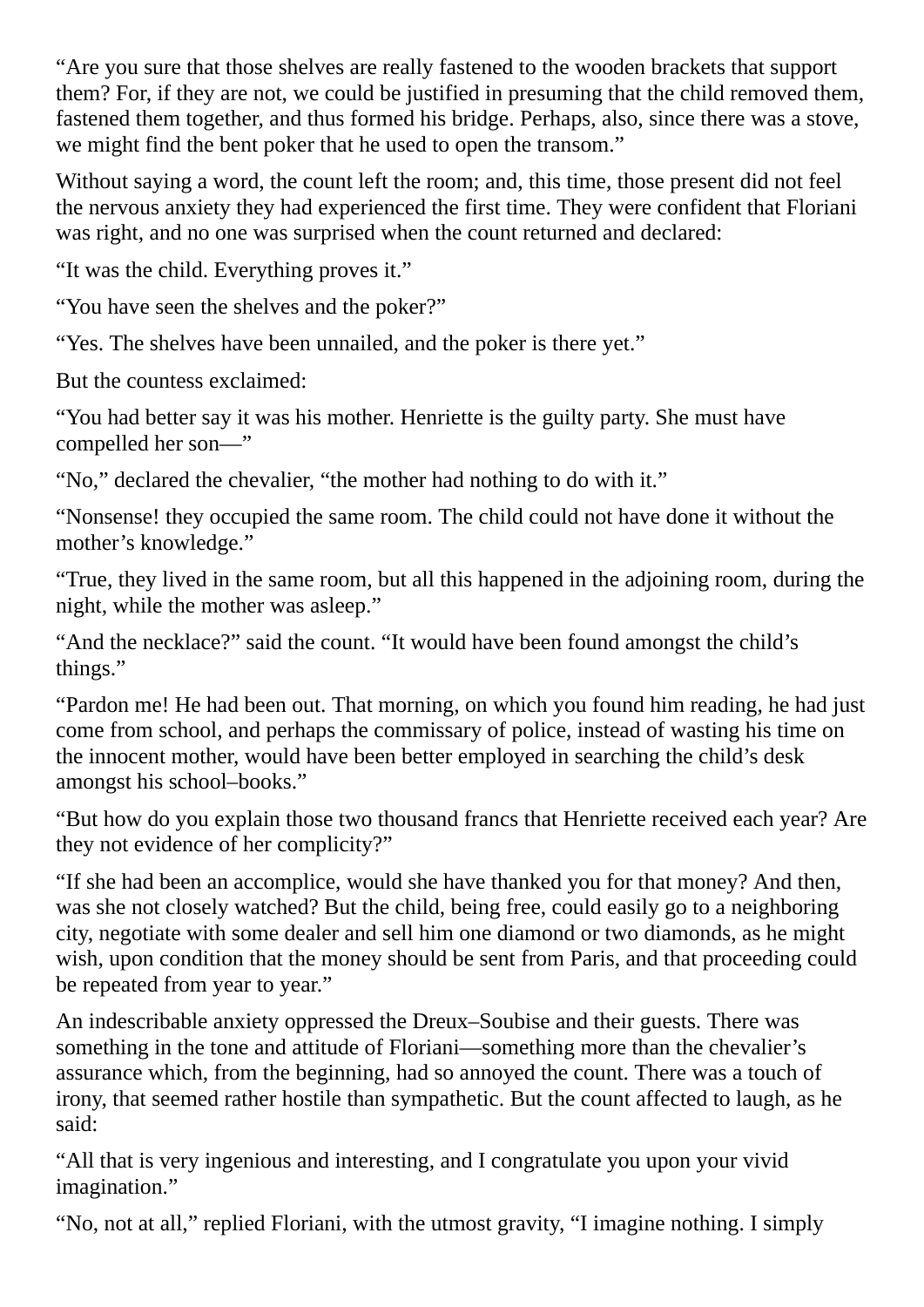"Are you sure that those shelves are really fastened to the wooden brackets that support them? For, if they are not, we could be justified in presuming that the child removed them, fastened them together, and thus formed his bridge. Perhaps, also, since there was a stove, we might find the bent poker that he used to open the transom."

Without saying a word, the count left the room; and, this time, those present did not feel the nervous anxiety they had experienced the first time. They were confident that Floriani was right, and no one was surprised when the count returned and declared:

"It was the child. Everything proves it."

"You have seen the shelves and the poker?"

"Yes. The shelves have been unnailed, and the poker is there yet."

But the countess exclaimed:

"You had better say it was his mother. Henriette is the guilty party. She must have compelled her son—"

"No," declared the chevalier, "the mother had nothing to do with it."

"Nonsense! they occupied the same room. The child could not have done it without the mother's knowledge."

"True, they lived in the same room, but all this happened in the adjoining room, during the night, while the mother was asleep."

"And the necklace?" said the count. "It would have been found amongst the child's things."

"Pardon me! He had been out. That morning, on which you found him reading, he had just come from school, and perhaps the commissary of police, instead of wasting his time on the innocent mother, would have been better employed in searching the child's desk amongst his school–books."

"But how do you explain those two thousand francs that Henriette received each year? Are they not evidence of her complicity?"

"If she had been an accomplice, would she have thanked you for that money? And then, was she not closely watched? But the child, being free, could easily go to a neighboring city, negotiate with some dealer and sell him one diamond or two diamonds, as he might wish, upon condition that the money should be sent from Paris, and that proceeding could be repeated from year to year."

An indescribable anxiety oppressed the Dreux–Soubise and their guests. There was something in the tone and attitude of Floriani—something more than the chevalier's assurance which, from the beginning, had so annoyed the count. There was a touch of irony, that seemed rather hostile than sympathetic. But the count affected to laugh, as he said:

"All that is very ingenious and interesting, and I congratulate you upon your vivid imagination."

"No, not at all," replied Floriani, with the utmost gravity, "I imagine nothing. I simply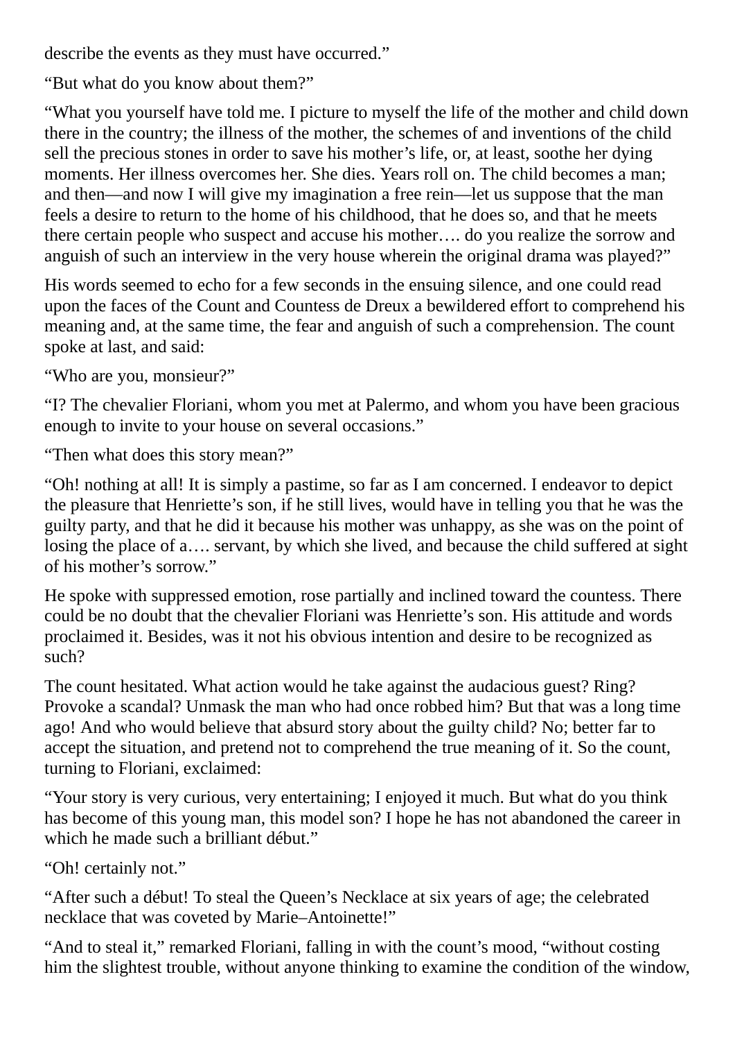describe the events as they must have occurred."

"But what do you know about them?"

"What you yourself have told me. I picture to myself the life of the mother and child down there in the country; the illness of the mother, the schemes of and inventions of the child sell the precious stones in order to save his mother's life, or, at least, soothe her dying moments. Her illness overcomes her. She dies. Years roll on. The child becomes a man; and then—and now I will give my imagination a free rein—let us suppose that the man feels a desire to return to the home of his childhood, that he does so, and that he meets there certain people who suspect and accuse his mother…. do you realize the sorrow and anguish of such an interview in the very house wherein the original drama was played?"

His words seemed to echo for a few seconds in the ensuing silence, and one could read upon the faces of the Count and Countess de Dreux a bewildered effort to comprehend his meaning and, at the same time, the fear and anguish of such a comprehension. The count spoke at last, and said:

"Who are you, monsieur?"

"I? The chevalier Floriani, whom you met at Palermo, and whom you have been gracious enough to invite to your house on several occasions."

"Then what does this story mean?"

"Oh! nothing at all! It is simply a pastime, so far as I am concerned. I endeavor to depict the pleasure that Henriette's son, if he still lives, would have in telling you that he was the guilty party, and that he did it because his mother was unhappy, as she was on the point of losing the place of a…. servant, by which she lived, and because the child suffered at sight of his mother's sorrow."

He spoke with suppressed emotion, rose partially and inclined toward the countess. There could be no doubt that the chevalier Floriani was Henriette's son. His attitude and words proclaimed it. Besides, was it not his obvious intention and desire to be recognized as such?

The count hesitated. What action would he take against the audacious guest? Ring? Provoke a scandal? Unmask the man who had once robbed him? But that was a long time ago! And who would believe that absurd story about the guilty child? No; better far to accept the situation, and pretend not to comprehend the true meaning of it. So the count, turning to Floriani, exclaimed:

"Your story is very curious, very entertaining; I enjoyed it much. But what do you think has become of this young man, this model son? I hope he has not abandoned the career in which he made such a brilliant début."

"Oh! certainly not."

"After such a début! To steal the Queen's Necklace at six years of age; the celebrated necklace that was coveted by Marie–Antoinette!"

"And to steal it," remarked Floriani, falling in with the count's mood, "without costing him the slightest trouble, without anyone thinking to examine the condition of the window,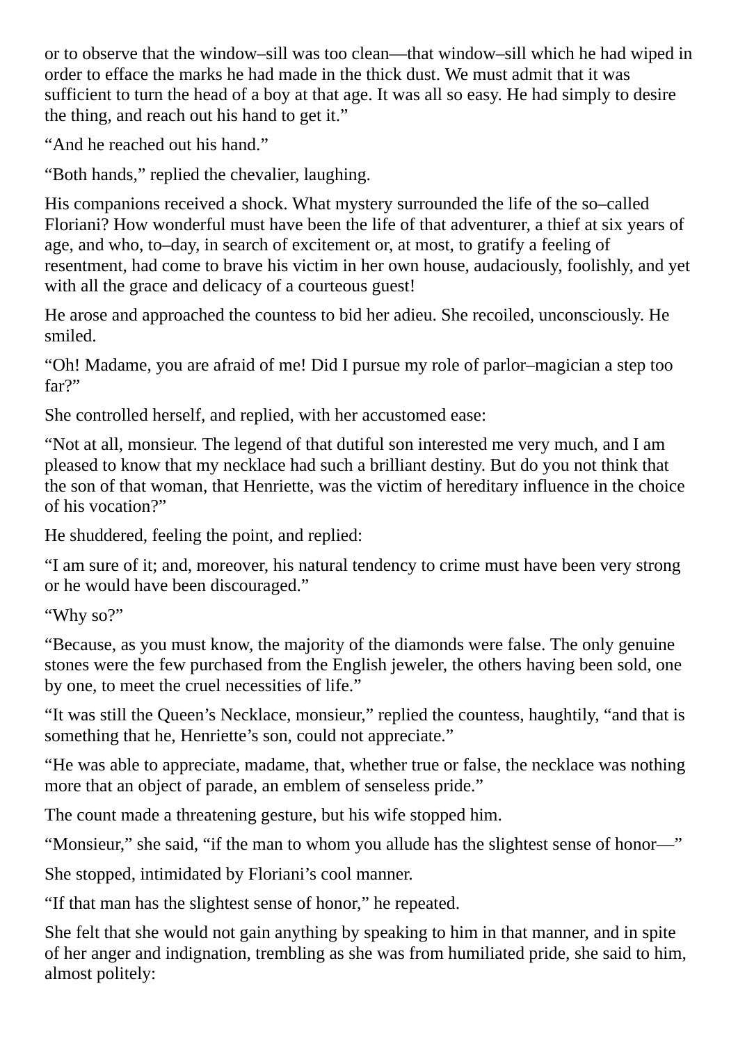or to observe that the window–sill was too clean—that window–sill which he had wiped in order to efface the marks he had made in the thick dust. We must admit that it was sufficient to turn the head of a boy at that age. It was all so easy. He had simply to desire the thing, and reach out his hand to get it."

"And he reached out his hand."

"Both hands," replied the chevalier, laughing.

His companions received a shock. What mystery surrounded the life of the so–called Floriani? How wonderful must have been the life of that adventurer, a thief at six years of age, and who, to–day, in search of excitement or, at most, to gratify a feeling of resentment, had come to brave his victim in her own house, audaciously, foolishly, and yet with all the grace and delicacy of a courteous guest!

He arose and approached the countess to bid her adieu. She recoiled, unconsciously. He smiled.

"Oh! Madame, you are afraid of me! Did I pursue my role of parlor–magician a step too far?"

She controlled herself, and replied, with her accustomed ease:

"Not at all, monsieur. The legend of that dutiful son interested me very much, and I am pleased to know that my necklace had such a brilliant destiny. But do you not think that the son of that woman, that Henriette, was the victim of hereditary influence in the choice of his vocation?"

He shuddered, feeling the point, and replied:

"I am sure of it; and, moreover, his natural tendency to crime must have been very strong or he would have been discouraged."

"Why so?"

"Because, as you must know, the majority of the diamonds were false. The only genuine stones were the few purchased from the English jeweler, the others having been sold, one by one, to meet the cruel necessities of life."

"It was still the Queen's Necklace, monsieur," replied the countess, haughtily, "and that is something that he, Henriette's son, could not appreciate."

"He was able to appreciate, madame, that, whether true or false, the necklace was nothing more that an object of parade, an emblem of senseless pride."

The count made a threatening gesture, but his wife stopped him.

"Monsieur," she said, "if the man to whom you allude has the slightest sense of honor—"

She stopped, intimidated by Floriani's cool manner.

"If that man has the slightest sense of honor," he repeated.

She felt that she would not gain anything by speaking to him in that manner, and in spite of her anger and indignation, trembling as she was from humiliated pride, she said to him, almost politely: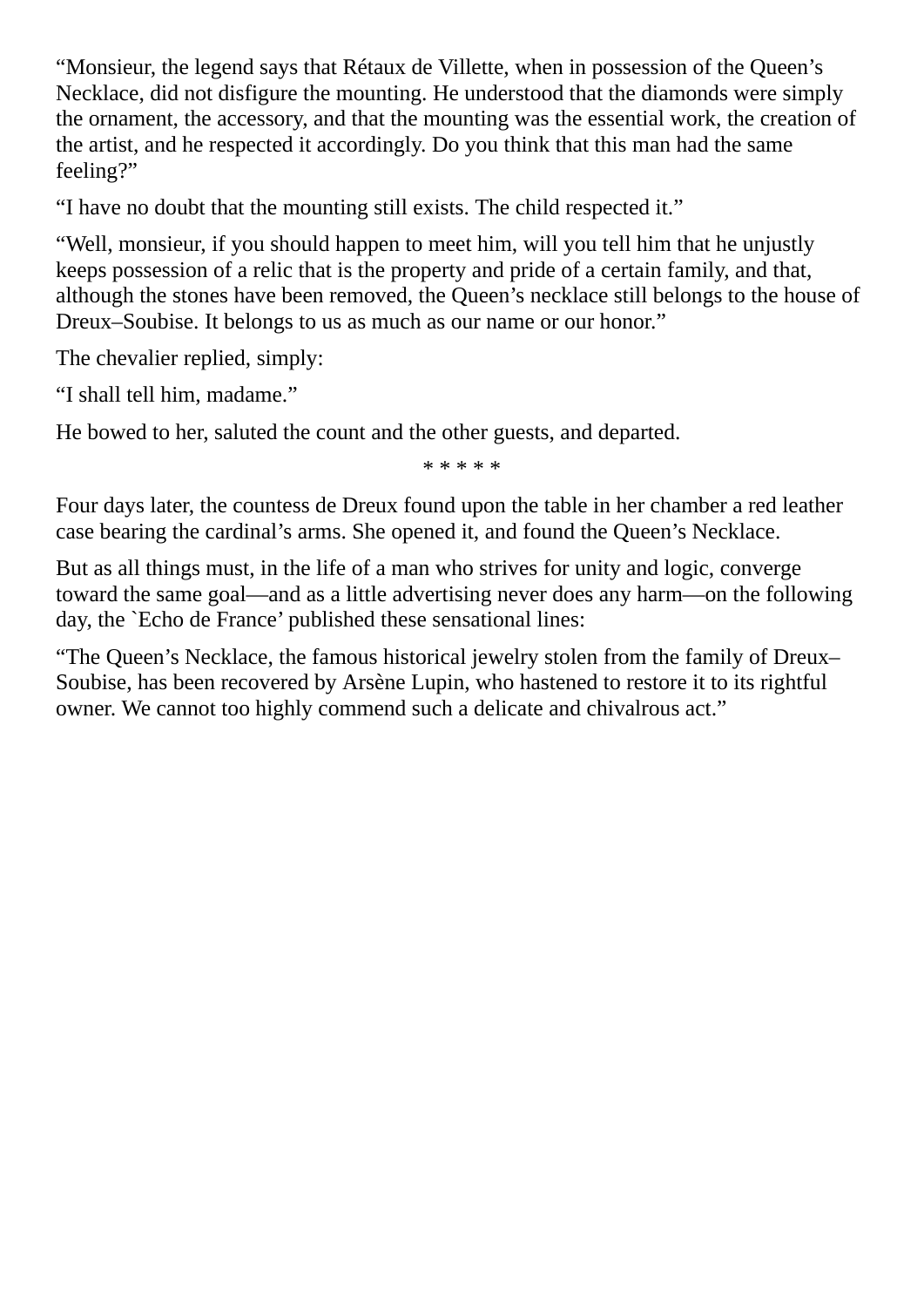“Monsieur, the legend says that Rétaux de Villette, when in possession of the Queen’s Necklace, did not disfigure the mounting. He understood that the diamonds were simply the ornament, the accessory, and that the mounting was the essential work, the creation of the artist, and he respected it accordingly. Do you think that this man had the same feeling?”

“I have no doubt that the mounting still exists. The child respected it.”

“Well, monsieur, if you should happen to meet him, will you tell him that he unjustly keeps possession of a relic that is the property and pride of a certain family, and that, although the stones have been removed, the Queen’s necklace still belongs to the house of Dreux–Soubise. It belongs to us as much as our name or our honor.”

The chevalier replied, simply:

“I shall tell him, madame.”

He bowed to her, saluted the count and the other guests, and departed.

* * * * *

Four days later, the countess de Dreux found upon the table in her chamber a red leather case bearing the cardinal’s arms. She opened it, and found the Queen’s Necklace.

But as all things must, in the life of a man who strives for unity and logic, converge toward the same goal—and as a little advertising never does any harm—on the following day, the `Echo de France’ published these sensational lines:

“The Queen’s Necklace, the famous historical jewelry stolen from the family of Dreux–Soubise, has been recovered by Arsène Lupin, who hastened to restore it to its rightful owner. We cannot too highly commend such a delicate and chivalrous act.”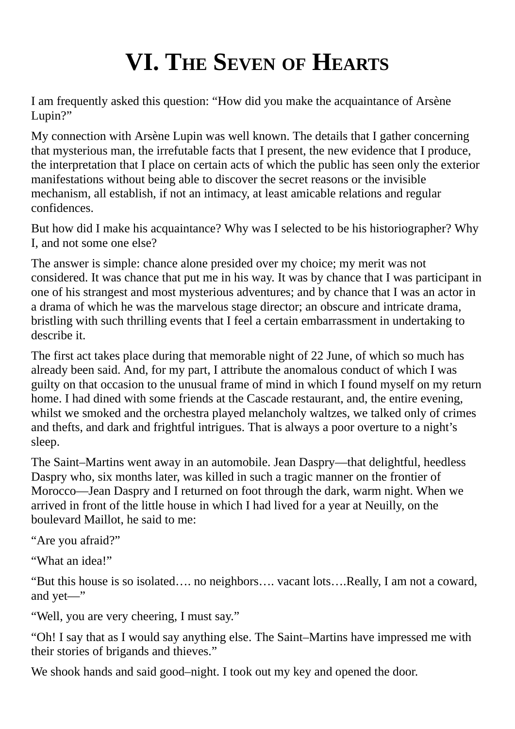# VI. The Seven of Hearts

I am frequently asked this question: “How did you make the acquaintance of Arsène Lupin?”

My connection with Arsène Lupin was well known. The details that I gather concerning that mysterious man, the irrefutable facts that I present, the new evidence that I produce, the interpretation that I place on certain acts of which the public has seen only the exterior manifestations without being able to discover the secret reasons or the invisible mechanism, all establish, if not an intimacy, at least amicable relations and regular confidences.

But how did I make his acquaintance? Why was I selected to be his historiographer? Why I, and not some one else?

The answer is simple: chance alone presided over my choice; my merit was not considered. It was chance that put me in his way. It was by chance that I was participant in one of his strangest and most mysterious adventures; and by chance that I was an actor in a drama of which he was the marvelous stage director; an obscure and intricate drama, bristling with such thrilling events that I feel a certain embarrassment in undertaking to describe it.

The first act takes place during that memorable night of 22 June, of which so much has already been said. And, for my part, I attribute the anomalous conduct of which I was guilty on that occasion to the unusual frame of mind in which I found myself on my return home. I had dined with some friends at the Cascade restaurant, and, the entire evening, whilst we smoked and the orchestra played melancholy waltzes, we talked only of crimes and thefts, and dark and frightful intrigues. That is always a poor overture to a night’s sleep.

The Saint–Martins went away in an automobile. Jean Daspry—that delightful, heedless Daspry who, six months later, was killed in such a tragic manner on the frontier of Morocco—Jean Daspry and I returned on foot through the dark, warm night. When we arrived in front of the little house in which I had lived for a year at Neuilly, on the boulevard Maillot, he said to me:

“Are you afraid?”

“What an idea!”

“But this house is so isolated…. no neighbors…. vacant lots….Really, I am not a coward, and yet—”

“Well, you are very cheering, I must say.”

“Oh! I say that as I would say anything else. The Saint–Martins have impressed me with their stories of brigands and thieves.”

We shook hands and said good–night. I took out my key and opened the door.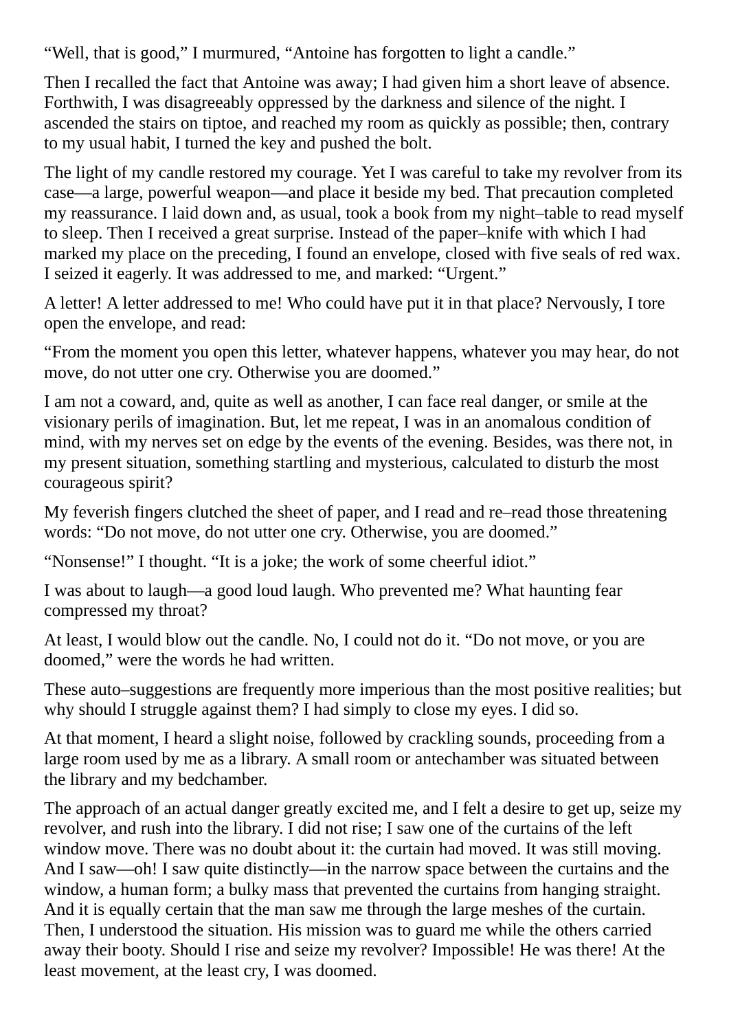"Well, that is good," I murmured, "Antoine has forgotten to light a candle."

Then I recalled the fact that Antoine was away; I had given him a short leave of absence. Forthwith, I was disagreeably oppressed by the darkness and silence of the night. I ascended the stairs on tiptoe, and reached my room as quickly as possible; then, contrary to my usual habit, I turned the key and pushed the bolt.

The light of my candle restored my courage. Yet I was careful to take my revolver from its case—a large, powerful weapon—and place it beside my bed. That precaution completed my reassurance. I laid down and, as usual, took a book from my night–table to read myself to sleep. Then I received a great surprise. Instead of the paper–knife with which I had marked my place on the preceding, I found an envelope, closed with five seals of red wax. I seized it eagerly. It was addressed to me, and marked: "Urgent."

A letter! A letter addressed to me! Who could have put it in that place? Nervously, I tore open the envelope, and read:

"From the moment you open this letter, whatever happens, whatever you may hear, do not move, do not utter one cry. Otherwise you are doomed."

I am not a coward, and, quite as well as another, I can face real danger, or smile at the visionary perils of imagination. But, let me repeat, I was in an anomalous condition of mind, with my nerves set on edge by the events of the evening. Besides, was there not, in my present situation, something startling and mysterious, calculated to disturb the most courageous spirit?

My feverish fingers clutched the sheet of paper, and I read and re–read those threatening words: "Do not move, do not utter one cry. Otherwise, you are doomed."

"Nonsense!" I thought. "It is a joke; the work of some cheerful idiot."

I was about to laugh—a good loud laugh. Who prevented me? What haunting fear compressed my throat?

At least, I would blow out the candle. No, I could not do it. "Do not move, or you are doomed," were the words he had written.

These auto–suggestions are frequently more imperious than the most positive realities; but why should I struggle against them? I had simply to close my eyes. I did so.

At that moment, I heard a slight noise, followed by crackling sounds, proceeding from a large room used by me as a library. A small room or antechamber was situated between the library and my bedchamber.

The approach of an actual danger greatly excited me, and I felt a desire to get up, seize my revolver, and rush into the library. I did not rise; I saw one of the curtains of the left window move. There was no doubt about it: the curtain had moved. It was still moving. And I saw—oh! I saw quite distinctly—in the narrow space between the curtains and the window, a human form; a bulky mass that prevented the curtains from hanging straight. And it is equally certain that the man saw me through the large meshes of the curtain. Then, I understood the situation. His mission was to guard me while the others carried away their booty. Should I rise and seize my revolver? Impossible! He was there! At the least movement, at the least cry, I was doomed.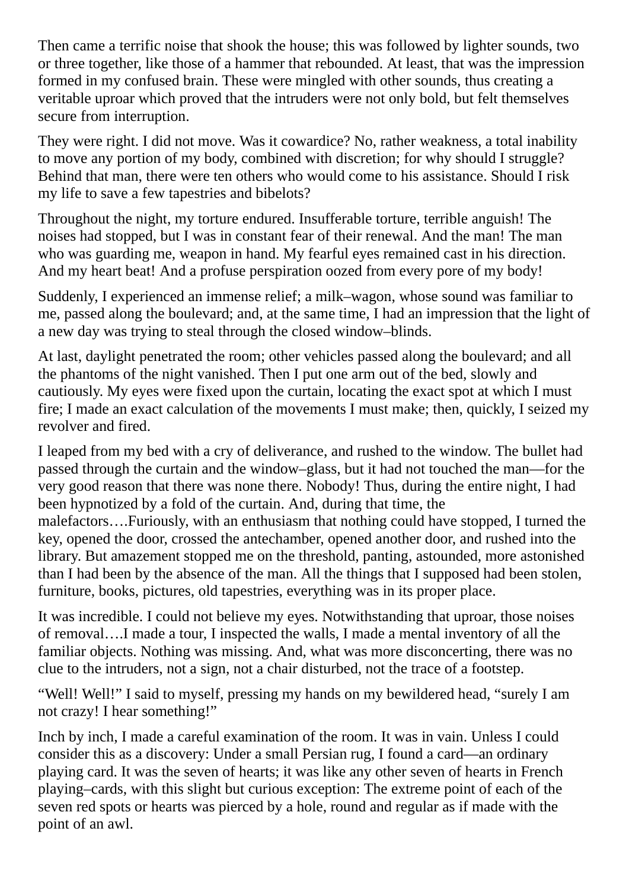Then came a terrific noise that shook the house; this was followed by lighter sounds, two or three together, like those of a hammer that rebounded. At least, that was the impression formed in my confused brain. These were mingled with other sounds, thus creating a veritable uproar which proved that the intruders were not only bold, but felt themselves secure from interruption.

They were right. I did not move. Was it cowardice? No, rather weakness, a total inability to move any portion of my body, combined with discretion; for why should I struggle? Behind that man, there were ten others who would come to his assistance. Should I risk my life to save a few tapestries and bibelots?

Throughout the night, my torture endured. Insufferable torture, terrible anguish! The noises had stopped, but I was in constant fear of their renewal. And the man! The man who was guarding me, weapon in hand. My fearful eyes remained cast in his direction. And my heart beat! And a profuse perspiration oozed from every pore of my body!

Suddenly, I experienced an immense relief; a milk–wagon, whose sound was familiar to me, passed along the boulevard; and, at the same time, I had an impression that the light of a new day was trying to steal through the closed window–blinds.

At last, daylight penetrated the room; other vehicles passed along the boulevard; and all the phantoms of the night vanished. Then I put one arm out of the bed, slowly and cautiously. My eyes were fixed upon the curtain, locating the exact spot at which I must fire; I made an exact calculation of the movements I must make; then, quickly, I seized my revolver and fired.

I leaped from my bed with a cry of deliverance, and rushed to the window. The bullet had passed through the curtain and the window–glass, but it had not touched the man—for the very good reason that there was none there. Nobody! Thus, during the entire night, I had been hypnotized by a fold of the curtain. And, during that time, the malefactors….Furiously, with an enthusiasm that nothing could have stopped, I turned the key, opened the door, crossed the antechamber, opened another door, and rushed into the library. But amazement stopped me on the threshold, panting, astounded, more astonished than I had been by the absence of the man. All the things that I supposed had been stolen, furniture, books, pictures, old tapestries, everything was in its proper place.

It was incredible. I could not believe my eyes. Notwithstanding that uproar, those noises of removal….I made a tour, I inspected the walls, I made a mental inventory of all the familiar objects. Nothing was missing. And, what was more disconcerting, there was no clue to the intruders, not a sign, not a chair disturbed, not the trace of a footstep.

"Well! Well!" I said to myself, pressing my hands on my bewildered head, "surely I am not crazy! I hear something!"

Inch by inch, I made a careful examination of the room. It was in vain. Unless I could consider this as a discovery: Under a small Persian rug, I found a card—an ordinary playing card. It was the seven of hearts; it was like any other seven of hearts in French playing–cards, with this slight but curious exception: The extreme point of each of the seven red spots or hearts was pierced by a hole, round and regular as if made with the point of an awl.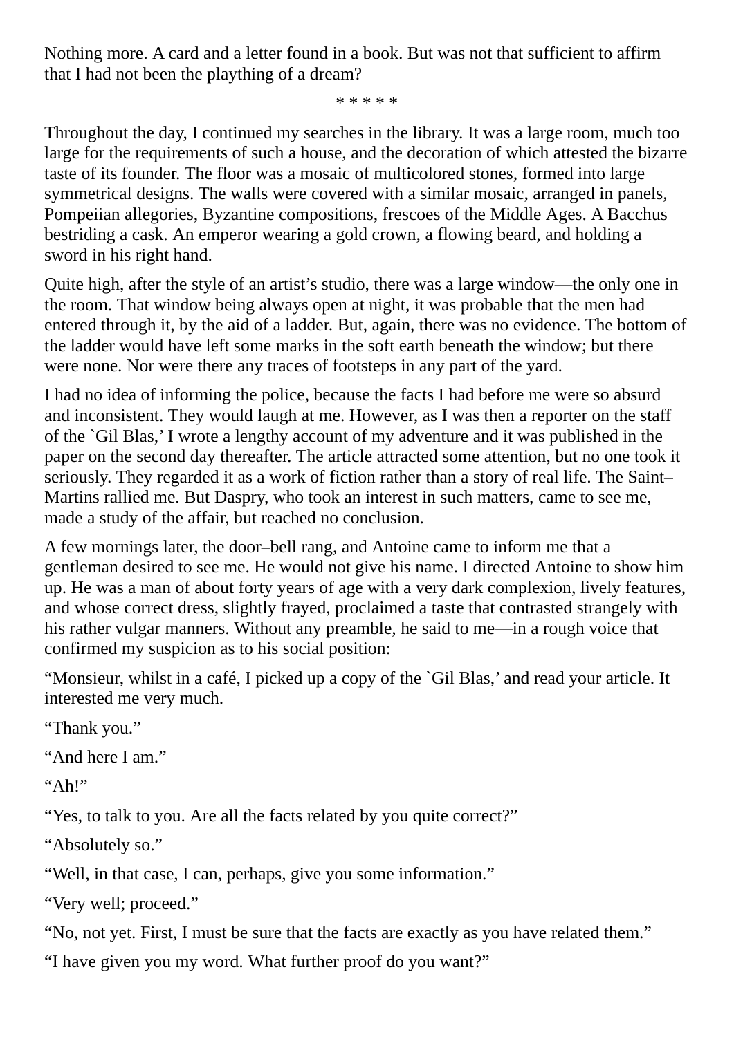Nothing more. A card and a letter found in a book. But was not that sufficient to affirm that I had not been the plaything of a dream?

\* \* \* \* \*

Throughout the day, I continued my searches in the library. It was a large room, much too large for the requirements of such a house, and the decoration of which attested the bizarre taste of its founder. The floor was a mosaic of multicolored stones, formed into large symmetrical designs. The walls were covered with a similar mosaic, arranged in panels, Pompeiian allegories, Byzantine compositions, frescoes of the Middle Ages. A Bacchus bestriding a cask. An emperor wearing a gold crown, a flowing beard, and holding a sword in his right hand.

Quite high, after the style of an artist's studio, there was a large window—the only one in the room. That window being always open at night, it was probable that the men had entered through it, by the aid of a ladder. But, again, there was no evidence. The bottom of the ladder would have left some marks in the soft earth beneath the window; but there were none. Nor were there any traces of footsteps in any part of the yard.

I had no idea of informing the police, because the facts I had before me were so absurd and inconsistent. They would laugh at me. However, as I was then a reporter on the staff of the `Gil Blas,' I wrote a lengthy account of my adventure and it was published in the paper on the second day thereafter. The article attracted some attention, but no one took it seriously. They regarded it as a work of fiction rather than a story of real life. The Saint–Martins rallied me. But Daspry, who took an interest in such matters, came to see me, made a study of the affair, but reached no conclusion.

A few mornings later, the door–bell rang, and Antoine came to inform me that a gentleman desired to see me. He would not give his name. I directed Antoine to show him up. He was a man of about forty years of age with a very dark complexion, lively features, and whose correct dress, slightly frayed, proclaimed a taste that contrasted strangely with his rather vulgar manners. Without any preamble, he said to me—in a rough voice that confirmed my suspicion as to his social position:

"Monsieur, whilst in a café, I picked up a copy of the `Gil Blas,' and read your article. It interested me very much.

"Thank you."

"And here I am."

"Ah!"

"Yes, to talk to you. Are all the facts related by you quite correct?"

"Absolutely so."

"Well, in that case, I can, perhaps, give you some information."

"Very well; proceed."

"No, not yet. First, I must be sure that the facts are exactly as you have related them."

"I have given you my word. What further proof do you want?"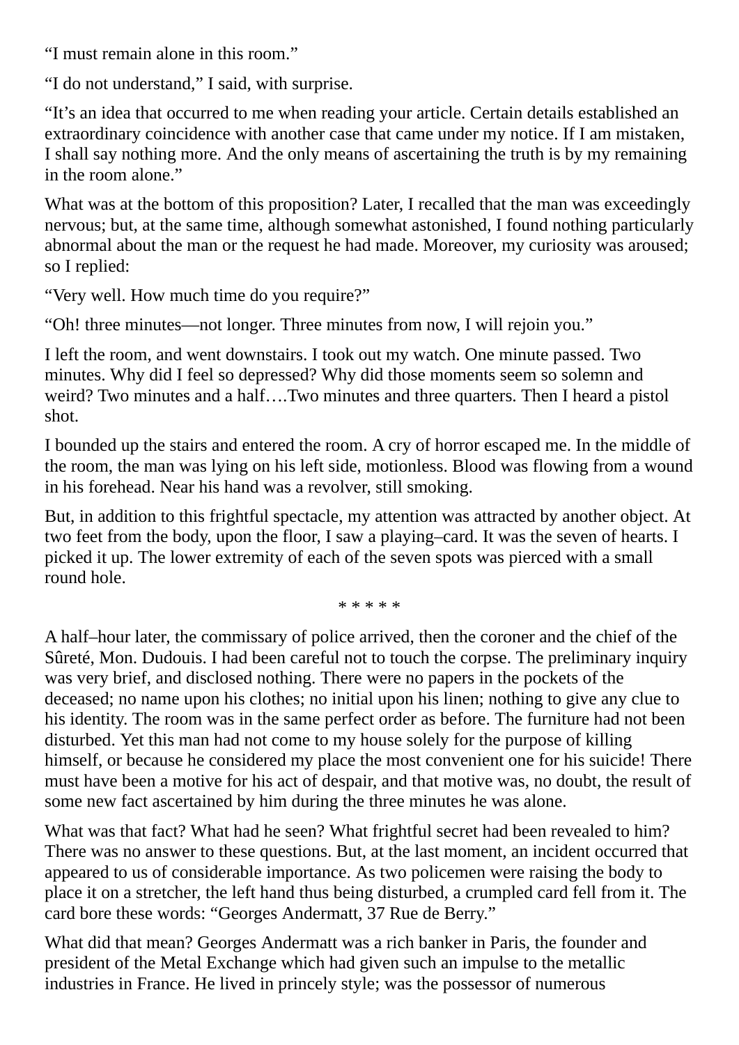"I must remain alone in this room."

"I do not understand," I said, with surprise.

"It's an idea that occurred to me when reading your article. Certain details established an extraordinary coincidence with another case that came under my notice. If I am mistaken, I shall say nothing more. And the only means of ascertaining the truth is by my remaining in the room alone."

What was at the bottom of this proposition? Later, I recalled that the man was exceedingly nervous; but, at the same time, although somewhat astonished, I found nothing particularly abnormal about the man or the request he had made. Moreover, my curiosity was aroused; so I replied:

"Very well. How much time do you require?"

"Oh! three minutes—not longer. Three minutes from now, I will rejoin you."

I left the room, and went downstairs. I took out my watch. One minute passed. Two minutes. Why did I feel so depressed? Why did those moments seem so solemn and weird? Two minutes and a half….Two minutes and three quarters. Then I heard a pistol shot.

I bounded up the stairs and entered the room. A cry of horror escaped me. In the middle of the room, the man was lying on his left side, motionless. Blood was flowing from a wound in his forehead. Near his hand was a revolver, still smoking.

But, in addition to this frightful spectacle, my attention was attracted by another object. At two feet from the body, upon the floor, I saw a playing–card. It was the seven of hearts. I picked it up. The lower extremity of each of the seven spots was pierced with a small round hole.

* * * * *

A half–hour later, the commissary of police arrived, then the coroner and the chief of the Sûreté, Mon. Dudouis. I had been careful not to touch the corpse. The preliminary inquiry was very brief, and disclosed nothing. There were no papers in the pockets of the deceased; no name upon his clothes; no initial upon his linen; nothing to give any clue to his identity. The room was in the same perfect order as before. The furniture had not been disturbed. Yet this man had not come to my house solely for the purpose of killing himself, or because he considered my place the most convenient one for his suicide! There must have been a motive for his act of despair, and that motive was, no doubt, the result of some new fact ascertained by him during the three minutes he was alone.

What was that fact? What had he seen? What frightful secret had been revealed to him? There was no answer to these questions. But, at the last moment, an incident occurred that appeared to us of considerable importance. As two policemen were raising the body to place it on a stretcher, the left hand thus being disturbed, a crumpled card fell from it. The card bore these words: "Georges Andermatt, 37 Rue de Berry."

What did that mean? Georges Andermatt was a rich banker in Paris, the founder and president of the Metal Exchange which had given such an impulse to the metallic industries in France. He lived in princely style; was the possessor of numerous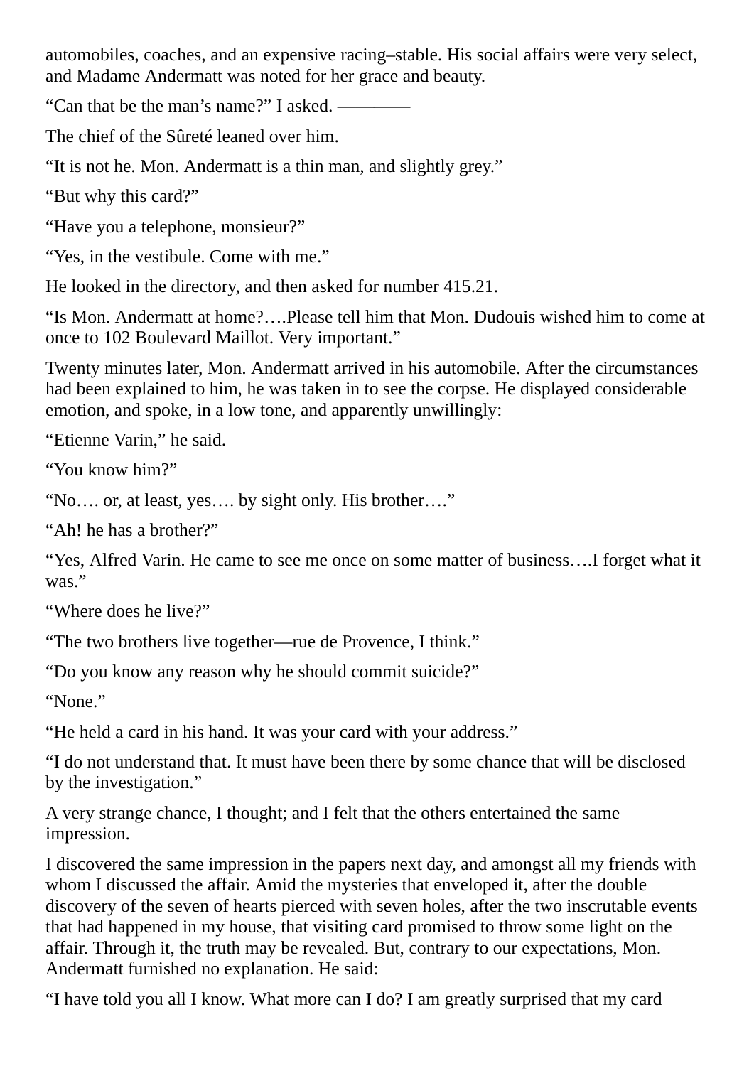automobiles, coaches, and an expensive racing–stable. His social affairs were very select, and Madame Andermatt was noted for her grace and beauty.

“Can that be the man’s name?” I asked. ————

The chief of the Sûreté leaned over him.

“It is not he. Mon. Andermatt is a thin man, and slightly grey.”

“But why this card?”

“Have you a telephone, monsieur?”

“Yes, in the vestibule. Come with me.”

He looked in the directory, and then asked for number 415.21.

“Is Mon. Andermatt at home?….Please tell him that Mon. Dudouis wished him to come at once to 102 Boulevard Maillot. Very important.”

Twenty minutes later, Mon. Andermatt arrived in his automobile. After the circumstances had been explained to him, he was taken in to see the corpse. He displayed considerable emotion, and spoke, in a low tone, and apparently unwillingly:

“Etienne Varin,” he said.

“You know him?”

“No…. or, at least, yes…. by sight only. His brother….”

“Ah! he has a brother?”

“Yes, Alfred Varin. He came to see me once on some matter of business….I forget what it was.”

“Where does he live?”

“The two brothers live together—rue de Provence, I think.”

“Do you know any reason why he should commit suicide?”

“None.”

“He held a card in his hand. It was your card with your address.”

“I do not understand that. It must have been there by some chance that will be disclosed by the investigation.”

A very strange chance, I thought; and I felt that the others entertained the same impression.

I discovered the same impression in the papers next day, and amongst all my friends with whom I discussed the affair. Amid the mysteries that enveloped it, after the double discovery of the seven of hearts pierced with seven holes, after the two inscrutable events that had happened in my house, that visiting card promised to throw some light on the affair. Through it, the truth may be revealed. But, contrary to our expectations, Mon. Andermatt furnished no explanation. He said:

“I have told you all I know. What more can I do? I am greatly surprised that my card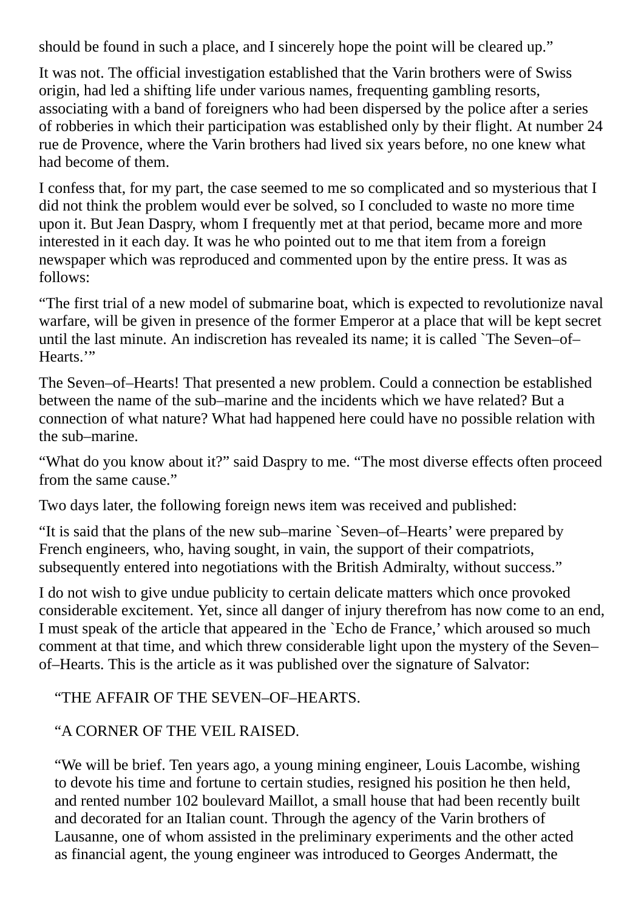should be found in such a place, and I sincerely hope the point will be cleared up."

It was not. The official investigation established that the Varin brothers were of Swiss origin, had led a shifting life under various names, frequenting gambling resorts, associating with a band of foreigners who had been dispersed by the police after a series of robberies in which their participation was established only by their flight. At number 24 rue de Provence, where the Varin brothers had lived six years before, no one knew what had become of them.

I confess that, for my part, the case seemed to me so complicated and so mysterious that I did not think the problem would ever be solved, so I concluded to waste no more time upon it. But Jean Daspry, whom I frequently met at that period, became more and more interested in it each day. It was he who pointed out to me that item from a foreign newspaper which was reproduced and commented upon by the entire press. It was as follows:

"The first trial of a new model of submarine boat, which is expected to revolutionize naval warfare, will be given in presence of the former Emperor at a place that will be kept secret until the last minute. An indiscretion has revealed its name; it is called `The Seven–of–Hearts.'"

The Seven–of–Hearts! That presented a new problem. Could a connection be established between the name of the sub–marine and the incidents which we have related? But a connection of what nature? What had happened here could have no possible relation with the sub–marine.

"What do you know about it?" said Daspry to me. "The most diverse effects often proceed from the same cause."

Two days later, the following foreign news item was received and published:

"It is said that the plans of the new sub–marine `Seven–of–Hearts' were prepared by French engineers, who, having sought, in vain, the support of their compatriots, subsequently entered into negotiations with the British Admiralty, without success."

I do not wish to give undue publicity to certain delicate matters which once provoked considerable excitement. Yet, since all danger of injury therefrom has now come to an end, I must speak of the article that appeared in the `Echo de France,' which aroused so much comment at that time, and which threw considerable light upon the mystery of the Seven–of–Hearts. This is the article as it was published over the signature of Salvator:

> "THE AFFAIR OF THE SEVEN–OF–HEARTS.
>
> "A CORNER OF THE VEIL RAISED.
>
> "We will be brief. Ten years ago, a young mining engineer, Louis Lacombe, wishing to devote his time and fortune to certain studies, resigned his position he then held, and rented number 102 boulevard Maillot, a small house that had been recently built and decorated for an Italian count. Through the agency of the Varin brothers of Lausanne, one of whom assisted in the preliminary experiments and the other acted as financial agent, the young engineer was introduced to Georges Andermatt, the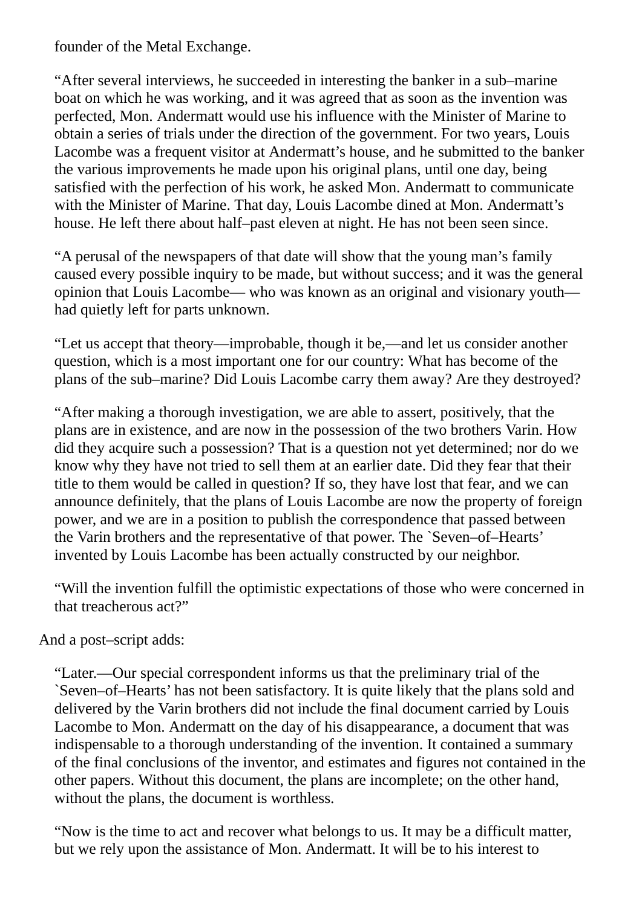founder of the Metal Exchange.

"After several interviews, he succeeded in interesting the banker in a sub–marine boat on which he was working, and it was agreed that as soon as the invention was perfected, Mon. Andermatt would use his influence with the Minister of Marine to obtain a series of trials under the direction of the government. For two years, Louis Lacombe was a frequent visitor at Andermatt's house, and he submitted to the banker the various improvements he made upon his original plans, until one day, being satisfied with the perfection of his work, he asked Mon. Andermatt to communicate with the Minister of Marine. That day, Louis Lacombe dined at Mon. Andermatt's house. He left there about half–past eleven at night. He has not been seen since.

"A perusal of the newspapers of that date will show that the young man's family caused every possible inquiry to be made, but without success; and it was the general opinion that Louis Lacombe— who was known as an original and visionary youth— had quietly left for parts unknown.

"Let us accept that theory—improbable, though it be,—and let us consider another question, which is a most important one for our country: What has become of the plans of the sub–marine? Did Louis Lacombe carry them away? Are they destroyed?

"After making a thorough investigation, we are able to assert, positively, that the plans are in existence, and are now in the possession of the two brothers Varin. How did they acquire such a possession? That is a question not yet determined; nor do we know why they have not tried to sell them at an earlier date. Did they fear that their title to them would be called in question? If so, they have lost that fear, and we can announce definitely, that the plans of Louis Lacombe are now the property of foreign power, and we are in a position to publish the correspondence that passed between the Varin brothers and the representative of that power. The `Seven–of–Hearts' invented by Louis Lacombe has been actually constructed by our neighbor.

"Will the invention fulfill the optimistic expectations of those who were concerned in that treacherous act?"

And a post–script adds:

"Later.—Our special correspondent informs us that the preliminary trial of the `Seven–of–Hearts' has not been satisfactory. It is quite likely that the plans sold and delivered by the Varin brothers did not include the final document carried by Louis Lacombe to Mon. Andermatt on the day of his disappearance, a document that was indispensable to a thorough understanding of the invention. It contained a summary of the final conclusions of the inventor, and estimates and figures not contained in the other papers. Without this document, the plans are incomplete; on the other hand, without the plans, the document is worthless.

"Now is the time to act and recover what belongs to us. It may be a difficult matter, but we rely upon the assistance of Mon. Andermatt. It will be to his interest to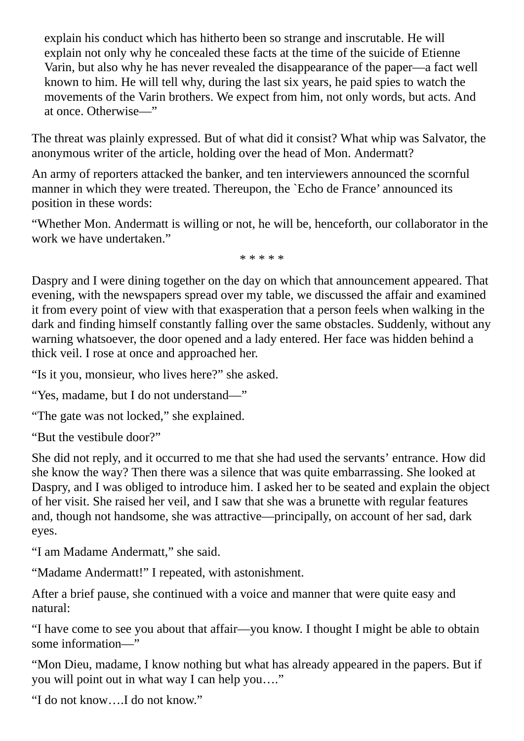explain his conduct which has hitherto been so strange and inscrutable. He will explain not only why he concealed these facts at the time of the suicide of Etienne Varin, but also why he has never revealed the disappearance of the paper—a fact well known to him. He will tell why, during the last six years, he paid spies to watch the movements of the Varin brothers. We expect from him, not only words, but acts. And at once. Otherwise—"

The threat was plainly expressed. But of what did it consist? What whip was Salvator, the anonymous writer of the article, holding over the head of Mon. Andermatt?

An army of reporters attacked the banker, and ten interviewers announced the scornful manner in which they were treated. Thereupon, the `Echo de France' announced its position in these words:

"Whether Mon. Andermatt is willing or not, he will be, henceforth, our collaborator in the work we have undertaken."

* * * * *

Daspry and I were dining together on the day on which that announcement appeared. That evening, with the newspapers spread over my table, we discussed the affair and examined it from every point of view with that exasperation that a person feels when walking in the dark and finding himself constantly falling over the same obstacles. Suddenly, without any warning whatsoever, the door opened and a lady entered. Her face was hidden behind a thick veil. I rose at once and approached her.

"Is it you, monsieur, who lives here?" she asked.

"Yes, madame, but I do not understand—"

"The gate was not locked," she explained.

"But the vestibule door?"

She did not reply, and it occurred to me that she had used the servants' entrance. How did she know the way? Then there was a silence that was quite embarrassing. She looked at Daspry, and I was obliged to introduce him. I asked her to be seated and explain the object of her visit. She raised her veil, and I saw that she was a brunette with regular features and, though not handsome, she was attractive—principally, on account of her sad, dark eyes.

"I am Madame Andermatt," she said.

"Madame Andermatt!" I repeated, with astonishment.

After a brief pause, she continued with a voice and manner that were quite easy and natural:

"I have come to see you about that affair—you know. I thought I might be able to obtain some information—"

"Mon Dieu, madame, I know nothing but what has already appeared in the papers. But if you will point out in what way I can help you…."

"I do not know….I do not know."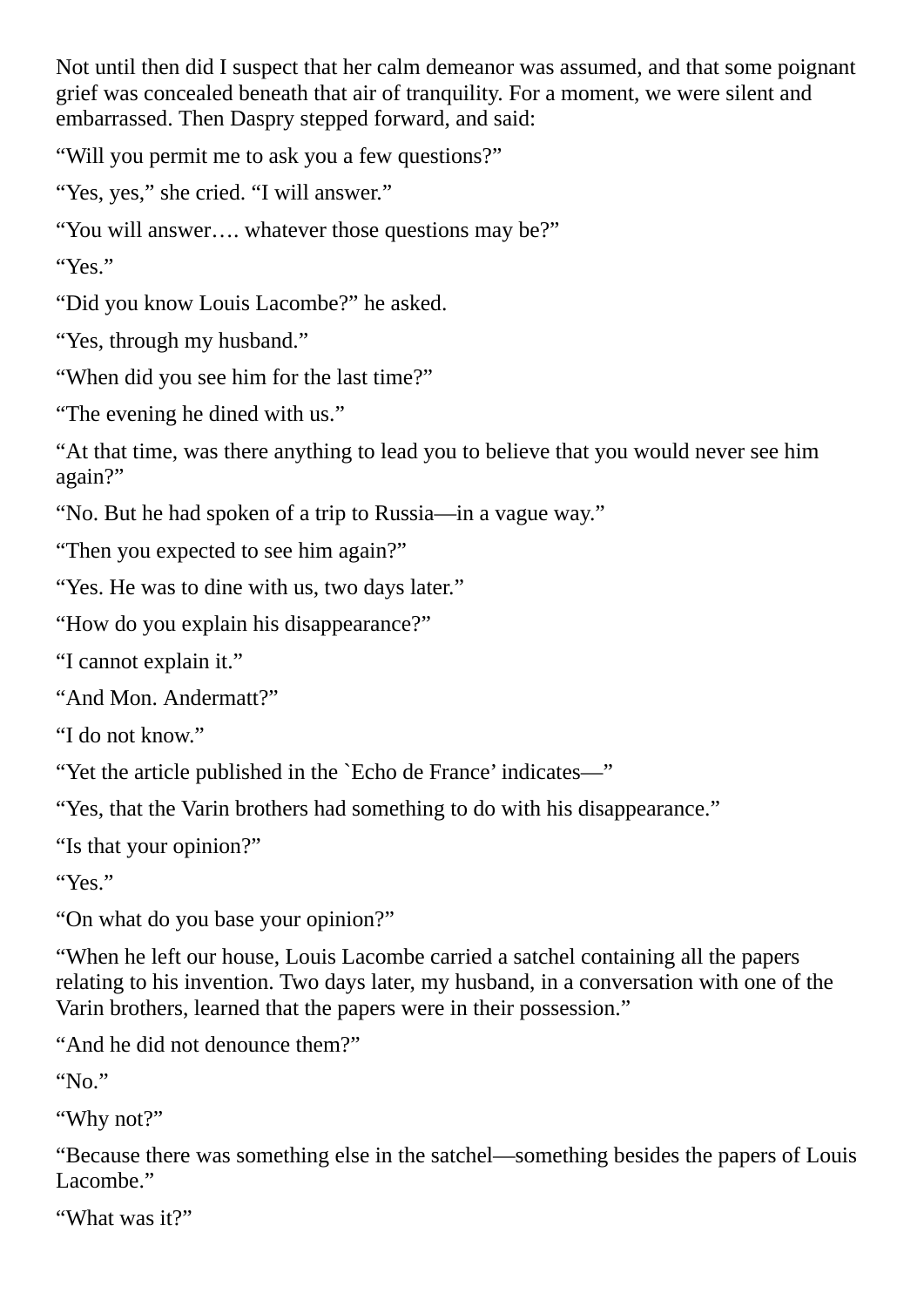Not until then did I suspect that her calm demeanor was assumed, and that some poignant grief was concealed beneath that air of tranquility. For a moment, we were silent and embarrassed. Then Daspry stepped forward, and said:

“Will you permit me to ask you a few questions?”

“Yes, yes,” she cried. “I will answer.”

“You will answer…. whatever those questions may be?”

“Yes.”

“Did you know Louis Lacombe?” he asked.

“Yes, through my husband.”

“When did you see him for the last time?”

“The evening he dined with us.”

“At that time, was there anything to lead you to believe that you would never see him again?”

“No. But he had spoken of a trip to Russia—in a vague way.”

“Then you expected to see him again?”

“Yes. He was to dine with us, two days later.”

“How do you explain his disappearance?”

“I cannot explain it.”

“And Mon. Andermatt?”

“I do not know.”

“Yet the article published in the `Echo de France’ indicates—”

“Yes, that the Varin brothers had something to do with his disappearance.”

“Is that your opinion?”

“Yes.”

“On what do you base your opinion?”

“When he left our house, Louis Lacombe carried a satchel containing all the papers relating to his invention. Two days later, my husband, in a conversation with one of the Varin brothers, learned that the papers were in their possession.”

“And he did not denounce them?”

“No.”

“Why not?”

“Because there was something else in the satchel—something besides the papers of Louis Lacombe.”

“What was it?”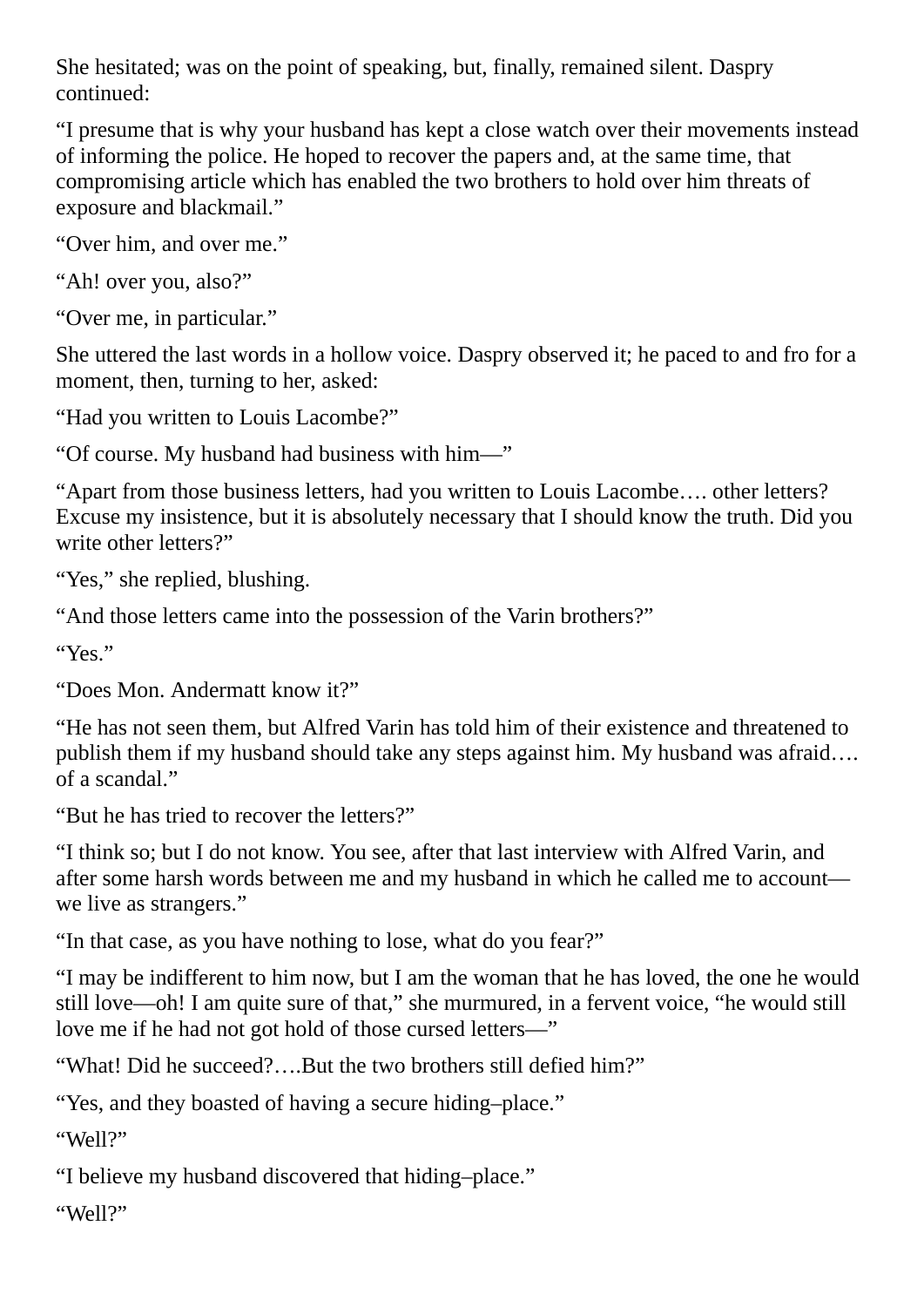She hesitated; was on the point of speaking, but, finally, remained silent. Daspry continued:

“I presume that is why your husband has kept a close watch over their movements instead of informing the police. He hoped to recover the papers and, at the same time, that compromising article which has enabled the two brothers to hold over him threats of exposure and blackmail.”

“Over him, and over me.”

“Ah! over you, also?”

“Over me, in particular.”

She uttered the last words in a hollow voice. Daspry observed it; he paced to and fro for a moment, then, turning to her, asked:

“Had you written to Louis Lacombe?”

“Of course. My husband had business with him—”

“Apart from those business letters, had you written to Louis Lacombe…. other letters? Excuse my insistence, but it is absolutely necessary that I should know the truth. Did you write other letters?”

“Yes,” she replied, blushing.

“And those letters came into the possession of the Varin brothers?”

“Yes.”

“Does Mon. Andermatt know it?”

“He has not seen them, but Alfred Varin has told him of their existence and threatened to publish them if my husband should take any steps against him. My husband was afraid…. of a scandal.”

“But he has tried to recover the letters?”

“I think so; but I do not know. You see, after that last interview with Alfred Varin, and after some harsh words between me and my husband in which he called me to account—we live as strangers.”

“In that case, as you have nothing to lose, what do you fear?”

“I may be indifferent to him now, but I am the woman that he has loved, the one he would still love—oh! I am quite sure of that,” she murmured, in a fervent voice, “he would still love me if he had not got hold of those cursed letters—”

“What! Did he succeed?….But the two brothers still defied him?”

“Yes, and they boasted of having a secure hiding–place.”

“Well?”

“I believe my husband discovered that hiding–place.”

“Well?”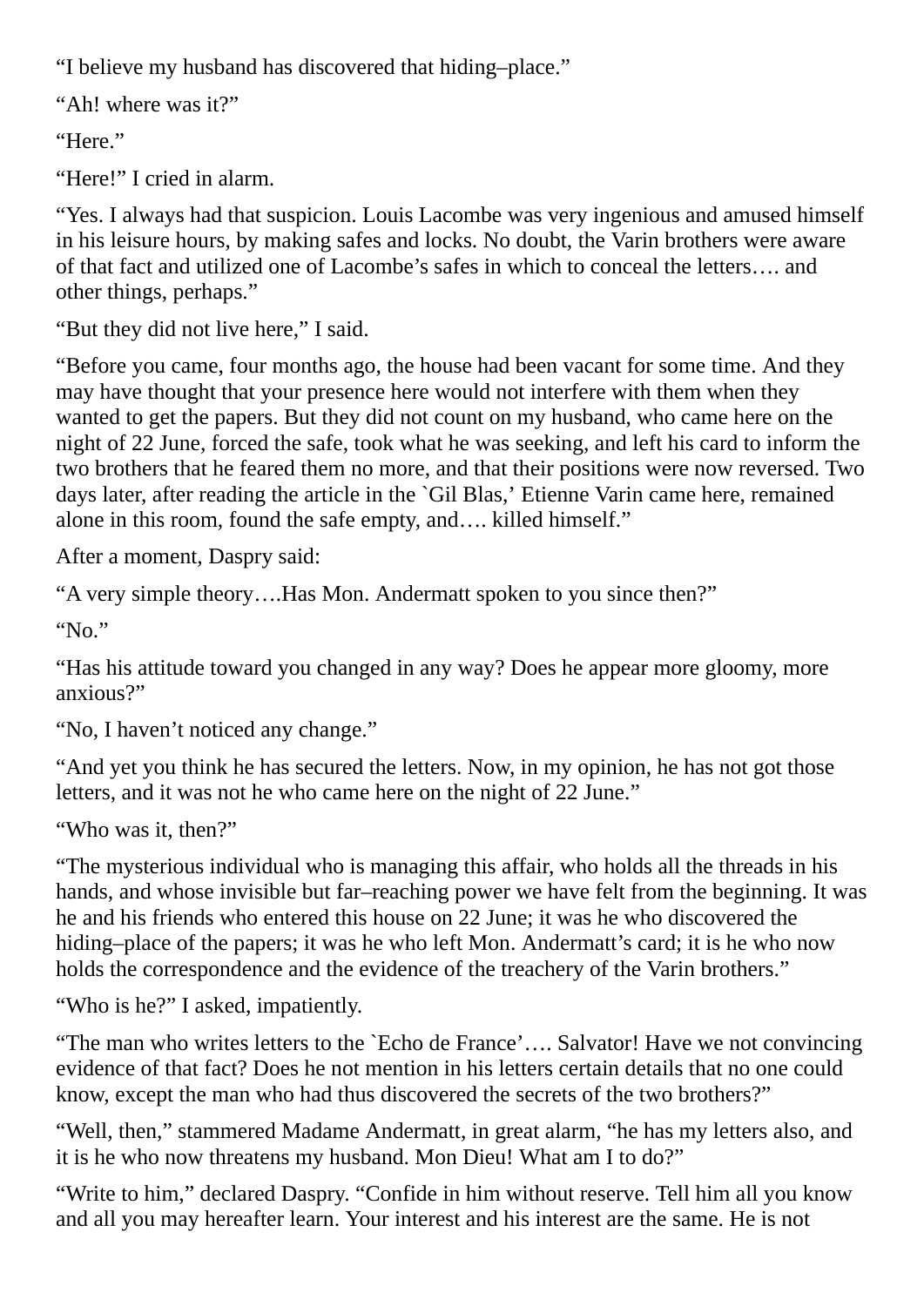“I believe my husband has discovered that hiding–place.”

“Ah! where was it?”

“Here.”

“Here!” I cried in alarm.

“Yes. I always had that suspicion. Louis Lacombe was very ingenious and amused himself in his leisure hours, by making safes and locks. No doubt, the Varin brothers were aware of that fact and utilized one of Lacombe’s safes in which to conceal the letters…. and other things, perhaps.”

“But they did not live here,” I said.

“Before you came, four months ago, the house had been vacant for some time. And they may have thought that your presence here would not interfere with them when they wanted to get the papers. But they did not count on my husband, who came here on the night of 22 June, forced the safe, took what he was seeking, and left his card to inform the two brothers that he feared them no more, and that their positions were now reversed. Two days later, after reading the article in the `Gil Blas,’ Etienne Varin came here, remained alone in this room, found the safe empty, and…. killed himself.”

After a moment, Daspry said:

“A very simple theory….Has Mon. Andermatt spoken to you since then?”

“No.”

“Has his attitude toward you changed in any way? Does he appear more gloomy, more anxious?”

“No, I haven’t noticed any change.”

“And yet you think he has secured the letters. Now, in my opinion, he has not got those letters, and it was not he who came here on the night of 22 June.”

“Who was it, then?”

“The mysterious individual who is managing this affair, who holds all the threads in his hands, and whose invisible but far–reaching power we have felt from the beginning. It was he and his friends who entered this house on 22 June; it was he who discovered the hiding–place of the papers; it was he who left Mon. Andermatt’s card; it is he who now holds the correspondence and the evidence of the treachery of the Varin brothers.”

“Who is he?” I asked, impatiently.

“The man who writes letters to the `Echo de France’…. Salvator! Have we not convincing evidence of that fact? Does he not mention in his letters certain details that no one could know, except the man who had thus discovered the secrets of the two brothers?”

“Well, then,” stammered Madame Andermatt, in great alarm, “he has my letters also, and it is he who now threatens my husband. Mon Dieu! What am I to do?”

“Write to him,” declared Daspry. “Confide in him without reserve. Tell him all you know and all you may hereafter learn. Your interest and his interest are the same. He is not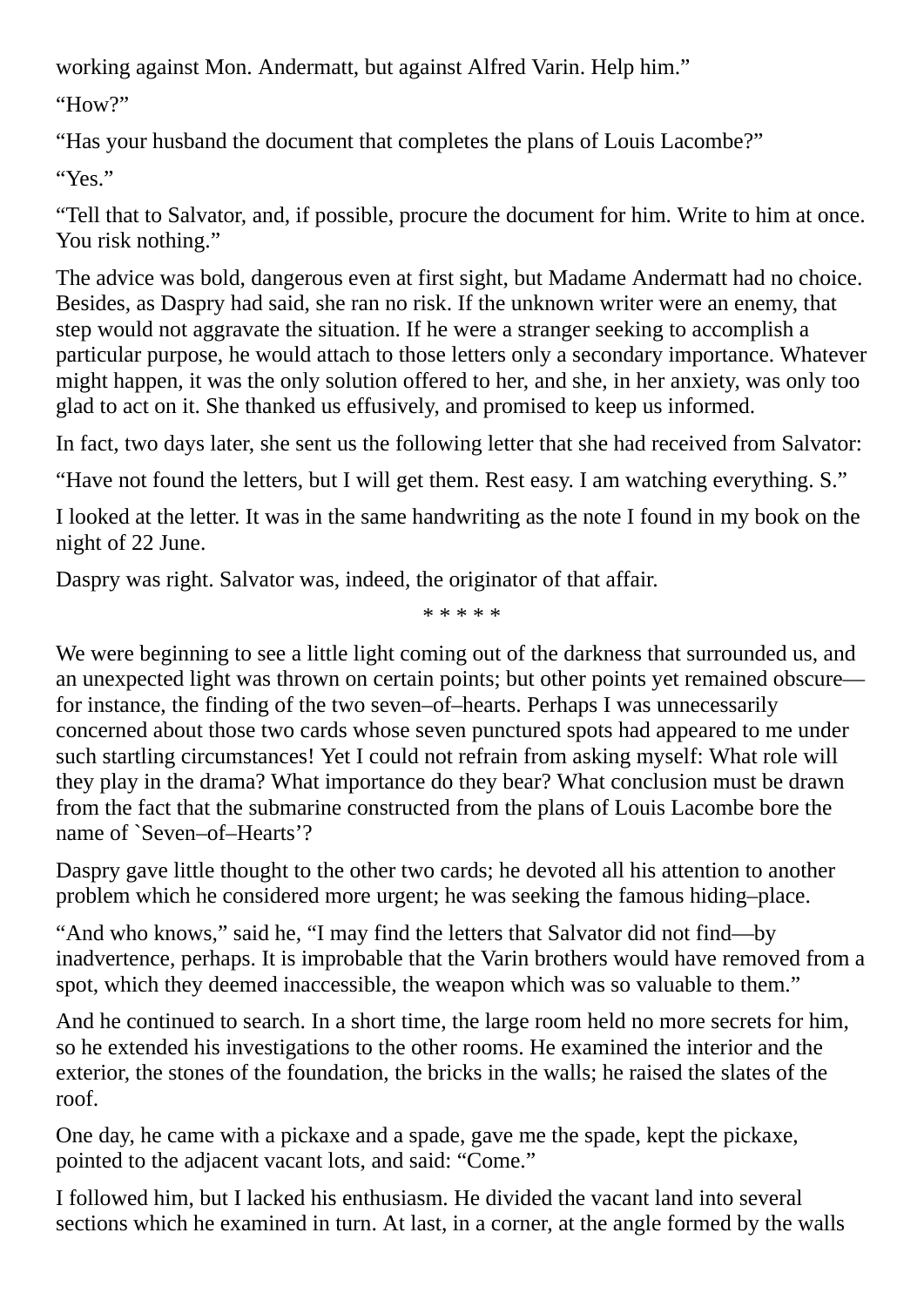working against Mon. Andermatt, but against Alfred Varin. Help him."

"How?"

"Has your husband the document that completes the plans of Louis Lacombe?"

"Yes."

"Tell that to Salvator, and, if possible, procure the document for him. Write to him at once. You risk nothing."

The advice was bold, dangerous even at first sight, but Madame Andermatt had no choice. Besides, as Daspry had said, she ran no risk. If the unknown writer were an enemy, that step would not aggravate the situation. If he were a stranger seeking to accomplish a particular purpose, he would attach to those letters only a secondary importance. Whatever might happen, it was the only solution offered to her, and she, in her anxiety, was only too glad to act on it. She thanked us effusively, and promised to keep us informed.

In fact, two days later, she sent us the following letter that she had received from Salvator:

"Have not found the letters, but I will get them. Rest easy. I am watching everything. S."

I looked at the letter. It was in the same handwriting as the note I found in my book on the night of 22 June.

Daspry was right. Salvator was, indeed, the originator of that affair.

\* \* \* \* \*

We were beginning to see a little light coming out of the darkness that surrounded us, and an unexpected light was thrown on certain points; but other points yet remained obscure—for instance, the finding of the two seven–of–hearts. Perhaps I was unnecessarily concerned about those two cards whose seven punctured spots had appeared to me under such startling circumstances! Yet I could not refrain from asking myself: What role will they play in the drama? What importance do they bear? What conclusion must be drawn from the fact that the submarine constructed from the plans of Louis Lacombe bore the name of `Seven–of–Hearts'?

Daspry gave little thought to the other two cards; he devoted all his attention to another problem which he considered more urgent; he was seeking the famous hiding–place.

"And who knows," said he, "I may find the letters that Salvator did not find—by inadvertence, perhaps. It is improbable that the Varin brothers would have removed from a spot, which they deemed inaccessible, the weapon which was so valuable to them."

And he continued to search. In a short time, the large room held no more secrets for him, so he extended his investigations to the other rooms. He examined the interior and the exterior, the stones of the foundation, the bricks in the walls; he raised the slates of the roof.

One day, he came with a pickaxe and a spade, gave me the spade, kept the pickaxe, pointed to the adjacent vacant lots, and said: "Come."

I followed him, but I lacked his enthusiasm. He divided the vacant land into several sections which he examined in turn. At last, in a corner, at the angle formed by the walls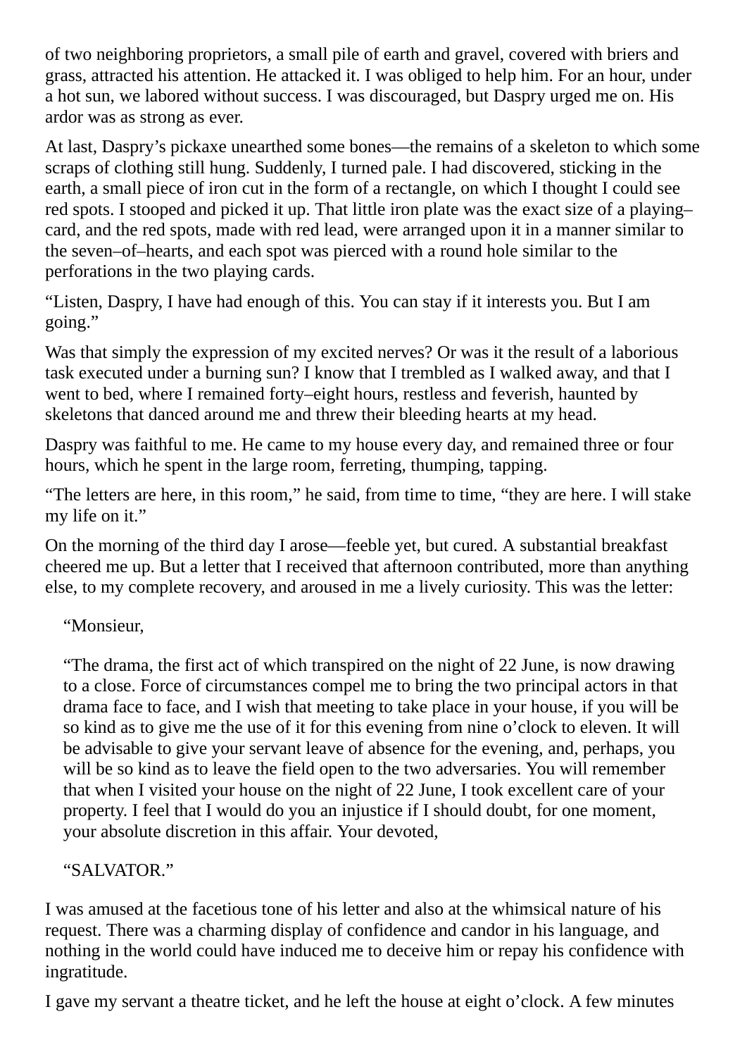of two neighboring proprietors, a small pile of earth and gravel, covered with briers and grass, attracted his attention. He attacked it. I was obliged to help him. For an hour, under a hot sun, we labored without success. I was discouraged, but Daspry urged me on. His ardor was as strong as ever.

At last, Daspry's pickaxe unearthed some bones—the remains of a skeleton to which some scraps of clothing still hung. Suddenly, I turned pale. I had discovered, sticking in the earth, a small piece of iron cut in the form of a rectangle, on which I thought I could see red spots. I stooped and picked it up. That little iron plate was the exact size of a playing–card, and the red spots, made with red lead, were arranged upon it in a manner similar to the seven–of–hearts, and each spot was pierced with a round hole similar to the perforations in the two playing cards.

"Listen, Daspry, I have had enough of this. You can stay if it interests you. But I am going."

Was that simply the expression of my excited nerves? Or was it the result of a laborious task executed under a burning sun? I know that I trembled as I walked away, and that I went to bed, where I remained forty–eight hours, restless and feverish, haunted by skeletons that danced around me and threw their bleeding hearts at my head.

Daspry was faithful to me. He came to my house every day, and remained three or four hours, which he spent in the large room, ferreting, thumping, tapping.

"The letters are here, in this room," he said, from time to time, "they are here. I will stake my life on it."

On the morning of the third day I arose—feeble yet, but cured. A substantial breakfast cheered me up. But a letter that I received that afternoon contributed, more than anything else, to my complete recovery, and aroused in me a lively curiosity. This was the letter:

> "Monsieur,
>
> "The drama, the first act of which transpired on the night of 22 June, is now drawing to a close. Force of circumstances compel me to bring the two principal actors in that drama face to face, and I wish that meeting to take place in your house, if you will be so kind as to give me the use of it for this evening from nine o'clock to eleven. It will be advisable to give your servant leave of absence for the evening, and, perhaps, you will be so kind as to leave the field open to the two adversaries. You will remember that when I visited your house on the night of 22 June, I took excellent care of your property. I feel that I would do you an injustice if I should doubt, for one moment, your absolute discretion in this affair. Your devoted,
>
> "SALVATOR."

I was amused at the facetious tone of his letter and also at the whimsical nature of his request. There was a charming display of confidence and candor in his language, and nothing in the world could have induced me to deceive him or repay his confidence with ingratitude.

I gave my servant a theatre ticket, and he left the house at eight o'clock. A few minutes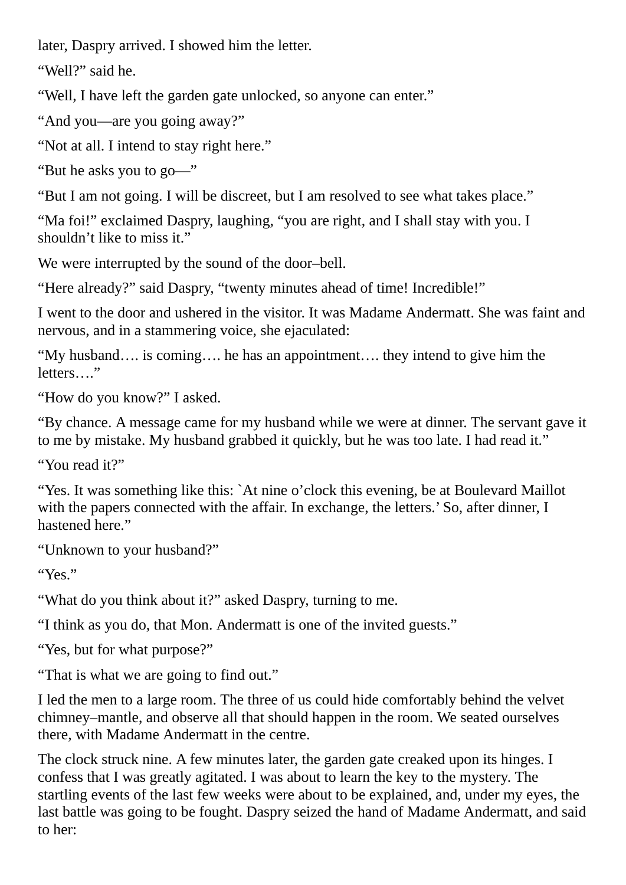later, Daspry arrived. I showed him the letter.

“Well?” said he.

“Well, I have left the garden gate unlocked, so anyone can enter.”

“And you—are you going away?”

“Not at all. I intend to stay right here.”

“But he asks you to go—”

“But I am not going. I will be discreet, but I am resolved to see what takes place.”

“Ma foi!” exclaimed Daspry, laughing, “you are right, and I shall stay with you. I shouldn’t like to miss it.”

We were interrupted by the sound of the door–bell.

“Here already?” said Daspry, “twenty minutes ahead of time! Incredible!”

I went to the door and ushered in the visitor. It was Madame Andermatt. She was faint and nervous, and in a stammering voice, she ejaculated:

“My husband…. is coming…. he has an appointment…. they intend to give him the letters….”

“How do you know?” I asked.

“By chance. A message came for my husband while we were at dinner. The servant gave it to me by mistake. My husband grabbed it quickly, but he was too late. I had read it.”

“You read it?”

“Yes. It was something like this: `At nine o’clock this evening, be at Boulevard Maillot with the papers connected with the affair. In exchange, the letters.’ So, after dinner, I hastened here.”

“Unknown to your husband?”

“Yes.”

“What do you think about it?” asked Daspry, turning to me.

“I think as you do, that Mon. Andermatt is one of the invited guests.”

“Yes, but for what purpose?”

“That is what we are going to find out.”

I led the men to a large room. The three of us could hide comfortably behind the velvet chimney–mantle, and observe all that should happen in the room. We seated ourselves there, with Madame Andermatt in the centre.

The clock struck nine. A few minutes later, the garden gate creaked upon its hinges. I confess that I was greatly agitated. I was about to learn the key to the mystery. The startling events of the last few weeks were about to be explained, and, under my eyes, the last battle was going to be fought. Daspry seized the hand of Madame Andermatt, and said to her: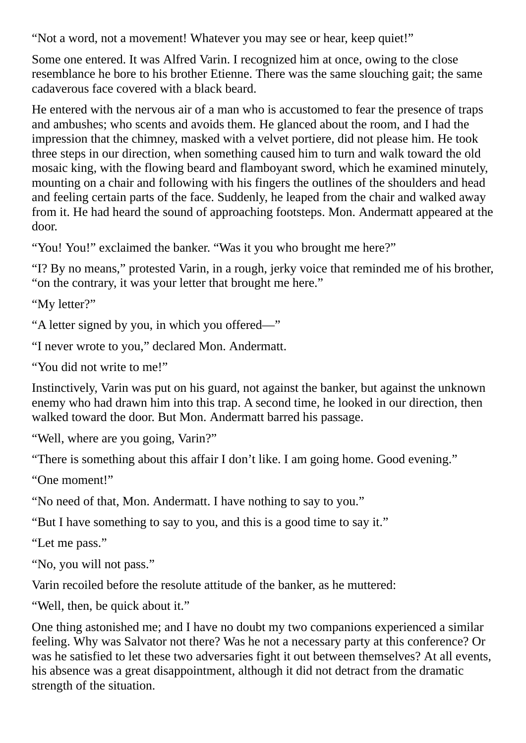“Not a word, not a movement! Whatever you may see or hear, keep quiet!”

Some one entered. It was Alfred Varin. I recognized him at once, owing to the close resemblance he bore to his brother Etienne. There was the same slouching gait; the same cadaverous face covered with a black beard.

He entered with the nervous air of a man who is accustomed to fear the presence of traps and ambushes; who scents and avoids them. He glanced about the room, and I had the impression that the chimney, masked with a velvet portiere, did not please him. He took three steps in our direction, when something caused him to turn and walk toward the old mosaic king, with the flowing beard and flamboyant sword, which he examined minutely, mounting on a chair and following with his fingers the outlines of the shoulders and head and feeling certain parts of the face. Suddenly, he leaped from the chair and walked away from it. He had heard the sound of approaching footsteps. Mon. Andermatt appeared at the door.

“You! You!” exclaimed the banker. “Was it you who brought me here?”

“I? By no means,” protested Varin, in a rough, jerky voice that reminded me of his brother, “on the contrary, it was your letter that brought me here.”

“My letter?”

“A letter signed by you, in which you offered—”

“I never wrote to you,” declared Mon. Andermatt.

“You did not write to me!”

Instinctively, Varin was put on his guard, not against the banker, but against the unknown enemy who had drawn him into this trap. A second time, he looked in our direction, then walked toward the door. But Mon. Andermatt barred his passage.

“Well, where are you going, Varin?”

“There is something about this affair I don’t like. I am going home. Good evening.”

“One moment!”

“No need of that, Mon. Andermatt. I have nothing to say to you.”

“But I have something to say to you, and this is a good time to say it.”

“Let me pass.”

“No, you will not pass.”

Varin recoiled before the resolute attitude of the banker, as he muttered:

“Well, then, be quick about it.”

One thing astonished me; and I have no doubt my two companions experienced a similar feeling. Why was Salvator not there? Was he not a necessary party at this conference? Or was he satisfied to let these two adversaries fight it out between themselves? At all events, his absence was a great disappointment, although it did not detract from the dramatic strength of the situation.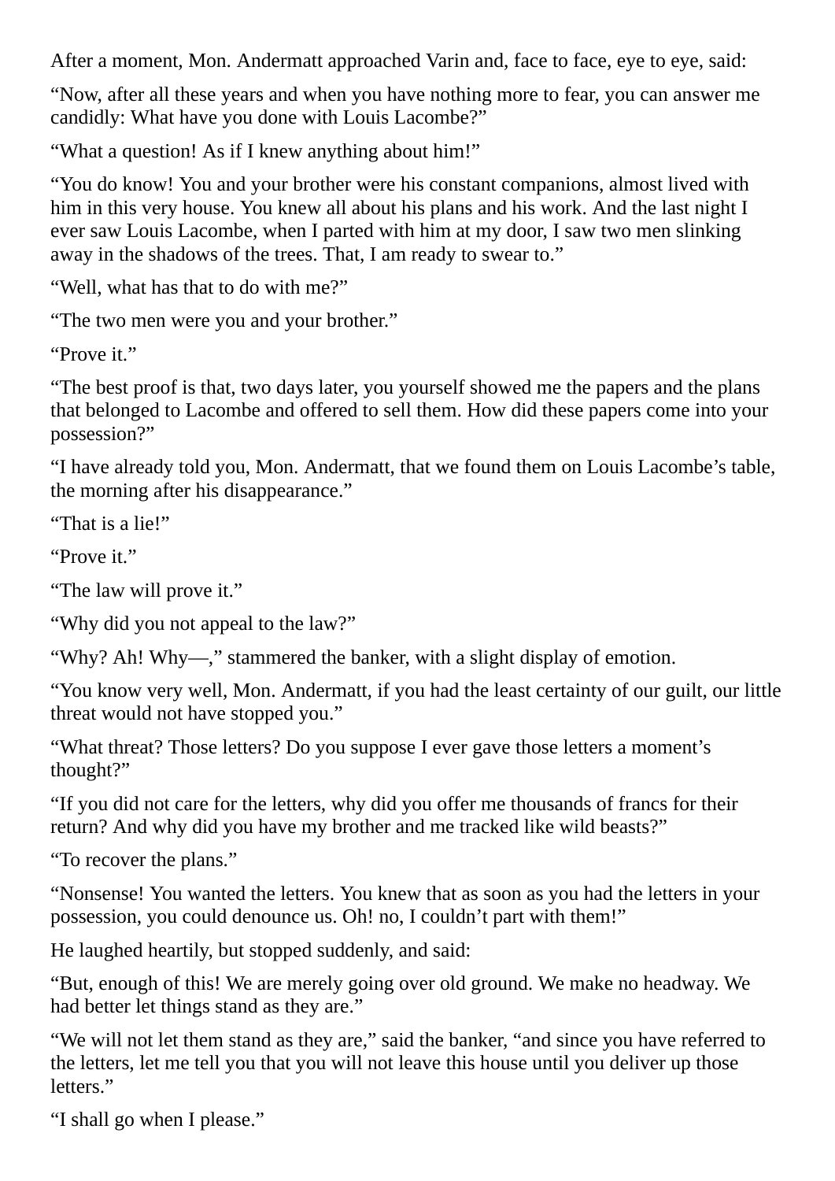After a moment, Mon. Andermatt approached Varin and, face to face, eye to eye, said:

“Now, after all these years and when you have nothing more to fear, you can answer me candidly: What have you done with Louis Lacombe?”

“What a question! As if I knew anything about him!”

“You do know! You and your brother were his constant companions, almost lived with him in this very house. You knew all about his plans and his work. And the last night I ever saw Louis Lacombe, when I parted with him at my door, I saw two men slinking away in the shadows of the trees. That, I am ready to swear to.”

“Well, what has that to do with me?”

“The two men were you and your brother.”

“Prove it.”

“The best proof is that, two days later, you yourself showed me the papers and the plans that belonged to Lacombe and offered to sell them. How did these papers come into your possession?”

“I have already told you, Mon. Andermatt, that we found them on Louis Lacombe’s table, the morning after his disappearance.”

“That is a lie!”

“Prove it.”

“The law will prove it.”

“Why did you not appeal to the law?”

“Why? Ah! Why—,” stammered the banker, with a slight display of emotion.

“You know very well, Mon. Andermatt, if you had the least certainty of our guilt, our little threat would not have stopped you.”

“What threat? Those letters? Do you suppose I ever gave those letters a moment’s thought?”

“If you did not care for the letters, why did you offer me thousands of francs for their return? And why did you have my brother and me tracked like wild beasts?”

“To recover the plans.”

“Nonsense! You wanted the letters. You knew that as soon as you had the letters in your possession, you could denounce us. Oh! no, I couldn’t part with them!”

He laughed heartily, but stopped suddenly, and said:

“But, enough of this! We are merely going over old ground. We make no headway. We had better let things stand as they are.”

“We will not let them stand as they are,” said the banker, “and since you have referred to the letters, let me tell you that you will not leave this house until you deliver up those letters.”

“I shall go when I please.”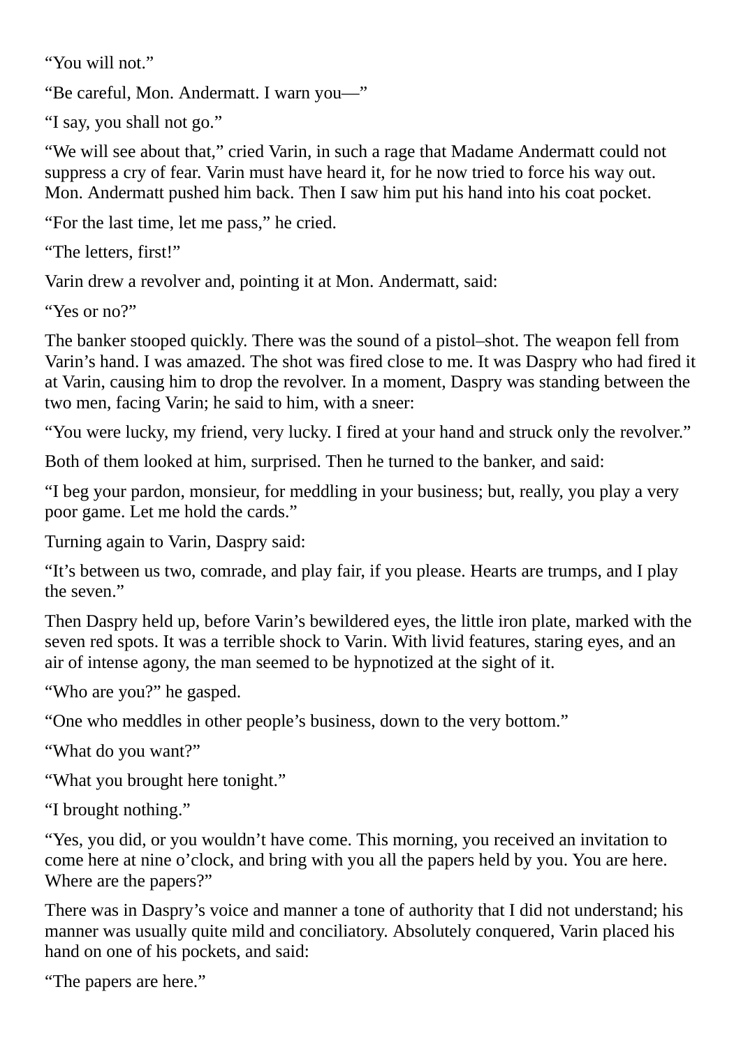“You will not.”

“Be careful, Mon. Andermatt. I warn you—”

“I say, you shall not go.”

“We will see about that,” cried Varin, in such a rage that Madame Andermatt could not suppress a cry of fear. Varin must have heard it, for he now tried to force his way out. Mon. Andermatt pushed him back. Then I saw him put his hand into his coat pocket.

“For the last time, let me pass,” he cried.

“The letters, first!”

Varin drew a revolver and, pointing it at Mon. Andermatt, said:

“Yes or no?”

The banker stooped quickly. There was the sound of a pistol–shot. The weapon fell from Varin’s hand. I was amazed. The shot was fired close to me. It was Daspry who had fired it at Varin, causing him to drop the revolver. In a moment, Daspry was standing between the two men, facing Varin; he said to him, with a sneer:

“You were lucky, my friend, very lucky. I fired at your hand and struck only the revolver.”

Both of them looked at him, surprised. Then he turned to the banker, and said:

“I beg your pardon, monsieur, for meddling in your business; but, really, you play a very poor game. Let me hold the cards.”

Turning again to Varin, Daspry said:

“It’s between us two, comrade, and play fair, if you please. Hearts are trumps, and I play the seven.”

Then Daspry held up, before Varin’s bewildered eyes, the little iron plate, marked with the seven red spots. It was a terrible shock to Varin. With livid features, staring eyes, and an air of intense agony, the man seemed to be hypnotized at the sight of it.

“Who are you?” he gasped.

“One who meddles in other people’s business, down to the very bottom.”

“What do you want?”

“What you brought here tonight.”

“I brought nothing.”

“Yes, you did, or you wouldn’t have come. This morning, you received an invitation to come here at nine o’clock, and bring with you all the papers held by you. You are here. Where are the papers?”

There was in Daspry’s voice and manner a tone of authority that I did not understand; his manner was usually quite mild and conciliatory. Absolutely conquered, Varin placed his hand on one of his pockets, and said:

“The papers are here.”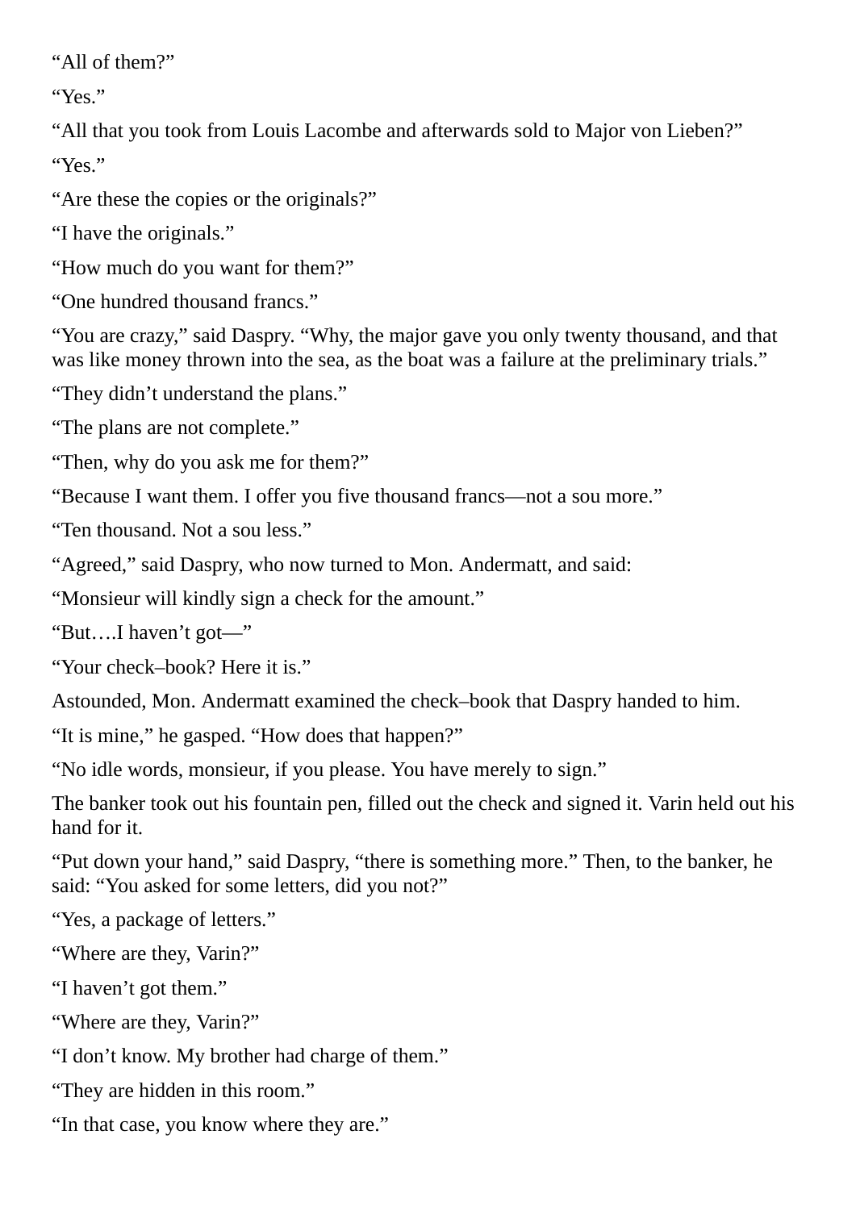“All of them?”

“Yes.”

“All that you took from Louis Lacombe and afterwards sold to Major von Lieben?”

“Yes.”

“Are these the copies or the originals?”

“I have the originals.”

“How much do you want for them?”

“One hundred thousand francs.”

“You are crazy,” said Daspry. “Why, the major gave you only twenty thousand, and that was like money thrown into the sea, as the boat was a failure at the preliminary trials.”

“They didn’t understand the plans.”

“The plans are not complete.”

“Then, why do you ask me for them?”

“Because I want them. I offer you five thousand francs—not a sou more.”

“Ten thousand. Not a sou less.”

“Agreed,” said Daspry, who now turned to Mon. Andermatt, and said:

“Monsieur will kindly sign a check for the amount.”

“But….I haven’t got—”

“Your check–book? Here it is.”

Astounded, Mon. Andermatt examined the check–book that Daspry handed to him.

“It is mine,” he gasped. “How does that happen?”

“No idle words, monsieur, if you please. You have merely to sign.”

The banker took out his fountain pen, filled out the check and signed it. Varin held out his hand for it.

“Put down your hand,” said Daspry, “there is something more.” Then, to the banker, he said: “You asked for some letters, did you not?”

“Yes, a package of letters.”

“Where are they, Varin?”

“I haven’t got them.”

“Where are they, Varin?”

“I don’t know. My brother had charge of them.”

“They are hidden in this room.”

“In that case, you know where they are.”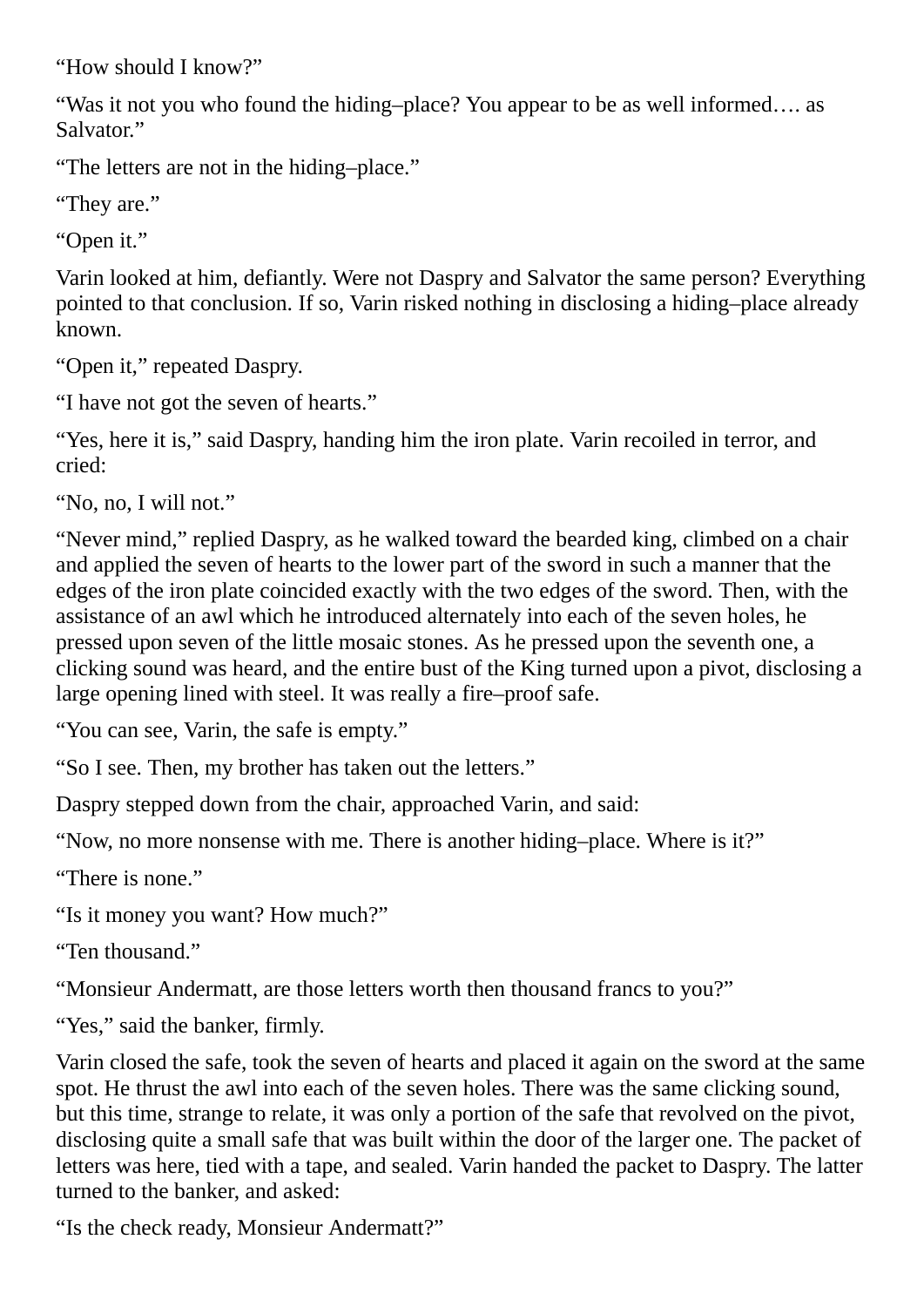"How should I know?"

"Was it not you who found the hiding–place? You appear to be as well informed…. as Salvator."

"The letters are not in the hiding–place."

"They are."

"Open it."

Varin looked at him, defiantly. Were not Daspry and Salvator the same person? Everything pointed to that conclusion. If so, Varin risked nothing in disclosing a hiding–place already known.

"Open it," repeated Daspry.

"I have not got the seven of hearts."

"Yes, here it is," said Daspry, handing him the iron plate. Varin recoiled in terror, and cried:

"No, no, I will not."

"Never mind," replied Daspry, as he walked toward the bearded king, climbed on a chair and applied the seven of hearts to the lower part of the sword in such a manner that the edges of the iron plate coincided exactly with the two edges of the sword. Then, with the assistance of an awl which he introduced alternately into each of the seven holes, he pressed upon seven of the little mosaic stones. As he pressed upon the seventh one, a clicking sound was heard, and the entire bust of the King turned upon a pivot, disclosing a large opening lined with steel. It was really a fire–proof safe.

"You can see, Varin, the safe is empty."

"So I see. Then, my brother has taken out the letters."

Daspry stepped down from the chair, approached Varin, and said:

"Now, no more nonsense with me. There is another hiding–place. Where is it?"

"There is none."

"Is it money you want? How much?"

"Ten thousand."

"Monsieur Andermatt, are those letters worth then thousand francs to you?"

"Yes," said the banker, firmly.

Varin closed the safe, took the seven of hearts and placed it again on the sword at the same spot. He thrust the awl into each of the seven holes. There was the same clicking sound, but this time, strange to relate, it was only a portion of the safe that revolved on the pivot, disclosing quite a small safe that was built within the door of the larger one. The packet of letters was here, tied with a tape, and sealed. Varin handed the packet to Daspry. The latter turned to the banker, and asked:

"Is the check ready, Monsieur Andermatt?"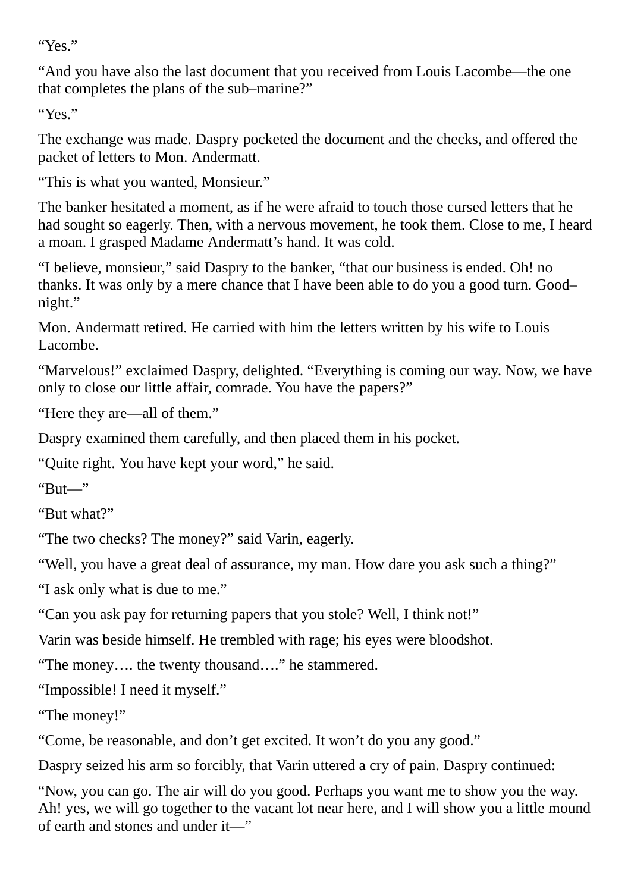“Yes.”

“And you have also the last document that you received from Louis Lacombe—the one that completes the plans of the sub–marine?”

“Yes.”

The exchange was made. Daspry pocketed the document and the checks, and offered the packet of letters to Mon. Andermatt.

“This is what you wanted, Monsieur.”

The banker hesitated a moment, as if he were afraid to touch those cursed letters that he had sought so eagerly. Then, with a nervous movement, he took them. Close to me, I heard a moan. I grasped Madame Andermatt’s hand. It was cold.

“I believe, monsieur,” said Daspry to the banker, “that our business is ended. Oh! no thanks. It was only by a mere chance that I have been able to do you a good turn. Good–night.”

Mon. Andermatt retired. He carried with him the letters written by his wife to Louis Lacombe.

“Marvelous!” exclaimed Daspry, delighted. “Everything is coming our way. Now, we have only to close our little affair, comrade. You have the papers?”

“Here they are—all of them.”

Daspry examined them carefully, and then placed them in his pocket.

“Quite right. You have kept your word,” he said.

“But—”

“But what?”

“The two checks? The money?” said Varin, eagerly.

“Well, you have a great deal of assurance, my man. How dare you ask such a thing?”

“I ask only what is due to me.”

“Can you ask pay for returning papers that you stole? Well, I think not!”

Varin was beside himself. He trembled with rage; his eyes were bloodshot.

“The money…. the twenty thousand….” he stammered.

“Impossible! I need it myself.”

“The money!”

“Come, be reasonable, and don’t get excited. It won’t do you any good.”

Daspry seized his arm so forcibly, that Varin uttered a cry of pain. Daspry continued:

“Now, you can go. The air will do you good. Perhaps you want me to show you the way. Ah! yes, we will go together to the vacant lot near here, and I will show you a little mound of earth and stones and under it—”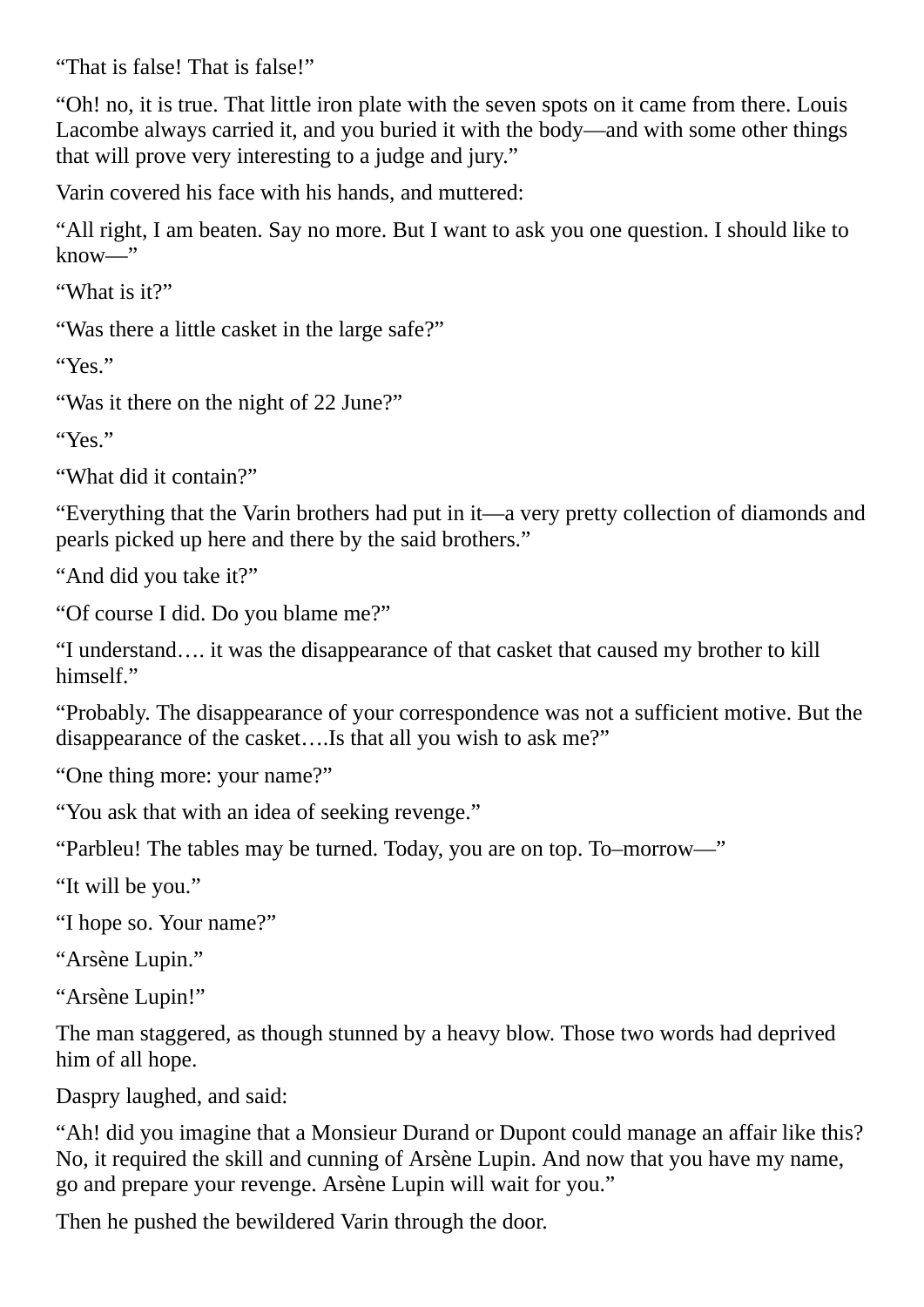“That is false! That is false!”

“Oh! no, it is true. That little iron plate with the seven spots on it came from there. Louis Lacombe always carried it, and you buried it with the body—and with some other things that will prove very interesting to a judge and jury.”

Varin covered his face with his hands, and muttered:

“All right, I am beaten. Say no more. But I want to ask you one question. I should like to know—”

“What is it?”

“Was there a little casket in the large safe?”

“Yes.”

“Was it there on the night of 22 June?”

“Yes.”

“What did it contain?”

“Everything that the Varin brothers had put in it—a very pretty collection of diamonds and pearls picked up here and there by the said brothers.”

“And did you take it?”

“Of course I did. Do you blame me?”

“I understand…. it was the disappearance of that casket that caused my brother to kill himself.”

“Probably. The disappearance of your correspondence was not a sufficient motive. But the disappearance of the casket….Is that all you wish to ask me?”

“One thing more: your name?”

“You ask that with an idea of seeking revenge.”

“Parbleu! The tables may be turned. Today, you are on top. To–morrow—”

“It will be you.”

“I hope so. Your name?”

“Arsène Lupin.”

“Arsène Lupin!”

The man staggered, as though stunned by a heavy blow. Those two words had deprived him of all hope.

Daspry laughed, and said:

“Ah! did you imagine that a Monsieur Durand or Dupont could manage an affair like this? No, it required the skill and cunning of Arsène Lupin. And now that you have my name, go and prepare your revenge. Arsène Lupin will wait for you.”

Then he pushed the bewildered Varin through the door.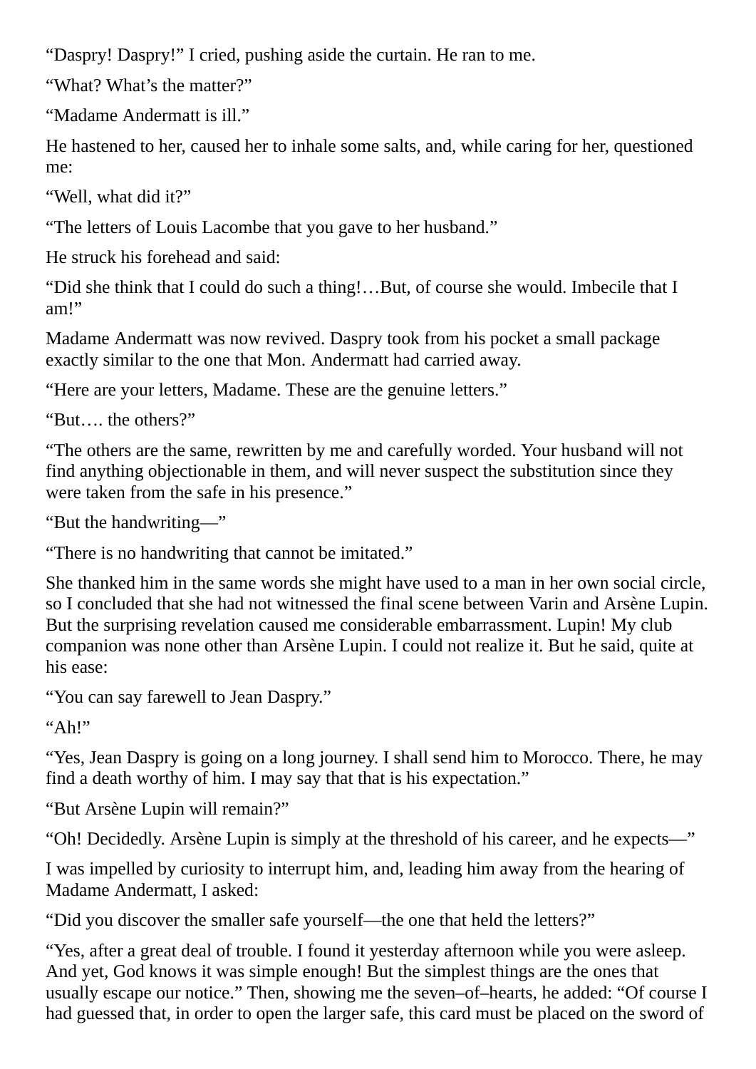“Daspry! Daspry!” I cried, pushing aside the curtain. He ran to me.

“What? What’s the matter?”

“Madame Andermatt is ill.”

He hastened to her, caused her to inhale some salts, and, while caring for her, questioned me:

“Well, what did it?”

“The letters of Louis Lacombe that you gave to her husband.”

He struck his forehead and said:

“Did she think that I could do such a thing!…But, of course she would. Imbecile that I am!”

Madame Andermatt was now revived. Daspry took from his pocket a small package exactly similar to the one that Mon. Andermatt had carried away.

“Here are your letters, Madame. These are the genuine letters.”

“But…. the others?”

“The others are the same, rewritten by me and carefully worded. Your husband will not find anything objectionable in them, and will never suspect the substitution since they were taken from the safe in his presence.”

“But the handwriting—”

“There is no handwriting that cannot be imitated.”

She thanked him in the same words she might have used to a man in her own social circle, so I concluded that she had not witnessed the final scene between Varin and Arsène Lupin. But the surprising revelation caused me considerable embarrassment. Lupin! My club companion was none other than Arsène Lupin. I could not realize it. But he said, quite at his ease:

“You can say farewell to Jean Daspry.”

“Ah!”

“Yes, Jean Daspry is going on a long journey. I shall send him to Morocco. There, he may find a death worthy of him. I may say that that is his expectation.”

“But Arsène Lupin will remain?”

“Oh! Decidedly. Arsène Lupin is simply at the threshold of his career, and he expects—”

I was impelled by curiosity to interrupt him, and, leading him away from the hearing of Madame Andermatt, I asked:

“Did you discover the smaller safe yourself—the one that held the letters?”

“Yes, after a great deal of trouble. I found it yesterday afternoon while you were asleep. And yet, God knows it was simple enough! But the simplest things are the ones that usually escape our notice.” Then, showing me the seven–of–hearts, he added: “Of course I had guessed that, in order to open the larger safe, this card must be placed on the sword of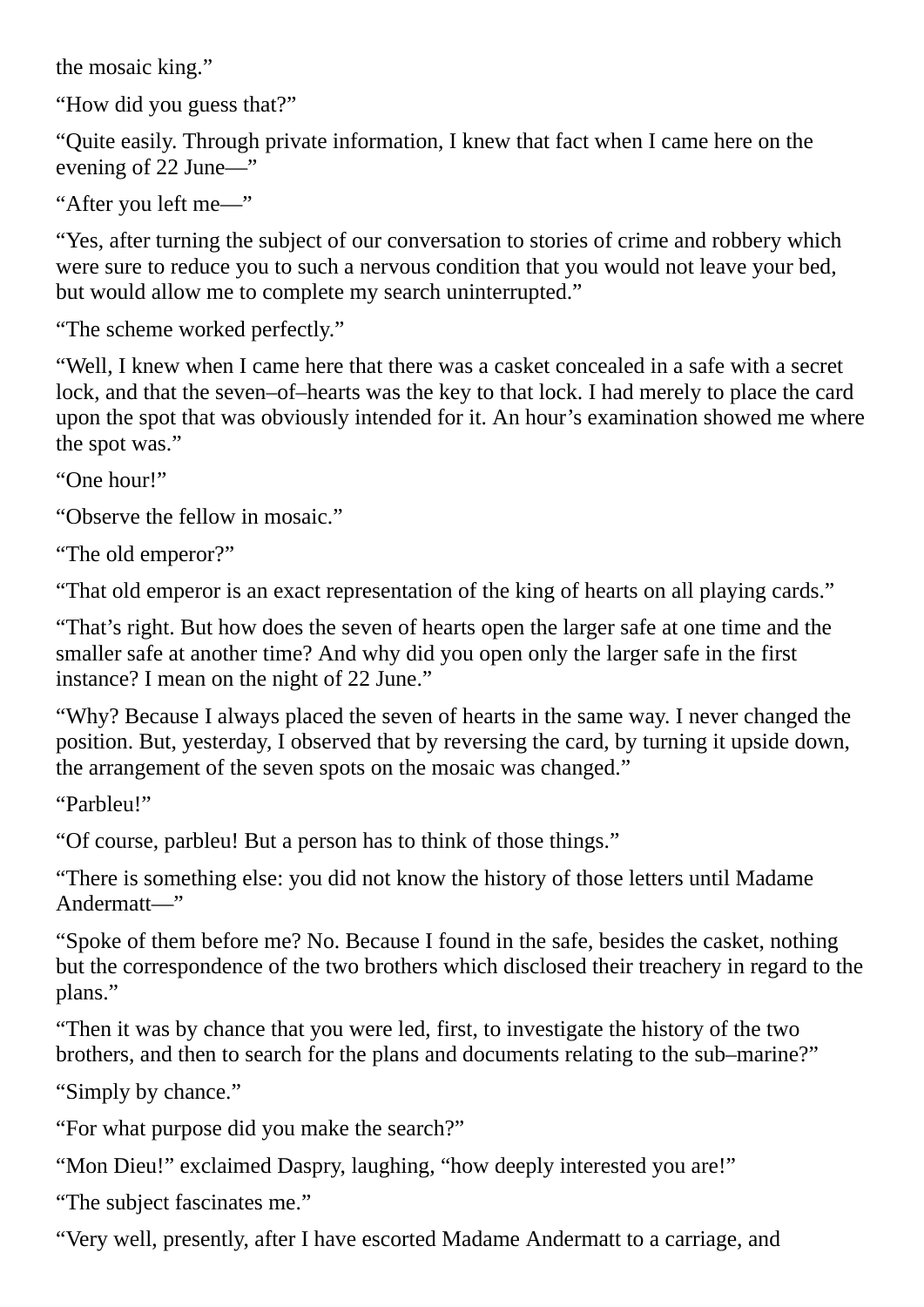the mosaic king."

"How did you guess that?"

"Quite easily. Through private information, I knew that fact when I came here on the evening of 22 June—"

"After you left me—"

"Yes, after turning the subject of our conversation to stories of crime and robbery which were sure to reduce you to such a nervous condition that you would not leave your bed, but would allow me to complete my search uninterrupted."

"The scheme worked perfectly."

"Well, I knew when I came here that there was a casket concealed in a safe with a secret lock, and that the seven–of–hearts was the key to that lock. I had merely to place the card upon the spot that was obviously intended for it. An hour's examination showed me where the spot was."

"One hour!"

"Observe the fellow in mosaic."

"The old emperor?"

"That old emperor is an exact representation of the king of hearts on all playing cards."

"That's right. But how does the seven of hearts open the larger safe at one time and the smaller safe at another time? And why did you open only the larger safe in the first instance? I mean on the night of 22 June."

"Why? Because I always placed the seven of hearts in the same way. I never changed the position. But, yesterday, I observed that by reversing the card, by turning it upside down, the arrangement of the seven spots on the mosaic was changed."

"Parbleu!"

"Of course, parbleu! But a person has to think of those things."

"There is something else: you did not know the history of those letters until Madame Andermatt—"

"Spoke of them before me? No. Because I found in the safe, besides the casket, nothing but the correspondence of the two brothers which disclosed their treachery in regard to the plans."

"Then it was by chance that you were led, first, to investigate the history of the two brothers, and then to search for the plans and documents relating to the sub–marine?"

"Simply by chance."

"For what purpose did you make the search?"

"Mon Dieu!" exclaimed Daspry, laughing, "how deeply interested you are!"

"The subject fascinates me."

"Very well, presently, after I have escorted Madame Andermatt to a carriage, and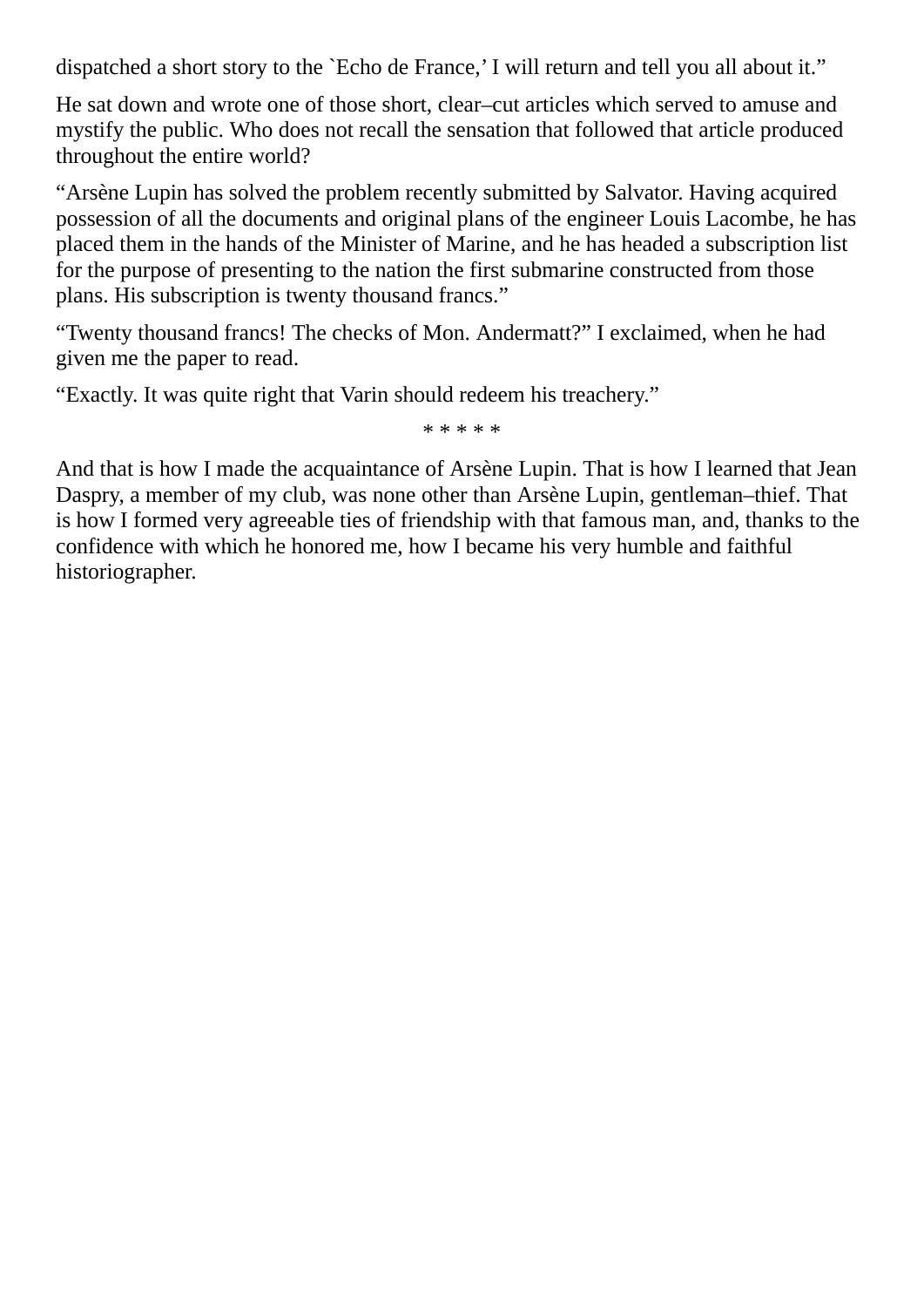dispatched a short story to the `Echo de France,' I will return and tell you all about it."

He sat down and wrote one of those short, clear–cut articles which served to amuse and mystify the public. Who does not recall the sensation that followed that article produced throughout the entire world?

"Arsène Lupin has solved the problem recently submitted by Salvator. Having acquired possession of all the documents and original plans of the engineer Louis Lacombe, he has placed them in the hands of the Minister of Marine, and he has headed a subscription list for the purpose of presenting to the nation the first submarine constructed from those plans. His subscription is twenty thousand francs."

"Twenty thousand francs! The checks of Mon. Andermatt?" I exclaimed, when he had given me the paper to read.

"Exactly. It was quite right that Varin should redeem his treachery."

* * * * *

And that is how I made the acquaintance of Arsène Lupin. That is how I learned that Jean Daspry, a member of my club, was none other than Arsène Lupin, gentleman–thief. That is how I formed very agreeable ties of friendship with that famous man, and, thanks to the confidence with which he honored me, how I became his very humble and faithful historiographer.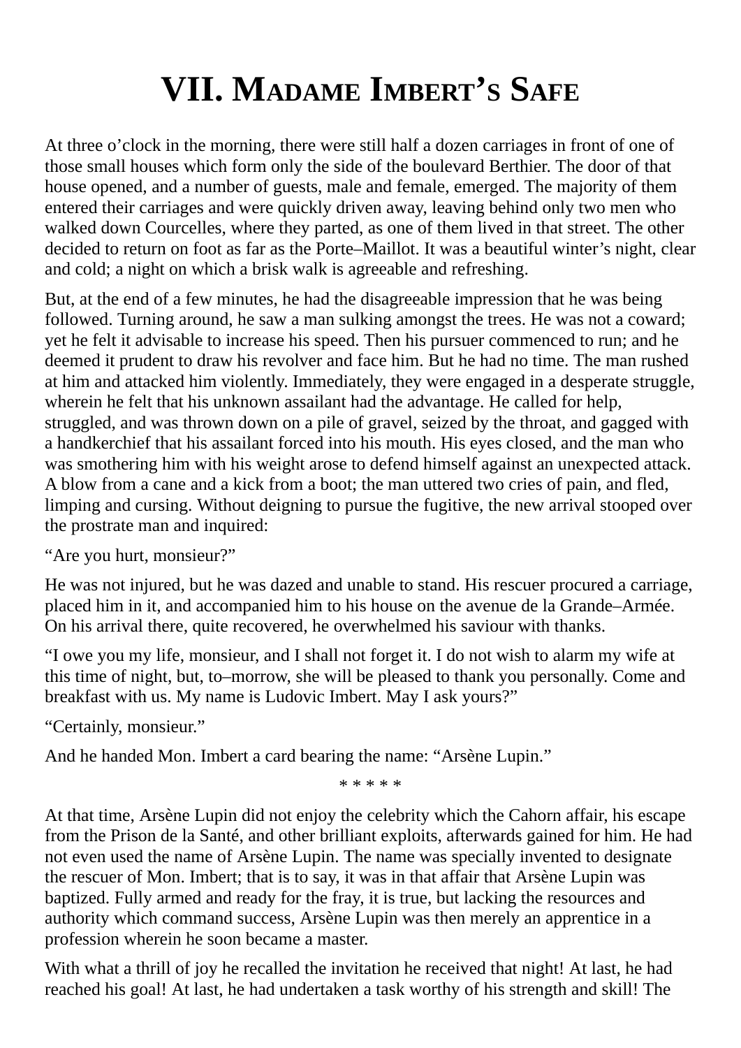# VII. Madame Imbert’s Safe

At three o’clock in the morning, there were still half a dozen carriages in front of one of those small houses which form only the side of the boulevard Berthier. The door of that house opened, and a number of guests, male and female, emerged. The majority of them entered their carriages and were quickly driven away, leaving behind only two men who walked down Courcelles, where they parted, as one of them lived in that street. The other decided to return on foot as far as the Porte–Maillot. It was a beautiful winter’s night, clear and cold; a night on which a brisk walk is agreeable and refreshing.

But, at the end of a few minutes, he had the disagreeable impression that he was being followed. Turning around, he saw a man sulking amongst the trees. He was not a coward; yet he felt it advisable to increase his speed. Then his pursuer commenced to run; and he deemed it prudent to draw his revolver and face him. But he had no time. The man rushed at him and attacked him violently. Immediately, they were engaged in a desperate struggle, wherein he felt that his unknown assailant had the advantage. He called for help, struggled, and was thrown down on a pile of gravel, seized by the throat, and gagged with a handkerchief that his assailant forced into his mouth. His eyes closed, and the man who was smothering him with his weight arose to defend himself against an unexpected attack. A blow from a cane and a kick from a boot; the man uttered two cries of pain, and fled, limping and cursing. Without deigning to pursue the fugitive, the new arrival stooped over the prostrate man and inquired:

“Are you hurt, monsieur?”

He was not injured, but he was dazed and unable to stand. His rescuer procured a carriage, placed him in it, and accompanied him to his house on the avenue de la Grande–Armée. On his arrival there, quite recovered, he overwhelmed his saviour with thanks.

“I owe you my life, monsieur, and I shall not forget it. I do not wish to alarm my wife at this time of night, but, to–morrow, she will be pleased to thank you personally. Come and breakfast with us. My name is Ludovic Imbert. May I ask yours?”

“Certainly, monsieur.”

And he handed Mon. Imbert a card bearing the name: “Arsène Lupin.”

\* \* \* \* \*

At that time, Arsène Lupin did not enjoy the celebrity which the Cahorn affair, his escape from the Prison de la Santé, and other brilliant exploits, afterwards gained for him. He had not even used the name of Arsène Lupin. The name was specially invented to designate the rescuer of Mon. Imbert; that is to say, it was in that affair that Arsène Lupin was baptized. Fully armed and ready for the fray, it is true, but lacking the resources and authority which command success, Arsène Lupin was then merely an apprentice in a profession wherein he soon became a master.

With what a thrill of joy he recalled the invitation he received that night! At last, he had reached his goal! At last, he had undertaken a task worthy of his strength and skill! The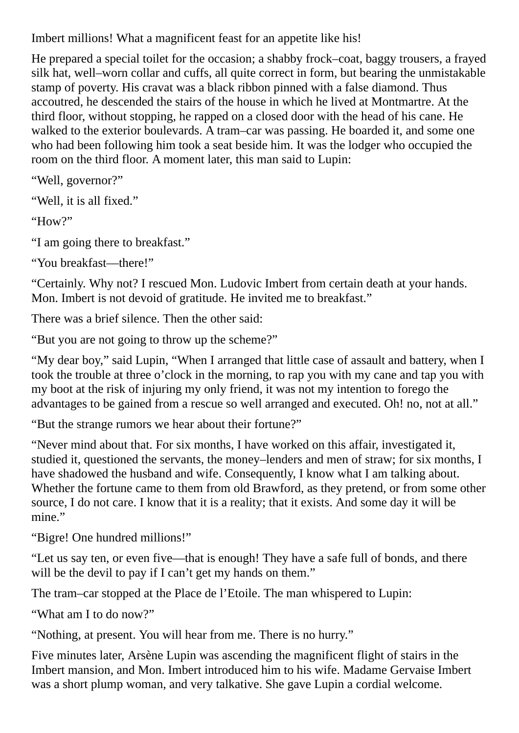Imbert millions! What a magnificent feast for an appetite like his!

He prepared a special toilet for the occasion; a shabby frock–coat, baggy trousers, a frayed silk hat, well–worn collar and cuffs, all quite correct in form, but bearing the unmistakable stamp of poverty. His cravat was a black ribbon pinned with a false diamond. Thus accoutred, he descended the stairs of the house in which he lived at Montmartre. At the third floor, without stopping, he rapped on a closed door with the head of his cane. He walked to the exterior boulevards. A tram–car was passing. He boarded it, and some one who had been following him took a seat beside him. It was the lodger who occupied the room on the third floor. A moment later, this man said to Lupin:

"Well, governor?"

"Well, it is all fixed."

"How?"

"I am going there to breakfast."

"You breakfast—there!"

"Certainly. Why not? I rescued Mon. Ludovic Imbert from certain death at your hands. Mon. Imbert is not devoid of gratitude. He invited me to breakfast."

There was a brief silence. Then the other said:

"But you are not going to throw up the scheme?"

"My dear boy," said Lupin, "When I arranged that little case of assault and battery, when I took the trouble at three o'clock in the morning, to rap you with my cane and tap you with my boot at the risk of injuring my only friend, it was not my intention to forego the advantages to be gained from a rescue so well arranged and executed. Oh! no, not at all."

"But the strange rumors we hear about their fortune?"

"Never mind about that. For six months, I have worked on this affair, investigated it, studied it, questioned the servants, the money–lenders and men of straw; for six months, I have shadowed the husband and wife. Consequently, I know what I am talking about. Whether the fortune came to them from old Brawford, as they pretend, or from some other source, I do not care. I know that it is a reality; that it exists. And some day it will be mine."

"Bigre! One hundred millions!"

"Let us say ten, or even five—that is enough! They have a safe full of bonds, and there will be the devil to pay if I can't get my hands on them."

The tram–car stopped at the Place de l'Etoile. The man whispered to Lupin:

"What am I to do now?"

"Nothing, at present. You will hear from me. There is no hurry."

Five minutes later, Arsène Lupin was ascending the magnificent flight of stairs in the Imbert mansion, and Mon. Imbert introduced him to his wife. Madame Gervaise Imbert was a short plump woman, and very talkative. She gave Lupin a cordial welcome.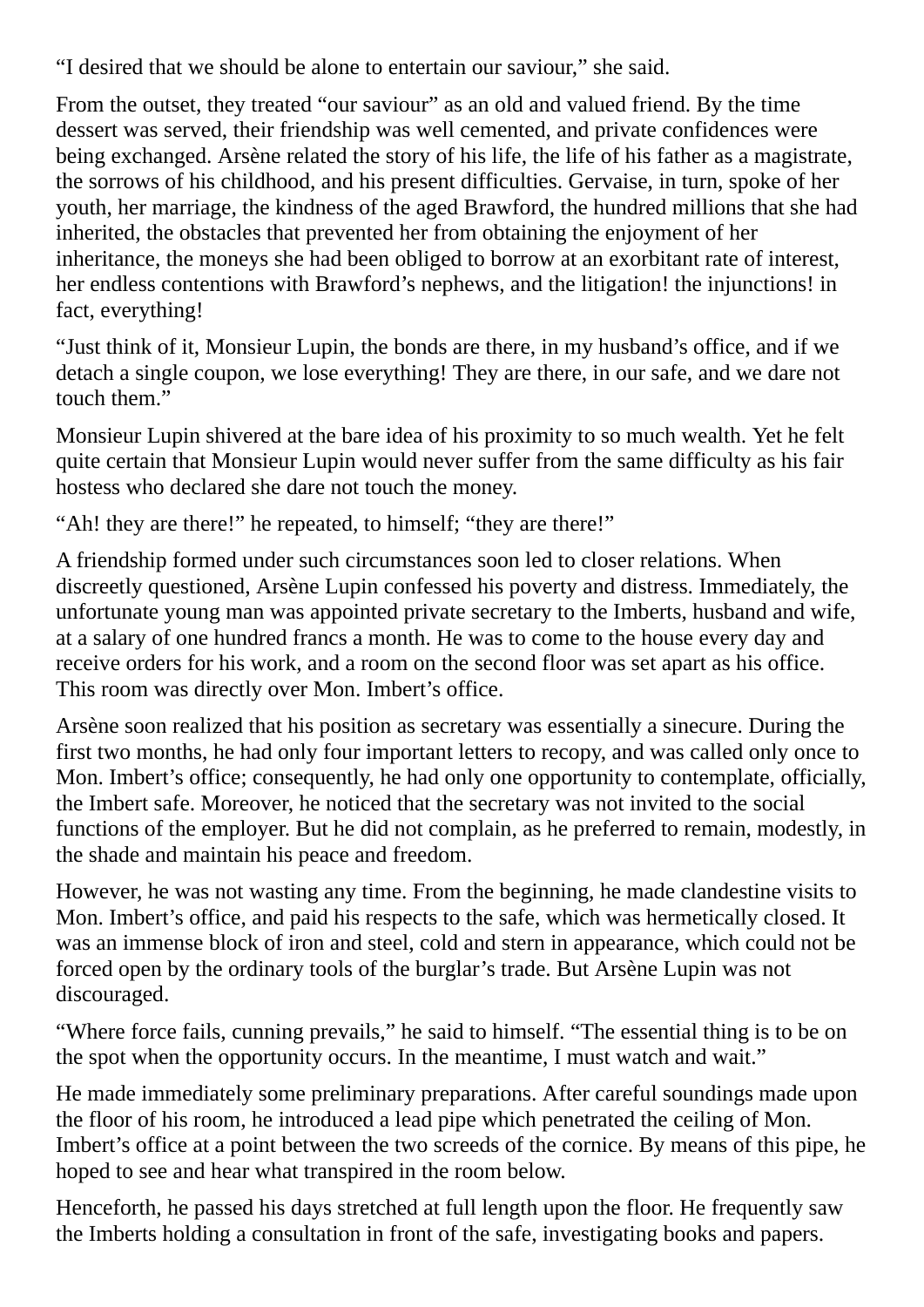"I desired that we should be alone to entertain our saviour," she said.

From the outset, they treated "our saviour" as an old and valued friend. By the time dessert was served, their friendship was well cemented, and private confidences were being exchanged. Arsène related the story of his life, the life of his father as a magistrate, the sorrows of his childhood, and his present difficulties. Gervaise, in turn, spoke of her youth, her marriage, the kindness of the aged Brawford, the hundred millions that she had inherited, the obstacles that prevented her from obtaining the enjoyment of her inheritance, the moneys she had been obliged to borrow at an exorbitant rate of interest, her endless contentions with Brawford's nephews, and the litigation! the injunctions! in fact, everything!

"Just think of it, Monsieur Lupin, the bonds are there, in my husband's office, and if we detach a single coupon, we lose everything! They are there, in our safe, and we dare not touch them."

Monsieur Lupin shivered at the bare idea of his proximity to so much wealth. Yet he felt quite certain that Monsieur Lupin would never suffer from the same difficulty as his fair hostess who declared she dare not touch the money.

"Ah! they are there!" he repeated, to himself; "they are there!"

A friendship formed under such circumstances soon led to closer relations. When discreetly questioned, Arsène Lupin confessed his poverty and distress. Immediately, the unfortunate young man was appointed private secretary to the Imberts, husband and wife, at a salary of one hundred francs a month. He was to come to the house every day and receive orders for his work, and a room on the second floor was set apart as his office. This room was directly over Mon. Imbert's office.

Arsène soon realized that his position as secretary was essentially a sinecure. During the first two months, he had only four important letters to recopy, and was called only once to Mon. Imbert's office; consequently, he had only one opportunity to contemplate, officially, the Imbert safe. Moreover, he noticed that the secretary was not invited to the social functions of the employer. But he did not complain, as he preferred to remain, modestly, in the shade and maintain his peace and freedom.

However, he was not wasting any time. From the beginning, he made clandestine visits to Mon. Imbert's office, and paid his respects to the safe, which was hermetically closed. It was an immense block of iron and steel, cold and stern in appearance, which could not be forced open by the ordinary tools of the burglar's trade. But Arsène Lupin was not discouraged.

"Where force fails, cunning prevails," he said to himself. "The essential thing is to be on the spot when the opportunity occurs. In the meantime, I must watch and wait."

He made immediately some preliminary preparations. After careful soundings made upon the floor of his room, he introduced a lead pipe which penetrated the ceiling of Mon. Imbert's office at a point between the two screeds of the cornice. By means of this pipe, he hoped to see and hear what transpired in the room below.

Henceforth, he passed his days stretched at full length upon the floor. He frequently saw the Imberts holding a consultation in front of the safe, investigating books and papers.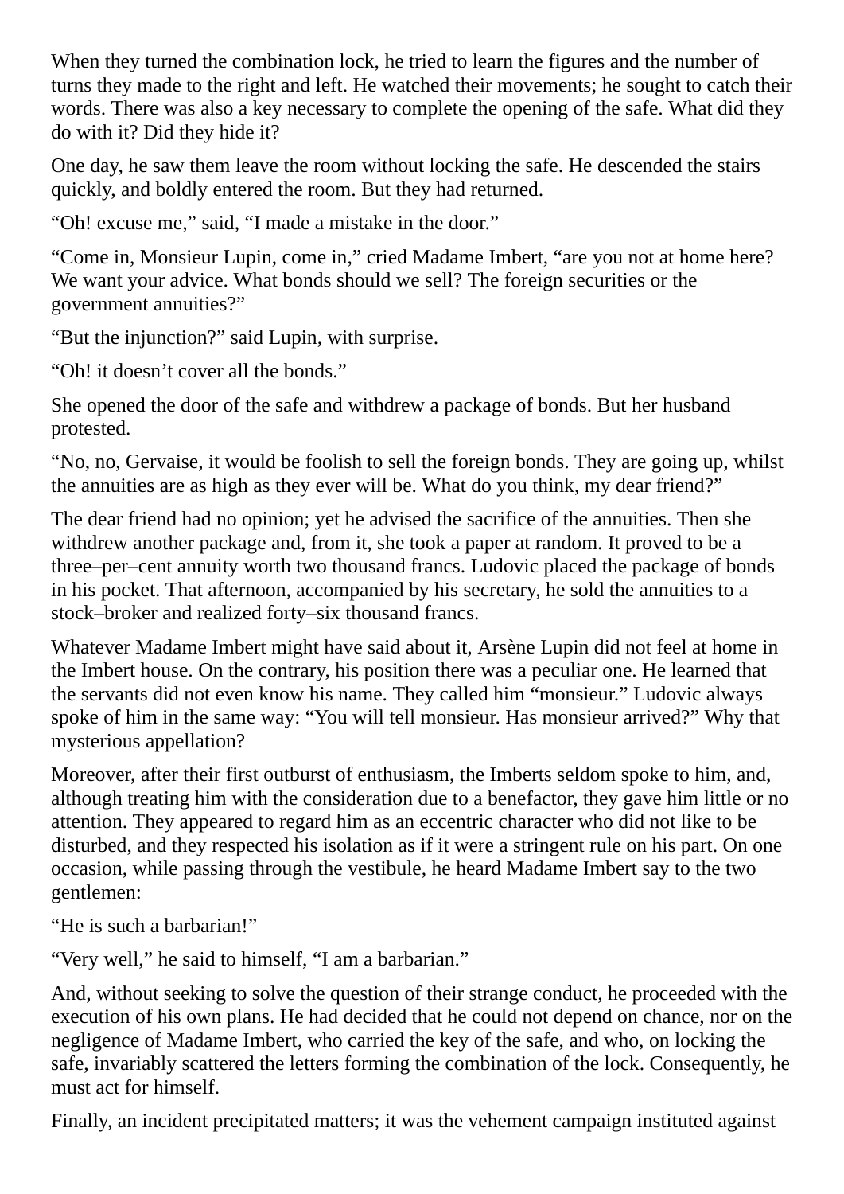When they turned the combination lock, he tried to learn the figures and the number of turns they made to the right and left. He watched their movements; he sought to catch their words. There was also a key necessary to complete the opening of the safe. What did they do with it? Did they hide it?

One day, he saw them leave the room without locking the safe. He descended the stairs quickly, and boldly entered the room. But they had returned.

“Oh! excuse me,” said, “I made a mistake in the door.”

“Come in, Monsieur Lupin, come in,” cried Madame Imbert, “are you not at home here? We want your advice. What bonds should we sell? The foreign securities or the government annuities?”

“But the injunction?” said Lupin, with surprise.

“Oh! it doesn’t cover all the bonds.”

She opened the door of the safe and withdrew a package of bonds. But her husband protested.

“No, no, Gervaise, it would be foolish to sell the foreign bonds. They are going up, whilst the annuities are as high as they ever will be. What do you think, my dear friend?”

The dear friend had no opinion; yet he advised the sacrifice of the annuities. Then she withdrew another package and, from it, she took a paper at random. It proved to be a three–per–cent annuity worth two thousand francs. Ludovic placed the package of bonds in his pocket. That afternoon, accompanied by his secretary, he sold the annuities to a stock–broker and realized forty–six thousand francs.

Whatever Madame Imbert might have said about it, Arsène Lupin did not feel at home in the Imbert house. On the contrary, his position there was a peculiar one. He learned that the servants did not even know his name. They called him “monsieur.” Ludovic always spoke of him in the same way: “You will tell monsieur. Has monsieur arrived?” Why that mysterious appellation?

Moreover, after their first outburst of enthusiasm, the Imberts seldom spoke to him, and, although treating him with the consideration due to a benefactor, they gave him little or no attention. They appeared to regard him as an eccentric character who did not like to be disturbed, and they respected his isolation as if it were a stringent rule on his part. On one occasion, while passing through the vestibule, he heard Madame Imbert say to the two gentlemen:

“He is such a barbarian!”

“Very well,” he said to himself, “I am a barbarian.”

And, without seeking to solve the question of their strange conduct, he proceeded with the execution of his own plans. He had decided that he could not depend on chance, nor on the negligence of Madame Imbert, who carried the key of the safe, and who, on locking the safe, invariably scattered the letters forming the combination of the lock. Consequently, he must act for himself.

Finally, an incident precipitated matters; it was the vehement campaign instituted against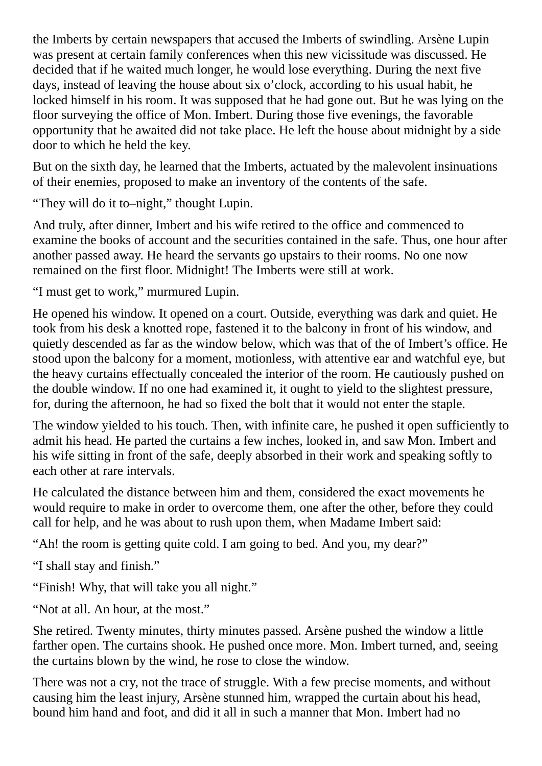the Imberts by certain newspapers that accused the Imberts of swindling. Arsène Lupin was present at certain family conferences when this new vicissitude was discussed. He decided that if he waited much longer, he would lose everything. During the next five days, instead of leaving the house about six o'clock, according to his usual habit, he locked himself in his room. It was supposed that he had gone out. But he was lying on the floor surveying the office of Mon. Imbert. During those five evenings, the favorable opportunity that he awaited did not take place. He left the house about midnight by a side door to which he held the key.

But on the sixth day, he learned that the Imberts, actuated by the malevolent insinuations of their enemies, proposed to make an inventory of the contents of the safe.

"They will do it to–night," thought Lupin.

And truly, after dinner, Imbert and his wife retired to the office and commenced to examine the books of account and the securities contained in the safe. Thus, one hour after another passed away. He heard the servants go upstairs to their rooms. No one now remained on the first floor. Midnight! The Imberts were still at work.

"I must get to work," murmured Lupin.

He opened his window. It opened on a court. Outside, everything was dark and quiet. He took from his desk a knotted rope, fastened it to the balcony in front of his window, and quietly descended as far as the window below, which was that of the of Imbert's office. He stood upon the balcony for a moment, motionless, with attentive ear and watchful eye, but the heavy curtains effectually concealed the interior of the room. He cautiously pushed on the double window. If no one had examined it, it ought to yield to the slightest pressure, for, during the afternoon, he had so fixed the bolt that it would not enter the staple.

The window yielded to his touch. Then, with infinite care, he pushed it open sufficiently to admit his head. He parted the curtains a few inches, looked in, and saw Mon. Imbert and his wife sitting in front of the safe, deeply absorbed in their work and speaking softly to each other at rare intervals.

He calculated the distance between him and them, considered the exact movements he would require to make in order to overcome them, one after the other, before they could call for help, and he was about to rush upon them, when Madame Imbert said:

"Ah! the room is getting quite cold. I am going to bed. And you, my dear?"

"I shall stay and finish."

"Finish! Why, that will take you all night."

"Not at all. An hour, at the most."

She retired. Twenty minutes, thirty minutes passed. Arsène pushed the window a little farther open. The curtains shook. He pushed once more. Mon. Imbert turned, and, seeing the curtains blown by the wind, he rose to close the window.

There was not a cry, not the trace of struggle. With a few precise moments, and without causing him the least injury, Arsène stunned him, wrapped the curtain about his head, bound him hand and foot, and did it all in such a manner that Mon. Imbert had no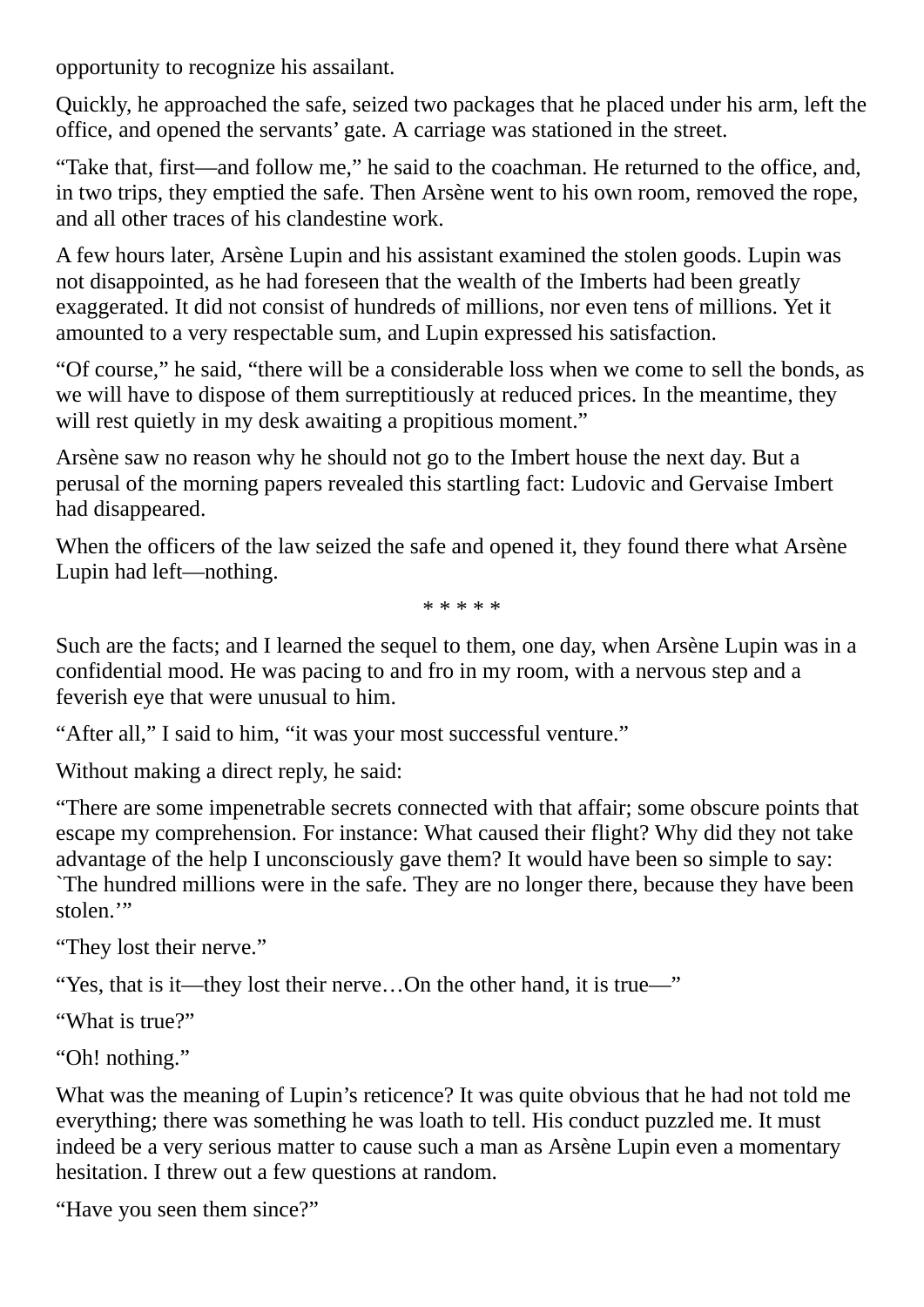opportunity to recognize his assailant.

Quickly, he approached the safe, seized two packages that he placed under his arm, left the office, and opened the servants' gate. A carriage was stationed in the street.

"Take that, first—and follow me," he said to the coachman. He returned to the office, and, in two trips, they emptied the safe. Then Arsène went to his own room, removed the rope, and all other traces of his clandestine work.

A few hours later, Arsène Lupin and his assistant examined the stolen goods. Lupin was not disappointed, as he had foreseen that the wealth of the Imberts had been greatly exaggerated. It did not consist of hundreds of millions, nor even tens of millions. Yet it amounted to a very respectable sum, and Lupin expressed his satisfaction.

"Of course," he said, "there will be a considerable loss when we come to sell the bonds, as we will have to dispose of them surreptitiously at reduced prices. In the meantime, they will rest quietly in my desk awaiting a propitious moment."

Arsène saw no reason why he should not go to the Imbert house the next day. But a perusal of the morning papers revealed this startling fact: Ludovic and Gervaise Imbert had disappeared.

When the officers of the law seized the safe and opened it, they found there what Arsène Lupin had left—nothing.

\* \* \* \* \*

Such are the facts; and I learned the sequel to them, one day, when Arsène Lupin was in a confidential mood. He was pacing to and fro in my room, with a nervous step and a feverish eye that were unusual to him.

"After all," I said to him, "it was your most successful venture."

Without making a direct reply, he said:

"There are some impenetrable secrets connected with that affair; some obscure points that escape my comprehension. For instance: What caused their flight? Why did they not take advantage of the help I unconsciously gave them? It would have been so simple to say: `The hundred millions were in the safe. They are no longer there, because they have been stolen.'"

"They lost their nerve."

"Yes, that is it—they lost their nerve…On the other hand, it is true—"

"What is true?"

"Oh! nothing."

What was the meaning of Lupin's reticence? It was quite obvious that he had not told me everything; there was something he was loath to tell. His conduct puzzled me. It must indeed be a very serious matter to cause such a man as Arsène Lupin even a momentary hesitation. I threw out a few questions at random.

"Have you seen them since?"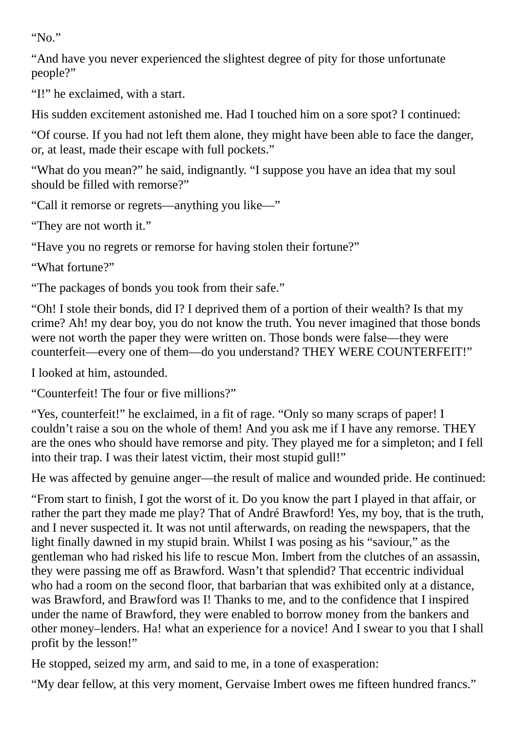“No.”

“And have you never experienced the slightest degree of pity for those unfortunate people?”

“I!” he exclaimed, with a start.

His sudden excitement astonished me. Had I touched him on a sore spot? I continued:

“Of course. If you had not left them alone, they might have been able to face the danger, or, at least, made their escape with full pockets.”

“What do you mean?” he said, indignantly. “I suppose you have an idea that my soul should be filled with remorse?”

“Call it remorse or regrets—anything you like—”

“They are not worth it.”

“Have you no regrets or remorse for having stolen their fortune?”

“What fortune?”

“The packages of bonds you took from their safe.”

“Oh! I stole their bonds, did I? I deprived them of a portion of their wealth? Is that my crime? Ah! my dear boy, you do not know the truth. You never imagined that those bonds were not worth the paper they were written on. Those bonds were false—they were counterfeit—every one of them—do you understand? THEY WERE COUNTERFEIT!”

I looked at him, astounded.

“Counterfeit! The four or five millions?”

“Yes, counterfeit!” he exclaimed, in a fit of rage. “Only so many scraps of paper! I couldn’t raise a sou on the whole of them! And you ask me if I have any remorse. THEY are the ones who should have remorse and pity. They played me for a simpleton; and I fell into their trap. I was their latest victim, their most stupid gull!”

He was affected by genuine anger—the result of malice and wounded pride. He continued:

“From start to finish, I got the worst of it. Do you know the part I played in that affair, or rather the part they made me play? That of André Brawford! Yes, my boy, that is the truth, and I never suspected it. It was not until afterwards, on reading the newspapers, that the light finally dawned in my stupid brain. Whilst I was posing as his “saviour,” as the gentleman who had risked his life to rescue Mon. Imbert from the clutches of an assassin, they were passing me off as Brawford. Wasn’t that splendid? That eccentric individual who had a room on the second floor, that barbarian that was exhibited only at a distance, was Brawford, and Brawford was I! Thanks to me, and to the confidence that I inspired under the name of Brawford, they were enabled to borrow money from the bankers and other money–lenders. Ha! what an experience for a novice! And I swear to you that I shall profit by the lesson!”

He stopped, seized my arm, and said to me, in a tone of exasperation:

“My dear fellow, at this very moment, Gervaise Imbert owes me fifteen hundred francs.”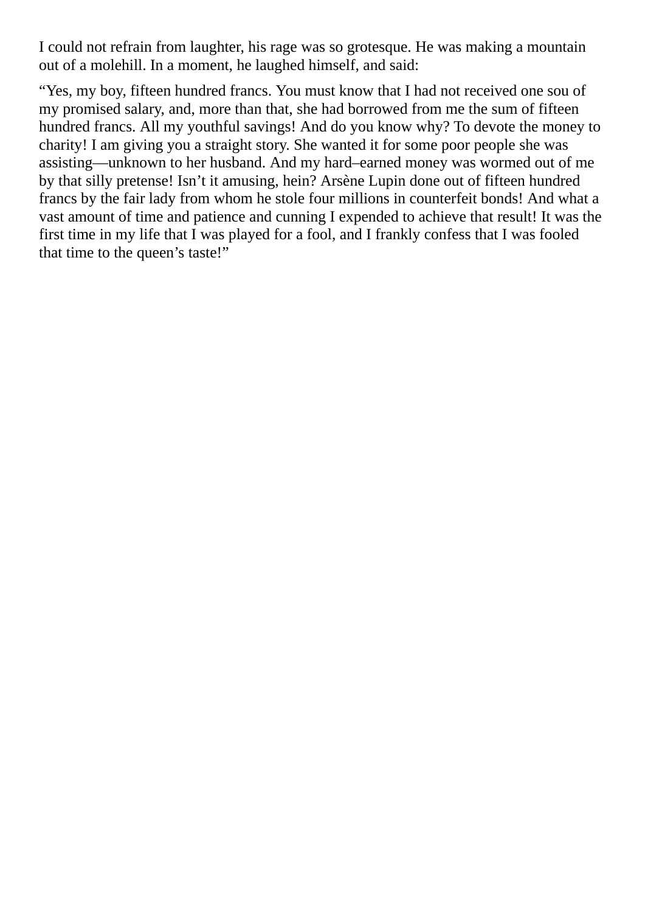I could not refrain from laughter, his rage was so grotesque. He was making a mountain out of a molehill. In a moment, he laughed himself, and said:

“Yes, my boy, fifteen hundred francs. You must know that I had not received one sou of my promised salary, and, more than that, she had borrowed from me the sum of fifteen hundred francs. All my youthful savings! And do you know why? To devote the money to charity! I am giving you a straight story. She wanted it for some poor people she was assisting—unknown to her husband. And my hard–earned money was wormed out of me by that silly pretense! Isn’t it amusing, hein? Arsène Lupin done out of fifteen hundred francs by the fair lady from whom he stole four millions in counterfeit bonds! And what a vast amount of time and patience and cunning I expended to achieve that result! It was the first time in my life that I was played for a fool, and I frankly confess that I was fooled that time to the queen’s taste!”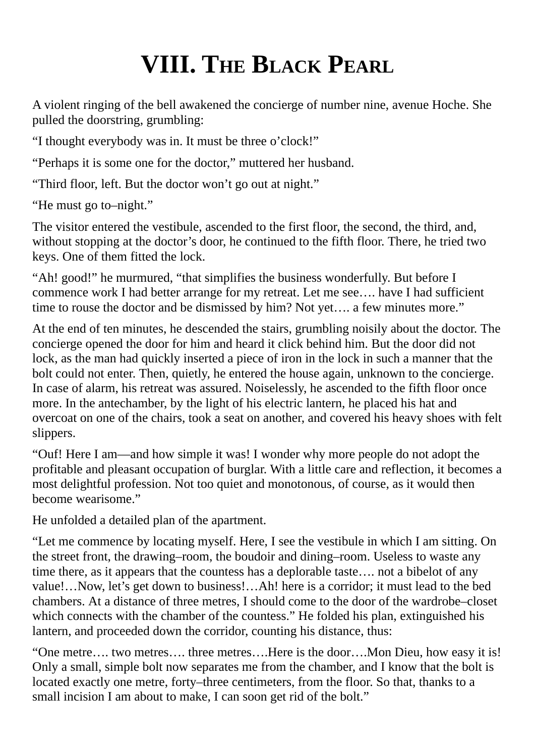# VIII. THE BLACK PEARL

A violent ringing of the bell awakened the concierge of number nine, avenue Hoche. She pulled the doorstring, grumbling:

"I thought everybody was in. It must be three o'clock!"

"Perhaps it is some one for the doctor," muttered her husband.

"Third floor, left. But the doctor won't go out at night."

"He must go to–night."

The visitor entered the vestibule, ascended to the first floor, the second, the third, and, without stopping at the doctor's door, he continued to the fifth floor. There, he tried two keys. One of them fitted the lock.

"Ah! good!" he murmured, "that simplifies the business wonderfully. But before I commence work I had better arrange for my retreat. Let me see…. have I had sufficient time to rouse the doctor and be dismissed by him? Not yet…. a few minutes more."

At the end of ten minutes, he descended the stairs, grumbling noisily about the doctor. The concierge opened the door for him and heard it click behind him. But the door did not lock, as the man had quickly inserted a piece of iron in the lock in such a manner that the bolt could not enter. Then, quietly, he entered the house again, unknown to the concierge. In case of alarm, his retreat was assured. Noiselessly, he ascended to the fifth floor once more. In the antechamber, by the light of his electric lantern, he placed his hat and overcoat on one of the chairs, took a seat on another, and covered his heavy shoes with felt slippers.

"Ouf! Here I am—and how simple it was! I wonder why more people do not adopt the profitable and pleasant occupation of burglar. With a little care and reflection, it becomes a most delightful profession. Not too quiet and monotonous, of course, as it would then become wearisome."

He unfolded a detailed plan of the apartment.

"Let me commence by locating myself. Here, I see the vestibule in which I am sitting. On the street front, the drawing–room, the boudoir and dining–room. Useless to waste any time there, as it appears that the countess has a deplorable taste…. not a bibelot of any value!…Now, let's get down to business!…Ah! here is a corridor; it must lead to the bed chambers. At a distance of three metres, I should come to the door of the wardrobe–closet which connects with the chamber of the countess." He folded his plan, extinguished his lantern, and proceeded down the corridor, counting his distance, thus:

"One metre…. two metres…. three metres….Here is the door….Mon Dieu, how easy it is! Only a small, simple bolt now separates me from the chamber, and I know that the bolt is located exactly one metre, forty–three centimeters, from the floor. So that, thanks to a small incision I am about to make, I can soon get rid of the bolt."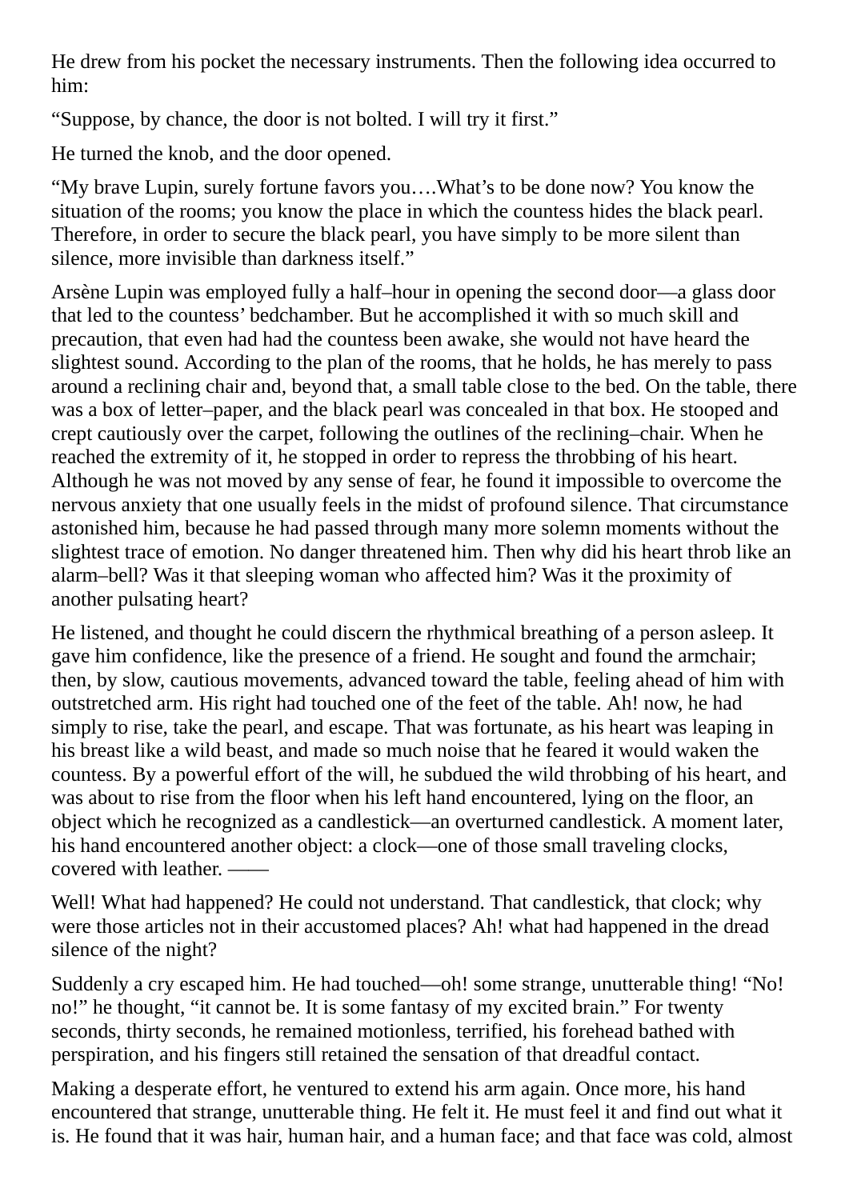He drew from his pocket the necessary instruments. Then the following idea occurred to him:

“Suppose, by chance, the door is not bolted. I will try it first.”

He turned the knob, and the door opened.

“My brave Lupin, surely fortune favors you….What’s to be done now? You know the situation of the rooms; you know the place in which the countess hides the black pearl. Therefore, in order to secure the black pearl, you have simply to be more silent than silence, more invisible than darkness itself.”

Arsène Lupin was employed fully a half–hour in opening the second door—a glass door that led to the countess’ bedchamber. But he accomplished it with so much skill and precaution, that even had had the countess been awake, she would not have heard the slightest sound. According to the plan of the rooms, that he holds, he has merely to pass around a reclining chair and, beyond that, a small table close to the bed. On the table, there was a box of letter–paper, and the black pearl was concealed in that box. He stooped and crept cautiously over the carpet, following the outlines of the reclining–chair. When he reached the extremity of it, he stopped in order to repress the throbbing of his heart. Although he was not moved by any sense of fear, he found it impossible to overcome the nervous anxiety that one usually feels in the midst of profound silence. That circumstance astonished him, because he had passed through many more solemn moments without the slightest trace of emotion. No danger threatened him. Then why did his heart throb like an alarm–bell? Was it that sleeping woman who affected him? Was it the proximity of another pulsating heart?

He listened, and thought he could discern the rhythmical breathing of a person asleep. It gave him confidence, like the presence of a friend. He sought and found the armchair; then, by slow, cautious movements, advanced toward the table, feeling ahead of him with outstretched arm. His right had touched one of the feet of the table. Ah! now, he had simply to rise, take the pearl, and escape. That was fortunate, as his heart was leaping in his breast like a wild beast, and made so much noise that he feared it would waken the countess. By a powerful effort of the will, he subdued the wild throbbing of his heart, and was about to rise from the floor when his left hand encountered, lying on the floor, an object which he recognized as a candlestick—an overturned candlestick. A moment later, his hand encountered another object: a clock—one of those small traveling clocks, covered with leather. ——

Well! What had happened? He could not understand. That candlestick, that clock; why were those articles not in their accustomed places? Ah! what had happened in the dread silence of the night?

Suddenly a cry escaped him. He had touched—oh! some strange, unutterable thing! “No! no!” he thought, “it cannot be. It is some fantasy of my excited brain.” For twenty seconds, thirty seconds, he remained motionless, terrified, his forehead bathed with perspiration, and his fingers still retained the sensation of that dreadful contact.

Making a desperate effort, he ventured to extend his arm again. Once more, his hand encountered that strange, unutterable thing. He felt it. He must feel it and find out what it is. He found that it was hair, human hair, and a human face; and that face was cold, almost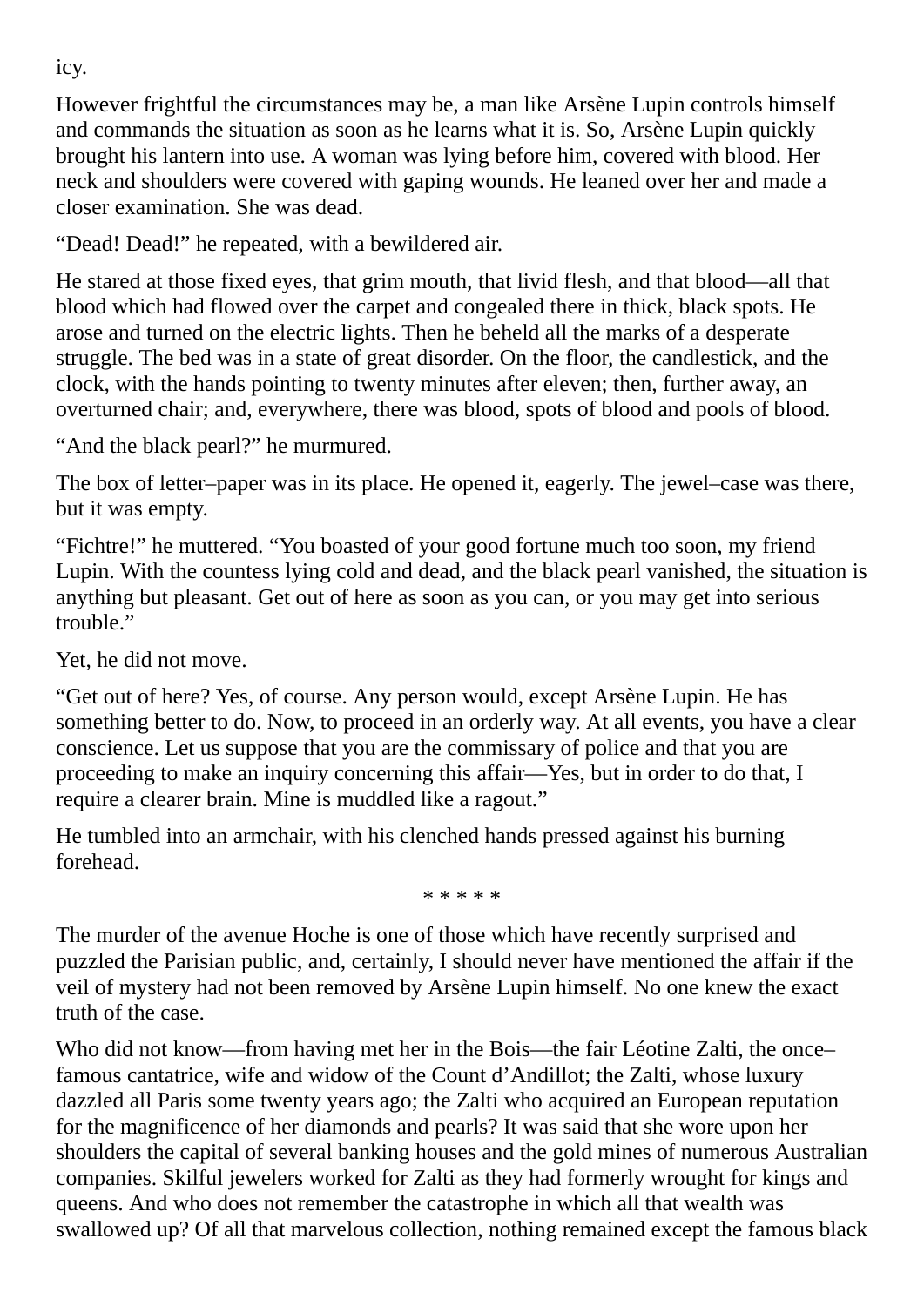icy.

However frightful the circumstances may be, a man like Arsène Lupin controls himself and commands the situation as soon as he learns what it is. So, Arsène Lupin quickly brought his lantern into use. A woman was lying before him, covered with blood. Her neck and shoulders were covered with gaping wounds. He leaned over her and made a closer examination. She was dead.

"Dead! Dead!" he repeated, with a bewildered air.

He stared at those fixed eyes, that grim mouth, that livid flesh, and that blood—all that blood which had flowed over the carpet and congealed there in thick, black spots. He arose and turned on the electric lights. Then he beheld all the marks of a desperate struggle. The bed was in a state of great disorder. On the floor, the candlestick, and the clock, with the hands pointing to twenty minutes after eleven; then, further away, an overturned chair; and, everywhere, there was blood, spots of blood and pools of blood.

"And the black pearl?" he murmured.

The box of letter–paper was in its place. He opened it, eagerly. The jewel–case was there, but it was empty.

"Fichtre!" he muttered. "You boasted of your good fortune much too soon, my friend Lupin. With the countess lying cold and dead, and the black pearl vanished, the situation is anything but pleasant. Get out of here as soon as you can, or you may get into serious trouble."

Yet, he did not move.

"Get out of here? Yes, of course. Any person would, except Arsène Lupin. He has something better to do. Now, to proceed in an orderly way. At all events, you have a clear conscience. Let us suppose that you are the commissary of police and that you are proceeding to make an inquiry concerning this affair—Yes, but in order to do that, I require a clearer brain. Mine is muddled like a ragout."

He tumbled into an armchair, with his clenched hands pressed against his burning forehead.

\* \* \* \* \*

The murder of the avenue Hoche is one of those which have recently surprised and puzzled the Parisian public, and, certainly, I should never have mentioned the affair if the veil of mystery had not been removed by Arsène Lupin himself. No one knew the exact truth of the case.

Who did not know—from having met her in the Bois—the fair Léotine Zalti, the once–famous cantatrice, wife and widow of the Count d'Andillot; the Zalti, whose luxury dazzled all Paris some twenty years ago; the Zalti who acquired an European reputation for the magnificence of her diamonds and pearls? It was said that she wore upon her shoulders the capital of several banking houses and the gold mines of numerous Australian companies. Skilful jewelers worked for Zalti as they had formerly wrought for kings and queens. And who does not remember the catastrophe in which all that wealth was swallowed up? Of all that marvelous collection, nothing remained except the famous black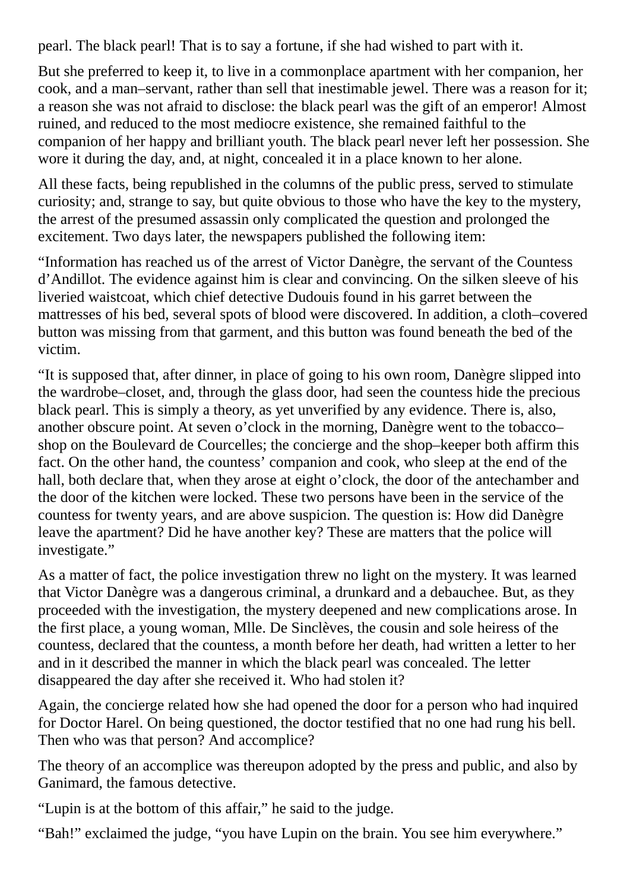pearl. The black pearl! That is to say a fortune, if she had wished to part with it.

But she preferred to keep it, to live in a commonplace apartment with her companion, her cook, and a man–servant, rather than sell that inestimable jewel. There was a reason for it; a reason she was not afraid to disclose: the black pearl was the gift of an emperor! Almost ruined, and reduced to the most mediocre existence, she remained faithful to the companion of her happy and brilliant youth. The black pearl never left her possession. She wore it during the day, and, at night, concealed it in a place known to her alone.

All these facts, being republished in the columns of the public press, served to stimulate curiosity; and, strange to say, but quite obvious to those who have the key to the mystery, the arrest of the presumed assassin only complicated the question and prolonged the excitement. Two days later, the newspapers published the following item:

"Information has reached us of the arrest of Victor Danègre, the servant of the Countess d'Andillot. The evidence against him is clear and convincing. On the silken sleeve of his liveried waistcoat, which chief detective Dudouis found in his garret between the mattresses of his bed, several spots of blood were discovered. In addition, a cloth–covered button was missing from that garment, and this button was found beneath the bed of the victim.

"It is supposed that, after dinner, in place of going to his own room, Danègre slipped into the wardrobe–closet, and, through the glass door, had seen the countess hide the precious black pearl. This is simply a theory, as yet unverified by any evidence. There is, also, another obscure point. At seven o'clock in the morning, Danègre went to the tobacco–shop on the Boulevard de Courcelles; the concierge and the shop–keeper both affirm this fact. On the other hand, the countess' companion and cook, who sleep at the end of the hall, both declare that, when they arose at eight o'clock, the door of the antechamber and the door of the kitchen were locked. These two persons have been in the service of the countess for twenty years, and are above suspicion. The question is: How did Danègre leave the apartment? Did he have another key? These are matters that the police will investigate."

As a matter of fact, the police investigation threw no light on the mystery. It was learned that Victor Danègre was a dangerous criminal, a drunkard and a debauchee. But, as they proceeded with the investigation, the mystery deepened and new complications arose. In the first place, a young woman, Mlle. De Sinclèves, the cousin and sole heiress of the countess, declared that the countess, a month before her death, had written a letter to her and in it described the manner in which the black pearl was concealed. The letter disappeared the day after she received it. Who had stolen it?

Again, the concierge related how she had opened the door for a person who had inquired for Doctor Harel. On being questioned, the doctor testified that no one had rung his bell. Then who was that person? And accomplice?

The theory of an accomplice was thereupon adopted by the press and public, and also by Ganimard, the famous detective.

"Lupin is at the bottom of this affair," he said to the judge.

"Bah!" exclaimed the judge, "you have Lupin on the brain. You see him everywhere."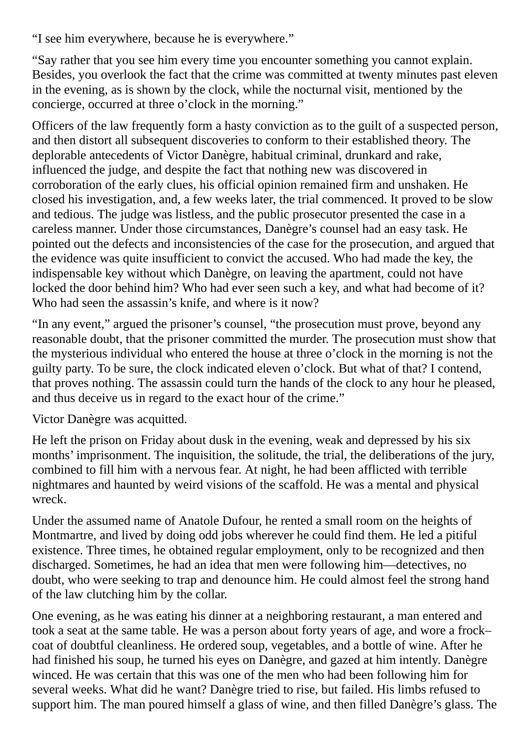"I see him everywhere, because he is everywhere."

"Say rather that you see him every time you encounter something you cannot explain. Besides, you overlook the fact that the crime was committed at twenty minutes past eleven in the evening, as is shown by the clock, while the nocturnal visit, mentioned by the concierge, occurred at three o'clock in the morning."

Officers of the law frequently form a hasty conviction as to the guilt of a suspected person, and then distort all subsequent discoveries to conform to their established theory. The deplorable antecedents of Victor Danègre, habitual criminal, drunkard and rake, influenced the judge, and despite the fact that nothing new was discovered in corroboration of the early clues, his official opinion remained firm and unshaken. He closed his investigation, and, a few weeks later, the trial commenced. It proved to be slow and tedious. The judge was listless, and the public prosecutor presented the case in a careless manner. Under those circumstances, Danègre's counsel had an easy task. He pointed out the defects and inconsistencies of the case for the prosecution, and argued that the evidence was quite insufficient to convict the accused. Who had made the key, the indispensable key without which Danègre, on leaving the apartment, could not have locked the door behind him? Who had ever seen such a key, and what had become of it? Who had seen the assassin's knife, and where is it now?

"In any event," argued the prisoner's counsel, "the prosecution must prove, beyond any reasonable doubt, that the prisoner committed the murder. The prosecution must show that the mysterious individual who entered the house at three o'clock in the morning is not the guilty party. To be sure, the clock indicated eleven o'clock. But what of that? I contend, that proves nothing. The assassin could turn the hands of the clock to any hour he pleased, and thus deceive us in regard to the exact hour of the crime."

Victor Danègre was acquitted.

He left the prison on Friday about dusk in the evening, weak and depressed by his six months' imprisonment. The inquisition, the solitude, the trial, the deliberations of the jury, combined to fill him with a nervous fear. At night, he had been afflicted with terrible nightmares and haunted by weird visions of the scaffold. He was a mental and physical wreck.

Under the assumed name of Anatole Dufour, he rented a small room on the heights of Montmartre, and lived by doing odd jobs wherever he could find them. He led a pitiful existence. Three times, he obtained regular employment, only to be recognized and then discharged. Sometimes, he had an idea that men were following him—detectives, no doubt, who were seeking to trap and denounce him. He could almost feel the strong hand of the law clutching him by the collar.

One evening, as he was eating his dinner at a neighboring restaurant, a man entered and took a seat at the same table. He was a person about forty years of age, and wore a frock–coat of doubtful cleanliness. He ordered soup, vegetables, and a bottle of wine. After he had finished his soup, he turned his eyes on Danègre, and gazed at him intently. Danègre winced. He was certain that this was one of the men who had been following him for several weeks. What did he want? Danègre tried to rise, but failed. His limbs refused to support him. The man poured himself a glass of wine, and then filled Danègre's glass. The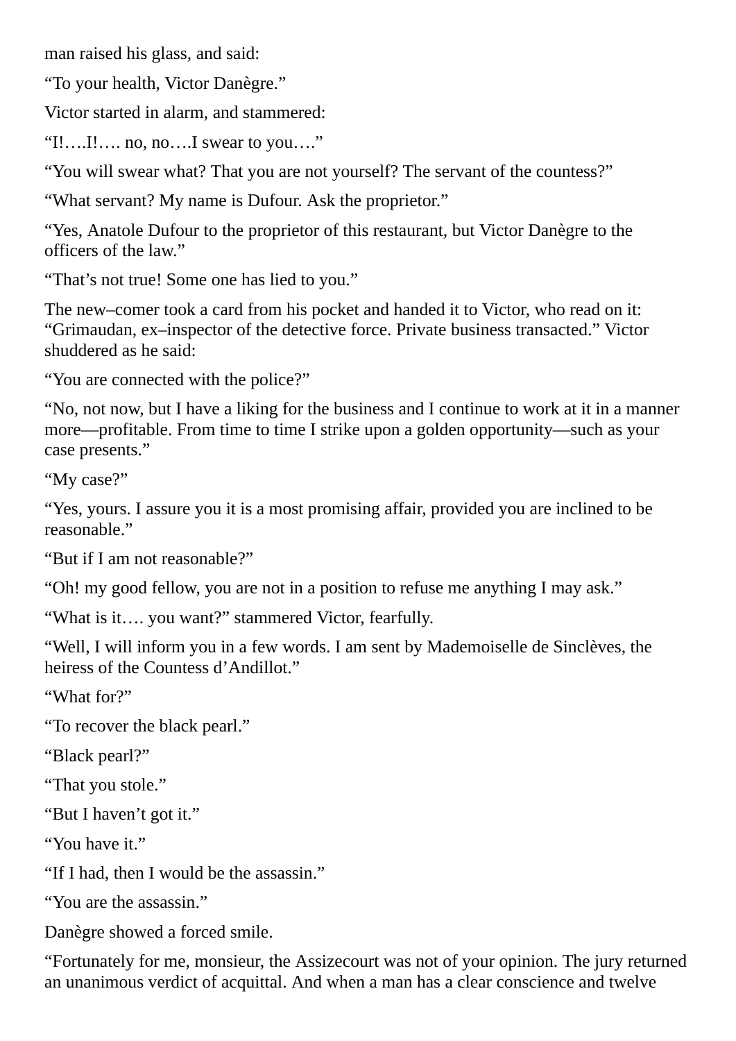man raised his glass, and said:

“To your health, Victor Danègre.”

Victor started in alarm, and stammered:

“I!….I!…. no, no….I swear to you….”

“You will swear what? That you are not yourself? The servant of the countess?”

“What servant? My name is Dufour. Ask the proprietor.”

“Yes, Anatole Dufour to the proprietor of this restaurant, but Victor Danègre to the officers of the law.”

“That’s not true! Some one has lied to you.”

The new–comer took a card from his pocket and handed it to Victor, who read on it: “Grimaudan, ex–inspector of the detective force. Private business transacted.” Victor shuddered as he said:

“You are connected with the police?”

“No, not now, but I have a liking for the business and I continue to work at it in a manner more—profitable. From time to time I strike upon a golden opportunity—such as your case presents.”

“My case?”

“Yes, yours. I assure you it is a most promising affair, provided you are inclined to be reasonable.”

“But if I am not reasonable?”

“Oh! my good fellow, you are not in a position to refuse me anything I may ask.”

“What is it…. you want?” stammered Victor, fearfully.

“Well, I will inform you in a few words. I am sent by Mademoiselle de Sinclèves, the heiress of the Countess d’Andillot.”

“What for?”

“To recover the black pearl.”

“Black pearl?”

“That you stole.”

“But I haven’t got it.”

“You have it.”

“If I had, then I would be the assassin.”

“You are the assassin.”

Danègre showed a forced smile.

“Fortunately for me, monsieur, the Assizecourt was not of your opinion. The jury returned an unanimous verdict of acquittal. And when a man has a clear conscience and twelve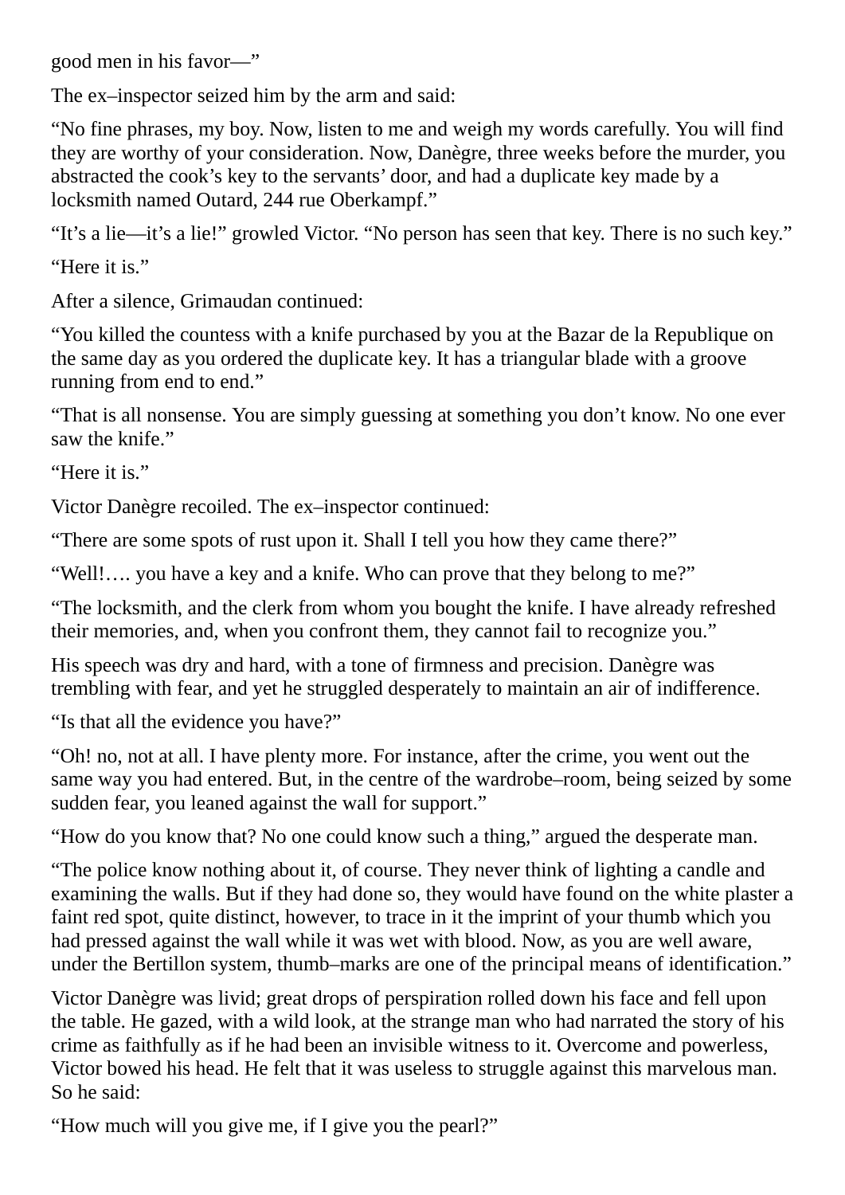good men in his favor—"

The ex–inspector seized him by the arm and said:

"No fine phrases, my boy. Now, listen to me and weigh my words carefully. You will find they are worthy of your consideration. Now, Danègre, three weeks before the murder, you abstracted the cook's key to the servants' door, and had a duplicate key made by a locksmith named Outard, 244 rue Oberkampf."

"It's a lie—it's a lie!" growled Victor. "No person has seen that key. There is no such key."

"Here it is."

After a silence, Grimaudan continued:

"You killed the countess with a knife purchased by you at the Bazar de la Republique on the same day as you ordered the duplicate key. It has a triangular blade with a groove running from end to end."

"That is all nonsense. You are simply guessing at something you don't know. No one ever saw the knife."

"Here it is."

Victor Danègre recoiled. The ex–inspector continued:

"There are some spots of rust upon it. Shall I tell you how they came there?"

"Well!…. you have a key and a knife. Who can prove that they belong to me?"

"The locksmith, and the clerk from whom you bought the knife. I have already refreshed their memories, and, when you confront them, they cannot fail to recognize you."

His speech was dry and hard, with a tone of firmness and precision. Danègre was trembling with fear, and yet he struggled desperately to maintain an air of indifference.

"Is that all the evidence you have?"

"Oh! no, not at all. I have plenty more. For instance, after the crime, you went out the same way you had entered. But, in the centre of the wardrobe–room, being seized by some sudden fear, you leaned against the wall for support."

"How do you know that? No one could know such a thing," argued the desperate man.

"The police know nothing about it, of course. They never think of lighting a candle and examining the walls. But if they had done so, they would have found on the white plaster a faint red spot, quite distinct, however, to trace in it the imprint of your thumb which you had pressed against the wall while it was wet with blood. Now, as you are well aware, under the Bertillon system, thumb–marks are one of the principal means of identification."

Victor Danègre was livid; great drops of perspiration rolled down his face and fell upon the table. He gazed, with a wild look, at the strange man who had narrated the story of his crime as faithfully as if he had been an invisible witness to it. Overcome and powerless, Victor bowed his head. He felt that it was useless to struggle against this marvelous man. So he said:

"How much will you give me, if I give you the pearl?"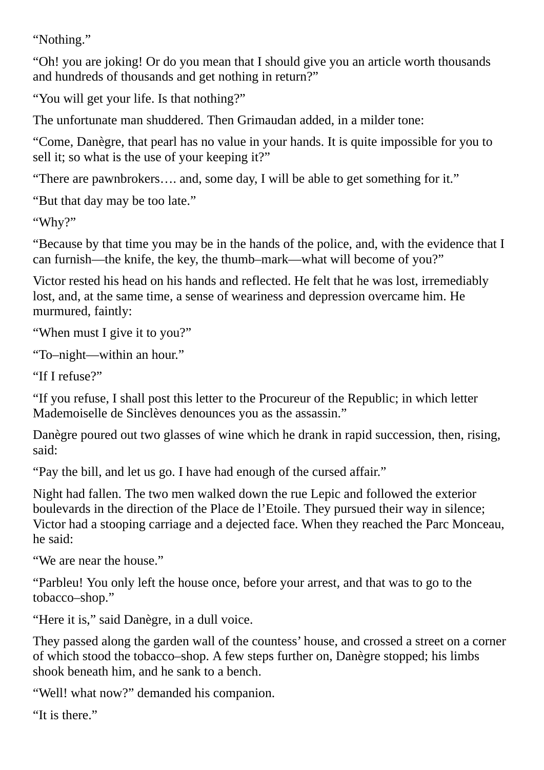"Nothing."

"Oh! you are joking! Or do you mean that I should give you an article worth thousands and hundreds of thousands and get nothing in return?"

"You will get your life. Is that nothing?"

The unfortunate man shuddered. Then Grimaudan added, in a milder tone:

"Come, Danègre, that pearl has no value in your hands. It is quite impossible for you to sell it; so what is the use of your keeping it?"

"There are pawnbrokers…. and, some day, I will be able to get something for it."

"But that day may be too late."

"Why?"

"Because by that time you may be in the hands of the police, and, with the evidence that I can furnish—the knife, the key, the thumb–mark—what will become of you?"

Victor rested his head on his hands and reflected. He felt that he was lost, irremediably lost, and, at the same time, a sense of weariness and depression overcame him. He murmured, faintly:

"When must I give it to you?"

"To–night—within an hour."

"If I refuse?"

"If you refuse, I shall post this letter to the Procureur of the Republic; in which letter Mademoiselle de Sinclèves denounces you as the assassin."

Danègre poured out two glasses of wine which he drank in rapid succession, then, rising, said:

"Pay the bill, and let us go. I have had enough of the cursed affair."

Night had fallen. The two men walked down the rue Lepic and followed the exterior boulevards in the direction of the Place de l'Etoile. They pursued their way in silence; Victor had a stooping carriage and a dejected face. When they reached the Parc Monceau, he said:

"We are near the house."

"Parbleu! You only left the house once, before your arrest, and that was to go to the tobacco–shop."

"Here it is," said Danègre, in a dull voice.

They passed along the garden wall of the countess' house, and crossed a street on a corner of which stood the tobacco–shop. A few steps further on, Danègre stopped; his limbs shook beneath him, and he sank to a bench.

"Well! what now?" demanded his companion.

"It is there."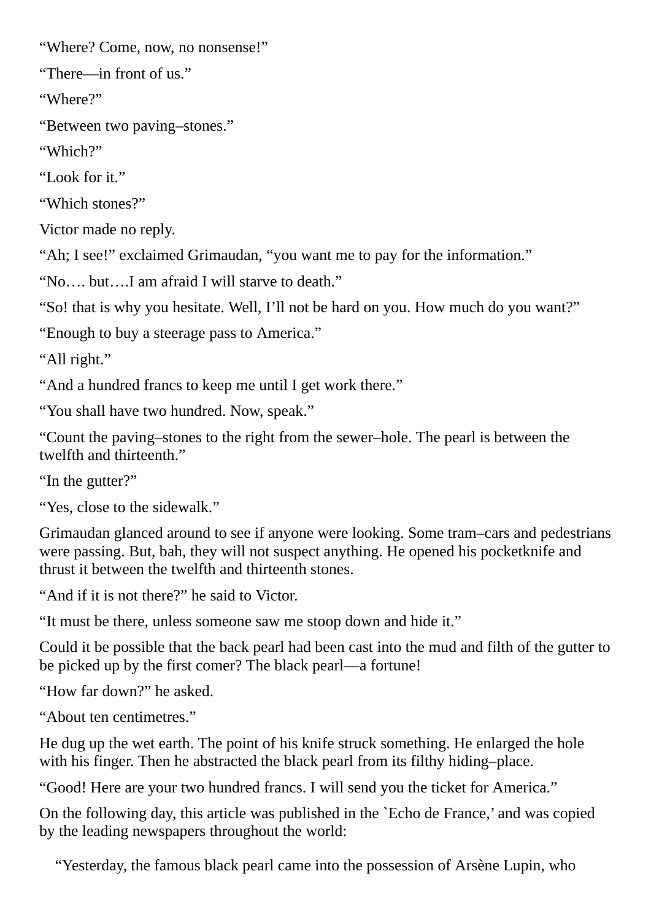“Where? Come, now, no nonsense!”

“There—in front of us.”

“Where?”

“Between two paving–stones.”

“Which?”

“Look for it.”

“Which stones?”

Victor made no reply.

“Ah; I see!” exclaimed Grimaudan, “you want me to pay for the information.”

“No…. but….I am afraid I will starve to death.”

“So! that is why you hesitate. Well, I’ll not be hard on you. How much do you want?”

“Enough to buy a steerage pass to America.”

“All right.”

“And a hundred francs to keep me until I get work there.”

“You shall have two hundred. Now, speak.”

“Count the paving–stones to the right from the sewer–hole. The pearl is between the twelfth and thirteenth.”

“In the gutter?”

“Yes, close to the sidewalk.”

Grimaudan glanced around to see if anyone were looking. Some tram–cars and pedestrians were passing. But, bah, they will not suspect anything. He opened his pocketknife and thrust it between the twelfth and thirteenth stones.

“And if it is not there?” he said to Victor.

“It must be there, unless someone saw me stoop down and hide it.”

Could it be possible that the back pearl had been cast into the mud and filth of the gutter to be picked up by the first comer? The black pearl—a fortune!

“How far down?” he asked.

“About ten centimetres.”

He dug up the wet earth. The point of his knife struck something. He enlarged the hole with his finger. Then he abstracted the black pearl from its filthy hiding–place.

“Good! Here are your two hundred francs. I will send you the ticket for America.”

On the following day, this article was published in the `Echo de France,’ and was copied by the leading newspapers throughout the world:

“Yesterday, the famous black pearl came into the possession of Arsène Lupin, who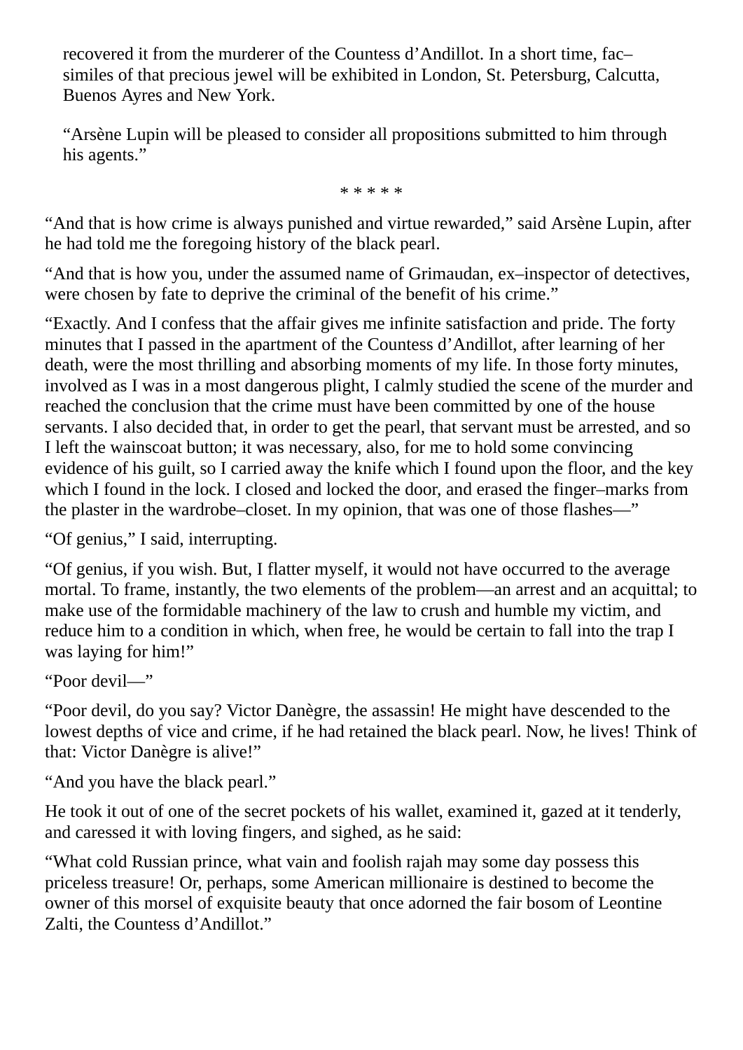recovered it from the murderer of the Countess d'Andillot. In a short time, fac–similes of that precious jewel will be exhibited in London, St. Petersburg, Calcutta, Buenos Ayres and New York.

"Arsène Lupin will be pleased to consider all propositions submitted to him through his agents."

* * * * *

"And that is how crime is always punished and virtue rewarded," said Arsène Lupin, after he had told me the foregoing history of the black pearl.

"And that is how you, under the assumed name of Grimaudan, ex–inspector of detectives, were chosen by fate to deprive the criminal of the benefit of his crime."

"Exactly. And I confess that the affair gives me infinite satisfaction and pride. The forty minutes that I passed in the apartment of the Countess d'Andillot, after learning of her death, were the most thrilling and absorbing moments of my life. In those forty minutes, involved as I was in a most dangerous plight, I calmly studied the scene of the murder and reached the conclusion that the crime must have been committed by one of the house servants. I also decided that, in order to get the pearl, that servant must be arrested, and so I left the wainscoat button; it was necessary, also, for me to hold some convincing evidence of his guilt, so I carried away the knife which I found upon the floor, and the key which I found in the lock. I closed and locked the door, and erased the finger–marks from the plaster in the wardrobe–closet. In my opinion, that was one of those flashes—"

"Of genius," I said, interrupting.

"Of genius, if you wish. But, I flatter myself, it would not have occurred to the average mortal. To frame, instantly, the two elements of the problem—an arrest and an acquittal; to make use of the formidable machinery of the law to crush and humble my victim, and reduce him to a condition in which, when free, he would be certain to fall into the trap I was laying for him!"

"Poor devil—"

"Poor devil, do you say? Victor Danègre, the assassin! He might have descended to the lowest depths of vice and crime, if he had retained the black pearl. Now, he lives! Think of that: Victor Danègre is alive!"

"And you have the black pearl."

He took it out of one of the secret pockets of his wallet, examined it, gazed at it tenderly, and caressed it with loving fingers, and sighed, as he said:

"What cold Russian prince, what vain and foolish rajah may some day possess this priceless treasure! Or, perhaps, some American millionaire is destined to become the owner of this morsel of exquisite beauty that once adorned the fair bosom of Leontine Zalti, the Countess d'Andillot."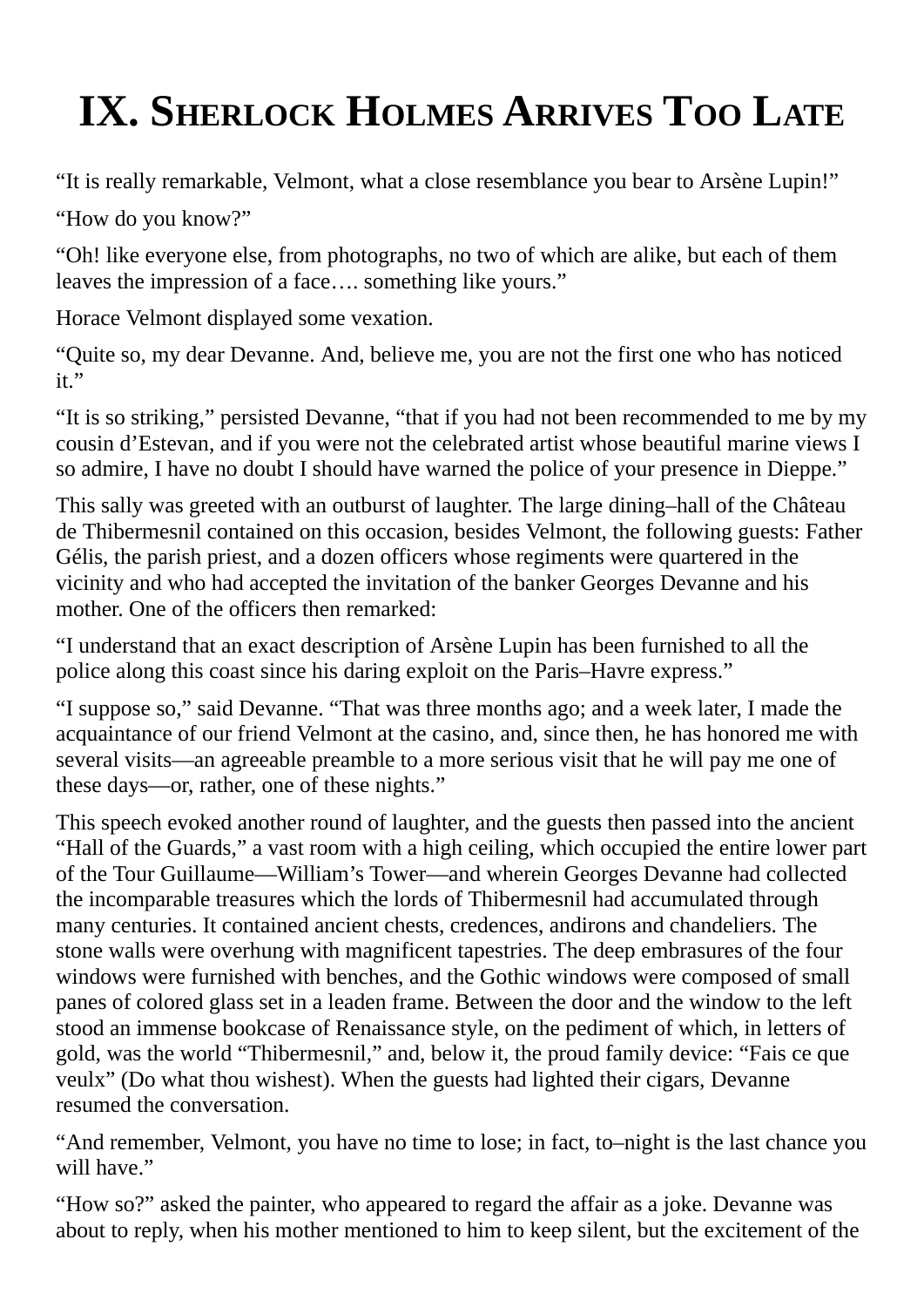# IX. Sherlock Holmes Arrives Too Late

"It is really remarkable, Velmont, what a close resemblance you bear to Arsène Lupin!"

"How do you know?"

"Oh! like everyone else, from photographs, no two of which are alike, but each of them leaves the impression of a face…. something like yours."

Horace Velmont displayed some vexation.

"Quite so, my dear Devanne. And, believe me, you are not the first one who has noticed it."

"It is so striking," persisted Devanne, "that if you had not been recommended to me by my cousin d'Estevan, and if you were not the celebrated artist whose beautiful marine views I so admire, I have no doubt I should have warned the police of your presence in Dieppe."

This sally was greeted with an outburst of laughter. The large dining–hall of the Château de Thibermesnil contained on this occasion, besides Velmont, the following guests: Father Gélis, the parish priest, and a dozen officers whose regiments were quartered in the vicinity and who had accepted the invitation of the banker Georges Devanne and his mother. One of the officers then remarked:

"I understand that an exact description of Arsène Lupin has been furnished to all the police along this coast since his daring exploit on the Paris–Havre express."

"I suppose so," said Devanne. "That was three months ago; and a week later, I made the acquaintance of our friend Velmont at the casino, and, since then, he has honored me with several visits—an agreeable preamble to a more serious visit that he will pay me one of these days—or, rather, one of these nights."

This speech evoked another round of laughter, and the guests then passed into the ancient "Hall of the Guards," a vast room with a high ceiling, which occupied the entire lower part of the Tour Guillaume—William's Tower—and wherein Georges Devanne had collected the incomparable treasures which the lords of Thibermesnil had accumulated through many centuries. It contained ancient chests, credences, andirons and chandeliers. The stone walls were overhung with magnificent tapestries. The deep embrasures of the four windows were furnished with benches, and the Gothic windows were composed of small panes of colored glass set in a leaden frame. Between the door and the window to the left stood an immense bookcase of Renaissance style, on the pediment of which, in letters of gold, was the world "Thibermesnil," and, below it, the proud family device: "Fais ce que veulx" (Do what thou wishest). When the guests had lighted their cigars, Devanne resumed the conversation.

"And remember, Velmont, you have no time to lose; in fact, to–night is the last chance you will have."

"How so?" asked the painter, who appeared to regard the affair as a joke. Devanne was about to reply, when his mother mentioned to him to keep silent, but the excitement of the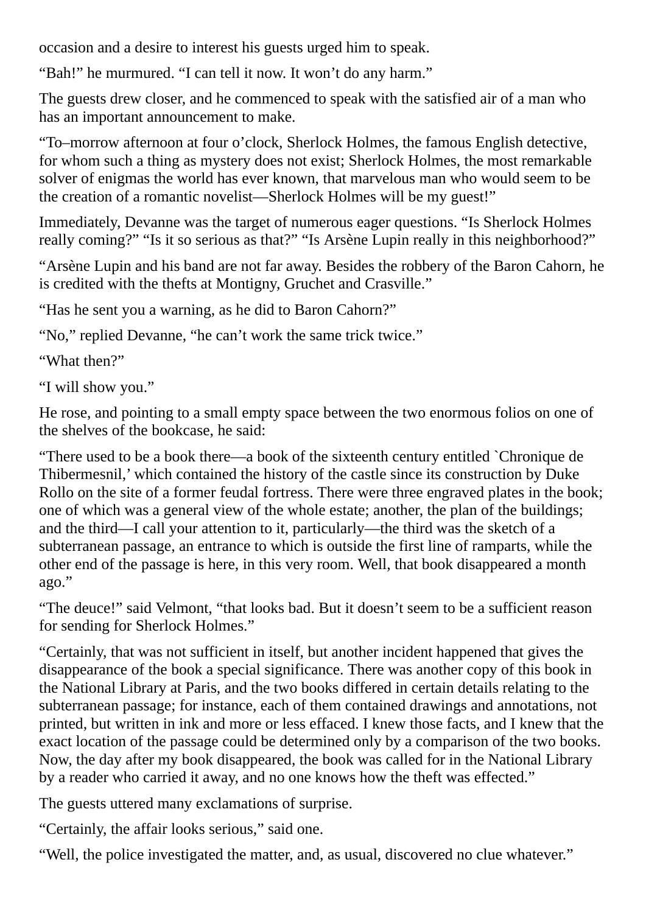occasion and a desire to interest his guests urged him to speak.

“Bah!” he murmured. “I can tell it now. It won’t do any harm.”

The guests drew closer, and he commenced to speak with the satisfied air of a man who has an important announcement to make.

“To–morrow afternoon at four o’clock, Sherlock Holmes, the famous English detective, for whom such a thing as mystery does not exist; Sherlock Holmes, the most remarkable solver of enigmas the world has ever known, that marvelous man who would seem to be the creation of a romantic novelist—Sherlock Holmes will be my guest!”

Immediately, Devanne was the target of numerous eager questions. “Is Sherlock Holmes really coming?” “Is it so serious as that?” “Is Arsène Lupin really in this neighborhood?”

“Arsène Lupin and his band are not far away. Besides the robbery of the Baron Cahorn, he is credited with the thefts at Montigny, Gruchet and Crasville.”

“Has he sent you a warning, as he did to Baron Cahorn?”

“No,” replied Devanne, “he can’t work the same trick twice.”

“What then?”

“I will show you.”

He rose, and pointing to a small empty space between the two enormous folios on one of the shelves of the bookcase, he said:

“There used to be a book there—a book of the sixteenth century entitled `Chronique de Thibermesnil,’ which contained the history of the castle since its construction by Duke Rollo on the site of a former feudal fortress. There were three engraved plates in the book; one of which was a general view of the whole estate; another, the plan of the buildings; and the third—I call your attention to it, particularly—the third was the sketch of a subterranean passage, an entrance to which is outside the first line of ramparts, while the other end of the passage is here, in this very room. Well, that book disappeared a month ago.”

“The deuce!” said Velmont, “that looks bad. But it doesn’t seem to be a sufficient reason for sending for Sherlock Holmes.”

“Certainly, that was not sufficient in itself, but another incident happened that gives the disappearance of the book a special significance. There was another copy of this book in the National Library at Paris, and the two books differed in certain details relating to the subterranean passage; for instance, each of them contained drawings and annotations, not printed, but written in ink and more or less effaced. I knew those facts, and I knew that the exact location of the passage could be determined only by a comparison of the two books. Now, the day after my book disappeared, the book was called for in the National Library by a reader who carried it away, and no one knows how the theft was effected.”

The guests uttered many exclamations of surprise.

“Certainly, the affair looks serious,” said one.

“Well, the police investigated the matter, and, as usual, discovered no clue whatever.”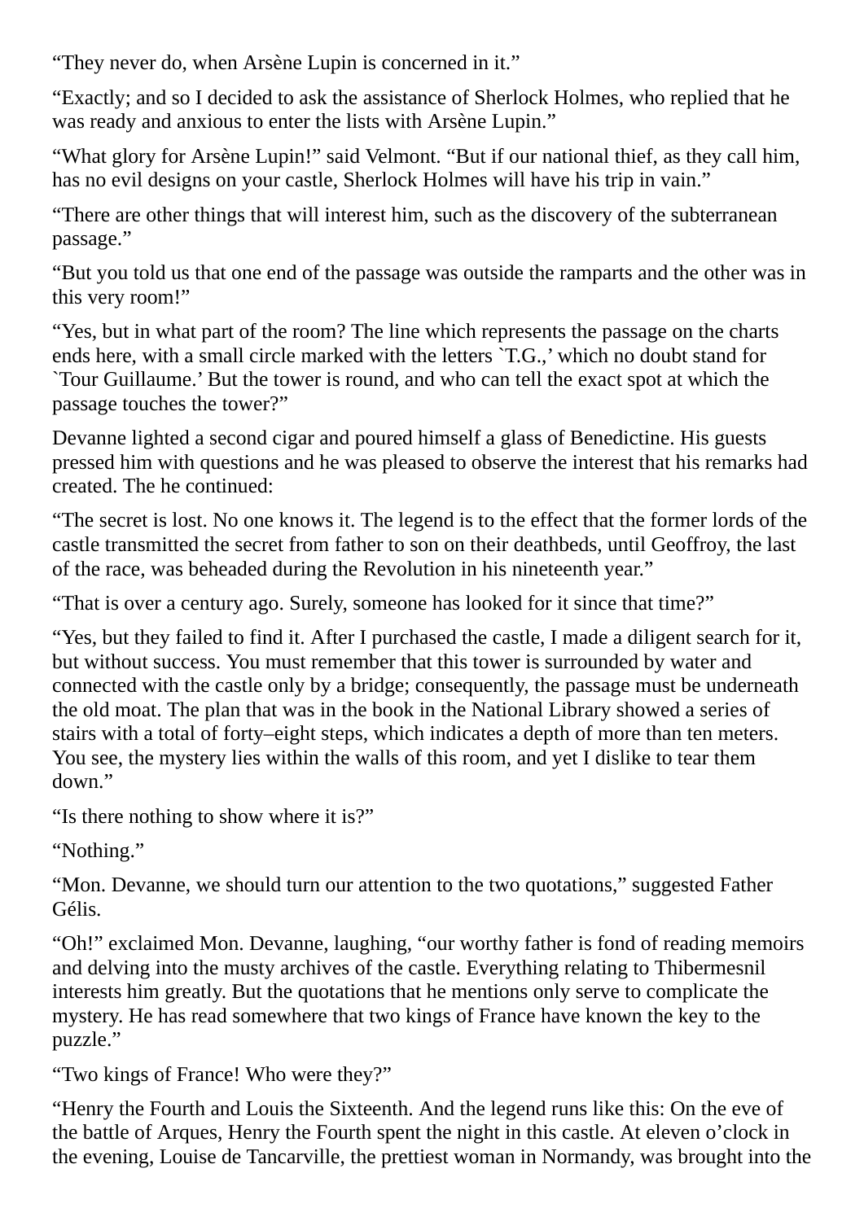"They never do, when Arsène Lupin is concerned in it."

"Exactly; and so I decided to ask the assistance of Sherlock Holmes, who replied that he was ready and anxious to enter the lists with Arsène Lupin."

"What glory for Arsène Lupin!" said Velmont. "But if our national thief, as they call him, has no evil designs on your castle, Sherlock Holmes will have his trip in vain."

"There are other things that will interest him, such as the discovery of the subterranean passage."

"But you told us that one end of the passage was outside the ramparts and the other was in this very room!"

"Yes, but in what part of the room? The line which represents the passage on the charts ends here, with a small circle marked with the letters `T.G.,' which no doubt stand for `Tour Guillaume.' But the tower is round, and who can tell the exact spot at which the passage touches the tower?"

Devanne lighted a second cigar and poured himself a glass of Benedictine. His guests pressed him with questions and he was pleased to observe the interest that his remarks had created. The he continued:

"The secret is lost. No one knows it. The legend is to the effect that the former lords of the castle transmitted the secret from father to son on their deathbeds, until Geoffroy, the last of the race, was beheaded during the Revolution in his nineteenth year."

"That is over a century ago. Surely, someone has looked for it since that time?"

"Yes, but they failed to find it. After I purchased the castle, I made a diligent search for it, but without success. You must remember that this tower is surrounded by water and connected with the castle only by a bridge; consequently, the passage must be underneath the old moat. The plan that was in the book in the National Library showed a series of stairs with a total of forty–eight steps, which indicates a depth of more than ten meters. You see, the mystery lies within the walls of this room, and yet I dislike to tear them down."

"Is there nothing to show where it is?"

"Nothing."

"Mon. Devanne, we should turn our attention to the two quotations," suggested Father Gélis.

"Oh!" exclaimed Mon. Devanne, laughing, "our worthy father is fond of reading memoirs and delving into the musty archives of the castle. Everything relating to Thibermesnil interests him greatly. But the quotations that he mentions only serve to complicate the mystery. He has read somewhere that two kings of France have known the key to the puzzle."

"Two kings of France! Who were they?"

"Henry the Fourth and Louis the Sixteenth. And the legend runs like this: On the eve of the battle of Arques, Henry the Fourth spent the night in this castle. At eleven o'clock in the evening, Louise de Tancarville, the prettiest woman in Normandy, was brought into the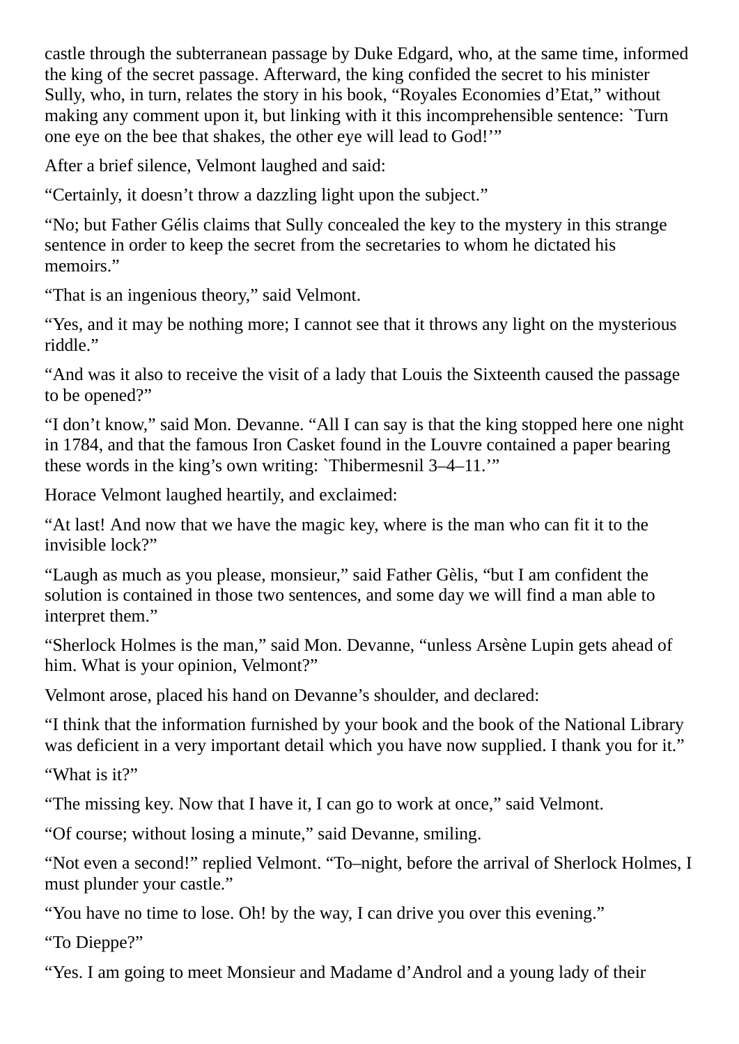castle through the subterranean passage by Duke Edgard, who, at the same time, informed the king of the secret passage. Afterward, the king confided the secret to his minister Sully, who, in turn, relates the story in his book, “Royales Economies d’Etat,” without making any comment upon it, but linking with it this incomprehensible sentence: `Turn one eye on the bee that shakes, the other eye will lead to God!’”

After a brief silence, Velmont laughed and said:

“Certainly, it doesn’t throw a dazzling light upon the subject.”

“No; but Father Gélis claims that Sully concealed the key to the mystery in this strange sentence in order to keep the secret from the secretaries to whom he dictated his memoirs.”

“That is an ingenious theory,” said Velmont.

“Yes, and it may be nothing more; I cannot see that it throws any light on the mysterious riddle.”

“And was it also to receive the visit of a lady that Louis the Sixteenth caused the passage to be opened?”

“I don’t know,” said Mon. Devanne. “All I can say is that the king stopped here one night in 1784, and that the famous Iron Casket found in the Louvre contained a paper bearing these words in the king’s own writing: `Thibermesnil 3–4–11.’”

Horace Velmont laughed heartily, and exclaimed:

“At last! And now that we have the magic key, where is the man who can fit it to the invisible lock?”

“Laugh as much as you please, monsieur,” said Father Gèlis, “but I am confident the solution is contained in those two sentences, and some day we will find a man able to interpret them.”

“Sherlock Holmes is the man,” said Mon. Devanne, “unless Arsène Lupin gets ahead of him. What is your opinion, Velmont?”

Velmont arose, placed his hand on Devanne’s shoulder, and declared:

“I think that the information furnished by your book and the book of the National Library was deficient in a very important detail which you have now supplied. I thank you for it.”

“What is it?”

“The missing key. Now that I have it, I can go to work at once,” said Velmont.

“Of course; without losing a minute,” said Devanne, smiling.

“Not even a second!” replied Velmont. “To–night, before the arrival of Sherlock Holmes, I must plunder your castle.”

“You have no time to lose. Oh! by the way, I can drive you over this evening.”

“To Dieppe?”

“Yes. I am going to meet Monsieur and Madame d’Androl and a young lady of their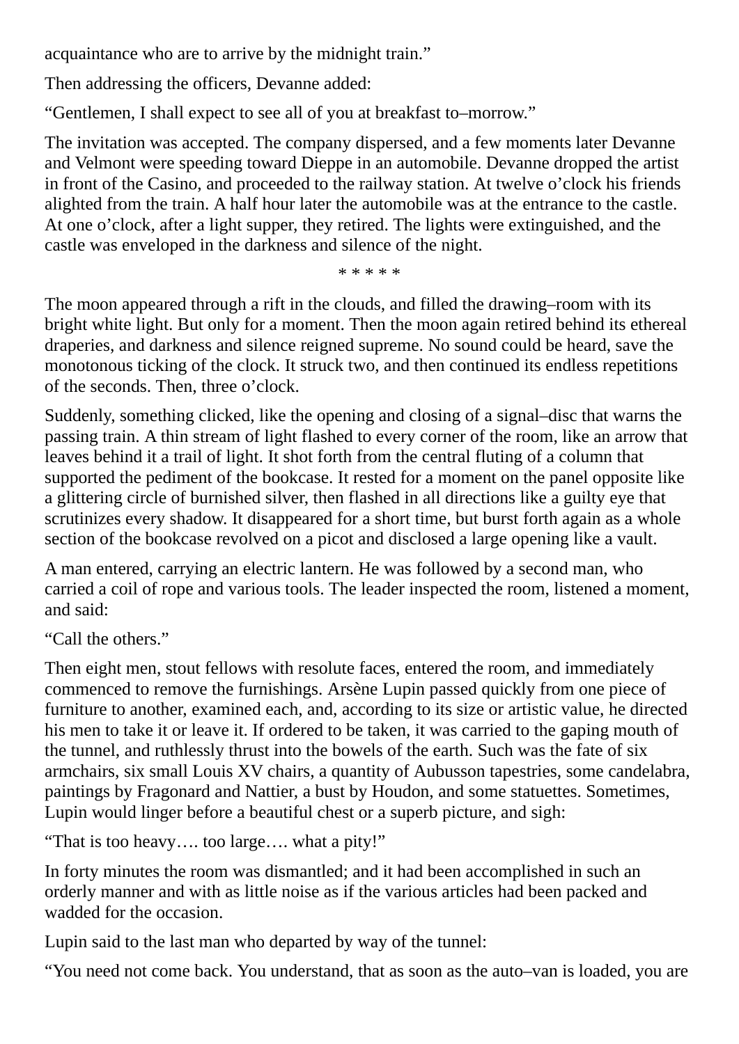acquaintance who are to arrive by the midnight train."

Then addressing the officers, Devanne added:

"Gentlemen, I shall expect to see all of you at breakfast to–morrow."

The invitation was accepted. The company dispersed, and a few moments later Devanne and Velmont were speeding toward Dieppe in an automobile. Devanne dropped the artist in front of the Casino, and proceeded to the railway station. At twelve o'clock his friends alighted from the train. A half hour later the automobile was at the entrance to the castle. At one o'clock, after a light supper, they retired. The lights were extinguished, and the castle was enveloped in the darkness and silence of the night.

* * * * *

The moon appeared through a rift in the clouds, and filled the drawing–room with its bright white light. But only for a moment. Then the moon again retired behind its ethereal draperies, and darkness and silence reigned supreme. No sound could be heard, save the monotonous ticking of the clock. It struck two, and then continued its endless repetitions of the seconds. Then, three o'clock.

Suddenly, something clicked, like the opening and closing of a signal–disc that warns the passing train. A thin stream of light flashed to every corner of the room, like an arrow that leaves behind it a trail of light. It shot forth from the central fluting of a column that supported the pediment of the bookcase. It rested for a moment on the panel opposite like a glittering circle of burnished silver, then flashed in all directions like a guilty eye that scrutinizes every shadow. It disappeared for a short time, but burst forth again as a whole section of the bookcase revolved on a picot and disclosed a large opening like a vault.

A man entered, carrying an electric lantern. He was followed by a second man, who carried a coil of rope and various tools. The leader inspected the room, listened a moment, and said:

"Call the others."

Then eight men, stout fellows with resolute faces, entered the room, and immediately commenced to remove the furnishings. Arsène Lupin passed quickly from one piece of furniture to another, examined each, and, according to its size or artistic value, he directed his men to take it or leave it. If ordered to be taken, it was carried to the gaping mouth of the tunnel, and ruthlessly thrust into the bowels of the earth. Such was the fate of six armchairs, six small Louis XV chairs, a quantity of Aubusson tapestries, some candelabra, paintings by Fragonard and Nattier, a bust by Houdon, and some statuettes. Sometimes, Lupin would linger before a beautiful chest or a superb picture, and sigh:

"That is too heavy…. too large…. what a pity!"

In forty minutes the room was dismantled; and it had been accomplished in such an orderly manner and with as little noise as if the various articles had been packed and wadded for the occasion.

Lupin said to the last man who departed by way of the tunnel:

"You need not come back. You understand, that as soon as the auto–van is loaded, you are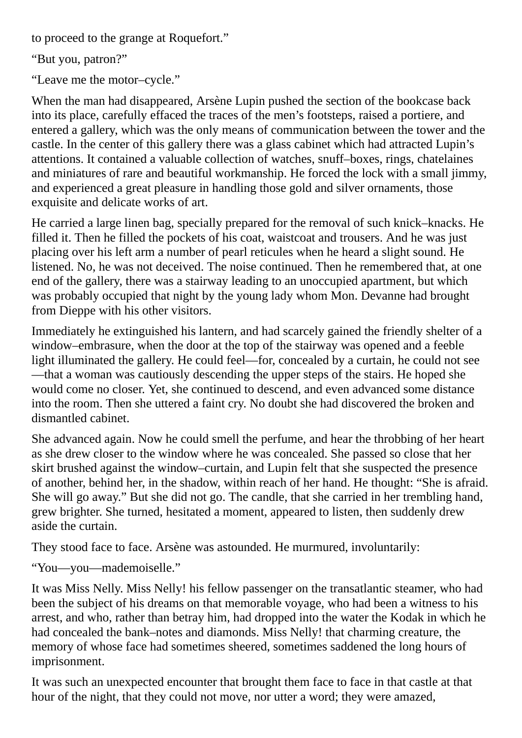to proceed to the grange at Roquefort."

"But you, patron?"

"Leave me the motor–cycle."

When the man had disappeared, Arsène Lupin pushed the section of the bookcase back into its place, carefully effaced the traces of the men's footsteps, raised a portiere, and entered a gallery, which was the only means of communication between the tower and the castle. In the center of this gallery there was a glass cabinet which had attracted Lupin's attentions. It contained a valuable collection of watches, snuff–boxes, rings, chatelaines and miniatures of rare and beautiful workmanship. He forced the lock with a small jimmy, and experienced a great pleasure in handling those gold and silver ornaments, those exquisite and delicate works of art.

He carried a large linen bag, specially prepared for the removal of such knick–knacks. He filled it. Then he filled the pockets of his coat, waistcoat and trousers. And he was just placing over his left arm a number of pearl reticules when he heard a slight sound. He listened. No, he was not deceived. The noise continued. Then he remembered that, at one end of the gallery, there was a stairway leading to an unoccupied apartment, but which was probably occupied that night by the young lady whom Mon. Devanne had brought from Dieppe with his other visitors.

Immediately he extinguished his lantern, and had scarcely gained the friendly shelter of a window–embrasure, when the door at the top of the stairway was opened and a feeble light illuminated the gallery. He could feel—for, concealed by a curtain, he could not see—that a woman was cautiously descending the upper steps of the stairs. He hoped she would come no closer. Yet, she continued to descend, and even advanced some distance into the room. Then she uttered a faint cry. No doubt she had discovered the broken and dismantled cabinet.

She advanced again. Now he could smell the perfume, and hear the throbbing of her heart as she drew closer to the window where he was concealed. She passed so close that her skirt brushed against the window–curtain, and Lupin felt that she suspected the presence of another, behind her, in the shadow, within reach of her hand. He thought: "She is afraid. She will go away." But she did not go. The candle, that she carried in her trembling hand, grew brighter. She turned, hesitated a moment, appeared to listen, then suddenly drew aside the curtain.

They stood face to face. Arsène was astounded. He murmured, involuntarily:

"You—you—mademoiselle."

It was Miss Nelly. Miss Nelly! his fellow passenger on the transatlantic steamer, who had been the subject of his dreams on that memorable voyage, who had been a witness to his arrest, and who, rather than betray him, had dropped into the water the Kodak in which he had concealed the bank–notes and diamonds. Miss Nelly! that charming creature, the memory of whose face had sometimes sheered, sometimes saddened the long hours of imprisonment.

It was such an unexpected encounter that brought them face to face in that castle at that hour of the night, that they could not move, nor utter a word; they were amazed,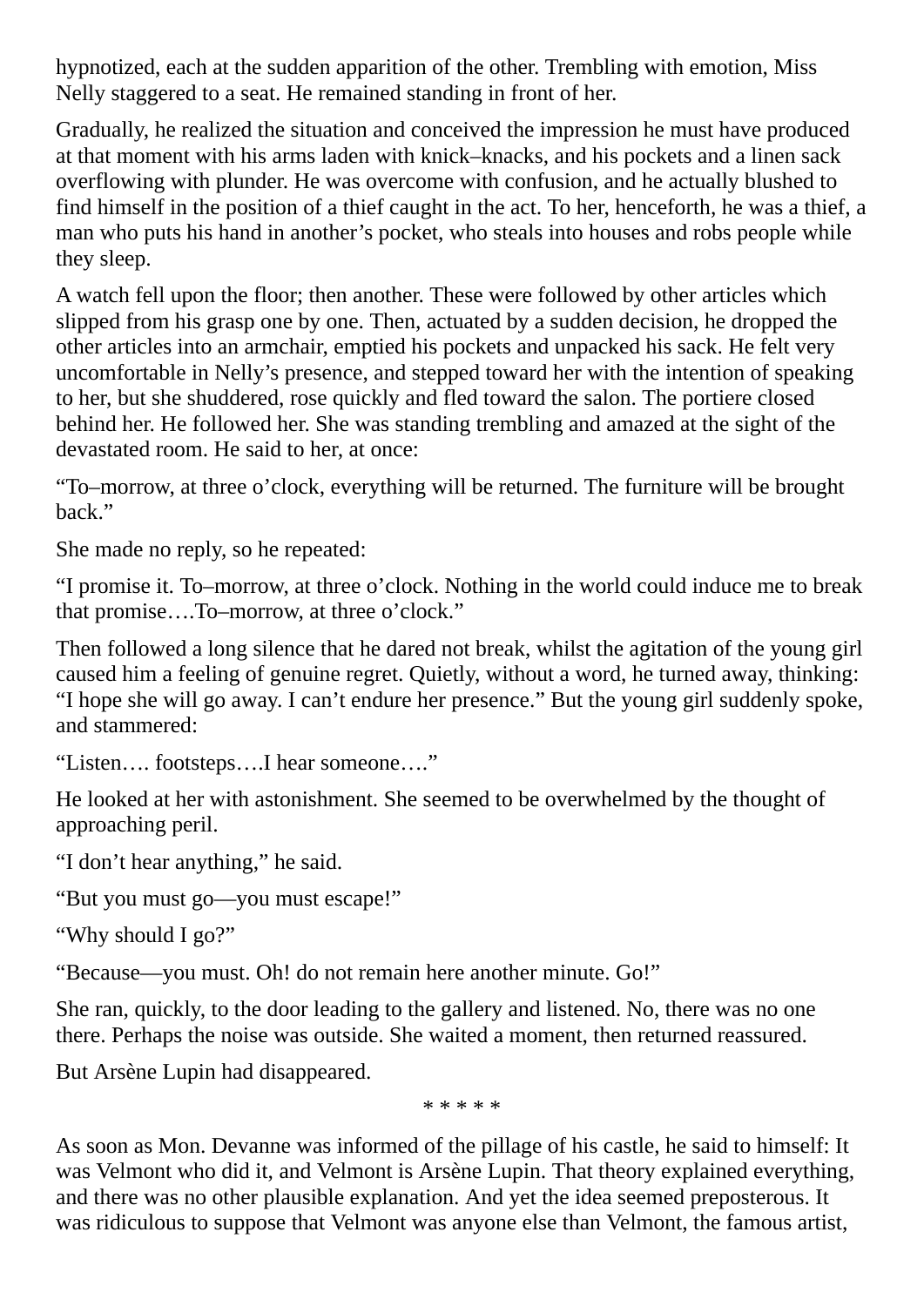hypnotized, each at the sudden apparition of the other. Trembling with emotion, Miss Nelly staggered to a seat. He remained standing in front of her.

Gradually, he realized the situation and conceived the impression he must have produced at that moment with his arms laden with knick–knacks, and his pockets and a linen sack overflowing with plunder. He was overcome with confusion, and he actually blushed to find himself in the position of a thief caught in the act. To her, henceforth, he was a thief, a man who puts his hand in another's pocket, who steals into houses and robs people while they sleep.

A watch fell upon the floor; then another. These were followed by other articles which slipped from his grasp one by one. Then, actuated by a sudden decision, he dropped the other articles into an armchair, emptied his pockets and unpacked his sack. He felt very uncomfortable in Nelly's presence, and stepped toward her with the intention of speaking to her, but she shuddered, rose quickly and fled toward the salon. The portiere closed behind her. He followed her. She was standing trembling and amazed at the sight of the devastated room. He said to her, at once:

"To–morrow, at three o'clock, everything will be returned. The furniture will be brought back."

She made no reply, so he repeated:

"I promise it. To–morrow, at three o'clock. Nothing in the world could induce me to break that promise….To–morrow, at three o'clock."

Then followed a long silence that he dared not break, whilst the agitation of the young girl caused him a feeling of genuine regret. Quietly, without a word, he turned away, thinking: "I hope she will go away. I can't endure her presence." But the young girl suddenly spoke, and stammered:

"Listen…. footsteps….I hear someone…."

He looked at her with astonishment. She seemed to be overwhelmed by the thought of approaching peril.

"I don't hear anything," he said.

"But you must go—you must escape!"

"Why should I go?"

"Because—you must. Oh! do not remain here another minute. Go!"

She ran, quickly, to the door leading to the gallery and listened. No, there was no one there. Perhaps the noise was outside. She waited a moment, then returned reassured.

But Arsène Lupin had disappeared.

* * * * *

As soon as Mon. Devanne was informed of the pillage of his castle, he said to himself: It was Velmont who did it, and Velmont is Arsène Lupin. That theory explained everything, and there was no other plausible explanation. And yet the idea seemed preposterous. It was ridiculous to suppose that Velmont was anyone else than Velmont, the famous artist,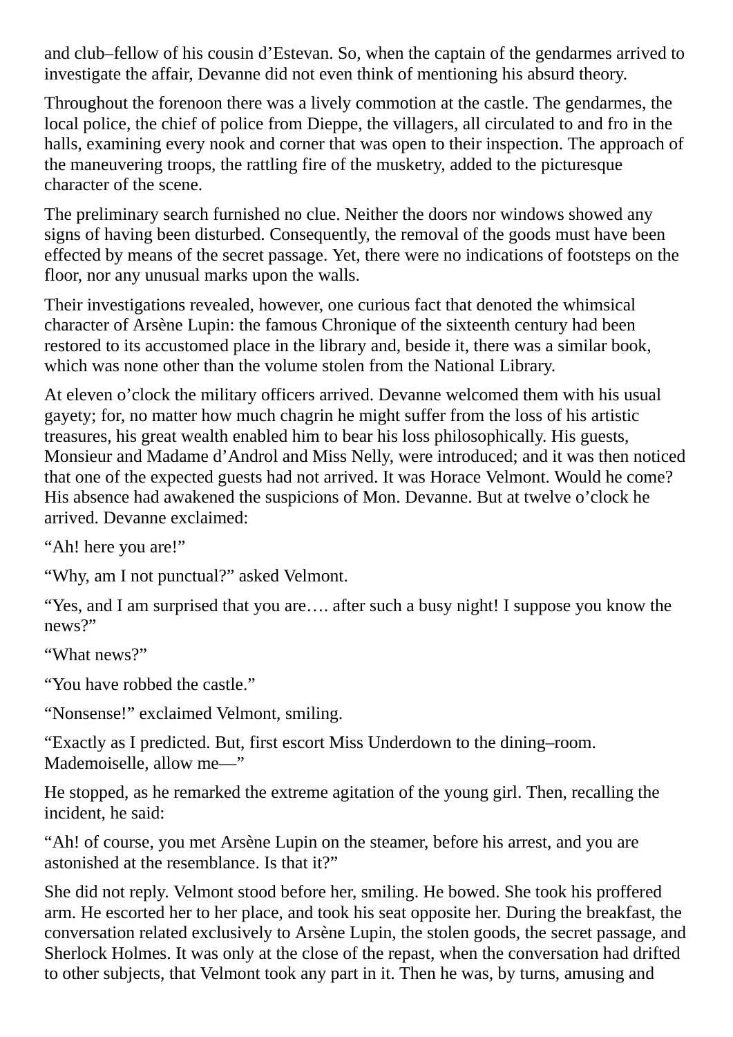and club–fellow of his cousin d'Estevan. So, when the captain of the gendarmes arrived to investigate the affair, Devanne did not even think of mentioning his absurd theory.

Throughout the forenoon there was a lively commotion at the castle. The gendarmes, the local police, the chief of police from Dieppe, the villagers, all circulated to and fro in the halls, examining every nook and corner that was open to their inspection. The approach of the maneuvering troops, the rattling fire of the musketry, added to the picturesque character of the scene.

The preliminary search furnished no clue. Neither the doors nor windows showed any signs of having been disturbed. Consequently, the removal of the goods must have been effected by means of the secret passage. Yet, there were no indications of footsteps on the floor, nor any unusual marks upon the walls.

Their investigations revealed, however, one curious fact that denoted the whimsical character of Arsène Lupin: the famous Chronique of the sixteenth century had been restored to its accustomed place in the library and, beside it, there was a similar book, which was none other than the volume stolen from the National Library.

At eleven o'clock the military officers arrived. Devanne welcomed them with his usual gayety; for, no matter how much chagrin he might suffer from the loss of his artistic treasures, his great wealth enabled him to bear his loss philosophically. His guests, Monsieur and Madame d'Androl and Miss Nelly, were introduced; and it was then noticed that one of the expected guests had not arrived. It was Horace Velmont. Would he come? His absence had awakened the suspicions of Mon. Devanne. But at twelve o'clock he arrived. Devanne exclaimed:

"Ah! here you are!"

"Why, am I not punctual?" asked Velmont.

"Yes, and I am surprised that you are…. after such a busy night! I suppose you know the news?"

"What news?"

"You have robbed the castle."

"Nonsense!" exclaimed Velmont, smiling.

"Exactly as I predicted. But, first escort Miss Underdown to the dining–room. Mademoiselle, allow me—"

He stopped, as he remarked the extreme agitation of the young girl. Then, recalling the incident, he said:

"Ah! of course, you met Arsène Lupin on the steamer, before his arrest, and you are astonished at the resemblance. Is that it?"

She did not reply. Velmont stood before her, smiling. He bowed. She took his proffered arm. He escorted her to her place, and took his seat opposite her. During the breakfast, the conversation related exclusively to Arsène Lupin, the stolen goods, the secret passage, and Sherlock Holmes. It was only at the close of the repast, when the conversation had drifted to other subjects, that Velmont took any part in it. Then he was, by turns, amusing and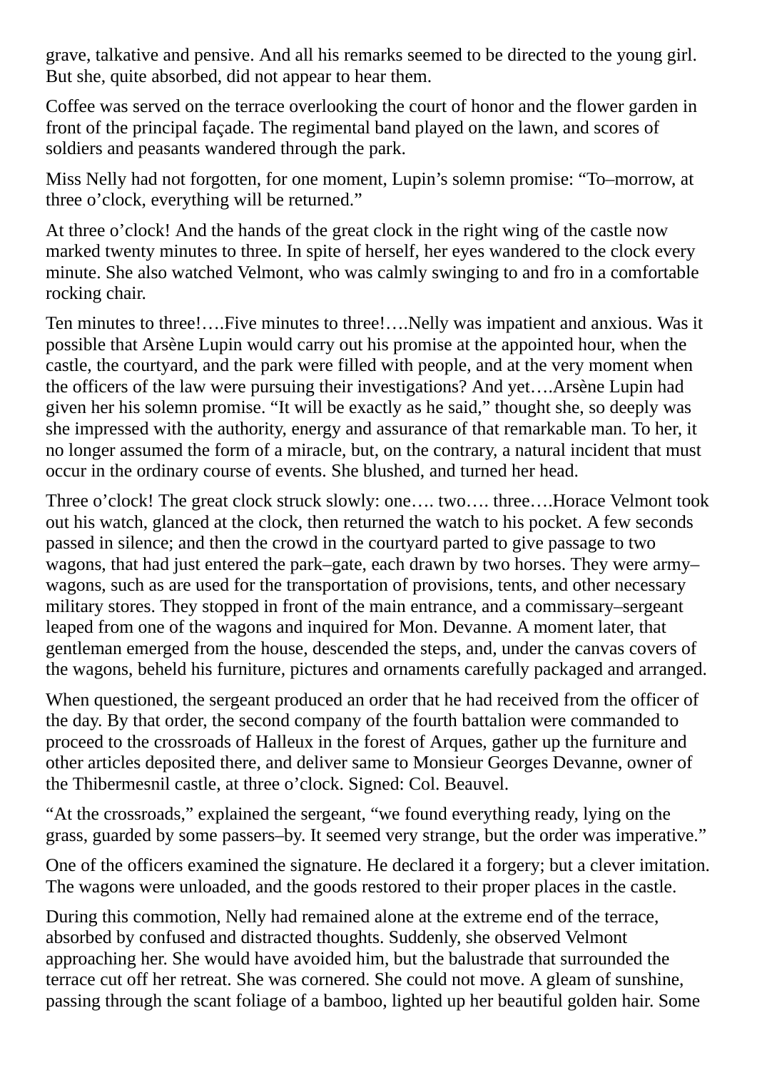grave, talkative and pensive. And all his remarks seemed to be directed to the young girl. But she, quite absorbed, did not appear to hear them.

Coffee was served on the terrace overlooking the court of honor and the flower garden in front of the principal façade. The regimental band played on the lawn, and scores of soldiers and peasants wandered through the park.

Miss Nelly had not forgotten, for one moment, Lupin's solemn promise: "To–morrow, at three o'clock, everything will be returned."

At three o'clock! And the hands of the great clock in the right wing of the castle now marked twenty minutes to three. In spite of herself, her eyes wandered to the clock every minute. She also watched Velmont, who was calmly swinging to and fro in a comfortable rocking chair.

Ten minutes to three!….Five minutes to three!….Nelly was impatient and anxious. Was it possible that Arsène Lupin would carry out his promise at the appointed hour, when the castle, the courtyard, and the park were filled with people, and at the very moment when the officers of the law were pursuing their investigations? And yet….Arsène Lupin had given her his solemn promise. "It will be exactly as he said," thought she, so deeply was she impressed with the authority, energy and assurance of that remarkable man. To her, it no longer assumed the form of a miracle, but, on the contrary, a natural incident that must occur in the ordinary course of events. She blushed, and turned her head.

Three o'clock! The great clock struck slowly: one…. two…. three….Horace Velmont took out his watch, glanced at the clock, then returned the watch to his pocket. A few seconds passed in silence; and then the crowd in the courtyard parted to give passage to two wagons, that had just entered the park–gate, each drawn by two horses. They were army–wagons, such as are used for the transportation of provisions, tents, and other necessary military stores. They stopped in front of the main entrance, and a commissary–sergeant leaped from one of the wagons and inquired for Mon. Devanne. A moment later, that gentleman emerged from the house, descended the steps, and, under the canvas covers of the wagons, beheld his furniture, pictures and ornaments carefully packaged and arranged.

When questioned, the sergeant produced an order that he had received from the officer of the day. By that order, the second company of the fourth battalion were commanded to proceed to the crossroads of Halleux in the forest of Arques, gather up the furniture and other articles deposited there, and deliver same to Monsieur Georges Devanne, owner of the Thibermesnil castle, at three o'clock. Signed: Col. Beauvel.

"At the crossroads," explained the sergeant, "we found everything ready, lying on the grass, guarded by some passers–by. It seemed very strange, but the order was imperative."

One of the officers examined the signature. He declared it a forgery; but a clever imitation. The wagons were unloaded, and the goods restored to their proper places in the castle.

During this commotion, Nelly had remained alone at the extreme end of the terrace, absorbed by confused and distracted thoughts. Suddenly, she observed Velmont approaching her. She would have avoided him, but the balustrade that surrounded the terrace cut off her retreat. She was cornered. She could not move. A gleam of sunshine, passing through the scant foliage of a bamboo, lighted up her beautiful golden hair. Some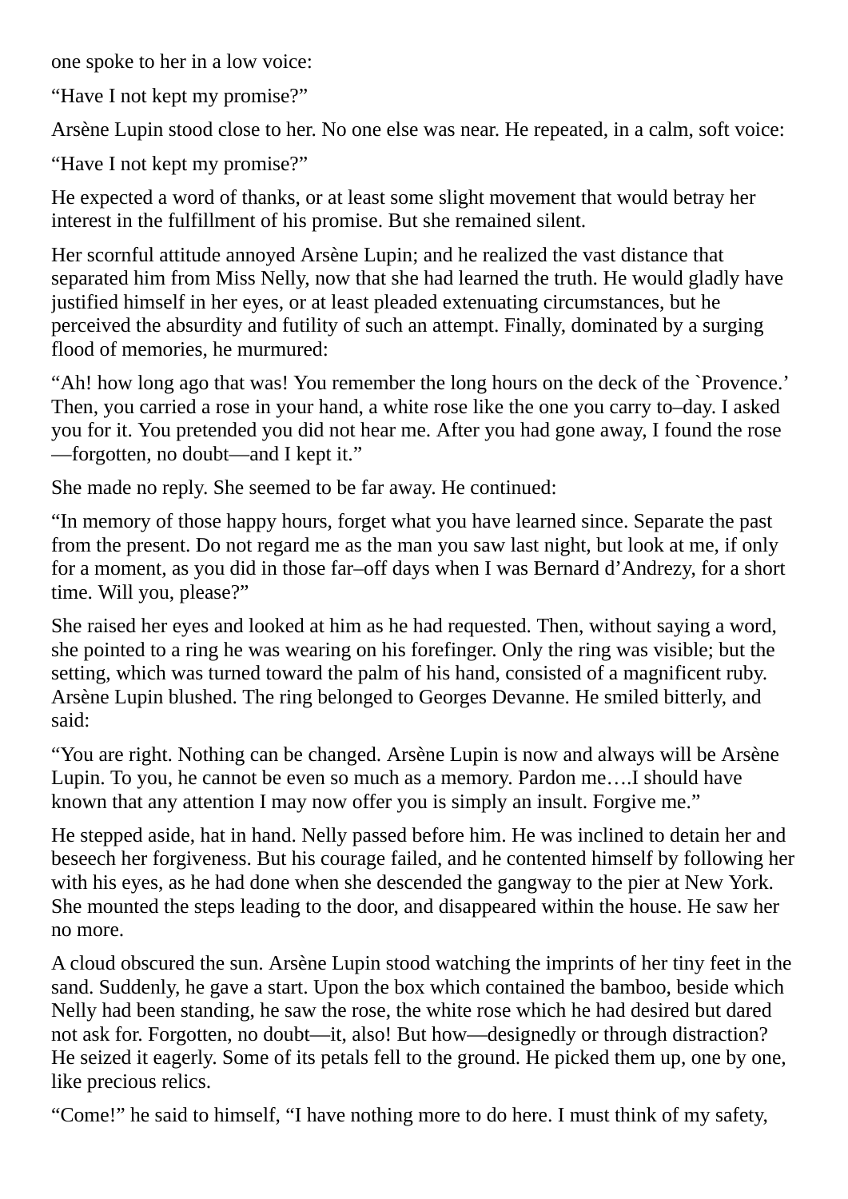one spoke to her in a low voice:

"Have I not kept my promise?"

Arsène Lupin stood close to her. No one else was near. He repeated, in a calm, soft voice:

"Have I not kept my promise?"

He expected a word of thanks, or at least some slight movement that would betray her interest in the fulfillment of his promise. But she remained silent.

Her scornful attitude annoyed Arsène Lupin; and he realized the vast distance that separated him from Miss Nelly, now that she had learned the truth. He would gladly have justified himself in her eyes, or at least pleaded extenuating circumstances, but he perceived the absurdity and futility of such an attempt. Finally, dominated by a surging flood of memories, he murmured:

"Ah! how long ago that was! You remember the long hours on the deck of the `Provence.' Then, you carried a rose in your hand, a white rose like the one you carry to–day. I asked you for it. You pretended you did not hear me. After you had gone away, I found the rose—forgotten, no doubt—and I kept it."

She made no reply. She seemed to be far away. He continued:

"In memory of those happy hours, forget what you have learned since. Separate the past from the present. Do not regard me as the man you saw last night, but look at me, if only for a moment, as you did in those far–off days when I was Bernard d'Andrezy, for a short time. Will you, please?"

She raised her eyes and looked at him as he had requested. Then, without saying a word, she pointed to a ring he was wearing on his forefinger. Only the ring was visible; but the setting, which was turned toward the palm of his hand, consisted of a magnificent ruby. Arsène Lupin blushed. The ring belonged to Georges Devanne. He smiled bitterly, and said:

"You are right. Nothing can be changed. Arsène Lupin is now and always will be Arsène Lupin. To you, he cannot be even so much as a memory. Pardon me….I should have known that any attention I may now offer you is simply an insult. Forgive me."

He stepped aside, hat in hand. Nelly passed before him. He was inclined to detain her and beseech her forgiveness. But his courage failed, and he contented himself by following her with his eyes, as he had done when she descended the gangway to the pier at New York. She mounted the steps leading to the door, and disappeared within the house. He saw her no more.

A cloud obscured the sun. Arsène Lupin stood watching the imprints of her tiny feet in the sand. Suddenly, he gave a start. Upon the box which contained the bamboo, beside which Nelly had been standing, he saw the rose, the white rose which he had desired but dared not ask for. Forgotten, no doubt—it, also! But how—designedly or through distraction? He seized it eagerly. Some of its petals fell to the ground. He picked them up, one by one, like precious relics.

"Come!" he said to himself, "I have nothing more to do here. I must think of my safety,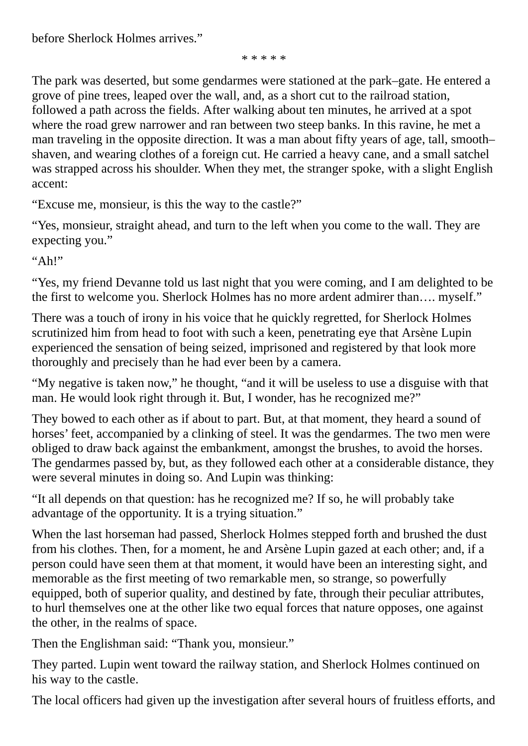before Sherlock Holmes arrives."

\* \* \* \* \*

The park was deserted, but some gendarmes were stationed at the park–gate. He entered a grove of pine trees, leaped over the wall, and, as a short cut to the railroad station, followed a path across the fields. After walking about ten minutes, he arrived at a spot where the road grew narrower and ran between two steep banks. In this ravine, he met a man traveling in the opposite direction. It was a man about fifty years of age, tall, smooth–shaven, and wearing clothes of a foreign cut. He carried a heavy cane, and a small satchel was strapped across his shoulder. When they met, the stranger spoke, with a slight English accent:

"Excuse me, monsieur, is this the way to the castle?"

"Yes, monsieur, straight ahead, and turn to the left when you come to the wall. They are expecting you."

"Ah!"

"Yes, my friend Devanne told us last night that you were coming, and I am delighted to be the first to welcome you. Sherlock Holmes has no more ardent admirer than…. myself."

There was a touch of irony in his voice that he quickly regretted, for Sherlock Holmes scrutinized him from head to foot with such a keen, penetrating eye that Arsène Lupin experienced the sensation of being seized, imprisoned and registered by that look more thoroughly and precisely than he had ever been by a camera.

"My negative is taken now," he thought, "and it will be useless to use a disguise with that man. He would look right through it. But, I wonder, has he recognized me?"

They bowed to each other as if about to part. But, at that moment, they heard a sound of horses' feet, accompanied by a clinking of steel. It was the gendarmes. The two men were obliged to draw back against the embankment, amongst the brushes, to avoid the horses. The gendarmes passed by, but, as they followed each other at a considerable distance, they were several minutes in doing so. And Lupin was thinking:

"It all depends on that question: has he recognized me? If so, he will probably take advantage of the opportunity. It is a trying situation."

When the last horseman had passed, Sherlock Holmes stepped forth and brushed the dust from his clothes. Then, for a moment, he and Arsène Lupin gazed at each other; and, if a person could have seen them at that moment, it would have been an interesting sight, and memorable as the first meeting of two remarkable men, so strange, so powerfully equipped, both of superior quality, and destined by fate, through their peculiar attributes, to hurl themselves one at the other like two equal forces that nature opposes, one against the other, in the realms of space.

Then the Englishman said: "Thank you, monsieur."

They parted. Lupin went toward the railway station, and Sherlock Holmes continued on his way to the castle.

The local officers had given up the investigation after several hours of fruitless efforts, and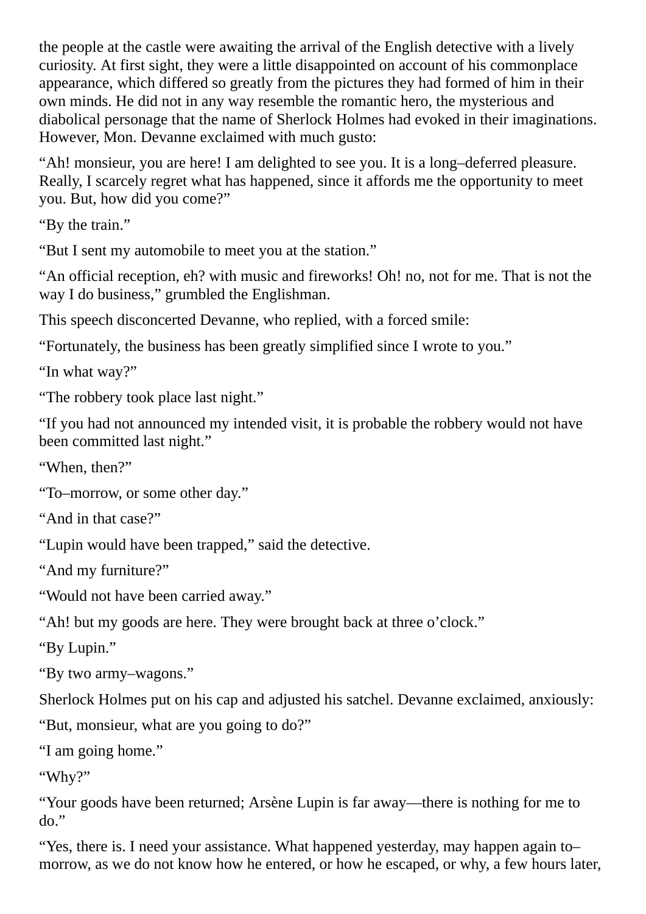the people at the castle were awaiting the arrival of the English detective with a lively curiosity. At first sight, they were a little disappointed on account of his commonplace appearance, which differed so greatly from the pictures they had formed of him in their own minds. He did not in any way resemble the romantic hero, the mysterious and diabolical personage that the name of Sherlock Holmes had evoked in their imaginations. However, Mon. Devanne exclaimed with much gusto:

“Ah! monsieur, you are here! I am delighted to see you. It is a long–deferred pleasure. Really, I scarcely regret what has happened, since it affords me the opportunity to meet you. But, how did you come?”

“By the train.”

“But I sent my automobile to meet you at the station.”

“An official reception, eh? with music and fireworks! Oh! no, not for me. That is not the way I do business,” grumbled the Englishman.

This speech disconcerted Devanne, who replied, with a forced smile:

“Fortunately, the business has been greatly simplified since I wrote to you.”

“In what way?”

“The robbery took place last night.”

“If you had not announced my intended visit, it is probable the robbery would not have been committed last night.”

“When, then?”

“To–morrow, or some other day.”

“And in that case?”

“Lupin would have been trapped,” said the detective.

“And my furniture?”

“Would not have been carried away.”

“Ah! but my goods are here. They were brought back at three o’clock.”

“By Lupin.”

“By two army–wagons.”

Sherlock Holmes put on his cap and adjusted his satchel. Devanne exclaimed, anxiously:

“But, monsieur, what are you going to do?”

“I am going home.”

“Why?”

“Your goods have been returned; Arsène Lupin is far away—there is nothing for me to do.”

“Yes, there is. I need your assistance. What happened yesterday, may happen again to–morrow, as we do not know how he entered, or how he escaped, or why, a few hours later,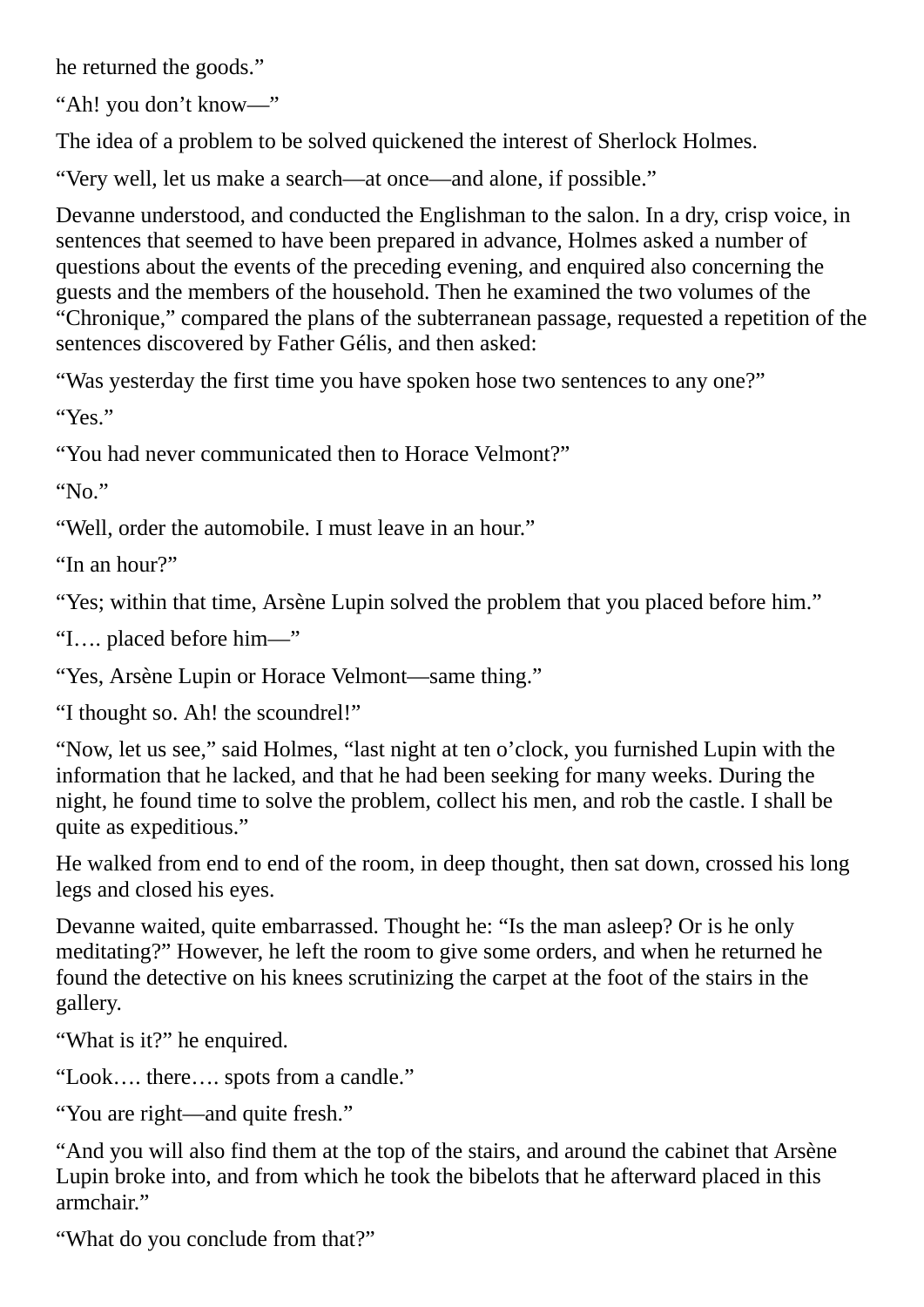he returned the goods."

"Ah! you don't know—"

The idea of a problem to be solved quickened the interest of Sherlock Holmes.

"Very well, let us make a search—at once—and alone, if possible."

Devanne understood, and conducted the Englishman to the salon. In a dry, crisp voice, in sentences that seemed to have been prepared in advance, Holmes asked a number of questions about the events of the preceding evening, and enquired also concerning the guests and the members of the household. Then he examined the two volumes of the "Chronique," compared the plans of the subterranean passage, requested a repetition of the sentences discovered by Father Gélis, and then asked:

"Was yesterday the first time you have spoken hose two sentences to any one?"

"Yes."

"You had never communicated then to Horace Velmont?"

"No."

"Well, order the automobile. I must leave in an hour."

"In an hour?"

"Yes; within that time, Arsène Lupin solved the problem that you placed before him."

"I…. placed before him—"

"Yes, Arsène Lupin or Horace Velmont—same thing."

"I thought so. Ah! the scoundrel!"

"Now, let us see," said Holmes, "last night at ten o'clock, you furnished Lupin with the information that he lacked, and that he had been seeking for many weeks. During the night, he found time to solve the problem, collect his men, and rob the castle. I shall be quite as expeditious."

He walked from end to end of the room, in deep thought, then sat down, crossed his long legs and closed his eyes.

Devanne waited, quite embarrassed. Thought he: "Is the man asleep? Or is he only meditating?" However, he left the room to give some orders, and when he returned he found the detective on his knees scrutinizing the carpet at the foot of the stairs in the gallery.

"What is it?" he enquired.

"Look…. there…. spots from a candle."

"You are right—and quite fresh."

"And you will also find them at the top of the stairs, and around the cabinet that Arsène Lupin broke into, and from which he took the bibelots that he afterward placed in this armchair."

"What do you conclude from that?"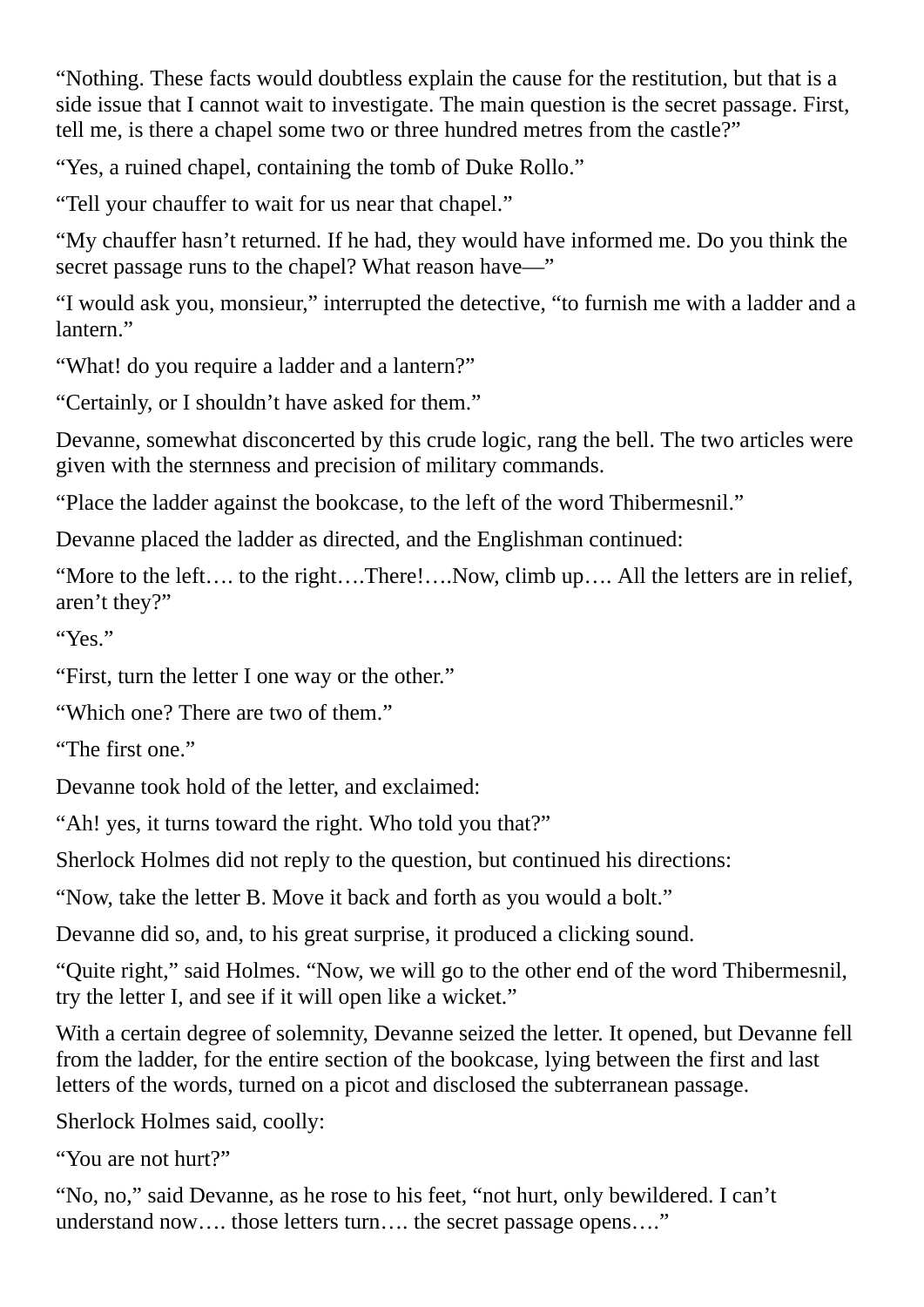“Nothing. These facts would doubtless explain the cause for the restitution, but that is a side issue that I cannot wait to investigate. The main question is the secret passage. First, tell me, is there a chapel some two or three hundred metres from the castle?”

“Yes, a ruined chapel, containing the tomb of Duke Rollo.”

“Tell your chauffer to wait for us near that chapel.”

“My chauffer hasn’t returned. If he had, they would have informed me. Do you think the secret passage runs to the chapel? What reason have—”

“I would ask you, monsieur,” interrupted the detective, “to furnish me with a ladder and a lantern.”

“What! do you require a ladder and a lantern?”

“Certainly, or I shouldn’t have asked for them.”

Devanne, somewhat disconcerted by this crude logic, rang the bell. The two articles were given with the sternness and precision of military commands.

“Place the ladder against the bookcase, to the left of the word Thibermesnil.”

Devanne placed the ladder as directed, and the Englishman continued:

“More to the left…. to the right….There!….Now, climb up…. All the letters are in relief, aren’t they?”

“Yes.”

“First, turn the letter I one way or the other.”

“Which one? There are two of them.”

“The first one.”

Devanne took hold of the letter, and exclaimed:

“Ah! yes, it turns toward the right. Who told you that?”

Sherlock Holmes did not reply to the question, but continued his directions:

“Now, take the letter B. Move it back and forth as you would a bolt.”

Devanne did so, and, to his great surprise, it produced a clicking sound.

“Quite right,” said Holmes. “Now, we will go to the other end of the word Thibermesnil, try the letter I, and see if it will open like a wicket.”

With a certain degree of solemnity, Devanne seized the letter. It opened, but Devanne fell from the ladder, for the entire section of the bookcase, lying between the first and last letters of the words, turned on a picot and disclosed the subterranean passage.

Sherlock Holmes said, coolly:

“You are not hurt?”

“No, no,” said Devanne, as he rose to his feet, “not hurt, only bewildered. I can’t understand now…. those letters turn…. the secret passage opens….”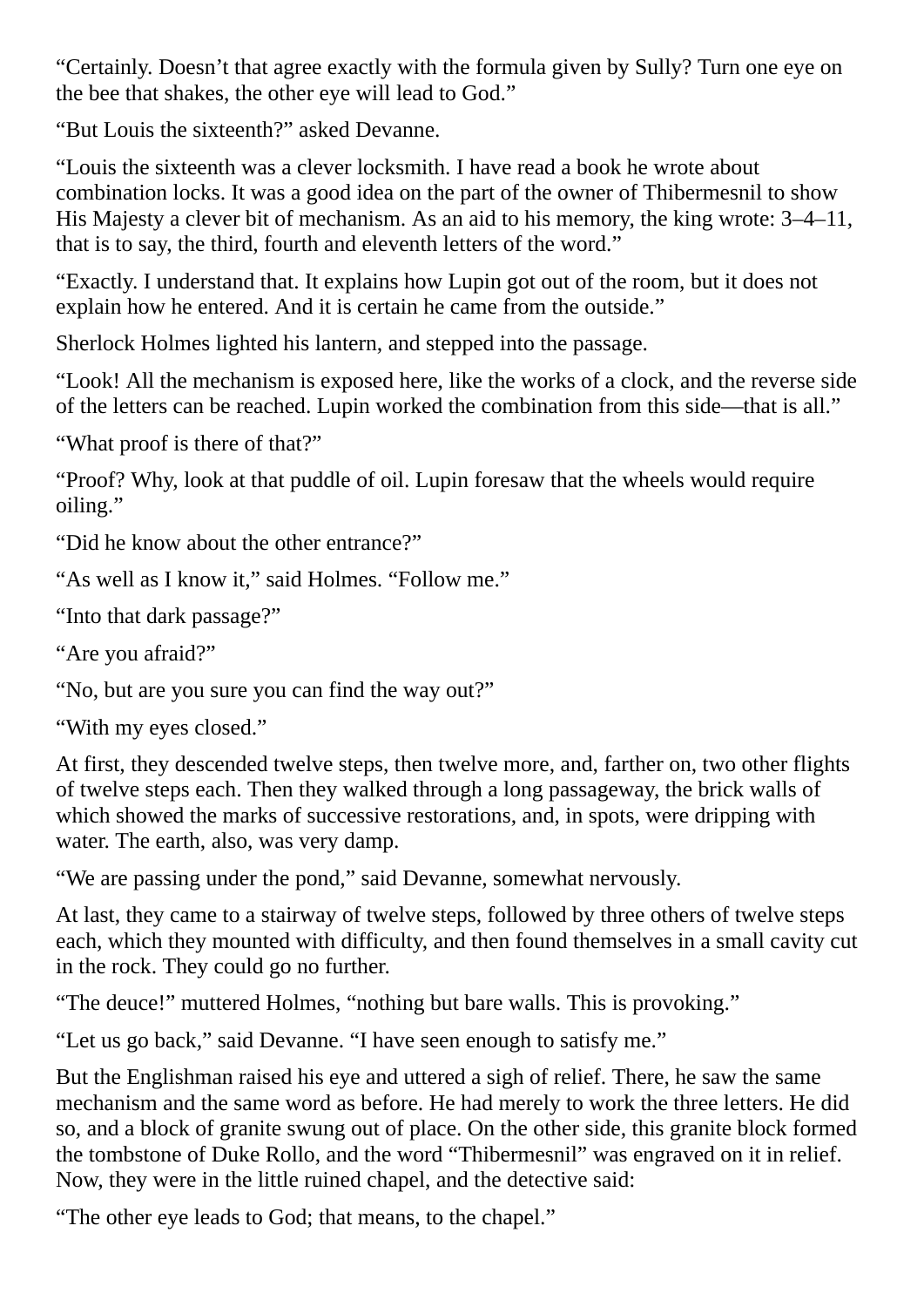"Certainly. Doesn't that agree exactly with the formula given by Sully? Turn one eye on the bee that shakes, the other eye will lead to God."

"But Louis the sixteenth?" asked Devanne.

"Louis the sixteenth was a clever locksmith. I have read a book he wrote about combination locks. It was a good idea on the part of the owner of Thibermesnil to show His Majesty a clever bit of mechanism. As an aid to his memory, the king wrote: 3–4–11, that is to say, the third, fourth and eleventh letters of the word."

"Exactly. I understand that. It explains how Lupin got out of the room, but it does not explain how he entered. And it is certain he came from the outside."

Sherlock Holmes lighted his lantern, and stepped into the passage.

"Look! All the mechanism is exposed here, like the works of a clock, and the reverse side of the letters can be reached. Lupin worked the combination from this side—that is all."

"What proof is there of that?"

"Proof? Why, look at that puddle of oil. Lupin foresaw that the wheels would require oiling."

"Did he know about the other entrance?"

"As well as I know it," said Holmes. "Follow me."

"Into that dark passage?"

"Are you afraid?"

"No, but are you sure you can find the way out?"

"With my eyes closed."

At first, they descended twelve steps, then twelve more, and, farther on, two other flights of twelve steps each. Then they walked through a long passageway, the brick walls of which showed the marks of successive restorations, and, in spots, were dripping with water. The earth, also, was very damp.

"We are passing under the pond," said Devanne, somewhat nervously.

At last, they came to a stairway of twelve steps, followed by three others of twelve steps each, which they mounted with difficulty, and then found themselves in a small cavity cut in the rock. They could go no further.

"The deuce!" muttered Holmes, "nothing but bare walls. This is provoking."

"Let us go back," said Devanne. "I have seen enough to satisfy me."

But the Englishman raised his eye and uttered a sigh of relief. There, he saw the same mechanism and the same word as before. He had merely to work the three letters. He did so, and a block of granite swung out of place. On the other side, this granite block formed the tombstone of Duke Rollo, and the word "Thibermesnil" was engraved on it in relief. Now, they were in the little ruined chapel, and the detective said:

"The other eye leads to God; that means, to the chapel."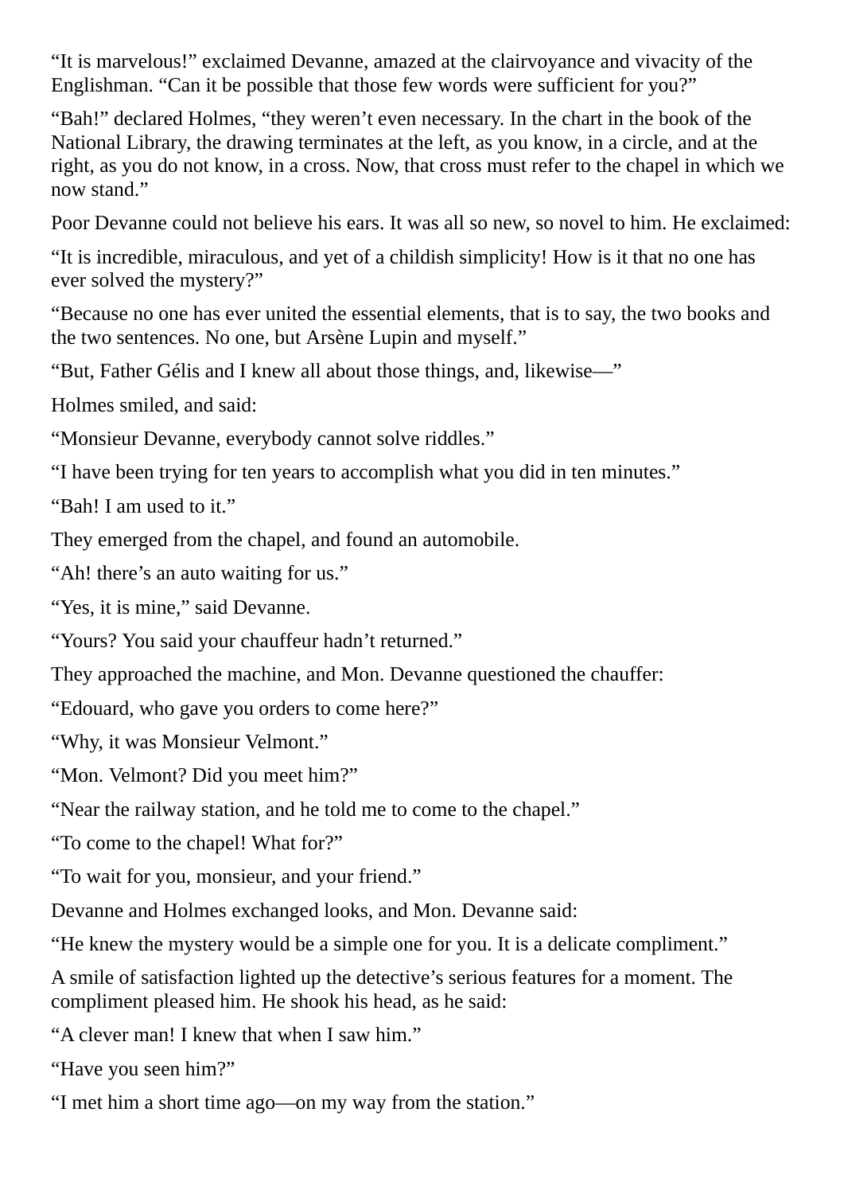"It is marvelous!" exclaimed Devanne, amazed at the clairvoyance and vivacity of the Englishman. "Can it be possible that those few words were sufficient for you?"

"Bah!" declared Holmes, "they weren't even necessary. In the chart in the book of the National Library, the drawing terminates at the left, as you know, in a circle, and at the right, as you do not know, in a cross. Now, that cross must refer to the chapel in which we now stand."

Poor Devanne could not believe his ears. It was all so new, so novel to him. He exclaimed:

"It is incredible, miraculous, and yet of a childish simplicity! How is it that no one has ever solved the mystery?"

"Because no one has ever united the essential elements, that is to say, the two books and the two sentences. No one, but Arsène Lupin and myself."

"But, Father Gélis and I knew all about those things, and, likewise—"

Holmes smiled, and said:

"Monsieur Devanne, everybody cannot solve riddles."

"I have been trying for ten years to accomplish what you did in ten minutes."

"Bah! I am used to it."

They emerged from the chapel, and found an automobile.

"Ah! there's an auto waiting for us."

"Yes, it is mine," said Devanne.

"Yours? You said your chauffeur hadn't returned."

They approached the machine, and Mon. Devanne questioned the chauffer:

"Edouard, who gave you orders to come here?"

"Why, it was Monsieur Velmont."

"Mon. Velmont? Did you meet him?"

"Near the railway station, and he told me to come to the chapel."

"To come to the chapel! What for?"

"To wait for you, monsieur, and your friend."

Devanne and Holmes exchanged looks, and Mon. Devanne said:

"He knew the mystery would be a simple one for you. It is a delicate compliment."

A smile of satisfaction lighted up the detective's serious features for a moment. The compliment pleased him. He shook his head, as he said:

"A clever man! I knew that when I saw him."

"Have you seen him?"

"I met him a short time ago—on my way from the station."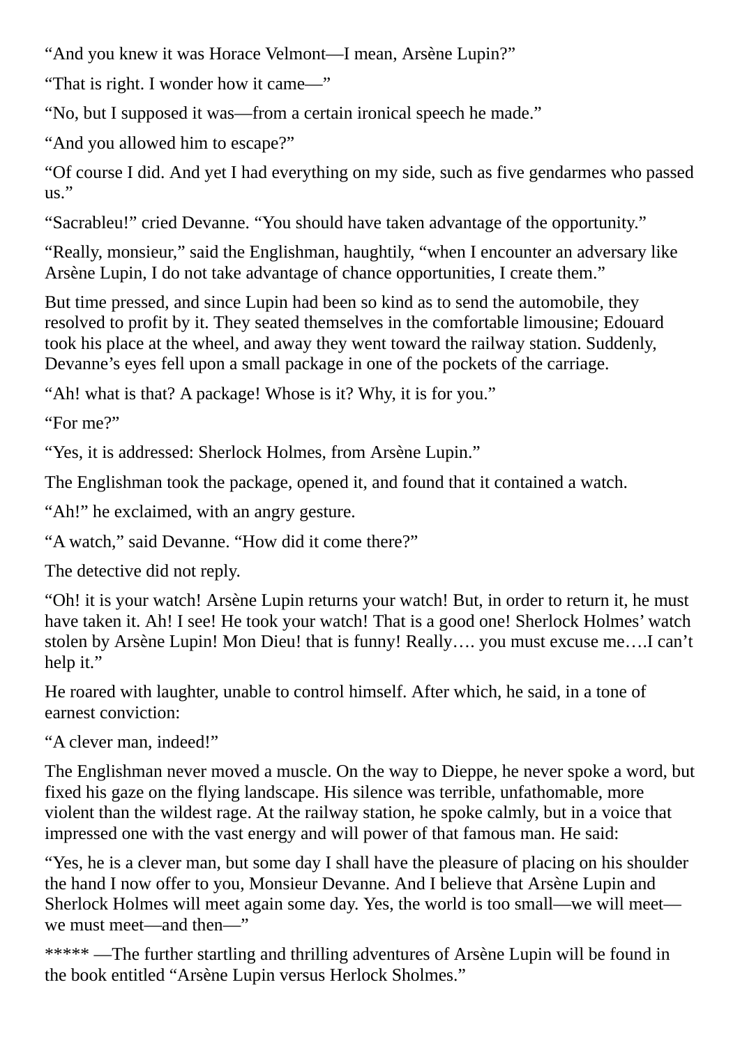“And you knew it was Horace Velmont—I mean, Arsène Lupin?”

“That is right. I wonder how it came—”

“No, but I supposed it was—from a certain ironical speech he made.”

“And you allowed him to escape?”

“Of course I did. And yet I had everything on my side, such as five gendarmes who passed us.”

“Sacrableu!” cried Devanne. “You should have taken advantage of the opportunity.”

“Really, monsieur,” said the Englishman, haughtily, “when I encounter an adversary like Arsène Lupin, I do not take advantage of chance opportunities, I create them.”

But time pressed, and since Lupin had been so kind as to send the automobile, they resolved to profit by it. They seated themselves in the comfortable limousine; Edouard took his place at the wheel, and away they went toward the railway station. Suddenly, Devanne’s eyes fell upon a small package in one of the pockets of the carriage.

“Ah! what is that? A package! Whose is it? Why, it is for you.”

“For me?”

“Yes, it is addressed: Sherlock Holmes, from Arsène Lupin.”

The Englishman took the package, opened it, and found that it contained a watch.

“Ah!” he exclaimed, with an angry gesture.

“A watch,” said Devanne. “How did it come there?”

The detective did not reply.

“Oh! it is your watch! Arsène Lupin returns your watch! But, in order to return it, he must have taken it. Ah! I see! He took your watch! That is a good one! Sherlock Holmes’ watch stolen by Arsène Lupin! Mon Dieu! that is funny! Really…. you must excuse me….I can’t help it.”

He roared with laughter, unable to control himself. After which, he said, in a tone of earnest conviction:

“A clever man, indeed!”

The Englishman never moved a muscle. On the way to Dieppe, he never spoke a word, but fixed his gaze on the flying landscape. His silence was terrible, unfathomable, more violent than the wildest rage. At the railway station, he spoke calmly, but in a voice that impressed one with the vast energy and will power of that famous man. He said:

“Yes, he is a clever man, but some day I shall have the pleasure of placing on his shoulder the hand I now offer to you, Monsieur Devanne. And I believe that Arsène Lupin and Sherlock Holmes will meet again some day. Yes, the world is too small—we will meet—we must meet—and then—”

***** —The further startling and thrilling adventures of Arsène Lupin will be found in the book entitled “Arsène Lupin versus Herlock Sholmes.”